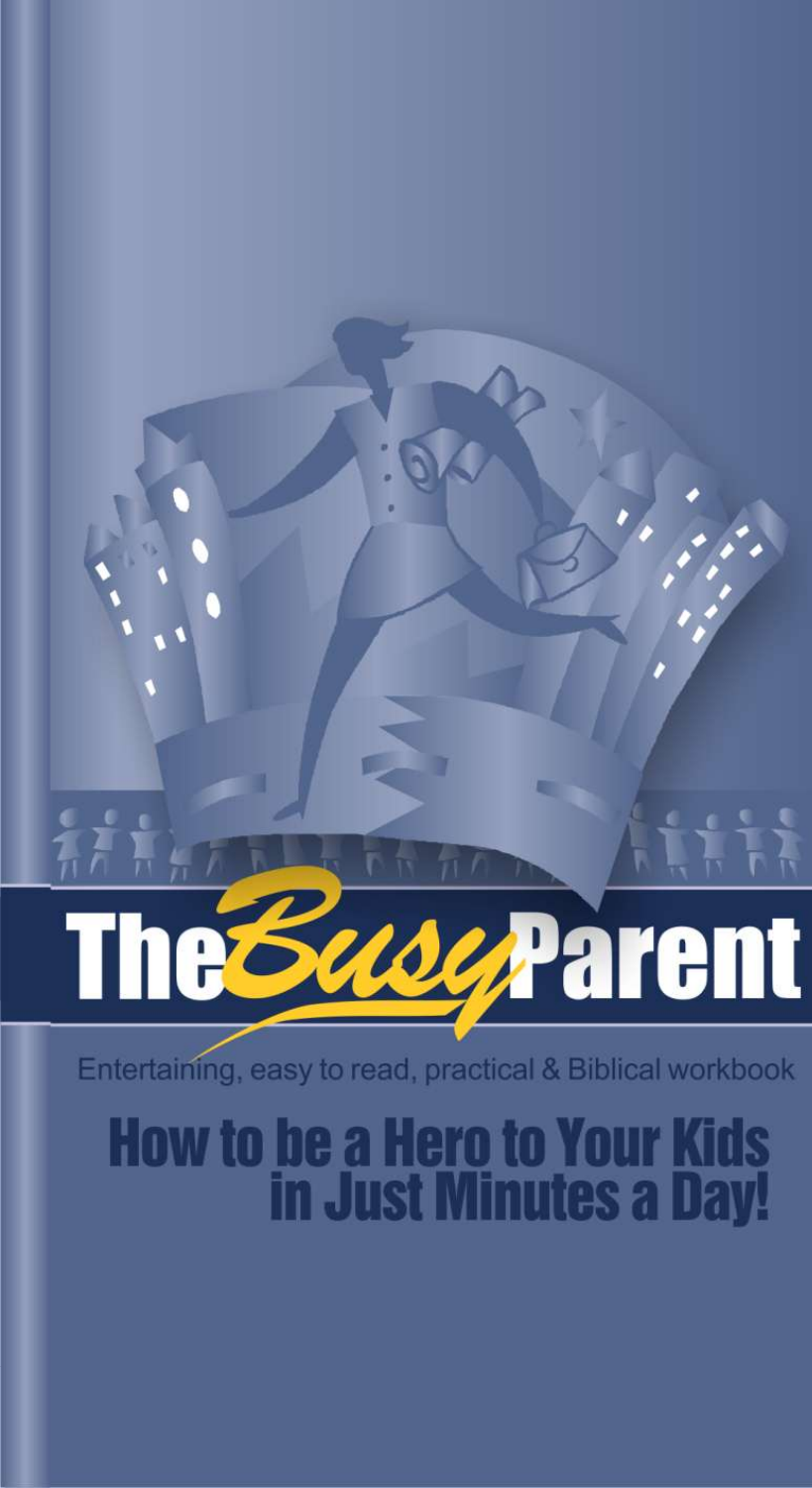# The Busy Parent

Entertaining, easy to read, practical & Biblical workbook

## How to be a Hero to Your Kids in Just Minutes a Day!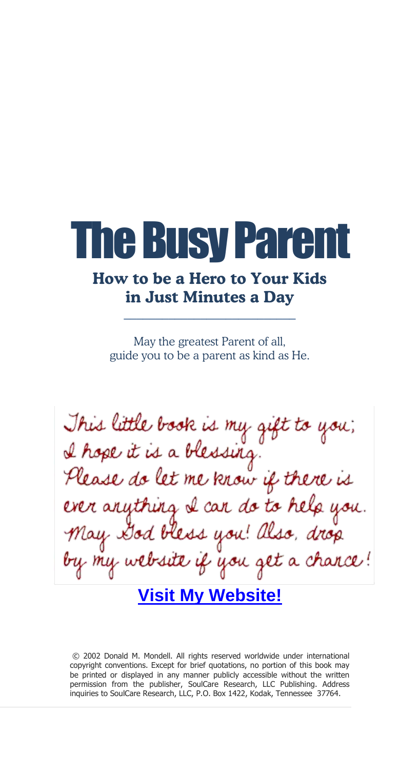# The Busy Parent

## How to be a Hero to Your Kids in Just Minutes a Day

---

May the greatest Parent of all,
guide you to be a parent as kind as He.

*This little book is my gift to you;
I hope it is a blessing.
Please do let me know if there is
ever anything I can do to help you.
May God bless you! Also, drop
by my website if you get a chance!*

**Visit My Website!**

© 2002 Donald M. Mondell. All rights reserved worldwide under international copyright conventions. Except for brief quotations, no portion of this book may be printed or displayed in any manner publicly accessible without the written permission from the publisher, SoulCare Research, LLC Publishing. Address inquiries to SoulCare Research, LLC, P.O. Box 1422, Kodak, Tennessee 37764.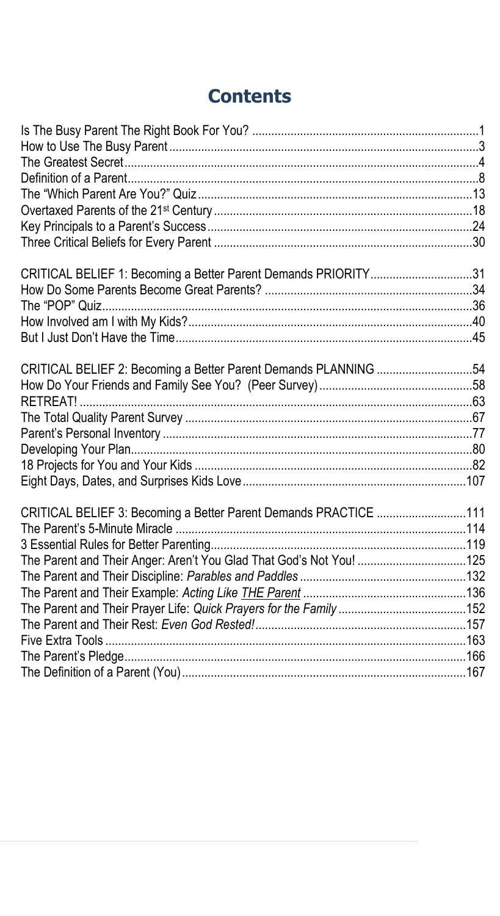# Contents

Is The Busy Parent The Right Book For You? ...... 1
How to Use The Busy Parent ...... 3
The Greatest Secret ...... 4
Definition of a Parent ...... 8
The "Which Parent Are You?" Quiz ...... 13
Overtaxed Parents of the 21st Century ...... 18
Key Principals to a Parent's Success ...... 24
Three Critical Beliefs for Every Parent ...... 30

CRITICAL BELIEF 1: Becoming a Better Parent Demands PRIORITY ...... 31
How Do Some Parents Become Great Parents? ...... 34
The "POP" Quiz ...... 36
How Involved am I with My Kids? ...... 40
But I Just Don't Have the Time ...... 45

CRITICAL BELIEF 2: Becoming a Better Parent Demands PLANNING ...... 54
How Do Your Friends and Family See You? (Peer Survey) ...... 58
RETREAT! ...... 63
The Total Quality Parent Survey ...... 67
Parent's Personal Inventory ...... 77
Developing Your Plan ...... 80
18 Projects for You and Your Kids ...... 82
Eight Days, Dates, and Surprises Kids Love ...... 107

CRITICAL BELIEF 3: Becoming a Better Parent Demands PRACTICE ...... 111
The Parent's 5-Minute Miracle ...... 114
3 Essential Rules for Better Parenting ...... 119
The Parent and Their Anger: Aren't You Glad That God's Not You! ...... 125
The Parent and Their Discipline: *Parables and Paddles* ...... 132
The Parent and Their Example: *Acting Like THE Parent* ...... 136
The Parent and Their Prayer Life: *Quick Prayers for the Family* ...... 152
The Parent and Their Rest: *Even God Rested!* ...... 157
Five Extra Tools ...... 163
The Parent's Pledge ...... 166
The Definition of a Parent (You) ...... 167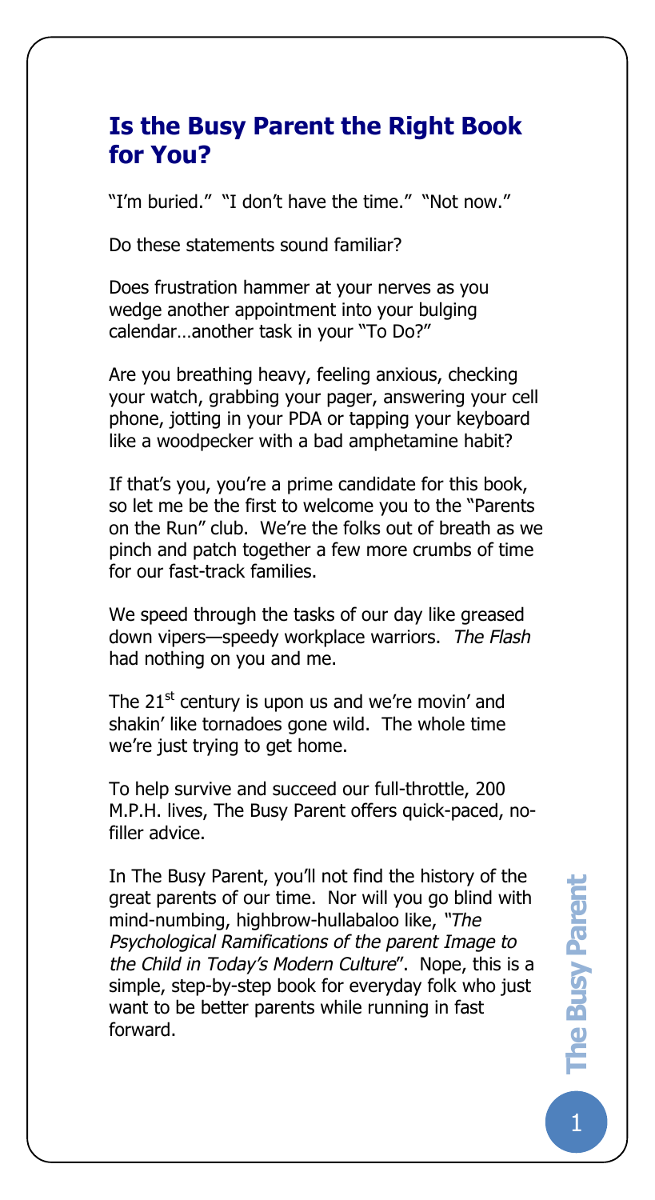## Is the Busy Parent the Right Book for You?

"I'm buried." "I don't have the time." "Not now."

Do these statements sound familiar?

Does frustration hammer at your nerves as you wedge another appointment into your bulging calendar…another task in your "To Do?"

Are you breathing heavy, feeling anxious, checking your watch, grabbing your pager, answering your cell phone, jotting in your PDA or tapping your keyboard like a woodpecker with a bad amphetamine habit?

If that's you, you're a prime candidate for this book, so let me be the first to welcome you to the "Parents on the Run" club. We're the folks out of breath as we pinch and patch together a few more crumbs of time for our fast-track families.

We speed through the tasks of our day like greased down vipers—speedy workplace warriors. *The Flash* had nothing on you and me.

The 21st century is upon us and we're movin' and shakin' like tornadoes gone wild. The whole time we're just trying to get home.

To help survive and succeed our full-throttle, 200 M.P.H. lives, The Busy Parent offers quick-paced, no-filler advice.

In The Busy Parent, you'll not find the history of the great parents of our time. Nor will you go blind with mind-numbing, highbrow-hullabaloo like, "*The Psychological Ramifications of the parent Image to the Child in Today's Modern Culture*". Nope, this is a simple, step-by-step book for everyday folk who just want to be better parents while running in fast forward.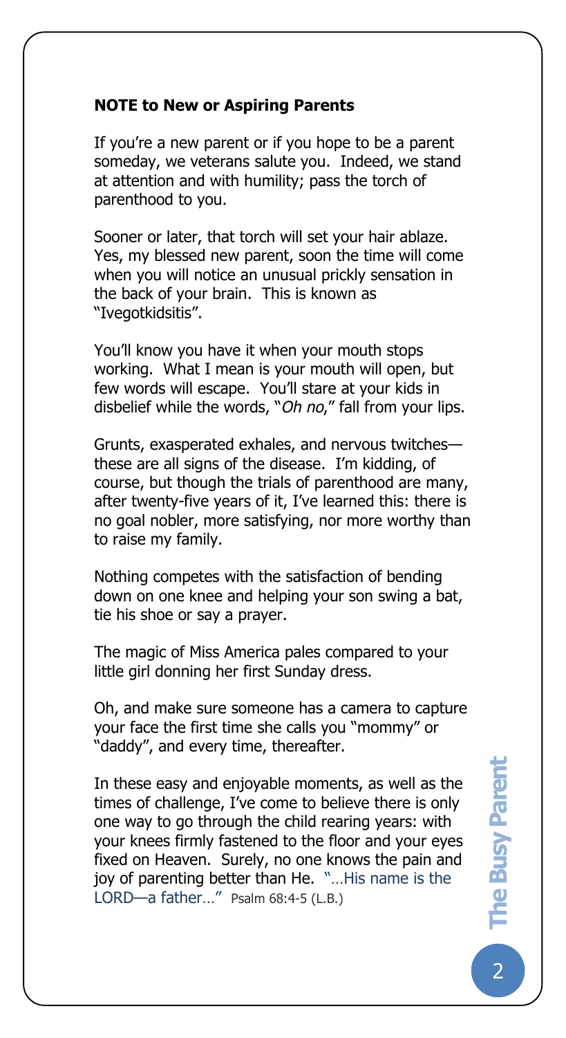**NOTE to New or Aspiring Parents**

If you're a new parent or if you hope to be a parent someday, we veterans salute you. Indeed, we stand at attention and with humility; pass the torch of parenthood to you.

Sooner or later, that torch will set your hair ablaze. Yes, my blessed new parent, soon the time will come when you will notice an unusual prickly sensation in the back of your brain. This is known as "Ivegotkidsitis".

You'll know you have it when your mouth stops working. What I mean is your mouth will open, but few words will escape. You'll stare at your kids in disbelief while the words, "*Oh no*," fall from your lips.

Grunts, exasperated exhales, and nervous twitches—these are all signs of the disease. I'm kidding, of course, but though the trials of parenthood are many, after twenty-five years of it, I've learned this: there is no goal nobler, more satisfying, nor more worthy than to raise my family.

Nothing competes with the satisfaction of bending down on one knee and helping your son swing a bat, tie his shoe or say a prayer.

The magic of Miss America pales compared to your little girl donning her first Sunday dress.

Oh, and make sure someone has a camera to capture your face the first time she calls you "mommy" or "daddy", and every time, thereafter.

In these easy and enjoyable moments, as well as the times of challenge, I've come to believe there is only one way to go through the child rearing years: with your knees firmly fastened to the floor and your eyes fixed on Heaven. Surely, no one knows the pain and joy of parenting better than He. "…His name is the LORD—a father…" Psalm 68:4-5 (L.B.)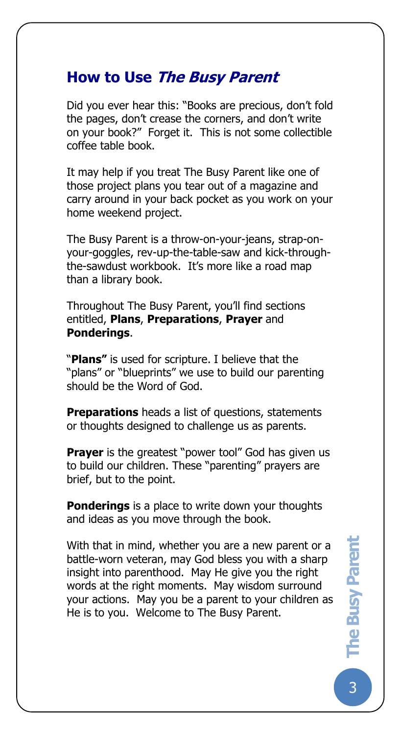## How to Use *The Busy Parent*

Did you ever hear this: "Books are precious, don't fold the pages, don't crease the corners, and don't write on your book?" Forget it. This is not some collectible coffee table book.

It may help if you treat The Busy Parent like one of those project plans you tear out of a magazine and carry around in your back pocket as you work on your home weekend project.

The Busy Parent is a throw-on-your-jeans, strap-on-your-goggles, rev-up-the-table-saw and kick-through-the-sawdust workbook. It's more like a road map than a library book.

Throughout The Busy Parent, you'll find sections entitled, **Plans**, **Preparations**, **Prayer** and **Ponderings**.

"**Plans"** is used for scripture. I believe that the "plans" or "blueprints" we use to build our parenting should be the Word of God.

**Preparations** heads a list of questions, statements or thoughts designed to challenge us as parents.

**Prayer** is the greatest "power tool" God has given us to build our children. These "parenting" prayers are brief, but to the point.

**Ponderings** is a place to write down your thoughts and ideas as you move through the book.

With that in mind, whether you are a new parent or a battle-worn veteran, may God bless you with a sharp insight into parenthood. May He give you the right words at the right moments. May wisdom surround your actions. May you be a parent to your children as He is to you. Welcome to The Busy Parent.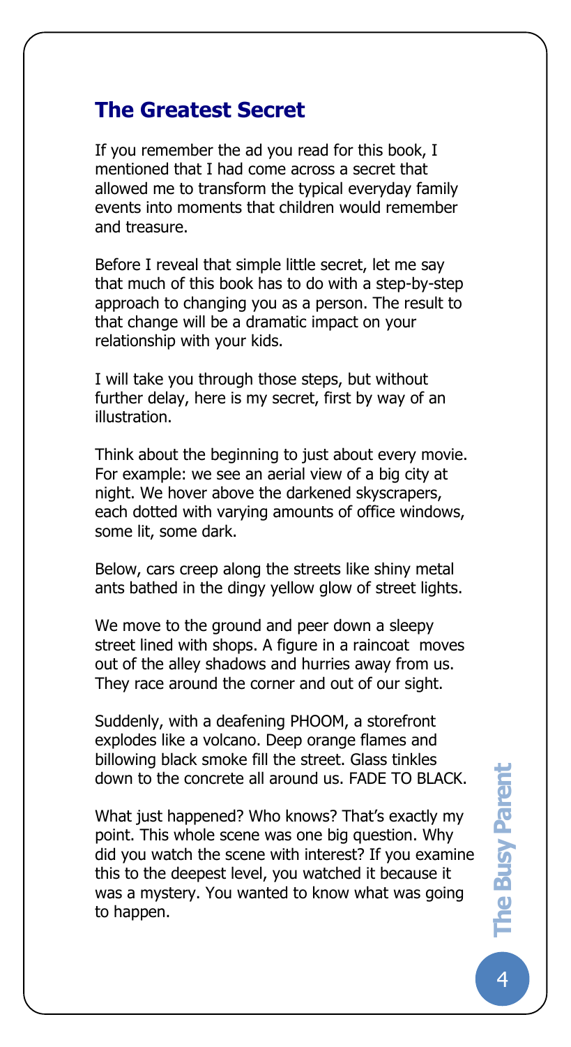## The Greatest Secret

If you remember the ad you read for this book, I mentioned that I had come across a secret that allowed me to transform the typical everyday family events into moments that children would remember and treasure.

Before I reveal that simple little secret, let me say that much of this book has to do with a step-by-step approach to changing you as a person. The result to that change will be a dramatic impact on your relationship with your kids.

I will take you through those steps, but without further delay, here is my secret, first by way of an illustration.

Think about the beginning to just about every movie. For example: we see an aerial view of a big city at night. We hover above the darkened skyscrapers, each dotted with varying amounts of office windows, some lit, some dark.

Below, cars creep along the streets like shiny metal ants bathed in the dingy yellow glow of street lights.

We move to the ground and peer down a sleepy street lined with shops. A figure in a raincoat moves out of the alley shadows and hurries away from us. They race around the corner and out of our sight.

Suddenly, with a deafening PHOOM, a storefront explodes like a volcano. Deep orange flames and billowing black smoke fill the street. Glass tinkles down to the concrete all around us. FADE TO BLACK.

What just happened? Who knows? That's exactly my point. This whole scene was one big question. Why did you watch the scene with interest? If you examine this to the deepest level, you watched it because it was a mystery. You wanted to know what was going to happen.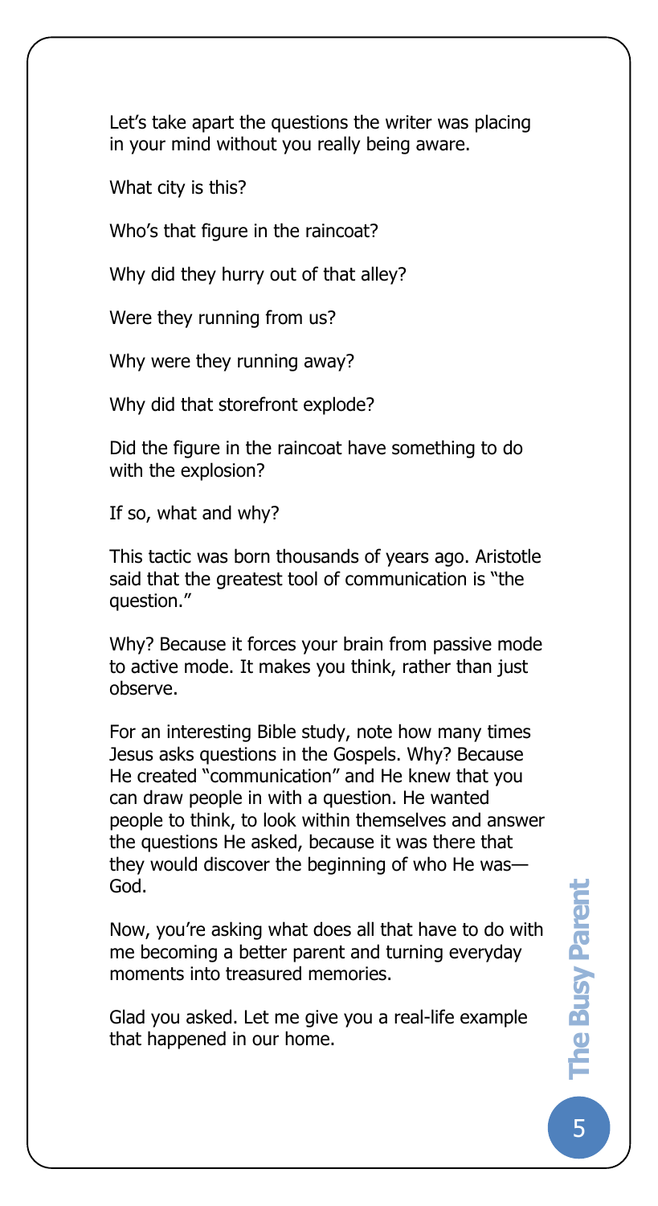Let's take apart the questions the writer was placing in your mind without you really being aware.

What city is this?

Who's that figure in the raincoat?

Why did they hurry out of that alley?

Were they running from us?

Why were they running away?

Why did that storefront explode?

Did the figure in the raincoat have something to do with the explosion?

If so, what and why?

This tactic was born thousands of years ago. Aristotle said that the greatest tool of communication is "the question."

Why? Because it forces your brain from passive mode to active mode. It makes you think, rather than just observe.

For an interesting Bible study, note how many times Jesus asks questions in the Gospels. Why? Because He created "communication" and He knew that you can draw people in with a question. He wanted people to think, to look within themselves and answer the questions He asked, because it was there that they would discover the beginning of who He was—God.

Now, you're asking what does all that have to do with me becoming a better parent and turning everyday moments into treasured memories.

Glad you asked. Let me give you a real-life example that happened in our home.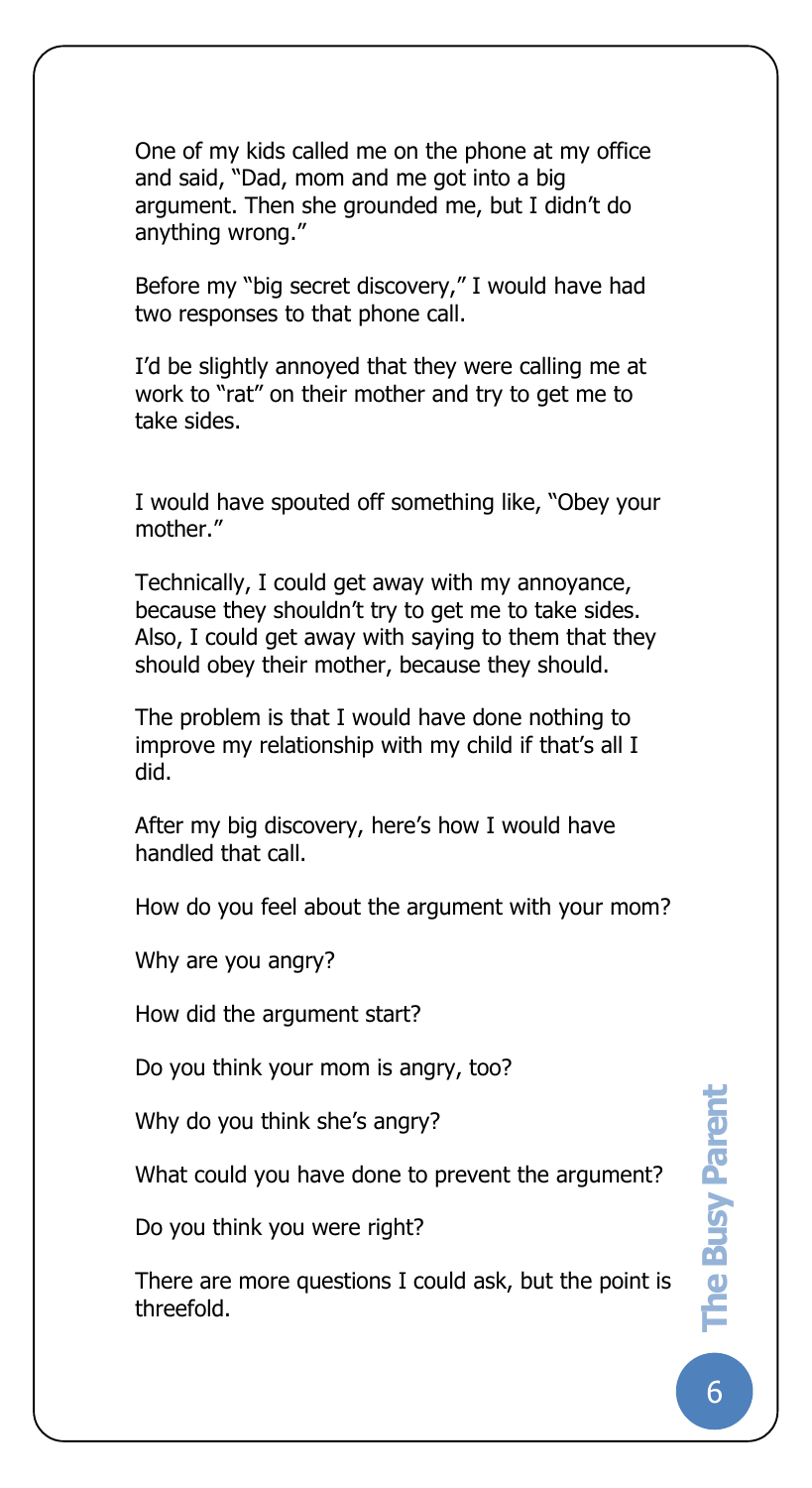One of my kids called me on the phone at my office and said, "Dad, mom and me got into a big argument. Then she grounded me, but I didn't do anything wrong."

Before my "big secret discovery," I would have had two responses to that phone call.

I'd be slightly annoyed that they were calling me at work to "rat" on their mother and try to get me to take sides.

I would have spouted off something like, "Obey your mother."

Technically, I could get away with my annoyance, because they shouldn't try to get me to take sides. Also, I could get away with saying to them that they should obey their mother, because they should.

The problem is that I would have done nothing to improve my relationship with my child if that's all I did.

After my big discovery, here's how I would have handled that call.

How do you feel about the argument with your mom?

Why are you angry?

How did the argument start?

Do you think your mom is angry, too?

Why do you think she's angry?

What could you have done to prevent the argument?

Do you think you were right?

There are more questions I could ask, but the point is threefold.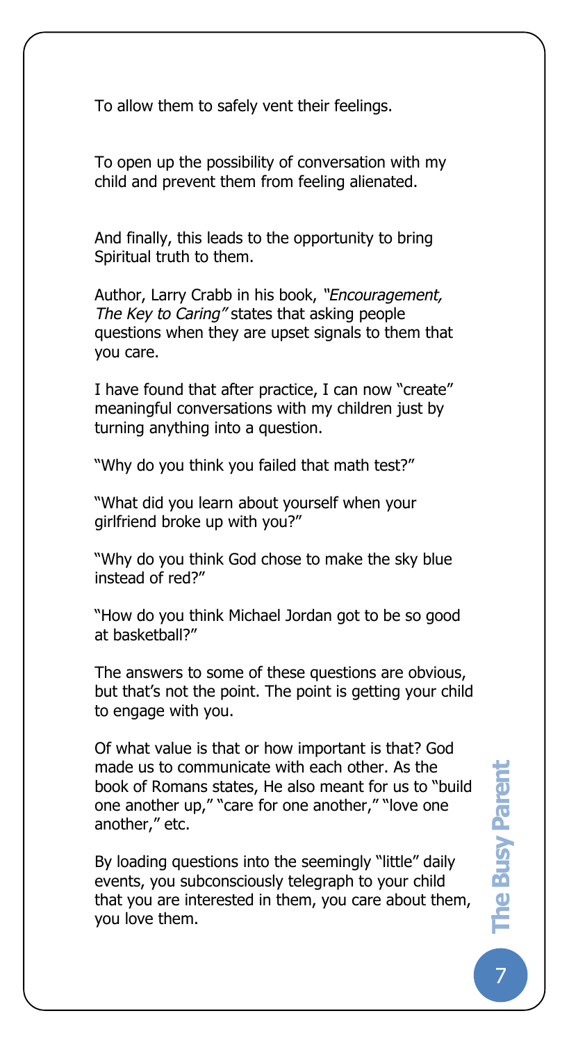To allow them to safely vent their feelings.

To open up the possibility of conversation with my child and prevent them from feeling alienated.

And finally, this leads to the opportunity to bring Spiritual truth to them.

Author, Larry Crabb in his book, *"Encouragement, The Key to Caring"* states that asking people questions when they are upset signals to them that you care.

I have found that after practice, I can now "create" meaningful conversations with my children just by turning anything into a question.

"Why do you think you failed that math test?"

"What did you learn about yourself when your girlfriend broke up with you?"

"Why do you think God chose to make the sky blue instead of red?"

"How do you think Michael Jordan got to be so good at basketball?"

The answers to some of these questions are obvious, but that's not the point. The point is getting your child to engage with you.

Of what value is that or how important is that? God made us to communicate with each other. As the book of Romans states, He also meant for us to "build one another up," "care for one another," "love one another," etc.

By loading questions into the seemingly "little" daily events, you subconsciously telegraph to your child that you are interested in them, you care about them, you love them.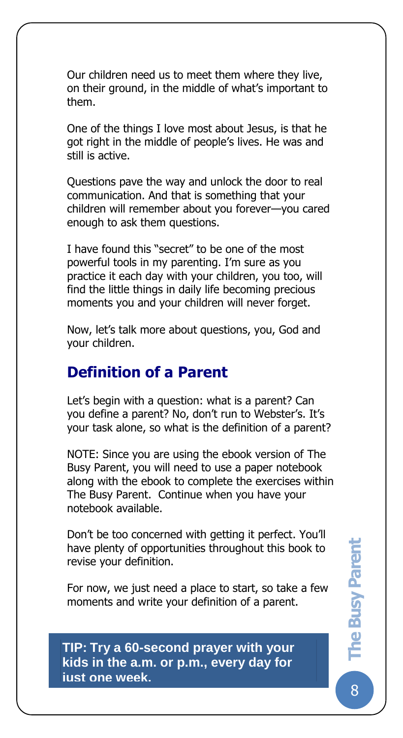Our children need us to meet them where they live, on their ground, in the middle of what's important to them.

One of the things I love most about Jesus, is that he got right in the middle of people's lives. He was and still is active.

Questions pave the way and unlock the door to real communication. And that is something that your children will remember about you forever—you cared enough to ask them questions.

I have found this "secret" to be one of the most powerful tools in my parenting. I'm sure as you practice it each day with your children, you too, will find the little things in daily life becoming precious moments you and your children will never forget.

Now, let's talk more about questions, you, God and your children.

## Definition of a Parent

Let's begin with a question: what is a parent? Can you define a parent? No, don't run to Webster's. It's your task alone, so what is the definition of a parent?

NOTE: Since you are using the ebook version of The Busy Parent, you will need to use a paper notebook along with the ebook to complete the exercises within The Busy Parent. Continue when you have your notebook available.

Don't be too concerned with getting it perfect. You'll have plenty of opportunities throughout this book to revise your definition.

For now, we just need a place to start, so take a few moments and write your definition of a parent.

**TIP: Try a 60-second prayer with your kids in the a.m. or p.m., every day for just one week.**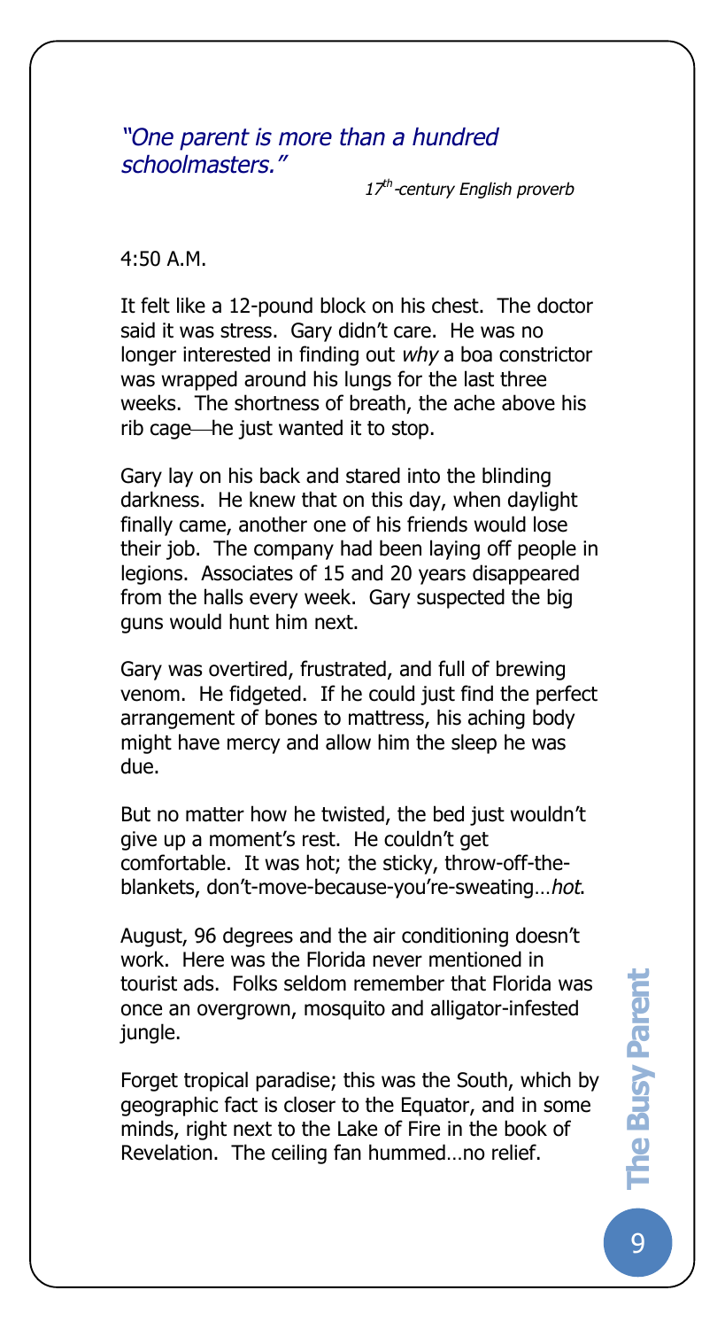*"One parent is more than a hundred schoolmasters."*

*17th-century English proverb*

4:50 A.M.

It felt like a 12-pound block on his chest. The doctor said it was stress. Gary didn't care. He was no longer interested in finding out *why* a boa constrictor was wrapped around his lungs for the last three weeks. The shortness of breath, the ache above his rib cage—he just wanted it to stop.

Gary lay on his back and stared into the blinding darkness. He knew that on this day, when daylight finally came, another one of his friends would lose their job. The company had been laying off people in legions. Associates of 15 and 20 years disappeared from the halls every week. Gary suspected the big guns would hunt him next.

Gary was overtired, frustrated, and full of brewing venom. He fidgeted. If he could just find the perfect arrangement of bones to mattress, his aching body might have mercy and allow him the sleep he was due.

But no matter how he twisted, the bed just wouldn't give up a moment's rest. He couldn't get comfortable. It was hot; the sticky, throw-off-the-blankets, don't-move-because-you're-sweating…*hot*.

August, 96 degrees and the air conditioning doesn't work. Here was the Florida never mentioned in tourist ads. Folks seldom remember that Florida was once an overgrown, mosquito and alligator-infested jungle.

Forget tropical paradise; this was the South, which by geographic fact is closer to the Equator, and in some minds, right next to the Lake of Fire in the book of Revelation. The ceiling fan hummed…no relief.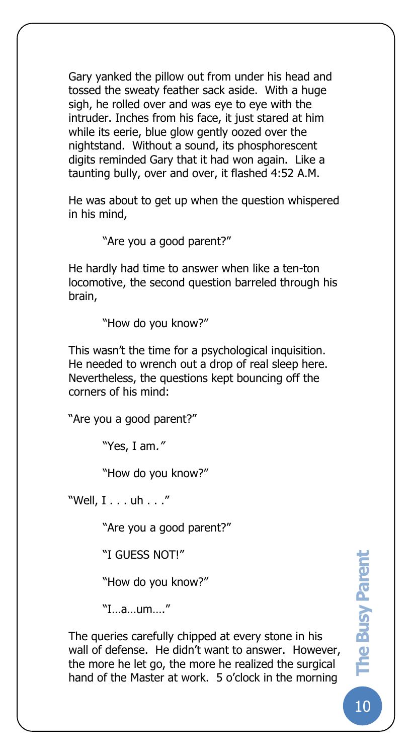Gary yanked the pillow out from under his head and tossed the sweaty feather sack aside. With a huge sigh, he rolled over and was eye to eye with the intruder. Inches from his face, it just stared at him while its eerie, blue glow gently oozed over the nightstand. Without a sound, its phosphorescent digits reminded Gary that it had won again. Like a taunting bully, over and over, it flashed 4:52 A.M.

He was about to get up when the question whispered in his mind,

> "Are you a good parent?"

He hardly had time to answer when like a ten-ton locomotive, the second question barreled through his brain,

> "How do you know?"

This wasn't the time for a psychological inquisition. He needed to wrench out a drop of real sleep here. Nevertheless, the questions kept bouncing off the corners of his mind:

"Are you a good parent?"

> "Yes, I am."
>
> "How do you know?"

"Well, I . . . uh . . ."

> "Are you a good parent?"
>
> "I GUESS NOT!"
>
> "How do you know?"
>
> "I…a…um…."

The queries carefully chipped at every stone in his wall of defense. He didn't want to answer. However, the more he let go, the more he realized the surgical hand of the Master at work. 5 o'clock in the morning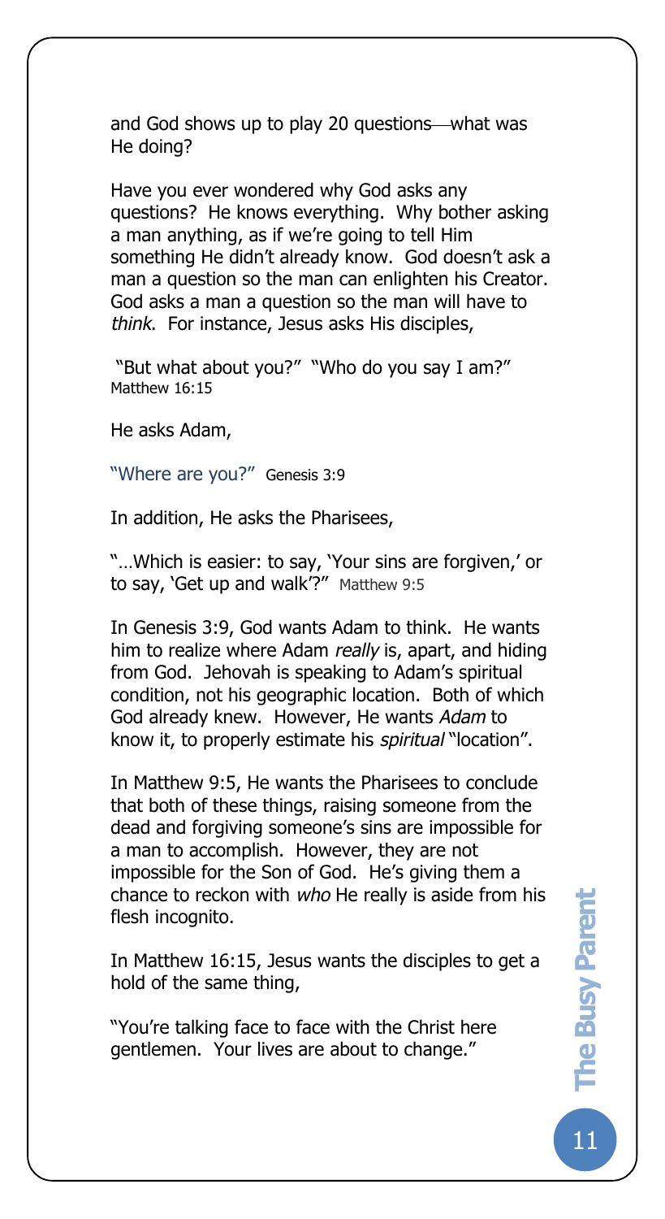and God shows up to play 20 questions—what was He doing?

Have you ever wondered why God asks any questions? He knows everything. Why bother asking a man anything, as if we're going to tell Him something He didn't already know. God doesn't ask a man a question so the man can enlighten his Creator. God asks a man a question so the man will have to *think*. For instance, Jesus asks His disciples,

"But what about you?" "Who do you say I am?" Matthew 16:15

He asks Adam,

"Where are you?" Genesis 3:9

In addition, He asks the Pharisees,

"…Which is easier: to say, 'Your sins are forgiven,' or to say, 'Get up and walk'?" Matthew 9:5

In Genesis 3:9, God wants Adam to think. He wants him to realize where Adam *really* is, apart, and hiding from God. Jehovah is speaking to Adam's spiritual condition, not his geographic location. Both of which God already knew. However, He wants *Adam* to know it, to properly estimate his *spiritual* "location".

In Matthew 9:5, He wants the Pharisees to conclude that both of these things, raising someone from the dead and forgiving someone's sins are impossible for a man to accomplish. However, they are not impossible for the Son of God. He's giving them a chance to reckon with *who* He really is aside from his flesh incognito.

In Matthew 16:15, Jesus wants the disciples to get a hold of the same thing,

"You're talking face to face with the Christ here gentlemen. Your lives are about to change."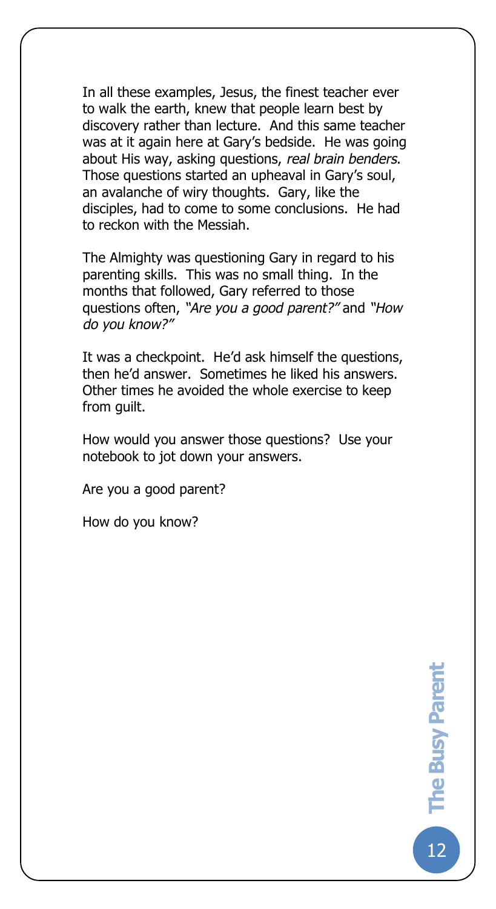In all these examples, Jesus, the finest teacher ever to walk the earth, knew that people learn best by discovery rather than lecture. And this same teacher was at it again here at Gary's bedside. He was going about His way, asking questions, *real brain benders*. Those questions started an upheaval in Gary's soul, an avalanche of wiry thoughts. Gary, like the disciples, had to come to some conclusions. He had to reckon with the Messiah.

The Almighty was questioning Gary in regard to his parenting skills. This was no small thing. In the months that followed, Gary referred to those questions often, *"Are you a good parent?"* and *"How do you know?"*

It was a checkpoint. He'd ask himself the questions, then he'd answer. Sometimes he liked his answers. Other times he avoided the whole exercise to keep from guilt.

How would you answer those questions? Use your notebook to jot down your answers.

Are you a good parent?

How do you know?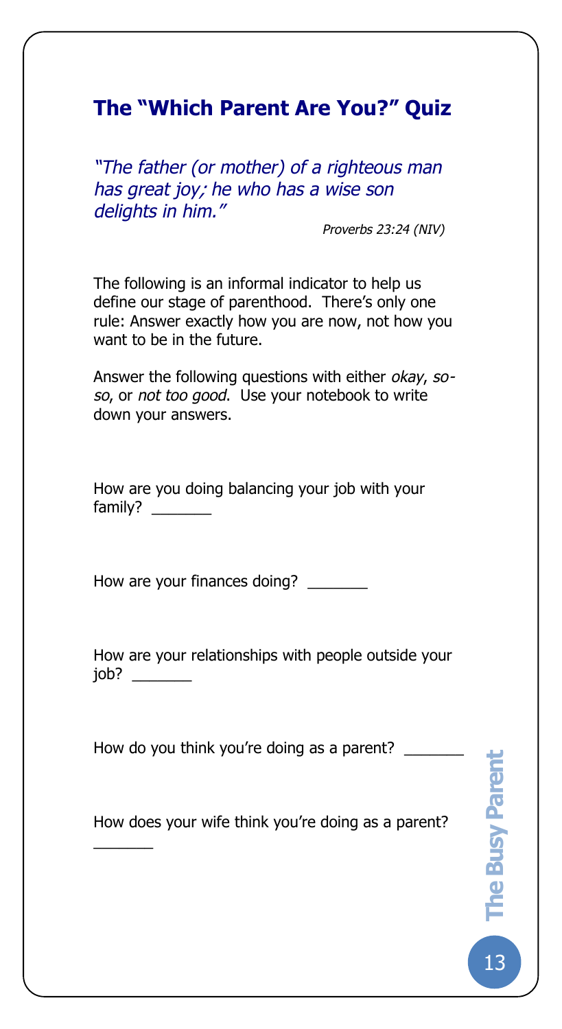## The "Which Parent Are You?" Quiz

*"The father (or mother) of a righteous man has great joy; he who has a wise son delights in him."*

*Proverbs 23:24 (NIV)*

The following is an informal indicator to help us define our stage of parenthood. There's only one rule: Answer exactly how you are now, not how you want to be in the future.

Answer the following questions with either *okay*, *so-so*, or *not too good*. Use your notebook to write down your answers.

How are you doing balancing your job with your family? _______

How are your finances doing? _______

How are your relationships with people outside your job? _______

How do you think you're doing as a parent? _______

How does your wife think you're doing as a parent? _______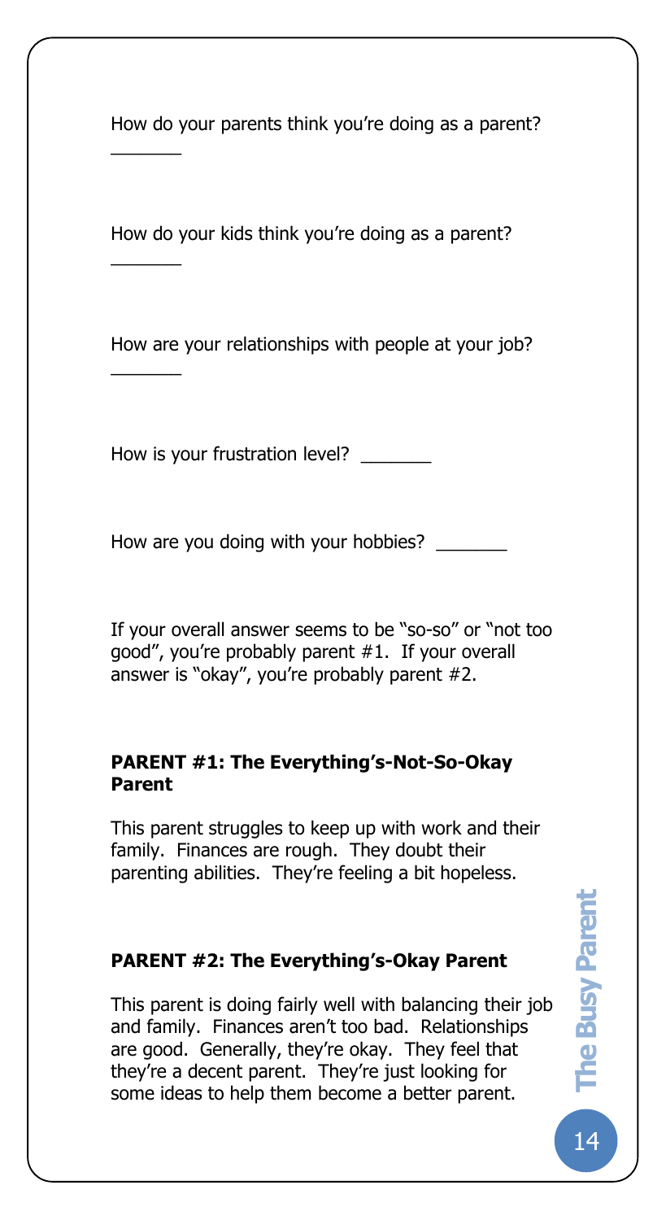How do your parents think you're doing as a parent? _______

How do your kids think you're doing as a parent? _______

How are your relationships with people at your job? _______

How is your frustration level? _______

How are you doing with your hobbies? _______

If your overall answer seems to be "so-so" or "not too good", you're probably parent #1. If your overall answer is "okay", you're probably parent #2.

**PARENT #1: The Everything's-Not-So-Okay Parent**

This parent struggles to keep up with work and their family. Finances are rough. They doubt their parenting abilities. They're feeling a bit hopeless.

**PARENT #2: The Everything's-Okay Parent**

This parent is doing fairly well with balancing their job and family. Finances aren't too bad. Relationships are good. Generally, they're okay. They feel that they're a decent parent. They're just looking for some ideas to help them become a better parent.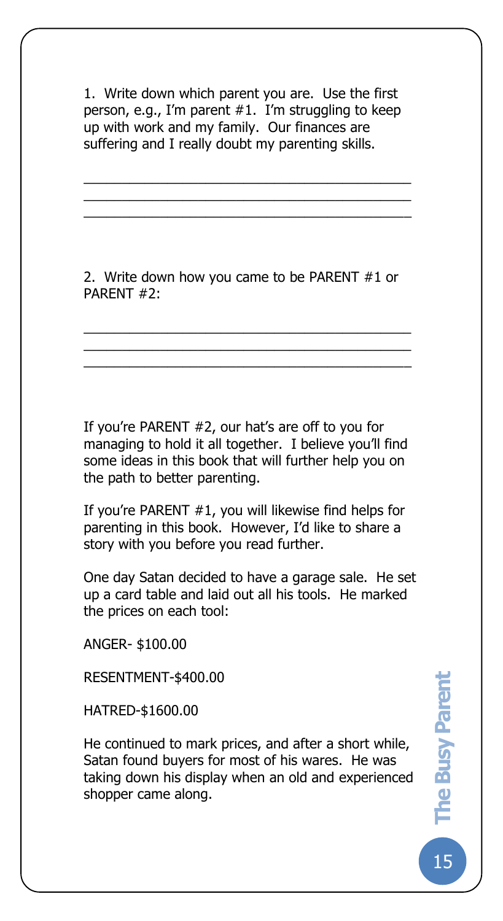1. Write down which parent you are. Use the first person, e.g., I'm parent #1. I'm struggling to keep up with work and my family. Our finances are suffering and I really doubt my parenting skills.

\_\_\_\_\_\_\_\_\_\_\_\_\_\_\_\_\_\_\_\_\_\_\_\_\_\_\_\_\_\_\_\_\_\_\_\_\_\_\_\_\_\_
\_\_\_\_\_\_\_\_\_\_\_\_\_\_\_\_\_\_\_\_\_\_\_\_\_\_\_\_\_\_\_\_\_\_\_\_\_\_\_\_\_\_
\_\_\_\_\_\_\_\_\_\_\_\_\_\_\_\_\_\_\_\_\_\_\_\_\_\_\_\_\_\_\_\_\_\_\_\_\_\_\_\_\_\_

2. Write down how you came to be PARENT #1 or PARENT #2:

\_\_\_\_\_\_\_\_\_\_\_\_\_\_\_\_\_\_\_\_\_\_\_\_\_\_\_\_\_\_\_\_\_\_\_\_\_\_\_\_\_\_
\_\_\_\_\_\_\_\_\_\_\_\_\_\_\_\_\_\_\_\_\_\_\_\_\_\_\_\_\_\_\_\_\_\_\_\_\_\_\_\_\_\_
\_\_\_\_\_\_\_\_\_\_\_\_\_\_\_\_\_\_\_\_\_\_\_\_\_\_\_\_\_\_\_\_\_\_\_\_\_\_\_\_\_\_

If you're PARENT #2, our hat's are off to you for managing to hold it all together. I believe you'll find some ideas in this book that will further help you on the path to better parenting.

If you're PARENT #1, you will likewise find helps for parenting in this book. However, I'd like to share a story with you before you read further.

One day Satan decided to have a garage sale. He set up a card table and laid out all his tools. He marked the prices on each tool:

ANGER- $100.00

RESENTMENT-$400.00

HATRED-$1600.00

He continued to mark prices, and after a short while, Satan found buyers for most of his wares. He was taking down his display when an old and experienced shopper came along.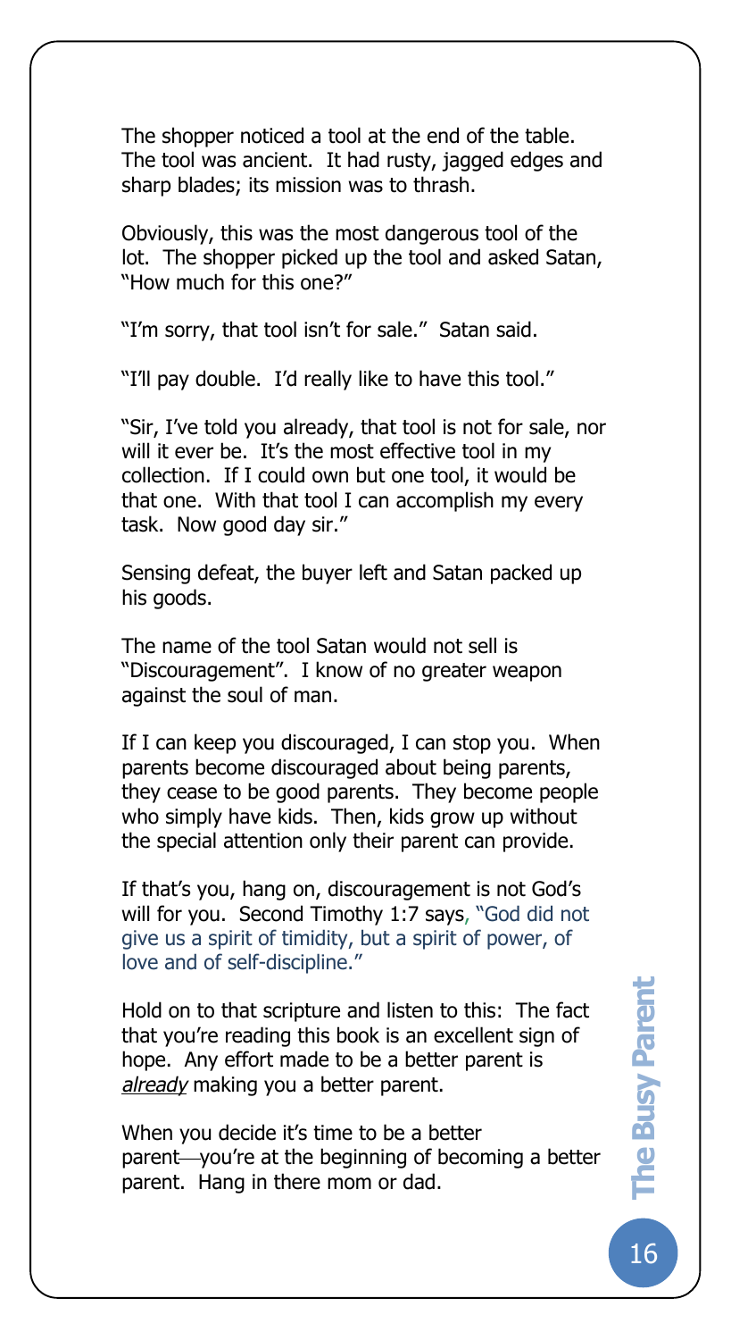The shopper noticed a tool at the end of the table. The tool was ancient. It had rusty, jagged edges and sharp blades; its mission was to thrash.

Obviously, this was the most dangerous tool of the lot. The shopper picked up the tool and asked Satan, "How much for this one?"

"I'm sorry, that tool isn't for sale." Satan said.

"I'll pay double. I'd really like to have this tool."

"Sir, I've told you already, that tool is not for sale, nor will it ever be. It's the most effective tool in my collection. If I could own but one tool, it would be that one. With that tool I can accomplish my every task. Now good day sir."

Sensing defeat, the buyer left and Satan packed up his goods.

The name of the tool Satan would not sell is "Discouragement". I know of no greater weapon against the soul of man.

If I can keep you discouraged, I can stop you. When parents become discouraged about being parents, they cease to be good parents. They become people who simply have kids. Then, kids grow up without the special attention only their parent can provide.

If that's you, hang on, discouragement is not God's will for you. Second Timothy 1:7 says, "God did not give us a spirit of timidity, but a spirit of power, of love and of self-discipline."

Hold on to that scripture and listen to this: The fact that you're reading this book is an excellent sign of hope. Any effort made to be a better parent is _*already*_ making you a better parent.

When you decide it's time to be a better parent—you're at the beginning of becoming a better parent. Hang in there mom or dad.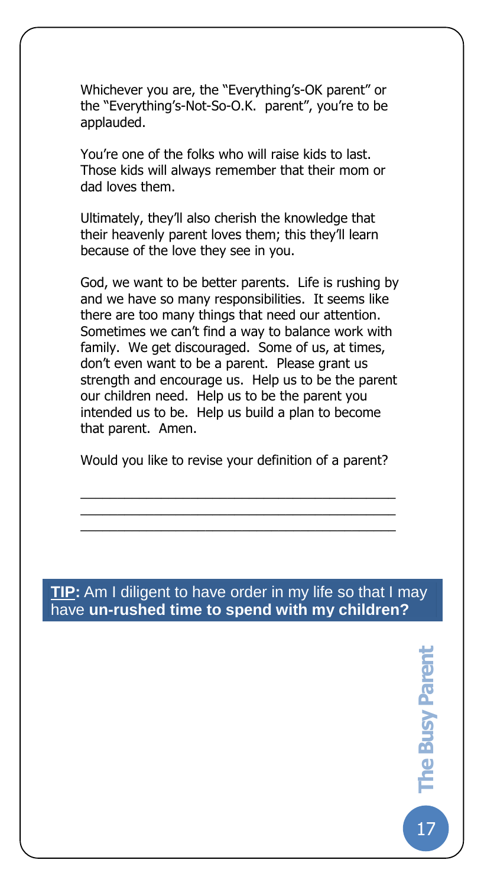Whichever you are, the "Everything's-OK parent" or the "Everything's-Not-So-O.K. parent", you're to be applauded.

You're one of the folks who will raise kids to last. Those kids will always remember that their mom or dad loves them.

Ultimately, they'll also cherish the knowledge that their heavenly parent loves them; this they'll learn because of the love they see in you.

God, we want to be better parents. Life is rushing by and we have so many responsibilities. It seems like there are too many things that need our attention. Sometimes we can't find a way to balance work with family. We get discouraged. Some of us, at times, don't even want to be a parent. Please grant us strength and encourage us. Help us to be the parent our children need. Help us to be the parent you intended us to be. Help us build a plan to become that parent. Amen.

Would you like to revise your definition of a parent?

\_\_\_\_\_\_\_\_\_\_\_\_\_\_\_\_\_\_\_\_\_\_\_\_\_\_\_\_\_\_\_\_\_\_\_\_\_\_\_\_\_\_\_\_

\_\_\_\_\_\_\_\_\_\_\_\_\_\_\_\_\_\_\_\_\_\_\_\_\_\_\_\_\_\_\_\_\_\_\_\_\_\_\_\_\_\_\_\_

\_\_\_\_\_\_\_\_\_\_\_\_\_\_\_\_\_\_\_\_\_\_\_\_\_\_\_\_\_\_\_\_\_\_\_\_\_\_\_\_\_\_\_\_

**TIP:** Am I diligent to have order in my life so that I may have **un-rushed time to spend with my children?**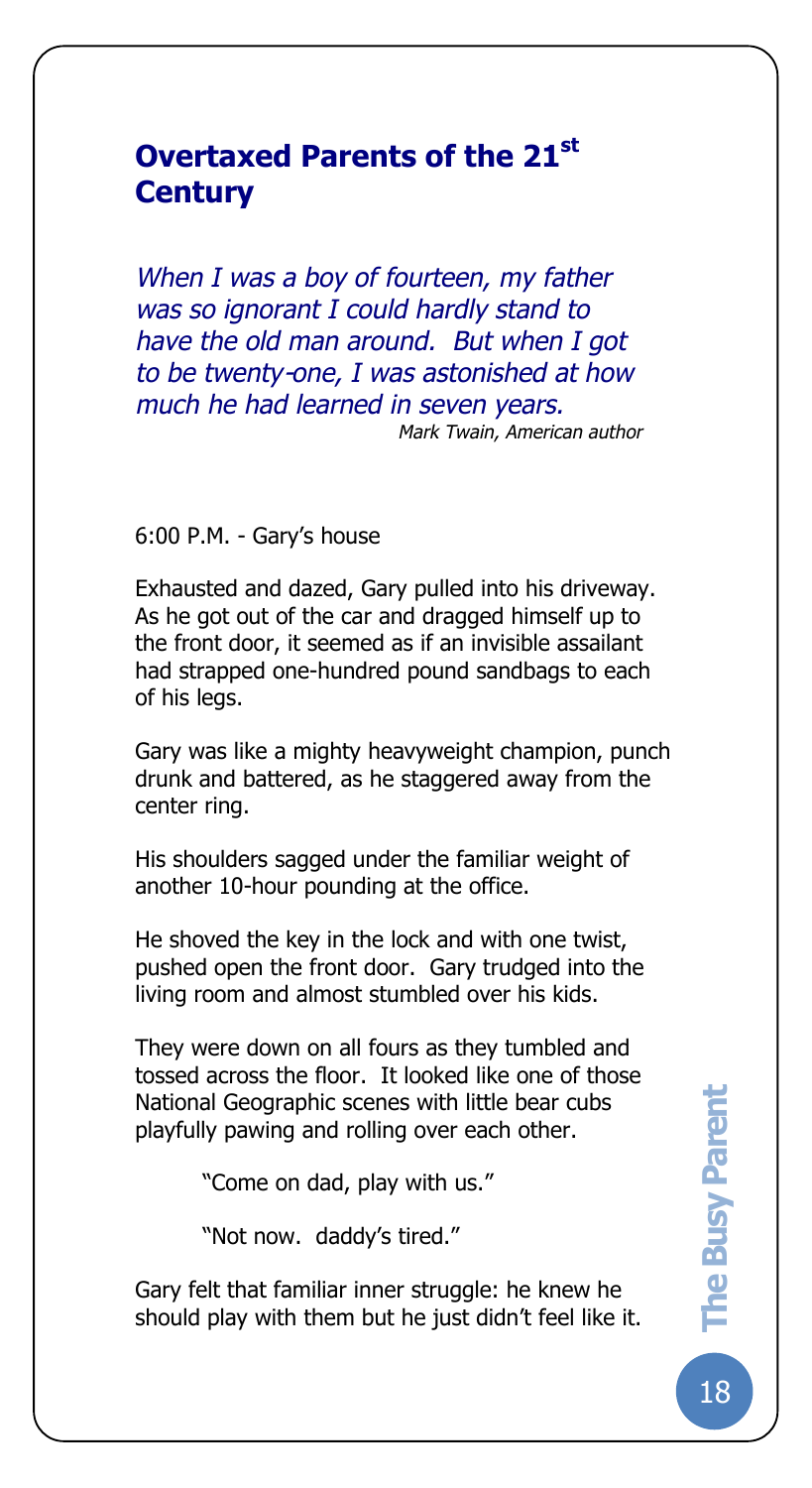## Overtaxed Parents of the 21st Century

*When I was a boy of fourteen, my father was so ignorant I could hardly stand to have the old man around. But when I got to be twenty-one, I was astonished at how much he had learned in seven years.*

*Mark Twain, American author*

6:00 P.M. - Gary's house

Exhausted and dazed, Gary pulled into his driveway. As he got out of the car and dragged himself up to the front door, it seemed as if an invisible assailant had strapped one-hundred pound sandbags to each of his legs.

Gary was like a mighty heavyweight champion, punch drunk and battered, as he staggered away from the center ring.

His shoulders sagged under the familiar weight of another 10-hour pounding at the office.

He shoved the key in the lock and with one twist, pushed open the front door. Gary trudged into the living room and almost stumbled over his kids.

They were down on all fours as they tumbled and tossed across the floor. It looked like one of those National Geographic scenes with little bear cubs playfully pawing and rolling over each other.

"Come on dad, play with us."

"Not now. daddy's tired."

Gary felt that familiar inner struggle: he knew he should play with them but he just didn't feel like it.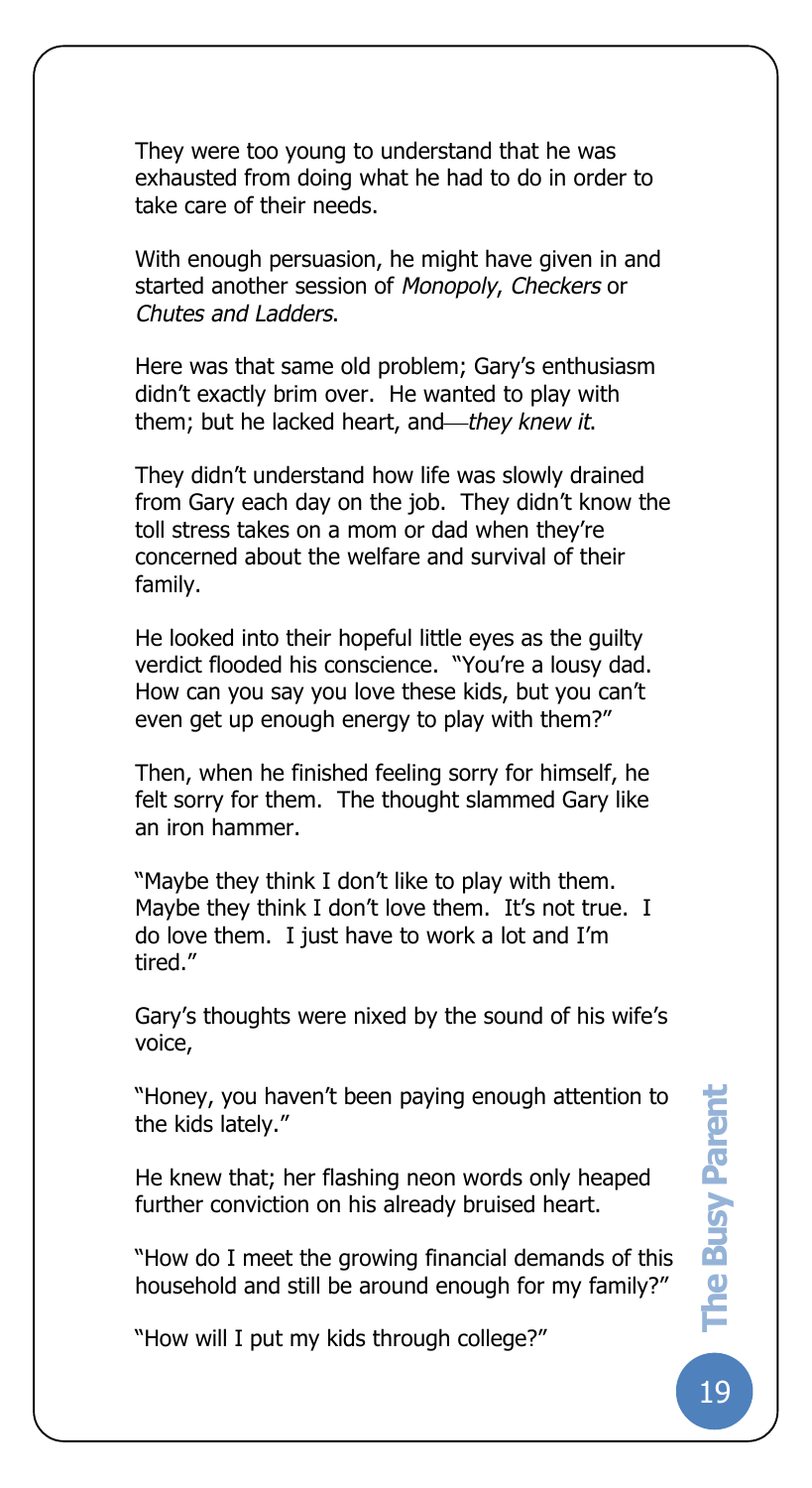They were too young to understand that he was exhausted from doing what he had to do in order to take care of their needs.

With enough persuasion, he might have given in and started another session of *Monopoly*, *Checkers* or *Chutes and Ladders*.

Here was that same old problem; Gary's enthusiasm didn't exactly brim over. He wanted to play with them; but he lacked heart, and—*they knew it*.

They didn't understand how life was slowly drained from Gary each day on the job. They didn't know the toll stress takes on a mom or dad when they're concerned about the welfare and survival of their family.

He looked into their hopeful little eyes as the guilty verdict flooded his conscience. "You're a lousy dad. How can you say you love these kids, but you can't even get up enough energy to play with them?"

Then, when he finished feeling sorry for himself, he felt sorry for them. The thought slammed Gary like an iron hammer.

"Maybe they think I don't like to play with them. Maybe they think I don't love them. It's not true. I do love them. I just have to work a lot and I'm tired."

Gary's thoughts were nixed by the sound of his wife's voice,

"Honey, you haven't been paying enough attention to the kids lately."

He knew that; her flashing neon words only heaped further conviction on his already bruised heart.

"How do I meet the growing financial demands of this household and still be around enough for my family?"

"How will I put my kids through college?"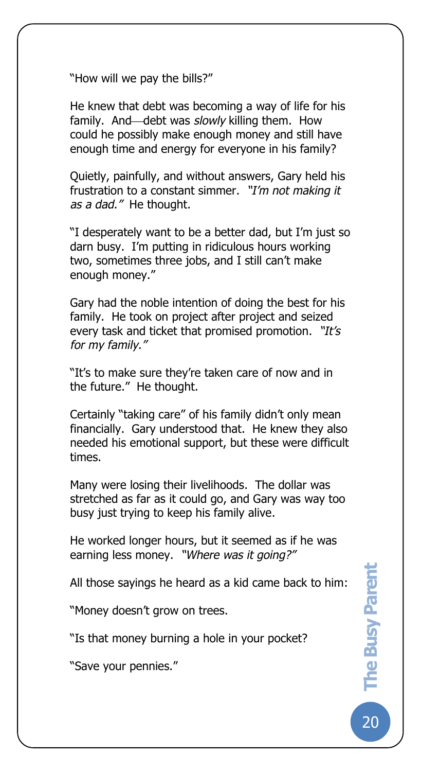"How will we pay the bills?"

He knew that debt was becoming a way of life for his family. And—debt was *slowly* killing them. How could he possibly make enough money and still have enough time and energy for everyone in his family?

Quietly, painfully, and without answers, Gary held his frustration to a constant simmer. *"I'm not making it as a dad."* He thought.

"I desperately want to be a better dad, but I'm just so darn busy. I'm putting in ridiculous hours working two, sometimes three jobs, and I still can't make enough money."

Gary had the noble intention of doing the best for his family. He took on project after project and seized every task and ticket that promised promotion. *"It's for my family."*

"It's to make sure they're taken care of now and in the future." He thought.

Certainly "taking care" of his family didn't only mean financially. Gary understood that. He knew they also needed his emotional support, but these were difficult times.

Many were losing their livelihoods. The dollar was stretched as far as it could go, and Gary was way too busy just trying to keep his family alive.

He worked longer hours, but it seemed as if he was earning less money. *"Where was it going?"*

All those sayings he heard as a kid came back to him:

"Money doesn't grow on trees.

"Is that money burning a hole in your pocket?

"Save your pennies."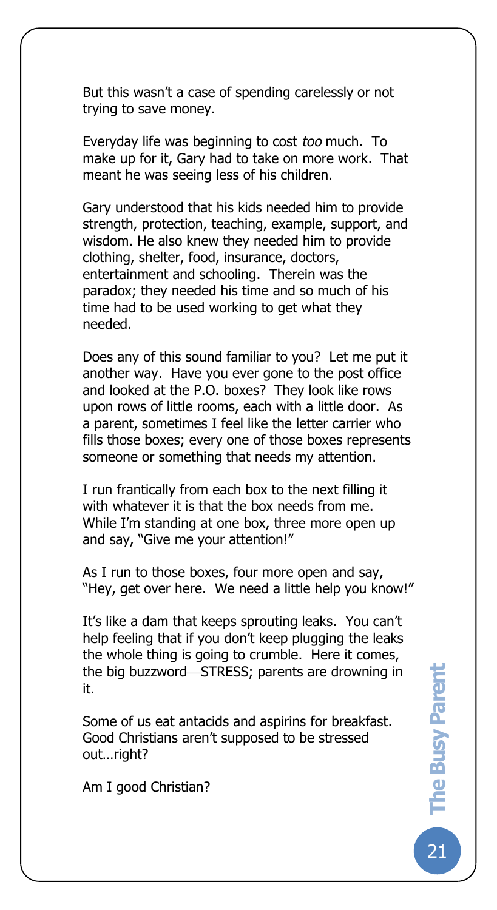But this wasn't a case of spending carelessly or not trying to save money.

Everyday life was beginning to cost *too* much. To make up for it, Gary had to take on more work. That meant he was seeing less of his children.

Gary understood that his kids needed him to provide strength, protection, teaching, example, support, and wisdom. He also knew they needed him to provide clothing, shelter, food, insurance, doctors, entertainment and schooling. Therein was the paradox; they needed his time and so much of his time had to be used working to get what they needed.

Does any of this sound familiar to you? Let me put it another way. Have you ever gone to the post office and looked at the P.O. boxes? They look like rows upon rows of little rooms, each with a little door. As a parent, sometimes I feel like the letter carrier who fills those boxes; every one of those boxes represents someone or something that needs my attention.

I run frantically from each box to the next filling it with whatever it is that the box needs from me. While I'm standing at one box, three more open up and say, "Give me your attention!"

As I run to those boxes, four more open and say, "Hey, get over here. We need a little help you know!"

It's like a dam that keeps sprouting leaks. You can't help feeling that if you don't keep plugging the leaks the whole thing is going to crumble. Here it comes, the big buzzword—STRESS; parents are drowning in it.

Some of us eat antacids and aspirins for breakfast. Good Christians aren't supposed to be stressed out…right?

Am I good Christian?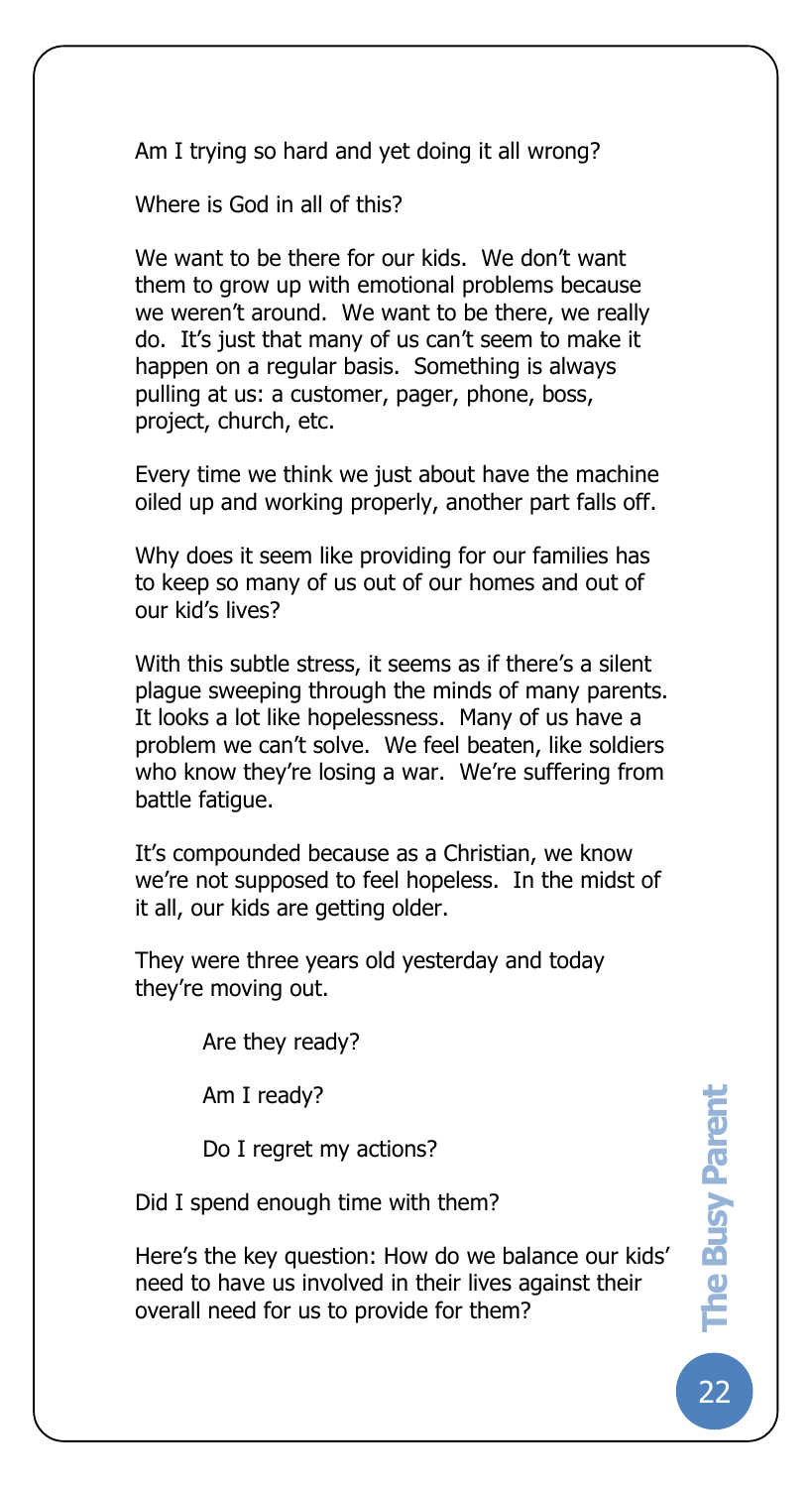Am I trying so hard and yet doing it all wrong?

Where is God in all of this?

We want to be there for our kids. We don't want them to grow up with emotional problems because we weren't around. We want to be there, we really do. It's just that many of us can't seem to make it happen on a regular basis. Something is always pulling at us: a customer, pager, phone, boss, project, church, etc.

Every time we think we just about have the machine oiled up and working properly, another part falls off.

Why does it seem like providing for our families has to keep so many of us out of our homes and out of our kid's lives?

With this subtle stress, it seems as if there's a silent plague sweeping through the minds of many parents. It looks a lot like hopelessness. Many of us have a problem we can't solve. We feel beaten, like soldiers who know they're losing a war. We're suffering from battle fatigue.

It's compounded because as a Christian, we know we're not supposed to feel hopeless. In the midst of it all, our kids are getting older.

They were three years old yesterday and today they're moving out.

> Are they ready?
>
> Am I ready?
>
> Do I regret my actions?

Did I spend enough time with them?

Here's the key question: How do we balance our kids' need to have us involved in their lives against their overall need for us to provide for them?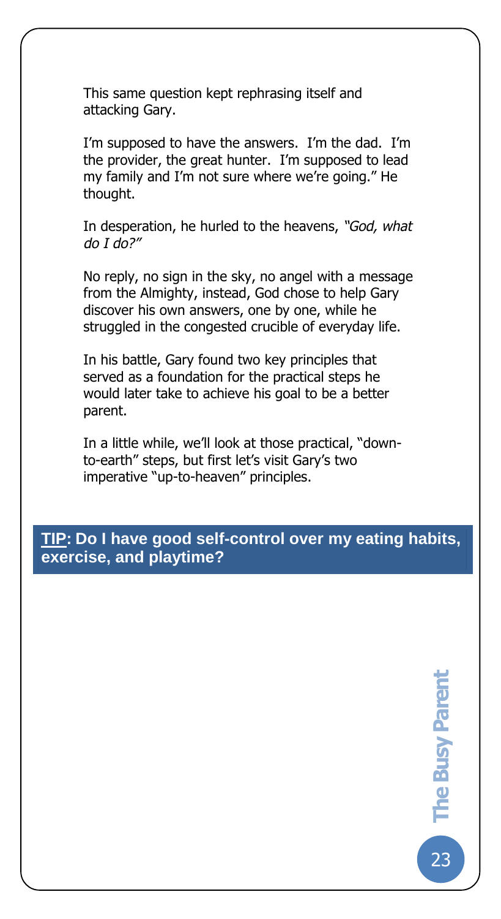This same question kept rephrasing itself and attacking Gary.

I'm supposed to have the answers. I'm the dad. I'm the provider, the great hunter. I'm supposed to lead my family and I'm not sure where we're going." He thought.

In desperation, he hurled to the heavens, *"God, what do I do?"*

No reply, no sign in the sky, no angel with a message from the Almighty, instead, God chose to help Gary discover his own answers, one by one, while he struggled in the congested crucible of everyday life.

In his battle, Gary found two key principles that served as a foundation for the practical steps he would later take to achieve his goal to be a better parent.

In a little while, we'll look at those practical, "down-to-earth" steps, but first let's visit Gary's two imperative "up-to-heaven" principles.

**TIP: Do I have good self-control over my eating habits, exercise, and playtime?**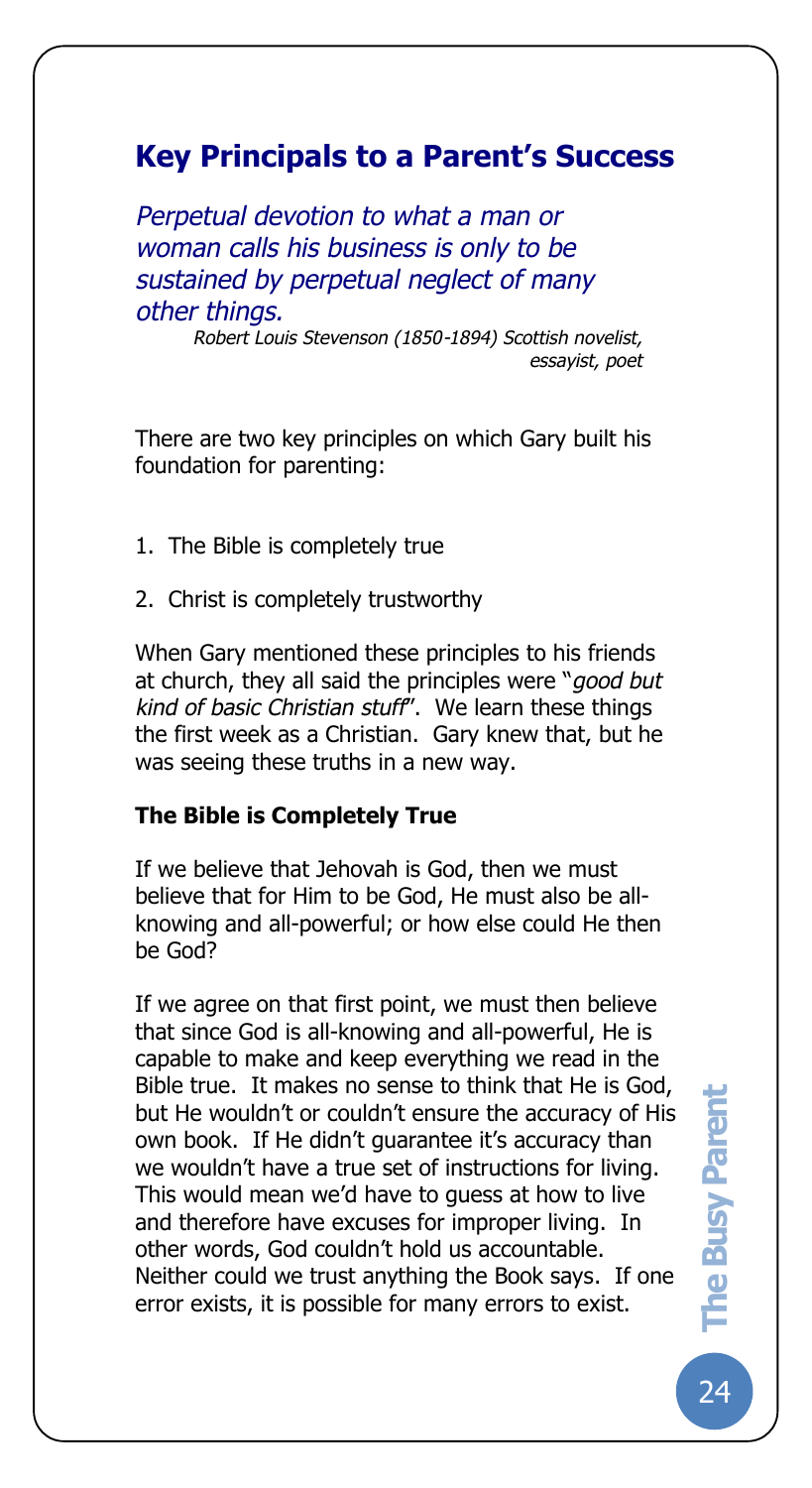## Key Principals to a Parent's Success

*Perpetual devotion to what a man or woman calls his business is only to be sustained by perpetual neglect of many other things.*

*Robert Louis Stevenson (1850-1894) Scottish novelist, essayist, poet*

There are two key principles on which Gary built his foundation for parenting:

1. The Bible is completely true
2. Christ is completely trustworthy

When Gary mentioned these principles to his friends at church, they all said the principles were "*good but kind of basic Christian stuff*". We learn these things the first week as a Christian. Gary knew that, but he was seeing these truths in a new way.

**The Bible is Completely True**

If we believe that Jehovah is God, then we must believe that for Him to be God, He must also be all-knowing and all-powerful; or how else could He then be God?

If we agree on that first point, we must then believe that since God is all-knowing and all-powerful, He is capable to make and keep everything we read in the Bible true. It makes no sense to think that He is God, but He wouldn't or couldn't ensure the accuracy of His own book. If He didn't guarantee it's accuracy than we wouldn't have a true set of instructions for living. This would mean we'd have to guess at how to live and therefore have excuses for improper living. In other words, God couldn't hold us accountable. Neither could we trust anything the Book says. If one error exists, it is possible for many errors to exist.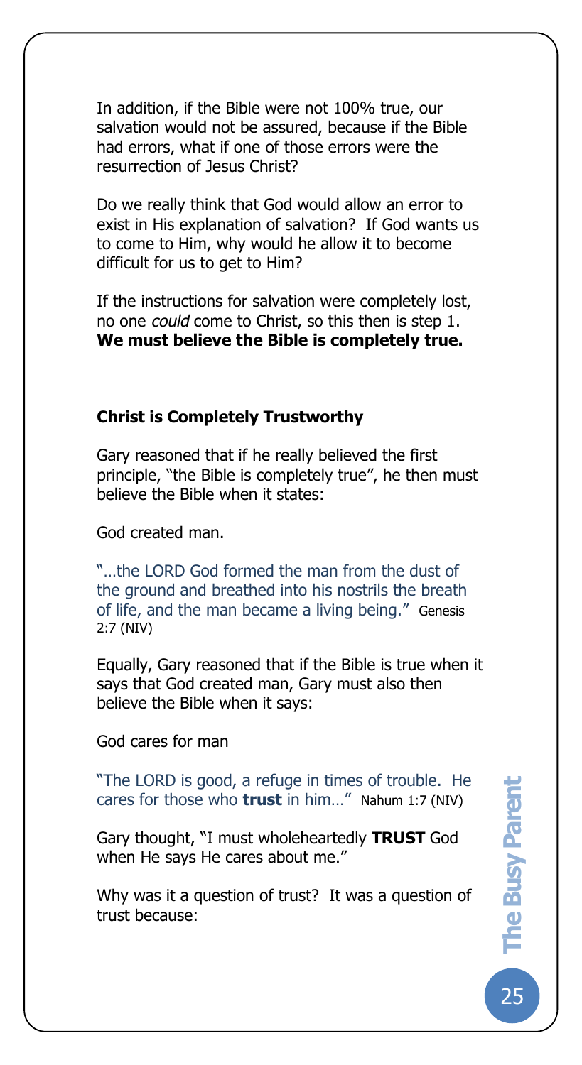In addition, if the Bible were not 100% true, our salvation would not be assured, because if the Bible had errors, what if one of those errors were the resurrection of Jesus Christ?

Do we really think that God would allow an error to exist in His explanation of salvation? If God wants us to come to Him, why would he allow it to become difficult for us to get to Him?

If the instructions for salvation were completely lost, no one *could* come to Christ, so this then is step 1. **We must believe the Bible is completely true.**

### Christ is Completely Trustworthy

Gary reasoned that if he really believed the first principle, "the Bible is completely true", he then must believe the Bible when it states:

God created man.

"…the LORD God formed the man from the dust of the ground and breathed into his nostrils the breath of life, and the man became a living being." Genesis 2:7 (NIV)

Equally, Gary reasoned that if the Bible is true when it says that God created man, Gary must also then believe the Bible when it says:

God cares for man

"The LORD is good, a refuge in times of trouble. He cares for those who **trust** in him…" Nahum 1:7 (NIV)

Gary thought, "I must wholeheartedly **TRUST** God when He says He cares about me."

Why was it a question of trust? It was a question of trust because: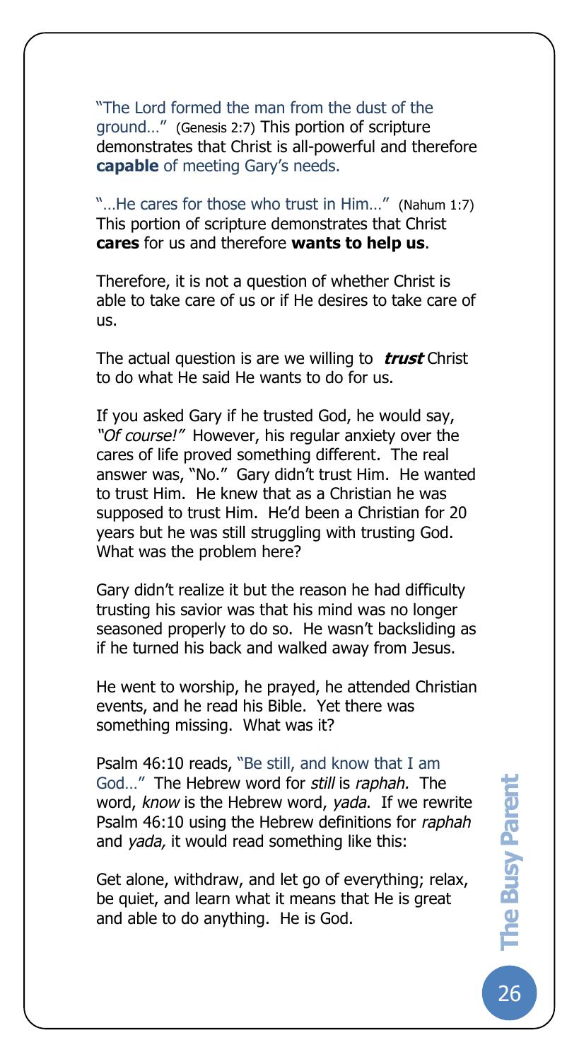"The Lord formed the man from the dust of the ground…" (Genesis 2:7) This portion of scripture demonstrates that Christ is all-powerful and therefore **capable** of meeting Gary's needs.

"…He cares for those who trust in Him…" (Nahum 1:7) This portion of scripture demonstrates that Christ **cares** for us and therefore **wants to help us**.

Therefore, it is not a question of whether Christ is able to take care of us or if He desires to take care of us.

The actual question is are we willing to ***trust*** Christ to do what He said He wants to do for us.

If you asked Gary if he trusted God, he would say, *"Of course!"* However, his regular anxiety over the cares of life proved something different. The real answer was, "No." Gary didn't trust Him. He wanted to trust Him. He knew that as a Christian he was supposed to trust Him. He'd been a Christian for 20 years but he was still struggling with trusting God. What was the problem here?

Gary didn't realize it but the reason he had difficulty trusting his savior was that his mind was no longer seasoned properly to do so. He wasn't backsliding as if he turned his back and walked away from Jesus.

He went to worship, he prayed, he attended Christian events, and he read his Bible. Yet there was something missing. What was it?

Psalm 46:10 reads, "Be still, and know that I am God…" The Hebrew word for *still* is *raphah.* The word, *know* is the Hebrew word, *yada*. If we rewrite Psalm 46:10 using the Hebrew definitions for *raphah* and *yada,* it would read something like this:

Get alone, withdraw, and let go of everything; relax, be quiet, and learn what it means that He is great and able to do anything. He is God.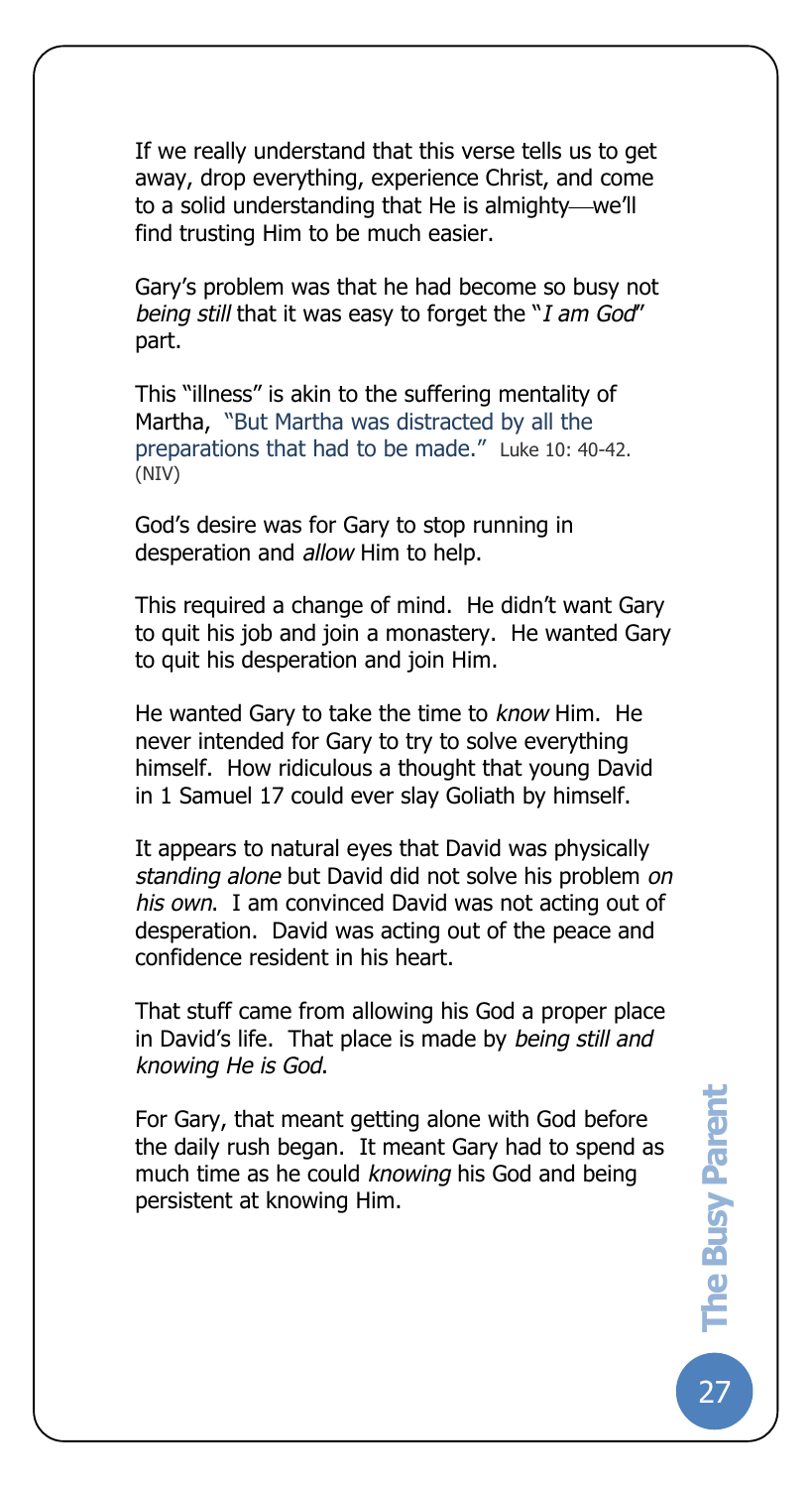If we really understand that this verse tells us to get away, drop everything, experience Christ, and come to a solid understanding that He is almighty—we'll find trusting Him to be much easier.

Gary's problem was that he had become so busy not *being still* that it was easy to forget the "*I am God*" part.

This "illness" is akin to the suffering mentality of Martha, "But Martha was distracted by all the preparations that had to be made." Luke 10: 40-42. (NIV)

God's desire was for Gary to stop running in desperation and *allow* Him to help.

This required a change of mind. He didn't want Gary to quit his job and join a monastery. He wanted Gary to quit his desperation and join Him.

He wanted Gary to take the time to *know* Him. He never intended for Gary to try to solve everything himself. How ridiculous a thought that young David in 1 Samuel 17 could ever slay Goliath by himself.

It appears to natural eyes that David was physically *standing alone* but David did not solve his problem *on his own*. I am convinced David was not acting out of desperation. David was acting out of the peace and confidence resident in his heart.

That stuff came from allowing his God a proper place in David's life. That place is made by *being still and knowing He is God*.

For Gary, that meant getting alone with God before the daily rush began. It meant Gary had to spend as much time as he could *knowing* his God and being persistent at knowing Him.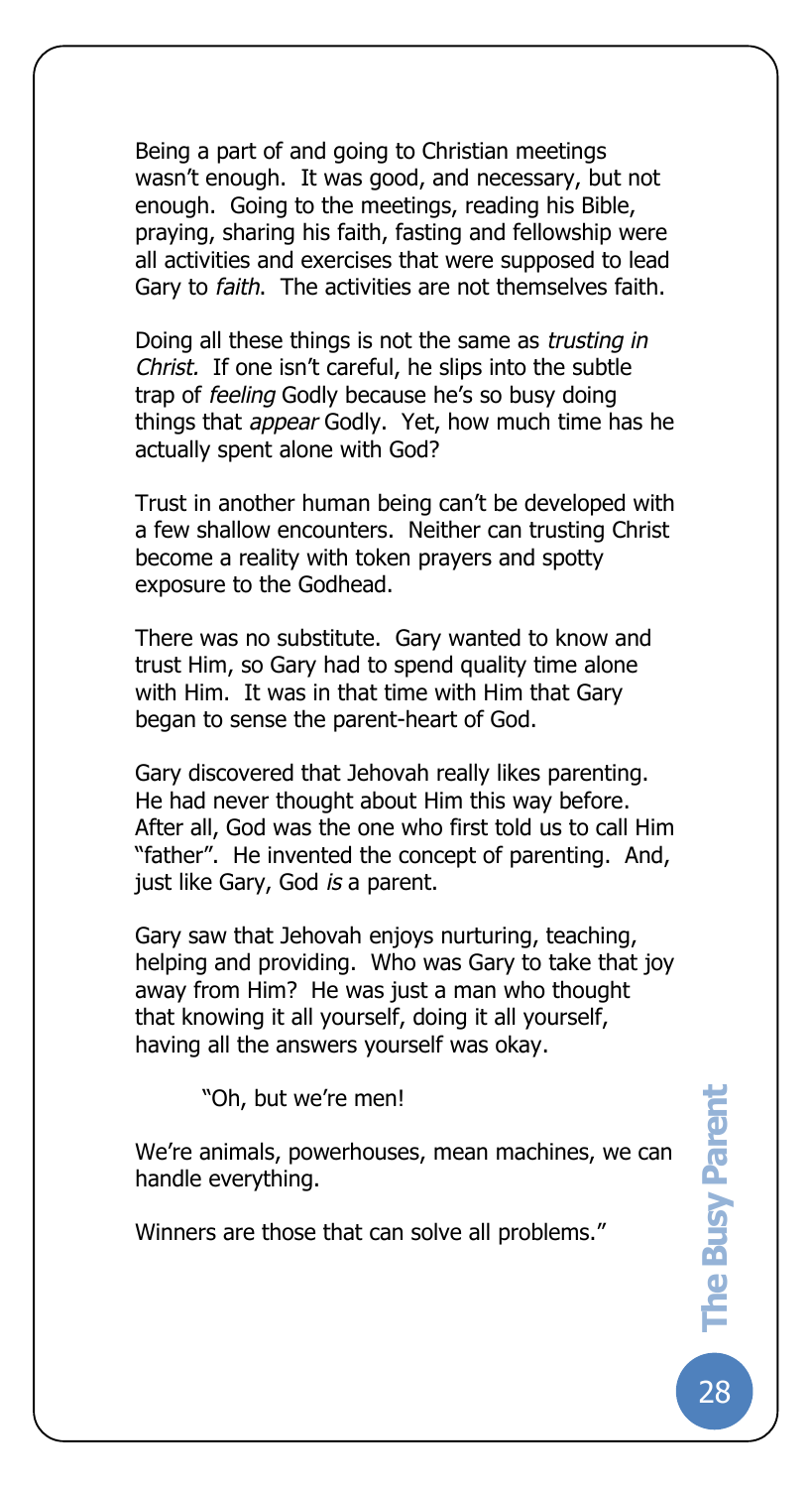Being a part of and going to Christian meetings wasn't enough. It was good, and necessary, but not enough. Going to the meetings, reading his Bible, praying, sharing his faith, fasting and fellowship were all activities and exercises that were supposed to lead Gary to *faith*. The activities are not themselves faith.

Doing all these things is not the same as *trusting in Christ.* If one isn't careful, he slips into the subtle trap of *feeling* Godly because he's so busy doing things that *appear* Godly. Yet, how much time has he actually spent alone with God?

Trust in another human being can't be developed with a few shallow encounters. Neither can trusting Christ become a reality with token prayers and spotty exposure to the Godhead.

There was no substitute. Gary wanted to know and trust Him, so Gary had to spend quality time alone with Him. It was in that time with Him that Gary began to sense the parent-heart of God.

Gary discovered that Jehovah really likes parenting. He had never thought about Him this way before. After all, God was the one who first told us to call Him "father". He invented the concept of parenting. And, just like Gary, God *is* a parent.

Gary saw that Jehovah enjoys nurturing, teaching, helping and providing. Who was Gary to take that joy away from Him? He was just a man who thought that knowing it all yourself, doing it all yourself, having all the answers yourself was okay.

"Oh, but we're men!

We're animals, powerhouses, mean machines, we can handle everything.

Winners are those that can solve all problems."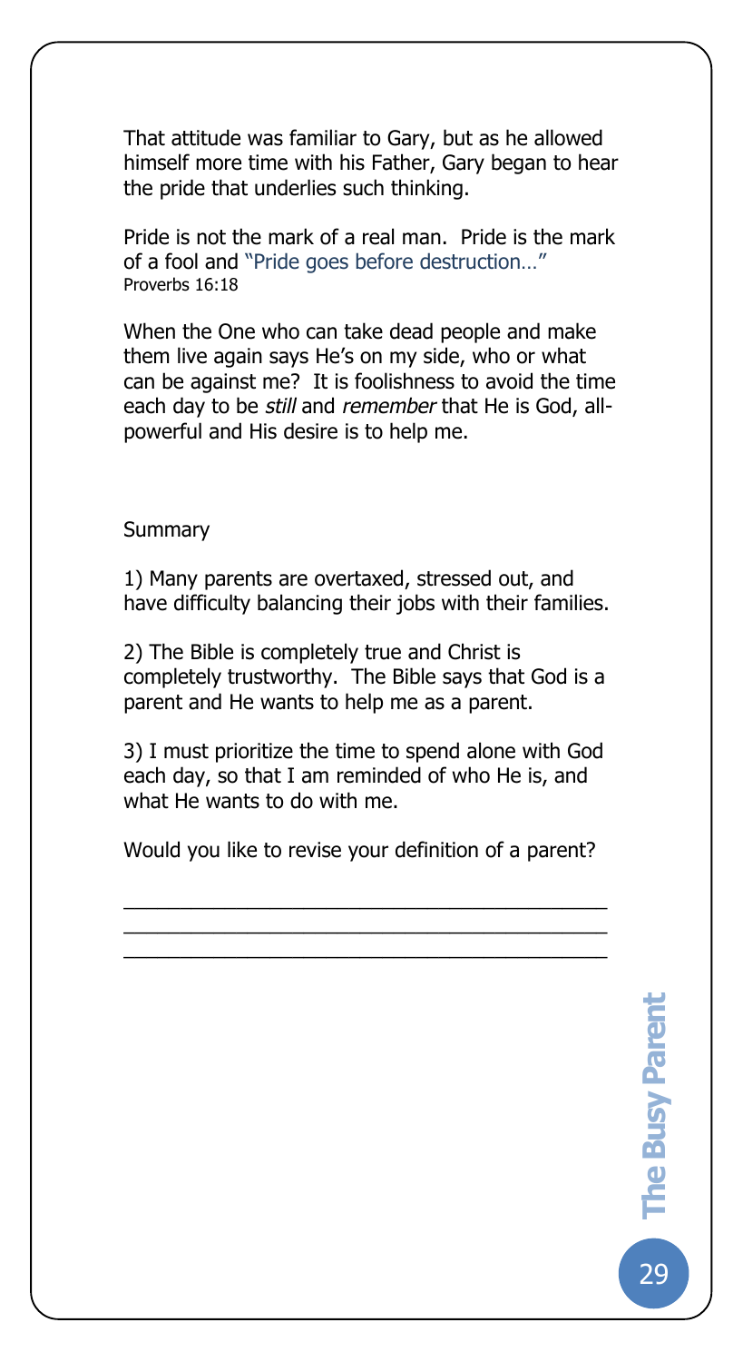That attitude was familiar to Gary, but as he allowed himself more time with his Father, Gary began to hear the pride that underlies such thinking.

Pride is not the mark of a real man. Pride is the mark of a fool and "Pride goes before destruction…" Proverbs 16:18

When the One who can take dead people and make them live again says He's on my side, who or what can be against me? It is foolishness to avoid the time each day to be *still* and *remember* that He is God, all-powerful and His desire is to help me.

Summary

1) Many parents are overtaxed, stressed out, and have difficulty balancing their jobs with their families.

2) The Bible is completely true and Christ is completely trustworthy. The Bible says that God is a parent and He wants to help me as a parent.

3) I must prioritize the time to spend alone with God each day, so that I am reminded of who He is, and what He wants to do with me.

Would you like to revise your definition of a parent?

\_\_\_\_\_\_\_\_\_\_\_\_\_\_\_\_\_\_\_\_\_\_\_\_\_\_\_\_\_\_\_\_\_\_\_\_\_\_\_\_\_\_\_\_
\_\_\_\_\_\_\_\_\_\_\_\_\_\_\_\_\_\_\_\_\_\_\_\_\_\_\_\_\_\_\_\_\_\_\_\_\_\_\_\_\_\_\_\_
\_\_\_\_\_\_\_\_\_\_\_\_\_\_\_\_\_\_\_\_\_\_\_\_\_\_\_\_\_\_\_\_\_\_\_\_\_\_\_\_\_\_\_\_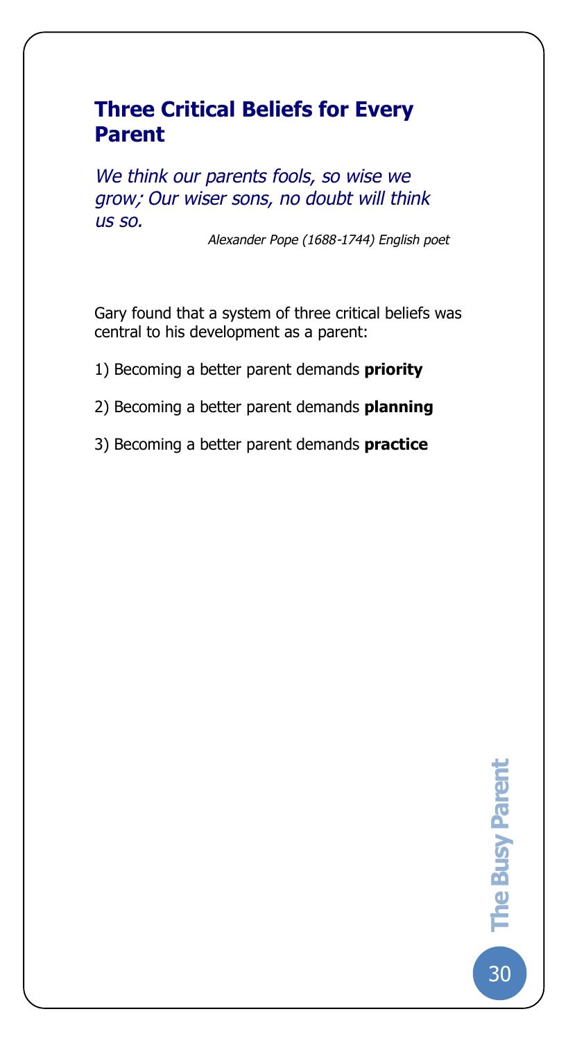## Three Critical Beliefs for Every Parent

*We think our parents fools, so wise we grow; Our wiser sons, no doubt will think us so.*

*Alexander Pope (1688-1744) English poet*

Gary found that a system of three critical beliefs was central to his development as a parent:

1) Becoming a better parent demands **priority**

2) Becoming a better parent demands **planning**

3) Becoming a better parent demands **practice**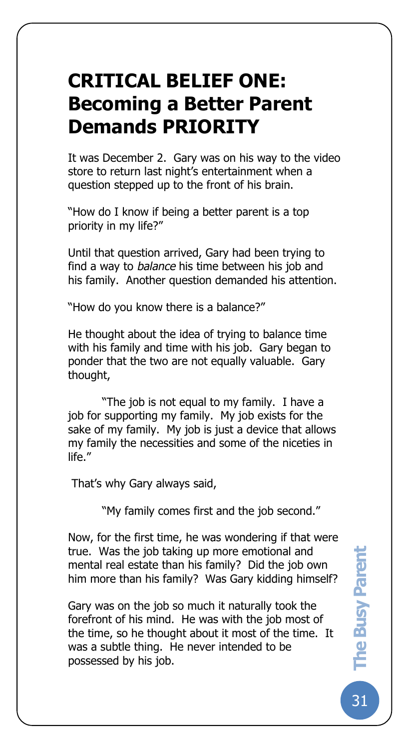# CRITICAL BELIEF ONE: Becoming a Better Parent Demands PRIORITY

It was December 2. Gary was on his way to the video store to return last night's entertainment when a question stepped up to the front of his brain.

"How do I know if being a better parent is a top priority in my life?"

Until that question arrived, Gary had been trying to find a way to *balance* his time between his job and his family. Another question demanded his attention.

"How do you know there is a balance?"

He thought about the idea of trying to balance time with his family and time with his job. Gary began to ponder that the two are not equally valuable. Gary thought,

> "The job is not equal to my family. I have a job for supporting my family. My job exists for the sake of my family. My job is just a device that allows my family the necessities and some of the niceties in life."

That's why Gary always said,

> "My family comes first and the job second."

Now, for the first time, he was wondering if that were true. Was the job taking up more emotional and mental real estate than his family? Did the job own him more than his family? Was Gary kidding himself?

Gary was on the job so much it naturally took the forefront of his mind. He was with the job most of the time, so he thought about it most of the time. It was a subtle thing. He never intended to be possessed by his job.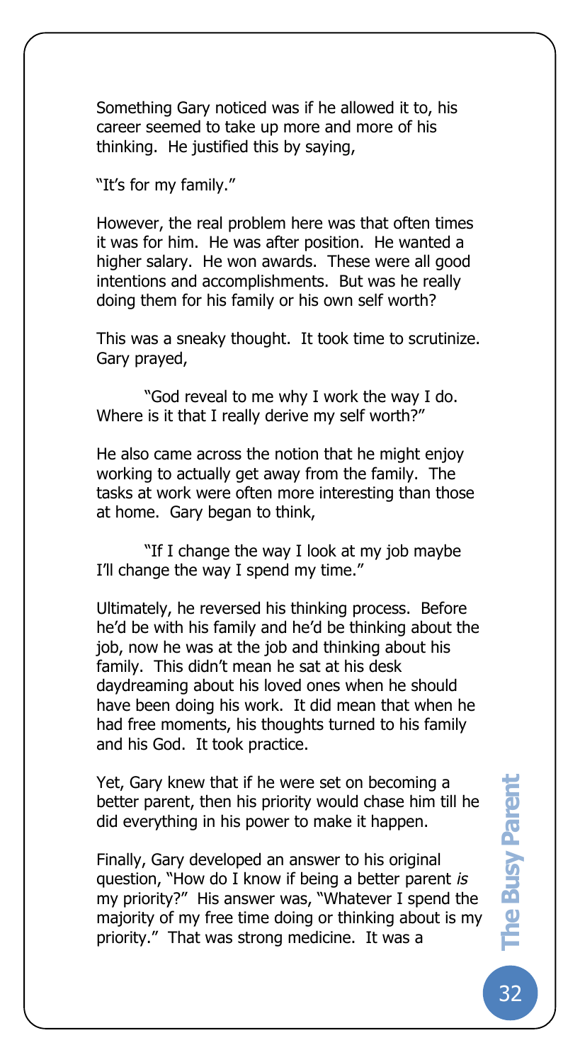Something Gary noticed was if he allowed it to, his career seemed to take up more and more of his thinking. He justified this by saying,

"It's for my family."

However, the real problem here was that often times it was for him. He was after position. He wanted a higher salary. He won awards. These were all good intentions and accomplishments. But was he really doing them for his family or his own self worth?

This was a sneaky thought. It took time to scrutinize. Gary prayed,

> "God reveal to me why I work the way I do. Where is it that I really derive my self worth?"

He also came across the notion that he might enjoy working to actually get away from the family. The tasks at work were often more interesting than those at home. Gary began to think,

> "If I change the way I look at my job maybe I'll change the way I spend my time."

Ultimately, he reversed his thinking process. Before he'd be with his family and he'd be thinking about the job, now he was at the job and thinking about his family. This didn't mean he sat at his desk daydreaming about his loved ones when he should have been doing his work. It did mean that when he had free moments, his thoughts turned to his family and his God. It took practice.

Yet, Gary knew that if he were set on becoming a better parent, then his priority would chase him till he did everything in his power to make it happen.

Finally, Gary developed an answer to his original question, "How do I know if being a better parent *is* my priority?" His answer was, "Whatever I spend the majority of my free time doing or thinking about is my priority." That was strong medicine. It was a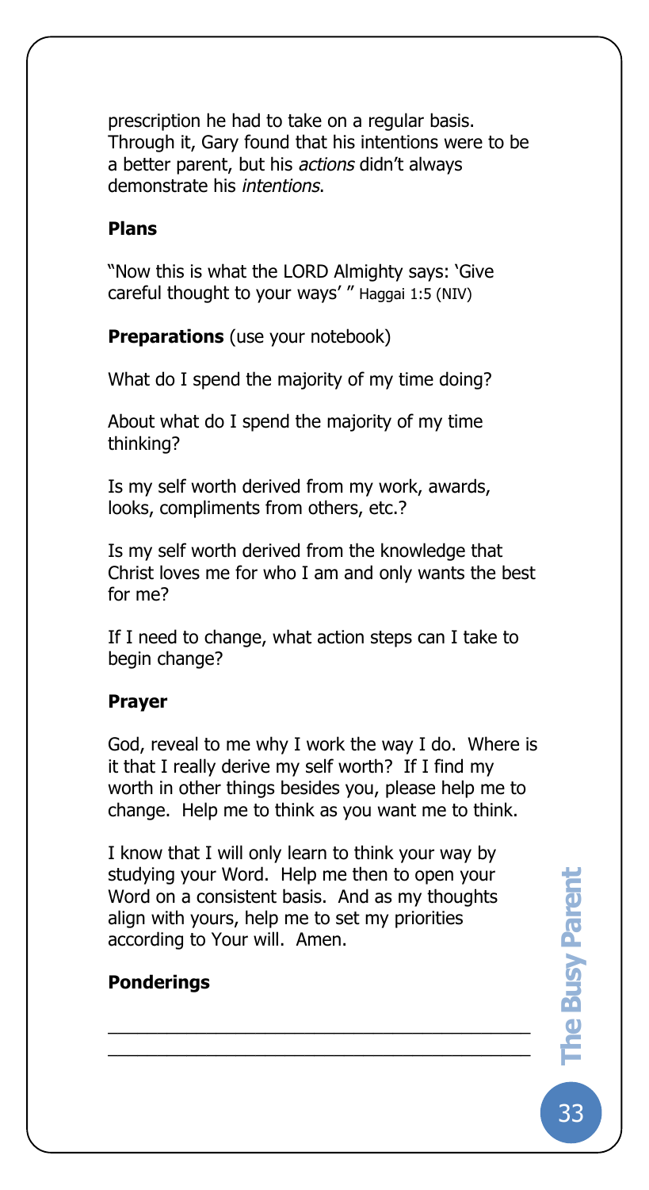prescription he had to take on a regular basis. Through it, Gary found that his intentions were to be a better parent, but his *actions* didn't always demonstrate his *intentions*.

**Plans**

"Now this is what the LORD Almighty says: 'Give careful thought to your ways' " Haggai 1:5 (NIV)

**Preparations** (use your notebook)

What do I spend the majority of my time doing?

About what do I spend the majority of my time thinking?

Is my self worth derived from my work, awards, looks, compliments from others, etc.?

Is my self worth derived from the knowledge that Christ loves me for who I am and only wants the best for me?

If I need to change, what action steps can I take to begin change?

**Prayer**

God, reveal to me why I work the way I do. Where is it that I really derive my self worth? If I find my worth in other things besides you, please help me to change. Help me to think as you want me to think.

I know that I will only learn to think your way by studying your Word. Help me then to open your Word on a consistent basis. And as my thoughts align with yours, help me to set my priorities according to Your will. Amen.

**Ponderings**

\_\_\_\_\_\_\_\_\_\_\_\_\_\_\_\_\_\_\_\_\_\_\_\_\_\_\_\_\_\_\_\_\_\_\_\_\_\_\_\_\_\_

\_\_\_\_\_\_\_\_\_\_\_\_\_\_\_\_\_\_\_\_\_\_\_\_\_\_\_\_\_\_\_\_\_\_\_\_\_\_\_\_\_\_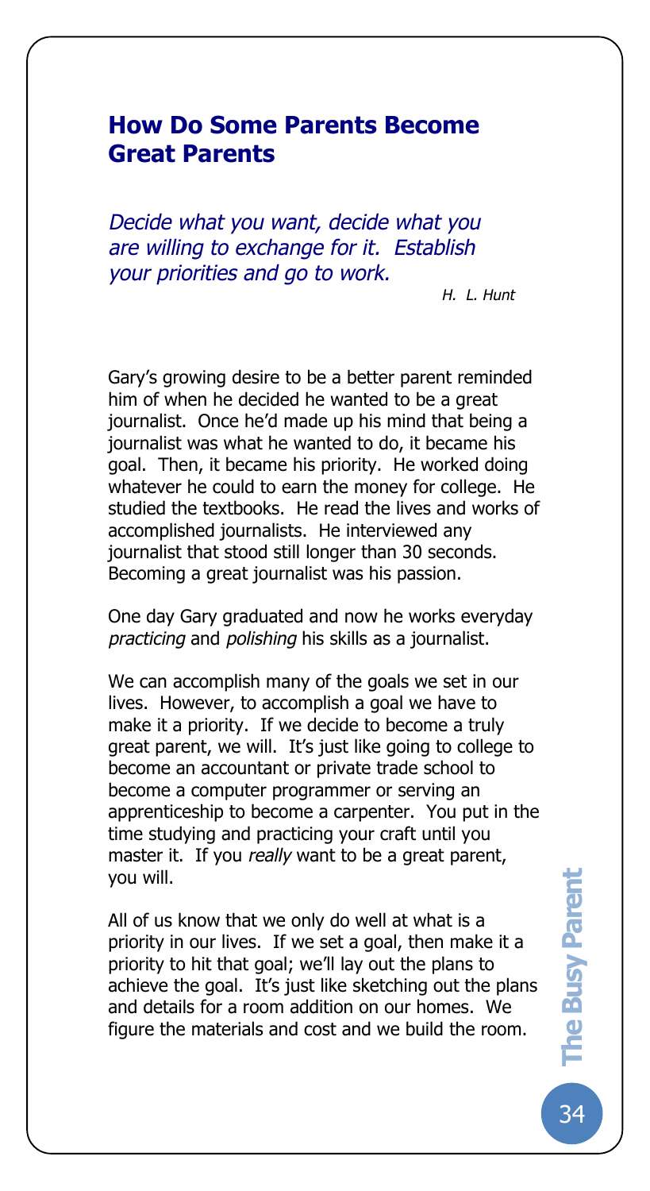## How Do Some Parents Become Great Parents

*Decide what you want, decide what you are willing to exchange for it. Establish your priorities and go to work.*

*H. L. Hunt*

Gary's growing desire to be a better parent reminded him of when he decided he wanted to be a great journalist. Once he'd made up his mind that being a journalist was what he wanted to do, it became his goal. Then, it became his priority. He worked doing whatever he could to earn the money for college. He studied the textbooks. He read the lives and works of accomplished journalists. He interviewed any journalist that stood still longer than 30 seconds. Becoming a great journalist was his passion.

One day Gary graduated and now he works everyday *practicing* and *polishing* his skills as a journalist.

We can accomplish many of the goals we set in our lives. However, to accomplish a goal we have to make it a priority. If we decide to become a truly great parent, we will. It's just like going to college to become an accountant or private trade school to become a computer programmer or serving an apprenticeship to become a carpenter. You put in the time studying and practicing your craft until you master it. If you *really* want to be a great parent, you will.

All of us know that we only do well at what is a priority in our lives. If we set a goal, then make it a priority to hit that goal; we'll lay out the plans to achieve the goal. It's just like sketching out the plans and details for a room addition on our homes. We figure the materials and cost and we build the room.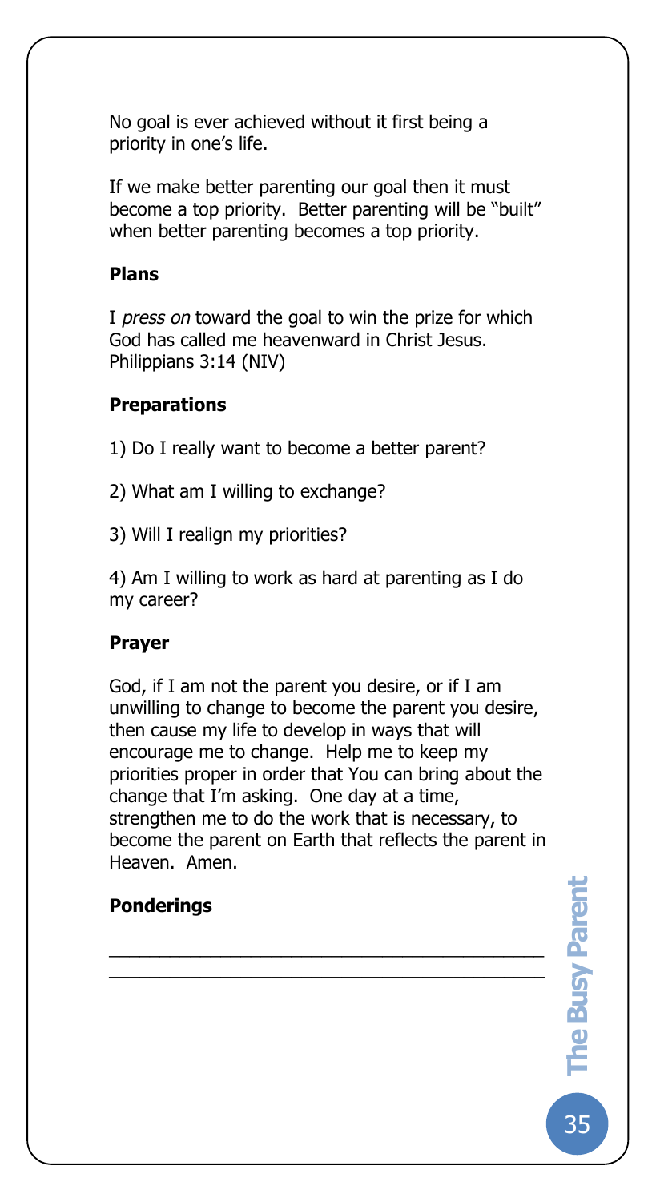No goal is ever achieved without it first being a priority in one's life.

If we make better parenting our goal then it must become a top priority. Better parenting will be "built" when better parenting becomes a top priority.

### Plans

I *press on* toward the goal to win the prize for which God has called me heavenward in Christ Jesus. Philippians 3:14 (NIV)

### Preparations

1) Do I really want to become a better parent?

2) What am I willing to exchange?

3) Will I realign my priorities?

4) Am I willing to work as hard at parenting as I do my career?

### Prayer

God, if I am not the parent you desire, or if I am unwilling to change to become the parent you desire, then cause my life to develop in ways that will encourage me to change. Help me to keep my priorities proper in order that You can bring about the change that I'm asking. One day at a time, strengthen me to do the work that is necessary, to become the parent on Earth that reflects the parent in Heaven. Amen.

### Ponderings

\_\_\_\_\_\_\_\_\_\_\_\_\_\_\_\_\_\_\_\_\_\_\_\_\_\_\_\_\_\_\_\_\_\_\_\_\_\_\_\_\_\_\_\_

\_\_\_\_\_\_\_\_\_\_\_\_\_\_\_\_\_\_\_\_\_\_\_\_\_\_\_\_\_\_\_\_\_\_\_\_\_\_\_\_\_\_\_\_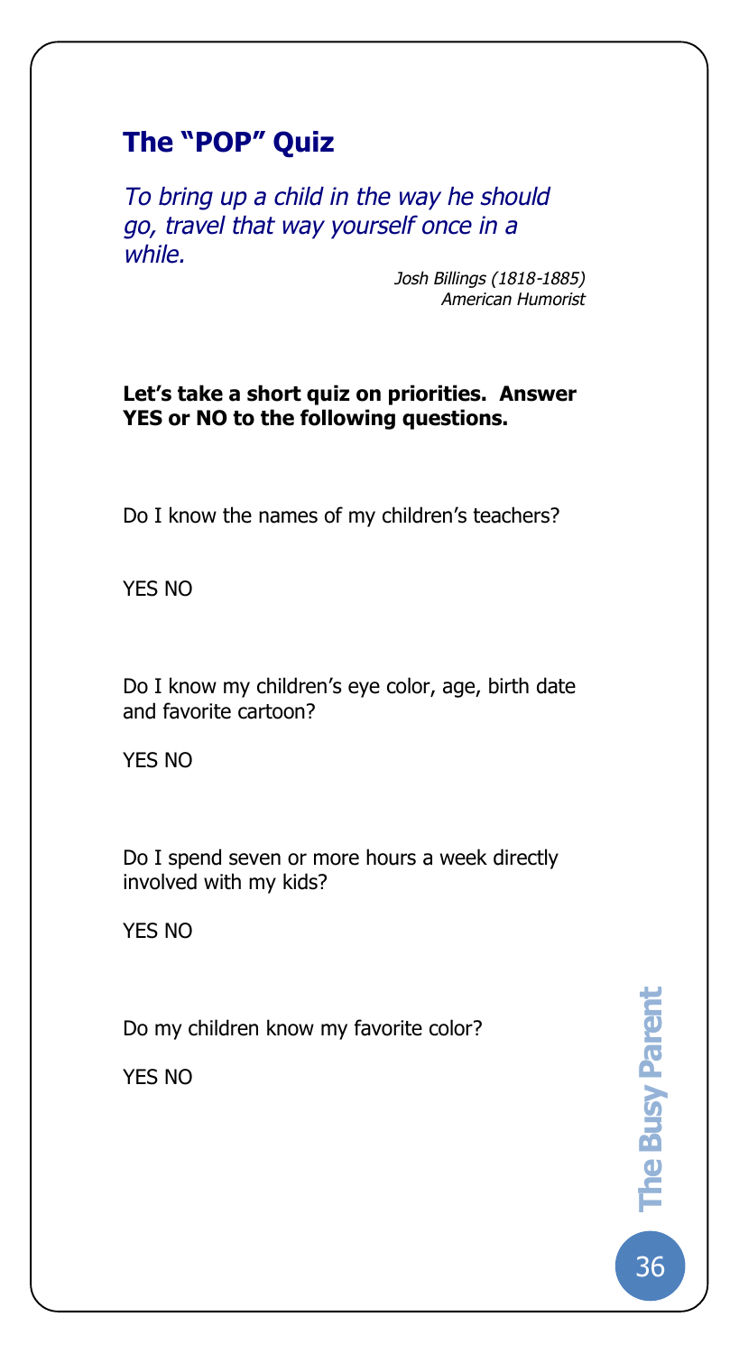## The "POP" Quiz

*To bring up a child in the way he should go, travel that way yourself once in a while.*

*Josh Billings (1818-1885)*
*American Humorist*

**Let's take a short quiz on priorities. Answer YES or NO to the following questions.**

Do I know the names of my children's teachers?

YES NO

Do I know my children's eye color, age, birth date and favorite cartoon?

YES NO

Do I spend seven or more hours a week directly involved with my kids?

YES NO

Do my children know my favorite color?

YES NO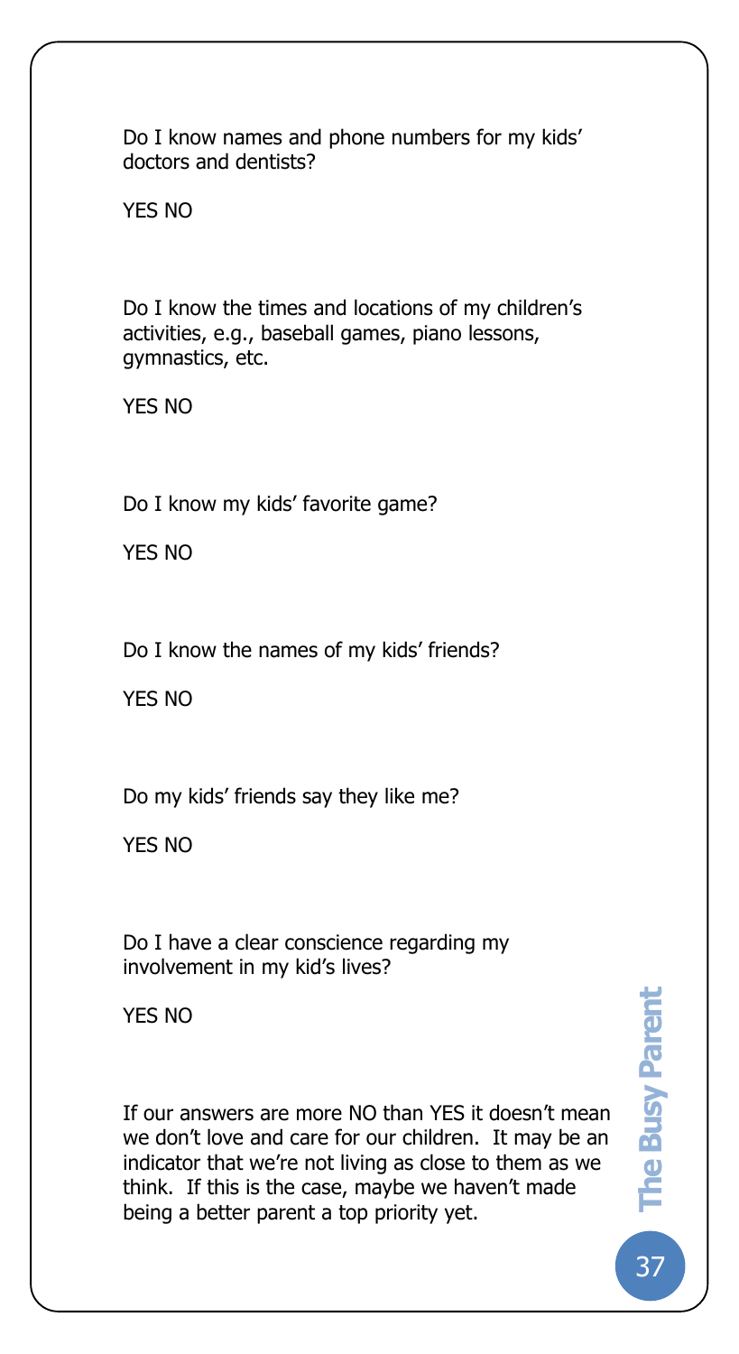Do I know names and phone numbers for my kids' doctors and dentists?

YES NO

Do I know the times and locations of my children's activities, e.g., baseball games, piano lessons, gymnastics, etc.

YES NO

Do I know my kids' favorite game?

YES NO

Do I know the names of my kids' friends?

YES NO

Do my kids' friends say they like me?

YES NO

Do I have a clear conscience regarding my involvement in my kid's lives?

YES NO

If our answers are more NO than YES it doesn't mean we don't love and care for our children. It may be an indicator that we're not living as close to them as we think. If this is the case, maybe we haven't made being a better parent a top priority yet.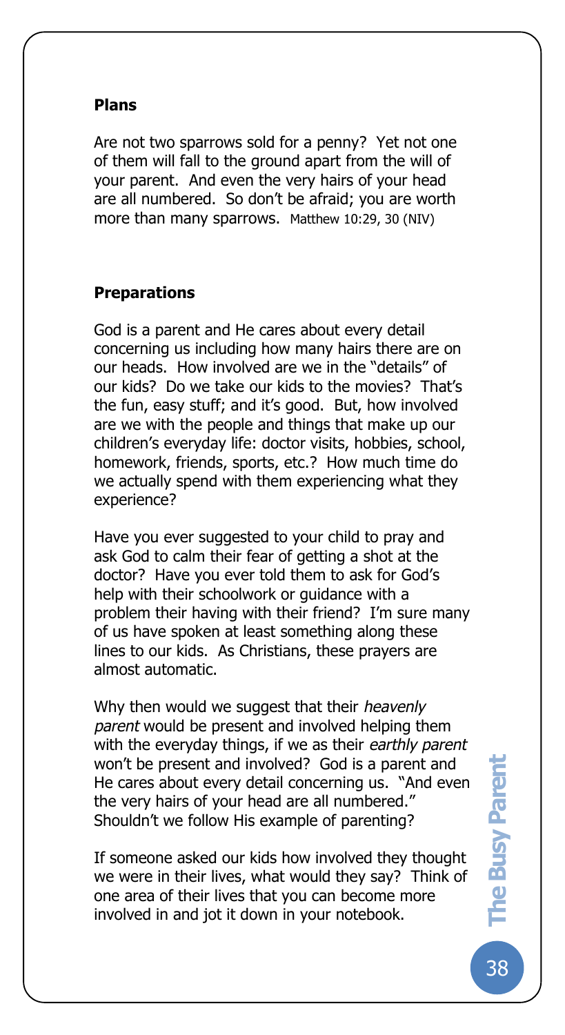**Plans**

Are not two sparrows sold for a penny? Yet not one of them will fall to the ground apart from the will of your parent. And even the very hairs of your head are all numbered. So don't be afraid; you are worth more than many sparrows. Matthew 10:29, 30 (NIV)

**Preparations**

God is a parent and He cares about every detail concerning us including how many hairs there are on our heads. How involved are we in the "details" of our kids? Do we take our kids to the movies? That's the fun, easy stuff; and it's good. But, how involved are we with the people and things that make up our children's everyday life: doctor visits, hobbies, school, homework, friends, sports, etc.? How much time do we actually spend with them experiencing what they experience?

Have you ever suggested to your child to pray and ask God to calm their fear of getting a shot at the doctor? Have you ever told them to ask for God's help with their schoolwork or guidance with a problem their having with their friend? I'm sure many of us have spoken at least something along these lines to our kids. As Christians, these prayers are almost automatic.

Why then would we suggest that their *heavenly parent* would be present and involved helping them with the everyday things, if we as their *earthly parent* won't be present and involved? God is a parent and He cares about every detail concerning us. "And even the very hairs of your head are all numbered." Shouldn't we follow His example of parenting?

If someone asked our kids how involved they thought we were in their lives, what would they say? Think of one area of their lives that you can become more involved in and jot it down in your notebook.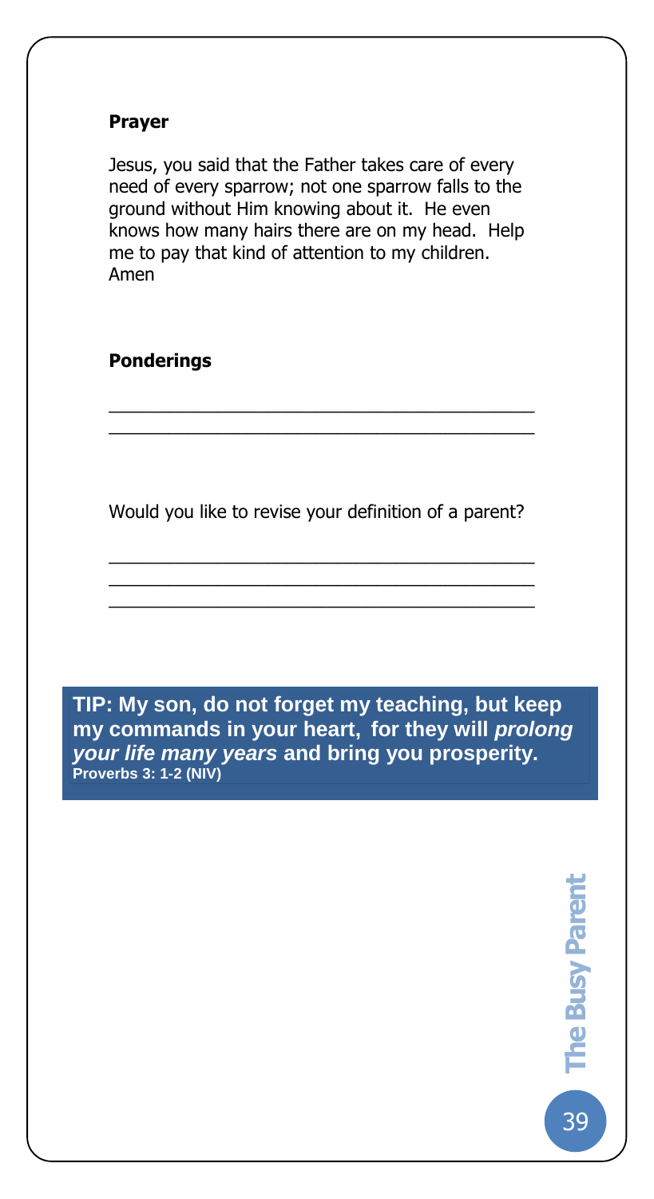**Prayer**

Jesus, you said that the Father takes care of every need of every sparrow; not one sparrow falls to the ground without Him knowing about it. He even knows how many hairs there are on my head. Help me to pay that kind of attention to my children. Amen

**Ponderings**

\_\_\_\_\_\_\_\_\_\_\_\_\_\_\_\_\_\_\_\_\_\_\_\_\_\_\_\_\_\_\_\_\_\_\_\_\_\_\_\_\_\_\_\_
\_\_\_\_\_\_\_\_\_\_\_\_\_\_\_\_\_\_\_\_\_\_\_\_\_\_\_\_\_\_\_\_\_\_\_\_\_\_\_\_\_\_\_\_

Would you like to revise your definition of a parent?

\_\_\_\_\_\_\_\_\_\_\_\_\_\_\_\_\_\_\_\_\_\_\_\_\_\_\_\_\_\_\_\_\_\_\_\_\_\_\_\_\_\_\_\_
\_\_\_\_\_\_\_\_\_\_\_\_\_\_\_\_\_\_\_\_\_\_\_\_\_\_\_\_\_\_\_\_\_\_\_\_\_\_\_\_\_\_\_\_
\_\_\_\_\_\_\_\_\_\_\_\_\_\_\_\_\_\_\_\_\_\_\_\_\_\_\_\_\_\_\_\_\_\_\_\_\_\_\_\_\_\_\_\_

**TIP: My son, do not forget my teaching, but keep my commands in your heart, for they will *prolong your life many years* and bring you prosperity.**
**Proverbs 3: 1-2 (NIV)**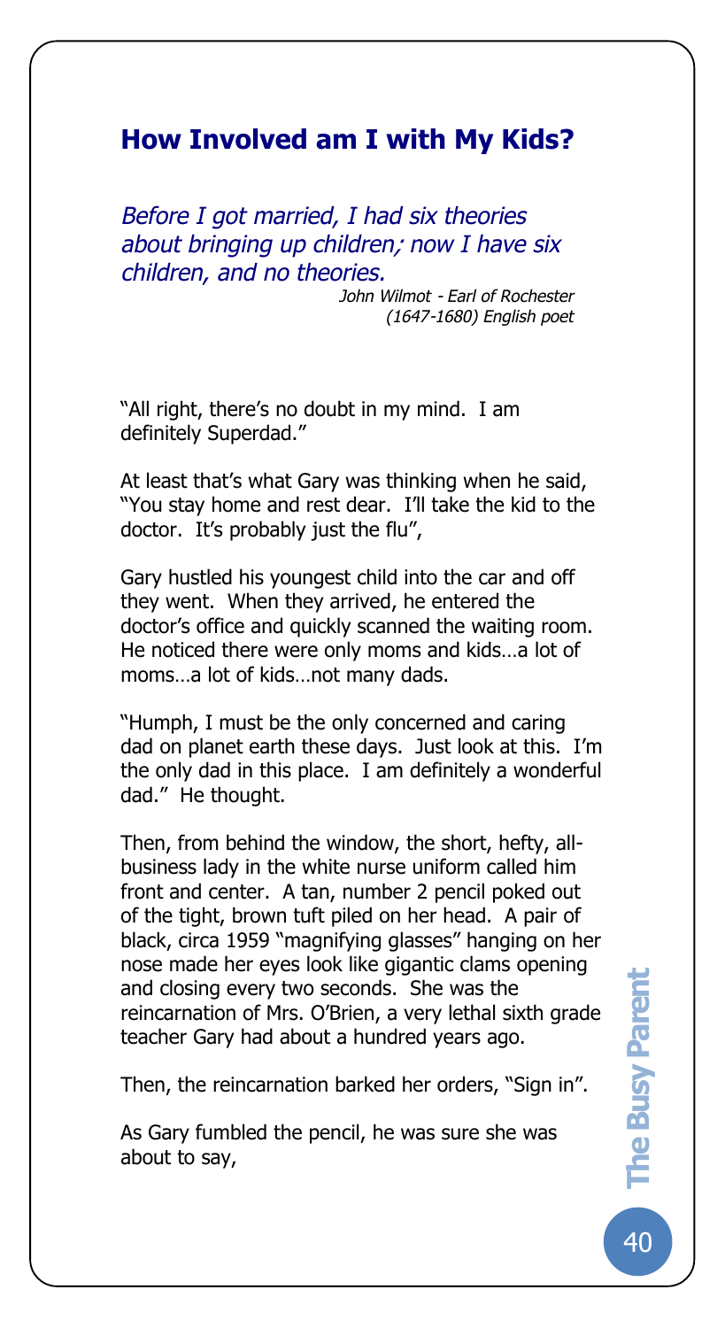## How Involved am I with My Kids?

*Before I got married, I had six theories about bringing up children; now I have six children, and no theories.*

*John Wilmot - Earl of Rochester (1647-1680) English poet*

"All right, there's no doubt in my mind. I am definitely Superdad."

At least that's what Gary was thinking when he said, "You stay home and rest dear. I'll take the kid to the doctor. It's probably just the flu",

Gary hustled his youngest child into the car and off they went. When they arrived, he entered the doctor's office and quickly scanned the waiting room. He noticed there were only moms and kids…a lot of moms…a lot of kids…not many dads.

"Humph, I must be the only concerned and caring dad on planet earth these days. Just look at this. I'm the only dad in this place. I am definitely a wonderful dad." He thought.

Then, from behind the window, the short, hefty, all-business lady in the white nurse uniform called him front and center. A tan, number 2 pencil poked out of the tight, brown tuft piled on her head. A pair of black, circa 1959 "magnifying glasses" hanging on her nose made her eyes look like gigantic clams opening and closing every two seconds. She was the reincarnation of Mrs. O'Brien, a very lethal sixth grade teacher Gary had about a hundred years ago.

Then, the reincarnation barked her orders, "Sign in".

As Gary fumbled the pencil, he was sure she was about to say,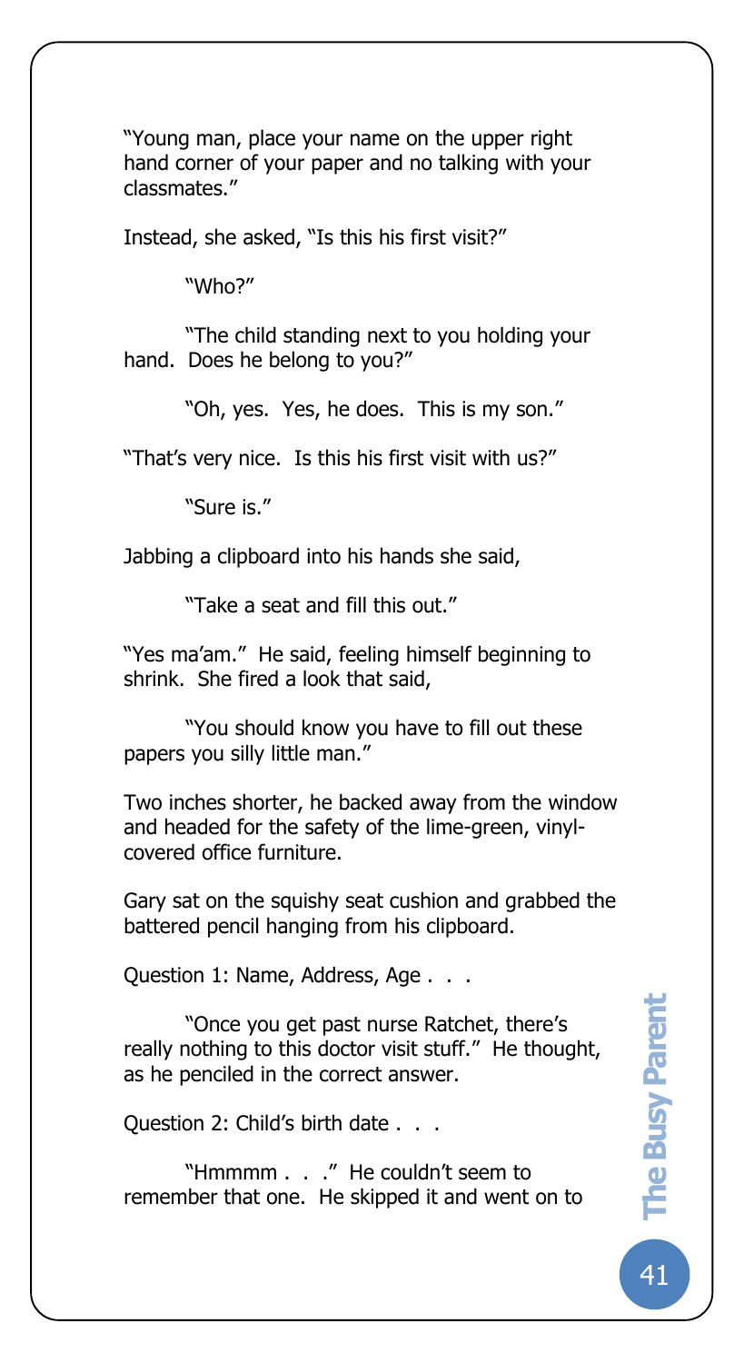"Young man, place your name on the upper right hand corner of your paper and no talking with your classmates."

Instead, she asked, "Is this his first visit?"

"Who?"

"The child standing next to you holding your hand. Does he belong to you?"

"Oh, yes. Yes, he does. This is my son."

"That's very nice. Is this his first visit with us?"

"Sure is."

Jabbing a clipboard into his hands she said,

"Take a seat and fill this out."

"Yes ma'am." He said, feeling himself beginning to shrink. She fired a look that said,

"You should know you have to fill out these papers you silly little man."

Two inches shorter, he backed away from the window and headed for the safety of the lime-green, vinyl-covered office furniture.

Gary sat on the squishy seat cushion and grabbed the battered pencil hanging from his clipboard.

Question 1: Name, Address, Age . . .

"Once you get past nurse Ratchet, there's really nothing to this doctor visit stuff." He thought, as he penciled in the correct answer.

Question 2: Child's birth date . . .

"Hmmmm . . ." He couldn't seem to remember that one. He skipped it and went on to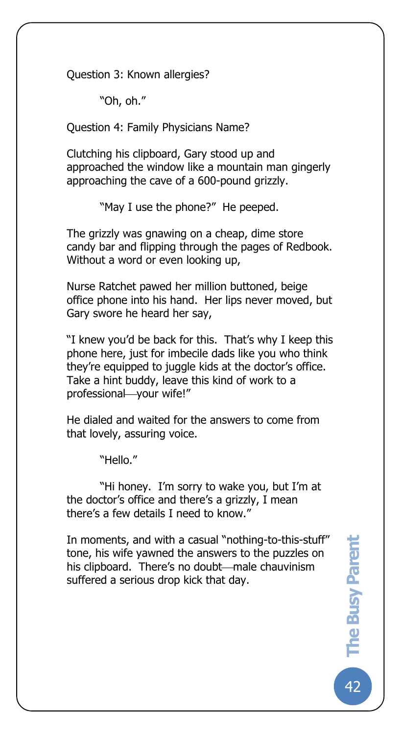Question 3: Known allergies?

"Oh, oh."

Question 4: Family Physicians Name?

Clutching his clipboard, Gary stood up and approached the window like a mountain man gingerly approaching the cave of a 600-pound grizzly.

"May I use the phone?" He peeped.

The grizzly was gnawing on a cheap, dime store candy bar and flipping through the pages of Redbook. Without a word or even looking up,

Nurse Ratchet pawed her million buttoned, beige office phone into his hand. Her lips never moved, but Gary swore he heard her say,

"I knew you'd be back for this. That's why I keep this phone here, just for imbecile dads like you who think they're equipped to juggle kids at the doctor's office. Take a hint buddy, leave this kind of work to a professional—your wife!"

He dialed and waited for the answers to come from that lovely, assuring voice.

"Hello."

"Hi honey. I'm sorry to wake you, but I'm at the doctor's office and there's a grizzly, I mean there's a few details I need to know."

In moments, and with a casual "nothing-to-this-stuff" tone, his wife yawned the answers to the puzzles on his clipboard. There's no doubt—male chauvinism suffered a serious drop kick that day.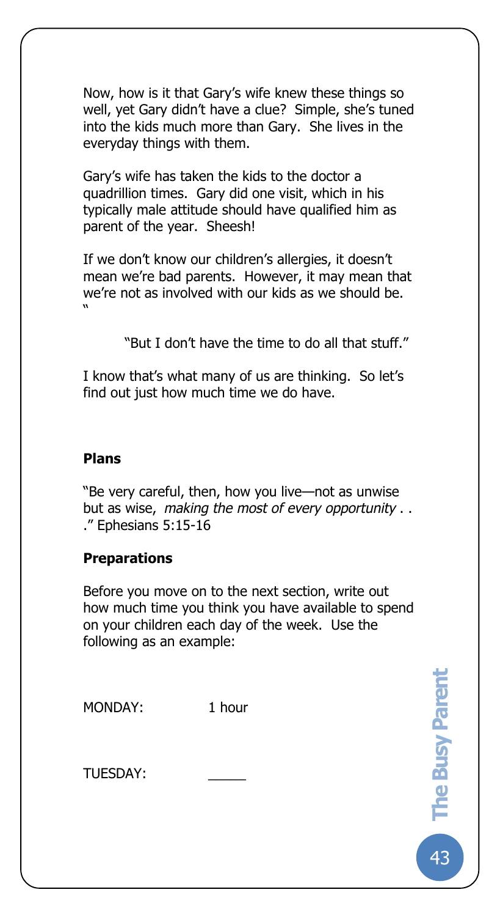Now, how is it that Gary's wife knew these things so well, yet Gary didn't have a clue? Simple, she's tuned into the kids much more than Gary. She lives in the everyday things with them.

Gary's wife has taken the kids to the doctor a quadrillion times. Gary did one visit, which in his typically male attitude should have qualified him as parent of the year. Sheesh!

If we don't know our children's allergies, it doesn't mean we're bad parents. However, it may mean that we're not as involved with our kids as we should be. "

"But I don't have the time to do all that stuff."

I know that's what many of us are thinking. So let's find out just how much time we do have.

**Plans**

"Be very careful, then, how you live—not as unwise but as wise, *making the most of every opportunity* . . ." Ephesians 5:15-16

**Preparations**

Before you move on to the next section, write out how much time you think you have available to spend on your children each day of the week. Use the following as an example:

MONDAY: 1 hour

TUESDAY: _____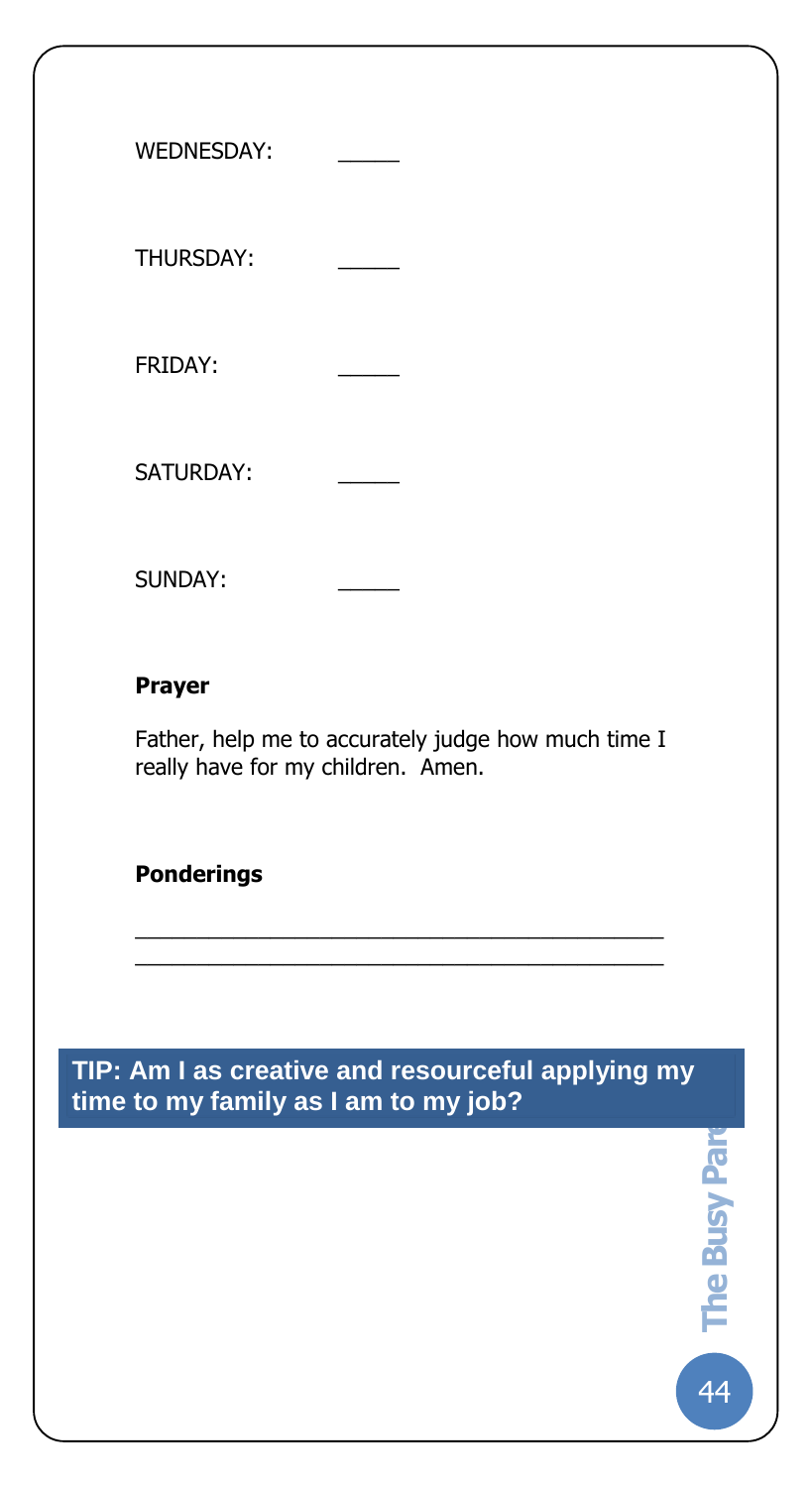WEDNESDAY: _____

THURSDAY: _____

FRIDAY: _____

SATURDAY: _____

SUNDAY: _____

**Prayer**

Father, help me to accurately judge how much time I really have for my children. Amen.

**Ponderings**

\_\_\_\_\_\_\_\_\_\_\_\_\_\_\_\_\_\_\_\_\_\_\_\_\_\_\_\_\_\_\_\_\_\_\_\_\_\_\_\_\_\_\_\_

\_\_\_\_\_\_\_\_\_\_\_\_\_\_\_\_\_\_\_\_\_\_\_\_\_\_\_\_\_\_\_\_\_\_\_\_\_\_\_\_\_\_\_\_

**TIP: Am I as creative and resourceful applying my time to my family as I am to my job?**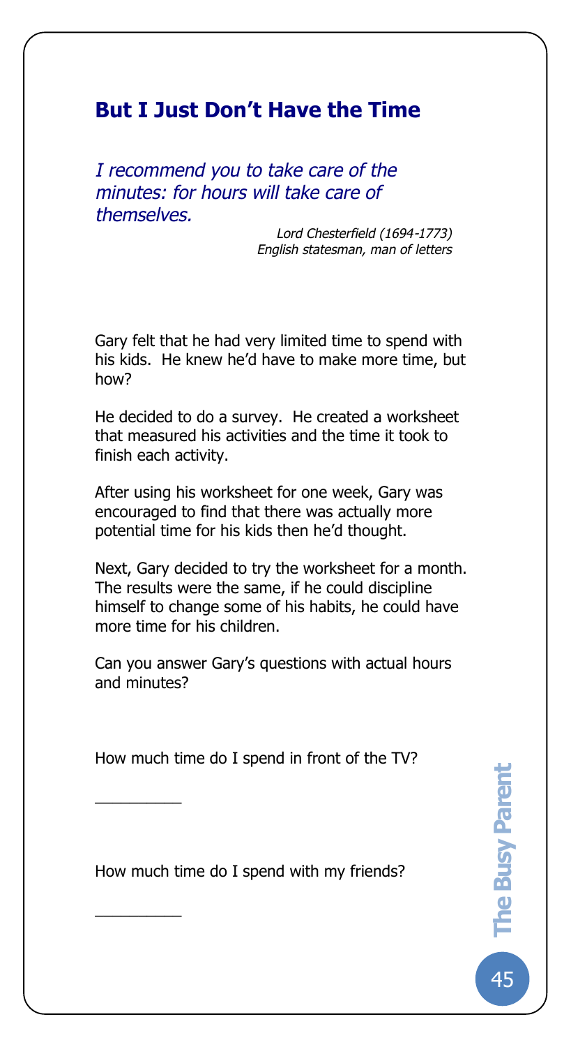## But I Just Don't Have the Time

*I recommend you to take care of the minutes: for hours will take care of themselves.*

*Lord Chesterfield (1694-1773)*
*English statesman, man of letters*

Gary felt that he had very limited time to spend with his kids. He knew he'd have to make more time, but how?

He decided to do a survey. He created a worksheet that measured his activities and the time it took to finish each activity.

After using his worksheet for one week, Gary was encouraged to find that there was actually more potential time for his kids then he'd thought.

Next, Gary decided to try the worksheet for a month. The results were the same, if he could discipline himself to change some of his habits, he could have more time for his children.

Can you answer Gary's questions with actual hours and minutes?

How much time do I spend in front of the TV?

__________

How much time do I spend with my friends?

__________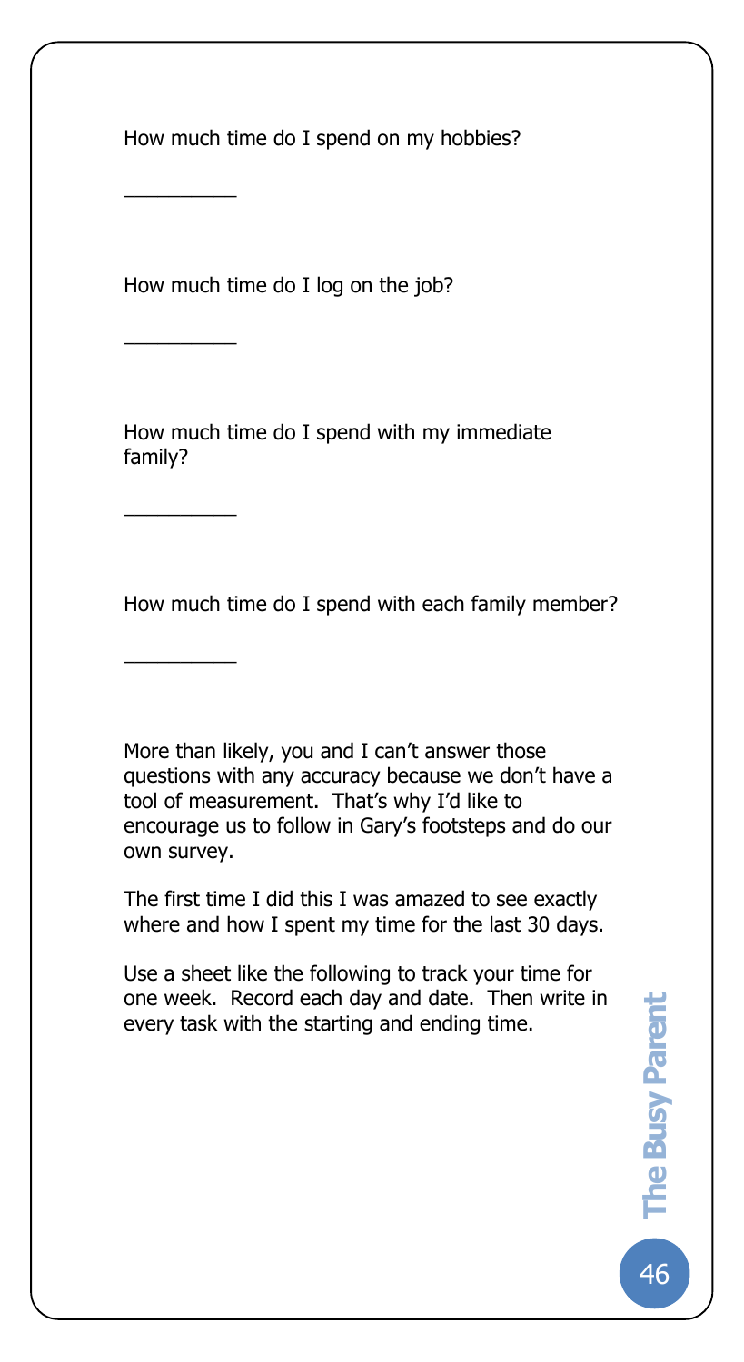How much time do I spend on my hobbies?

__________

How much time do I log on the job?

__________

How much time do I spend with my immediate family?

__________

How much time do I spend with each family member?

__________

More than likely, you and I can't answer those questions with any accuracy because we don't have a tool of measurement. That's why I'd like to encourage us to follow in Gary's footsteps and do our own survey.

The first time I did this I was amazed to see exactly where and how I spent my time for the last 30 days.

Use a sheet like the following to track your time for one week. Record each day and date. Then write in every task with the starting and ending time.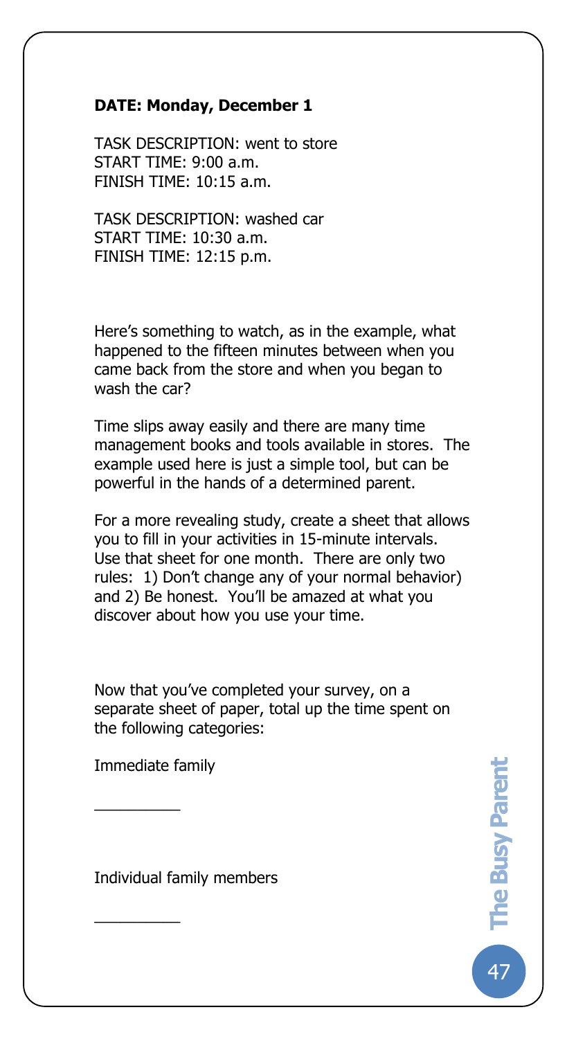**DATE: Monday, December 1**

TASK DESCRIPTION: went to store
START TIME: 9:00 a.m.
FINISH TIME: 10:15 a.m.

TASK DESCRIPTION: washed car
START TIME: 10:30 a.m.
FINISH TIME: 12:15 p.m.

Here's something to watch, as in the example, what happened to the fifteen minutes between when you came back from the store and when you began to wash the car?

Time slips away easily and there are many time management books and tools available in stores. The example used here is just a simple tool, but can be powerful in the hands of a determined parent.

For a more revealing study, create a sheet that allows you to fill in your activities in 15-minute intervals. Use that sheet for one month. There are only two rules: 1) Don't change any of your normal behavior) and 2) Be honest. You'll be amazed at what you discover about how you use your time.

Now that you've completed your survey, on a separate sheet of paper, total up the time spent on the following categories:

Immediate family

__________

Individual family members

__________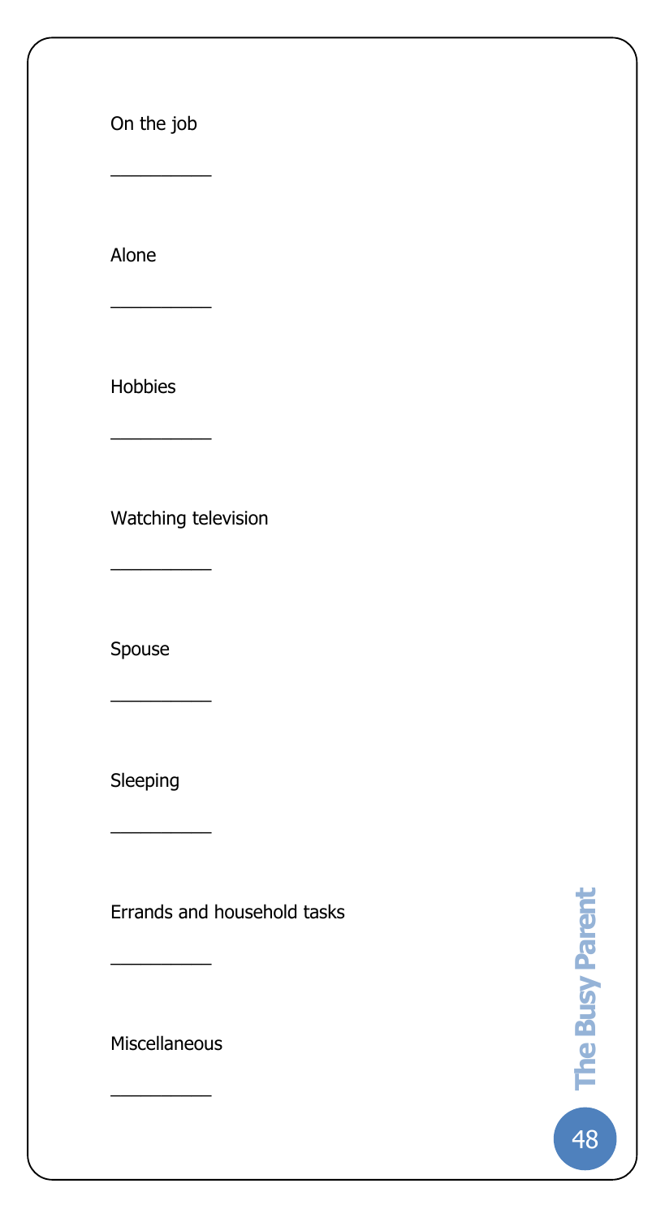On the job

__________

Alone

__________

Hobbies

__________

Watching television

__________

Spouse

__________

Sleeping

__________

Errands and household tasks

__________

Miscellaneous

__________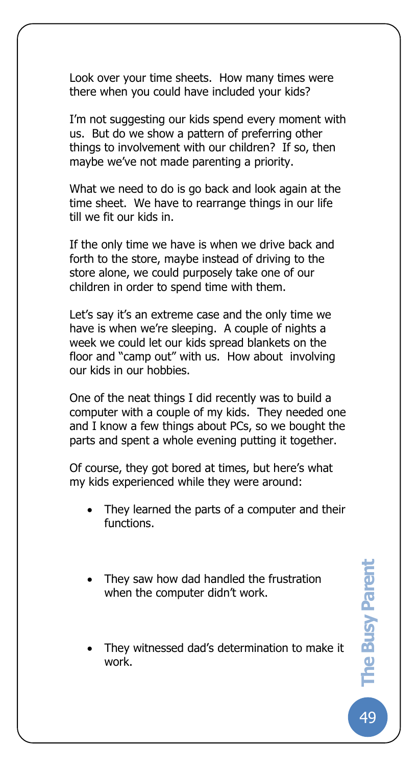Look over your time sheets. How many times were there when you could have included your kids?

I'm not suggesting our kids spend every moment with us. But do we show a pattern of preferring other things to involvement with our children? If so, then maybe we've not made parenting a priority.

What we need to do is go back and look again at the time sheet. We have to rearrange things in our life till we fit our kids in.

If the only time we have is when we drive back and forth to the store, maybe instead of driving to the store alone, we could purposely take one of our children in order to spend time with them.

Let's say it's an extreme case and the only time we have is when we're sleeping. A couple of nights a week we could let our kids spread blankets on the floor and "camp out" with us. How about involving our kids in our hobbies.

One of the neat things I did recently was to build a computer with a couple of my kids. They needed one and I know a few things about PCs, so we bought the parts and spent a whole evening putting it together.

Of course, they got bored at times, but here's what my kids experienced while they were around:

- They learned the parts of a computer and their functions.
- They saw how dad handled the frustration when the computer didn't work.
- They witnessed dad's determination to make it work.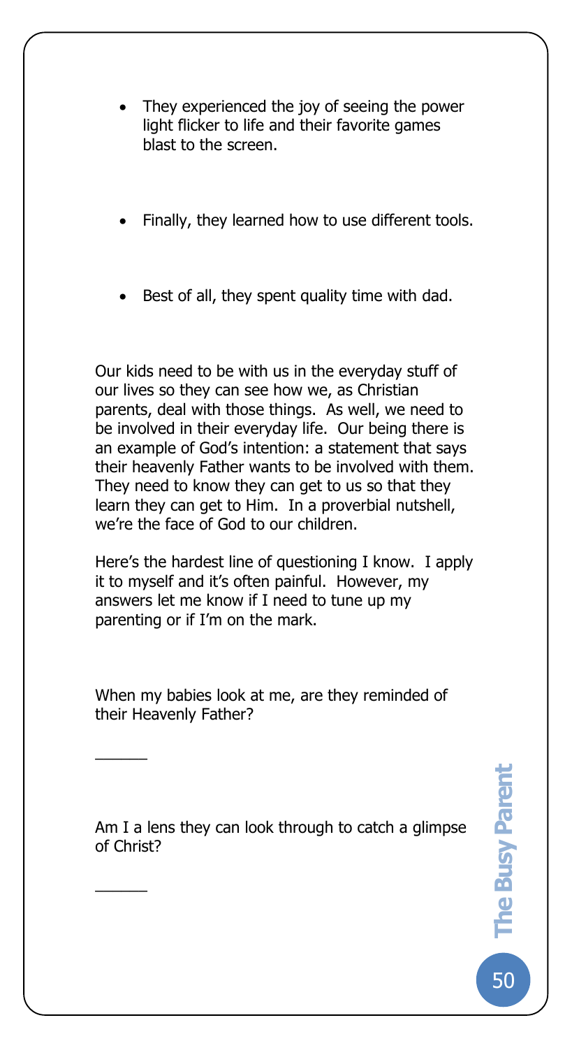- They experienced the joy of seeing the power light flicker to life and their favorite games blast to the screen.

- Finally, they learned how to use different tools.

- Best of all, they spent quality time with dad.

Our kids need to be with us in the everyday stuff of our lives so they can see how we, as Christian parents, deal with those things. As well, we need to be involved in their everyday life. Our being there is an example of God's intention: a statement that says their heavenly Father wants to be involved with them. They need to know they can get to us so that they learn they can get to Him. In a proverbial nutshell, we're the face of God to our children.

Here's the hardest line of questioning I know. I apply it to myself and it's often painful. However, my answers let me know if I need to tune up my parenting or if I'm on the mark.

When my babies look at me, are they reminded of their Heavenly Father?

\_\_\_\_\_\_

Am I a lens they can look through to catch a glimpse of Christ?

\_\_\_\_\_\_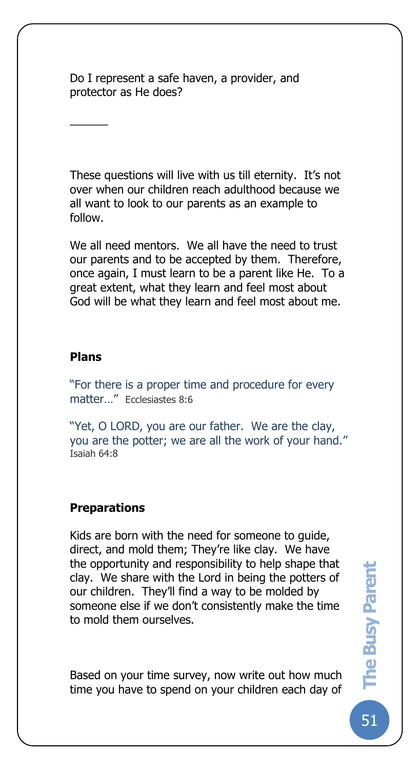Do I represent a safe haven, a provider, and protector as He does?

\_\_\_\_\_\_

These questions will live with us till eternity. It's not over when our children reach adulthood because we all want to look to our parents as an example to follow.

We all need mentors. We all have the need to trust our parents and to be accepted by them. Therefore, once again, I must learn to be a parent like He. To a great extent, what they learn and feel most about God will be what they learn and feel most about me.

**Plans**

"For there is a proper time and procedure for every matter…" Ecclesiastes 8:6

"Yet, O LORD, you are our father. We are the clay, you are the potter; we are all the work of your hand." Isaiah 64:8

**Preparations**

Kids are born with the need for someone to guide, direct, and mold them; They're like clay. We have the opportunity and responsibility to help shape that clay. We share with the Lord in being the potters of our children. They'll find a way to be molded by someone else if we don't consistently make the time to mold them ourselves.

Based on your time survey, now write out how much time you have to spend on your children each day of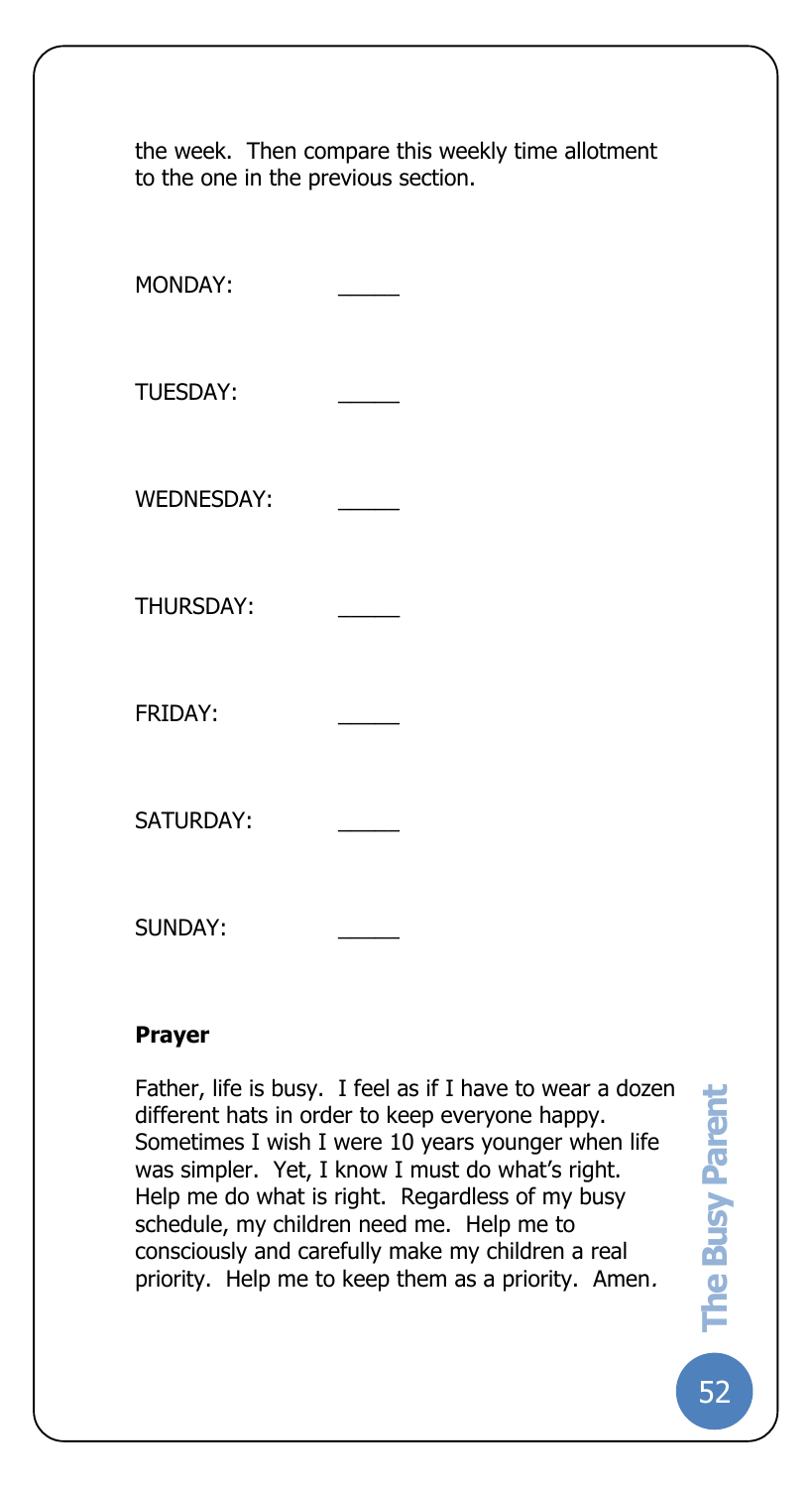the week. Then compare this weekly time allotment to the one in the previous section.

MONDAY: _____

TUESDAY: _____

WEDNESDAY: _____

THURSDAY: _____

FRIDAY: _____

SATURDAY: _____

SUNDAY: _____

**Prayer**

Father, life is busy. I feel as if I have to wear a dozen different hats in order to keep everyone happy. Sometimes I wish I were 10 years younger when life was simpler. Yet, I know I must do what's right. Help me do what is right. Regardless of my busy schedule, my children need me. Help me to consciously and carefully make my children a real priority. Help me to keep them as a priority. Amen.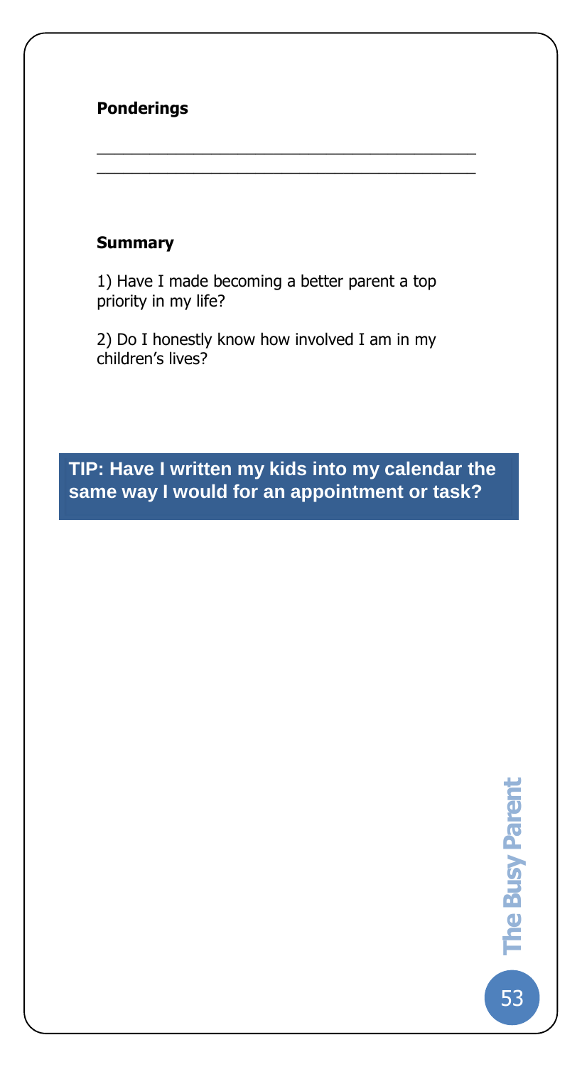**Ponderings**

\_\_\_\_\_\_\_\_\_\_\_\_\_\_\_\_\_\_\_\_\_\_\_\_\_\_\_\_\_\_\_\_\_\_\_\_\_\_\_\_\_\_\_\_

\_\_\_\_\_\_\_\_\_\_\_\_\_\_\_\_\_\_\_\_\_\_\_\_\_\_\_\_\_\_\_\_\_\_\_\_\_\_\_\_\_\_\_\_

**Summary**

1) Have I made becoming a better parent a top priority in my life?

2) Do I honestly know how involved I am in my children's lives?

**TIP: Have I written my kids into my calendar the same way I would for an appointment or task?**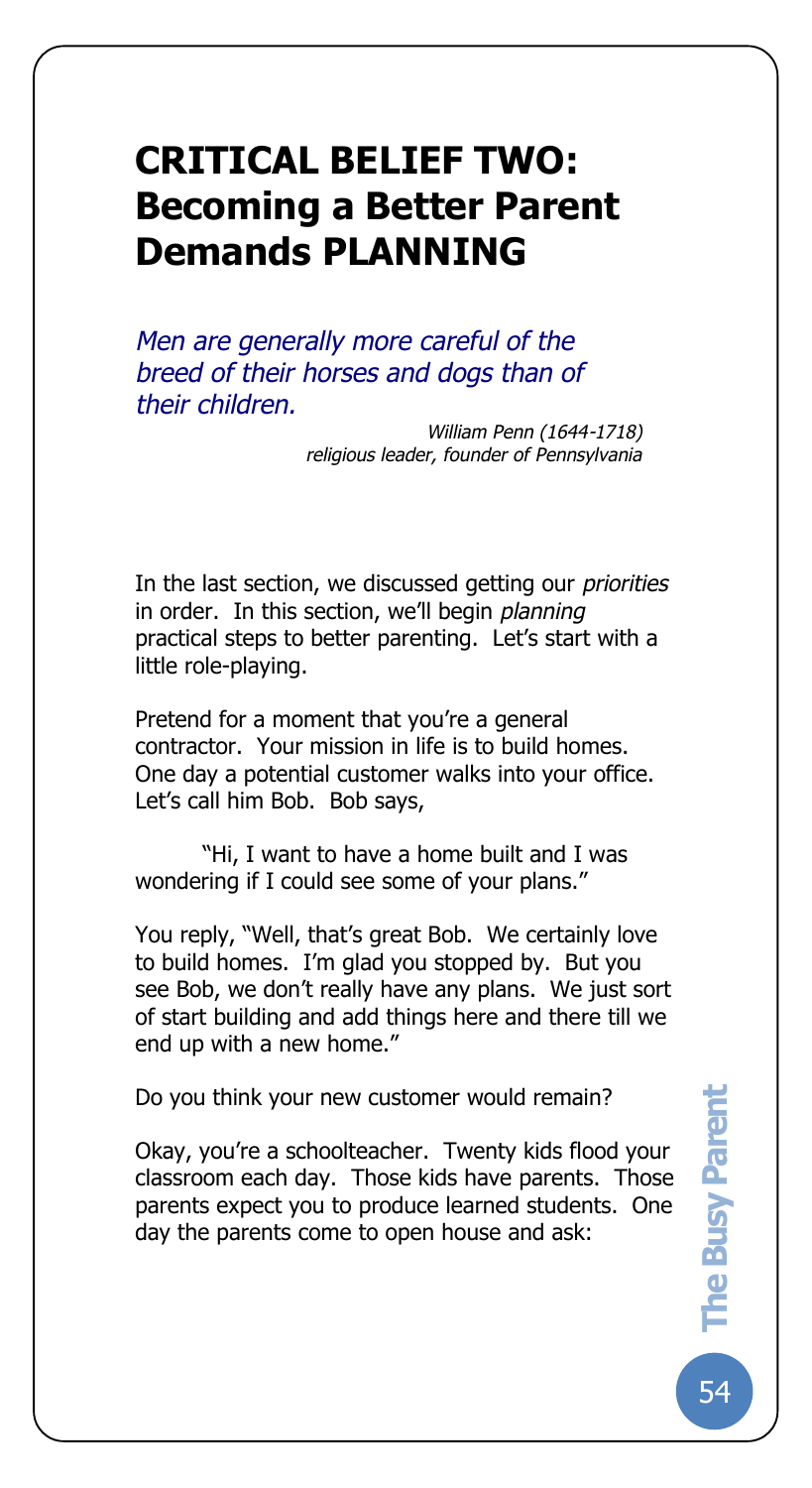# CRITICAL BELIEF TWO: Becoming a Better Parent Demands PLANNING

*Men are generally more careful of the breed of their horses and dogs than of their children.*

*William Penn (1644-1718)*
*religious leader, founder of Pennsylvania*

In the last section, we discussed getting our *priorities* in order. In this section, we'll begin *planning* practical steps to better parenting. Let's start with a little role-playing.

Pretend for a moment that you're a general contractor. Your mission in life is to build homes. One day a potential customer walks into your office. Let's call him Bob. Bob says,

"Hi, I want to have a home built and I was wondering if I could see some of your plans."

You reply, "Well, that's great Bob. We certainly love to build homes. I'm glad you stopped by. But you see Bob, we don't really have any plans. We just sort of start building and add things here and there till we end up with a new home."

Do you think your new customer would remain?

Okay, you're a schoolteacher. Twenty kids flood your classroom each day. Those kids have parents. Those parents expect you to produce learned students. One day the parents come to open house and ask: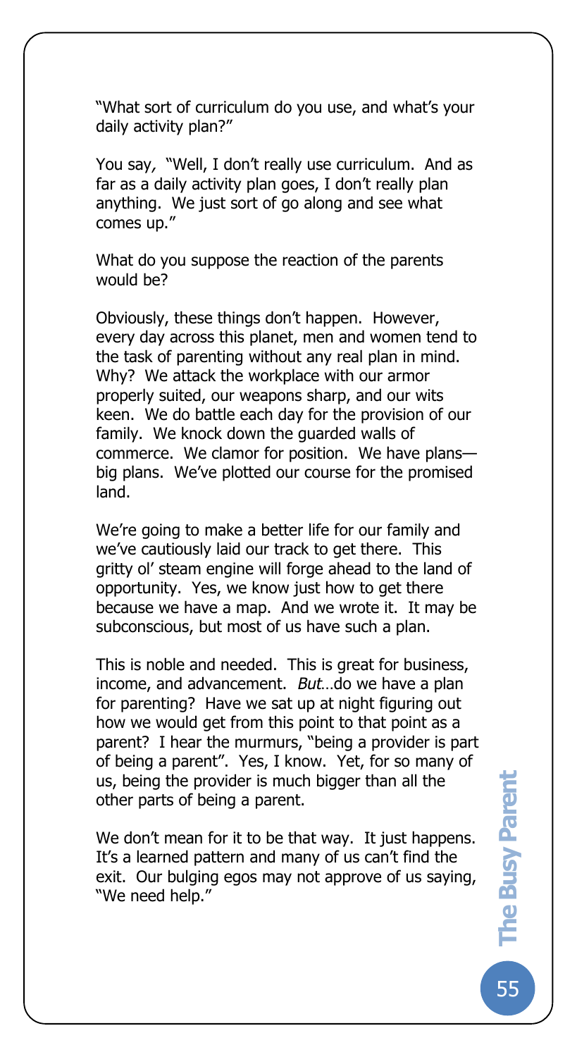"What sort of curriculum do you use, and what's your daily activity plan?"

You say, "Well, I don't really use curriculum. And as far as a daily activity plan goes, I don't really plan anything. We just sort of go along and see what comes up."

What do you suppose the reaction of the parents would be?

Obviously, these things don't happen. However, every day across this planet, men and women tend to the task of parenting without any real plan in mind. Why? We attack the workplace with our armor properly suited, our weapons sharp, and our wits keen. We do battle each day for the provision of our family. We knock down the guarded walls of commerce. We clamor for position. We have plans—big plans. We've plotted our course for the promised land.

We're going to make a better life for our family and we've cautiously laid our track to get there. This gritty ol' steam engine will forge ahead to the land of opportunity. Yes, we know just how to get there because we have a map. And we wrote it. It may be subconscious, but most of us have such a plan.

This is noble and needed. This is great for business, income, and advancement. *But*…do we have a plan for parenting? Have we sat up at night figuring out how we would get from this point to that point as a parent? I hear the murmurs, "being a provider is part of being a parent". Yes, I know. Yet, for so many of us, being the provider is much bigger than all the other parts of being a parent.

We don't mean for it to be that way. It just happens. It's a learned pattern and many of us can't find the exit. Our bulging egos may not approve of us saying, "We need help."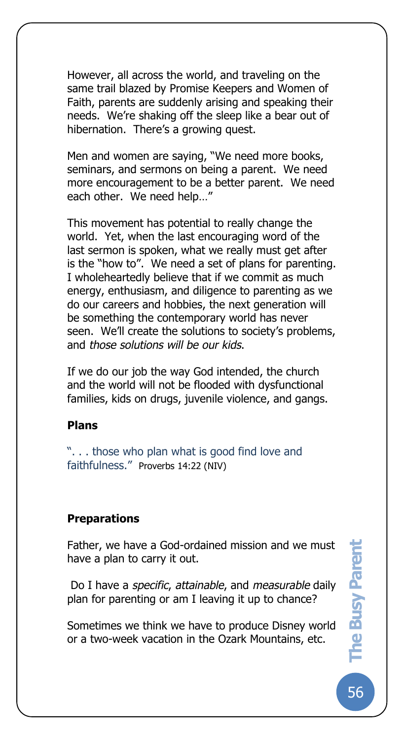However, all across the world, and traveling on the same trail blazed by Promise Keepers and Women of Faith, parents are suddenly arising and speaking their needs. We're shaking off the sleep like a bear out of hibernation. There's a growing quest.

Men and women are saying, "We need more books, seminars, and sermons on being a parent. We need more encouragement to be a better parent. We need each other. We need help…"

This movement has potential to really change the world. Yet, when the last encouraging word of the last sermon is spoken, what we really must get after is the "how to". We need a set of plans for parenting. I wholeheartedly believe that if we commit as much energy, enthusiasm, and diligence to parenting as we do our careers and hobbies, the next generation will be something the contemporary world has never seen. We'll create the solutions to society's problems, and *those solutions will be our kids*.

If we do our job the way God intended, the church and the world will not be flooded with dysfunctional families, kids on drugs, juvenile violence, and gangs.

**Plans**

". . . those who plan what is good find love and faithfulness." Proverbs 14:22 (NIV)

**Preparations**

Father, we have a God-ordained mission and we must have a plan to carry it out.

Do I have a *specific*, *attainable*, and *measurable* daily plan for parenting or am I leaving it up to chance?

Sometimes we think we have to produce Disney world or a two-week vacation in the Ozark Mountains, etc.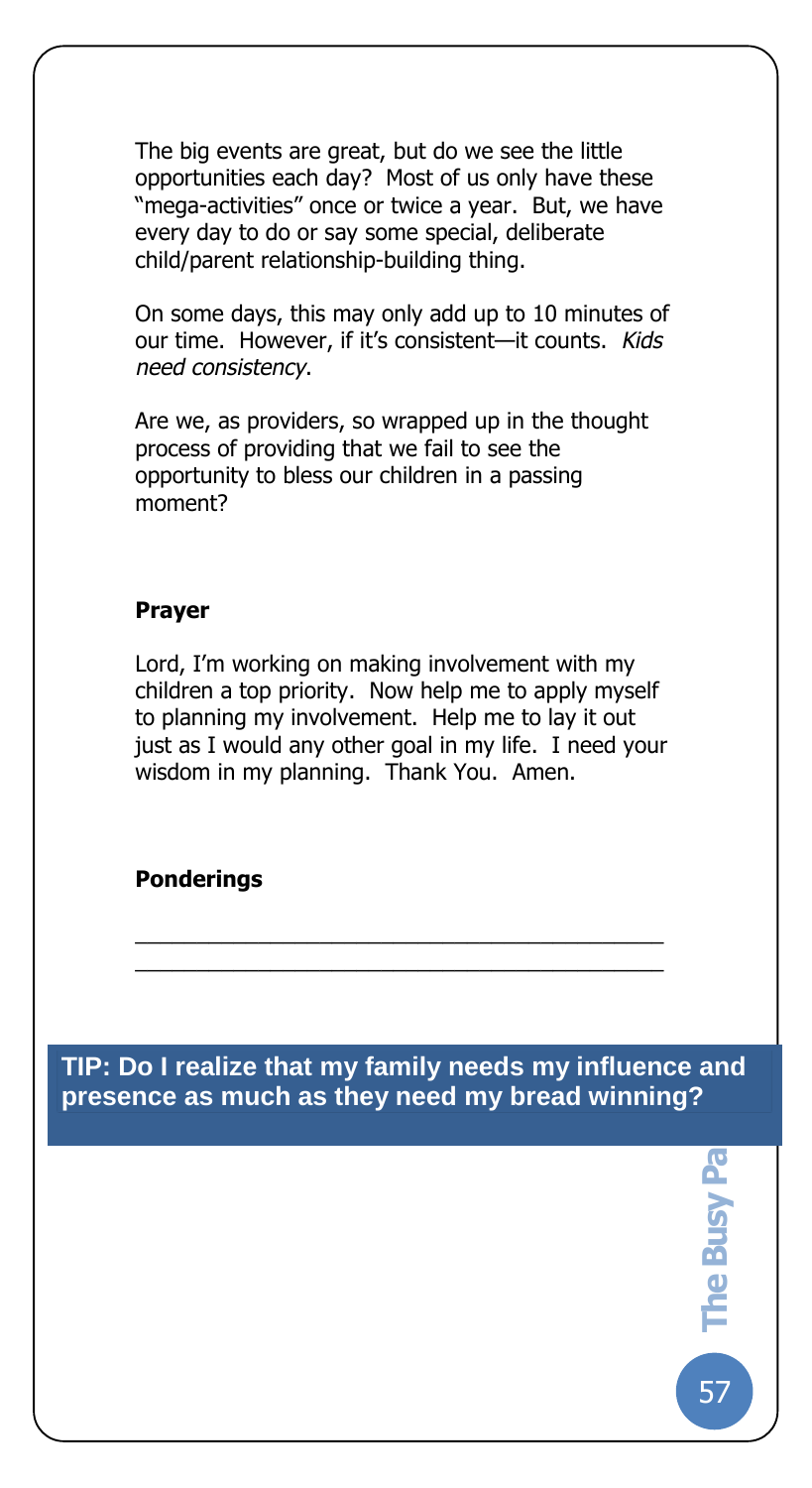The big events are great, but do we see the little opportunities each day? Most of us only have these "mega-activities" once or twice a year. But, we have every day to do or say some special, deliberate child/parent relationship-building thing.

On some days, this may only add up to 10 minutes of our time. However, if it's consistent—it counts. *Kids need consistency*.

Are we, as providers, so wrapped up in the thought process of providing that we fail to see the opportunity to bless our children in a passing moment?

**Prayer**

Lord, I'm working on making involvement with my children a top priority. Now help me to apply myself to planning my involvement. Help me to lay it out just as I would any other goal in my life. I need your wisdom in my planning. Thank You. Amen.

**Ponderings**

\_\_\_\_\_\_\_\_\_\_\_\_\_\_\_\_\_\_\_\_\_\_\_\_\_\_\_\_\_\_\_\_\_\_\_\_\_\_\_\_\_\_\_\_

\_\_\_\_\_\_\_\_\_\_\_\_\_\_\_\_\_\_\_\_\_\_\_\_\_\_\_\_\_\_\_\_\_\_\_\_\_\_\_\_\_\_\_\_

**TIP: Do I realize that my family needs my influence and presence as much as they need my bread winning?**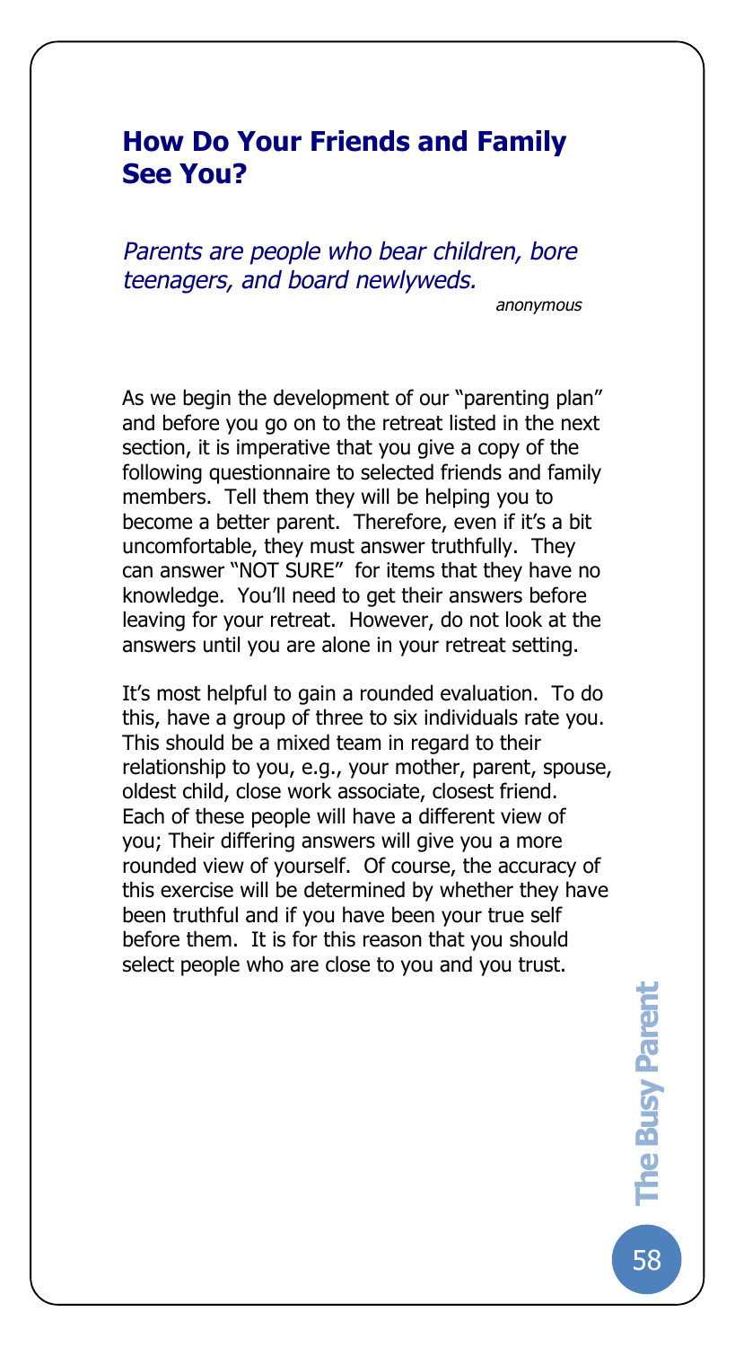## How Do Your Friends and Family See You?

*Parents are people who bear children, bore teenagers, and board newlyweds.*

*anonymous*

As we begin the development of our "parenting plan" and before you go on to the retreat listed in the next section, it is imperative that you give a copy of the following questionnaire to selected friends and family members. Tell them they will be helping you to become a better parent. Therefore, even if it's a bit uncomfortable, they must answer truthfully. They can answer "NOT SURE" for items that they have no knowledge. You'll need to get their answers before leaving for your retreat. However, do not look at the answers until you are alone in your retreat setting.

It's most helpful to gain a rounded evaluation. To do this, have a group of three to six individuals rate you. This should be a mixed team in regard to their relationship to you, e.g., your mother, parent, spouse, oldest child, close work associate, closest friend. Each of these people will have a different view of you; Their differing answers will give you a more rounded view of yourself. Of course, the accuracy of this exercise will be determined by whether they have been truthful and if you have been your true self before them. It is for this reason that you should select people who are close to you and you trust.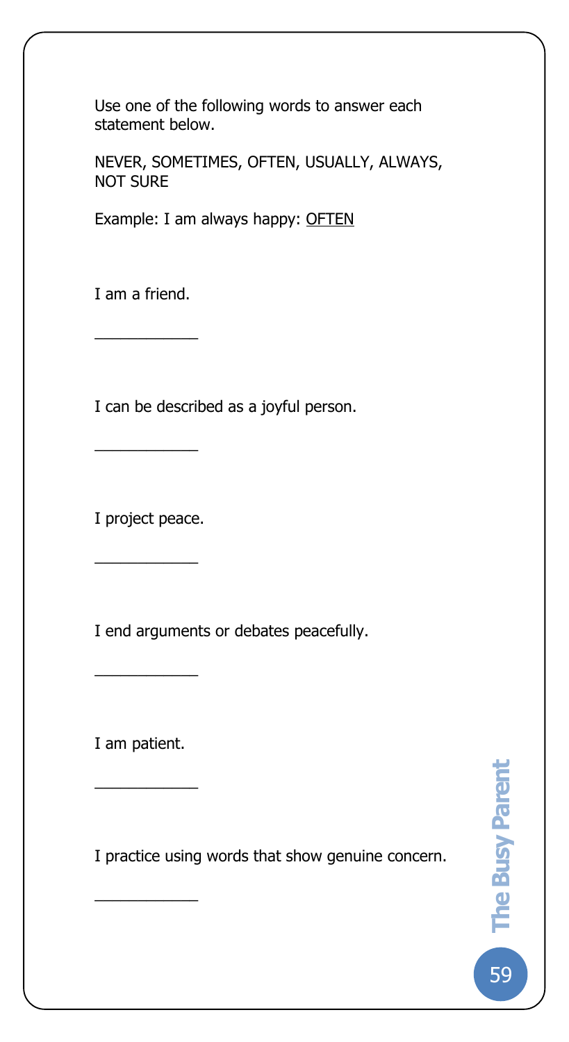Use one of the following words to answer each statement below.

NEVER, SOMETIMES, OFTEN, USUALLY, ALWAYS, NOT SURE

Example: I am always happy: <u>OFTEN</u>

I am a friend.

\_\_\_\_\_\_\_\_\_\_\_\_

I can be described as a joyful person.

\_\_\_\_\_\_\_\_\_\_\_\_

I project peace.

\_\_\_\_\_\_\_\_\_\_\_\_

I end arguments or debates peacefully.

\_\_\_\_\_\_\_\_\_\_\_\_

I am patient.

\_\_\_\_\_\_\_\_\_\_\_\_

I practice using words that show genuine concern.

\_\_\_\_\_\_\_\_\_\_\_\_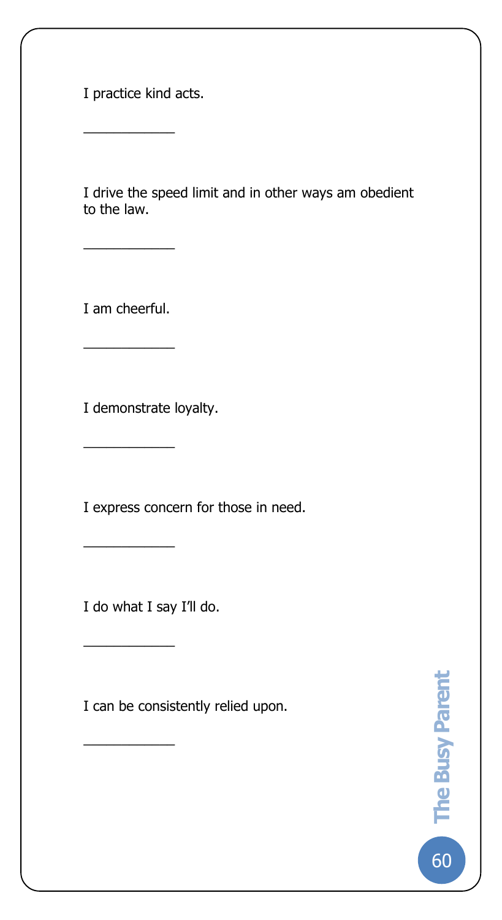I practice kind acts.

____________

I drive the speed limit and in other ways am obedient to the law.

____________

I am cheerful.

____________

I demonstrate loyalty.

____________

I express concern for those in need.

____________

I do what I say I'll do.

____________

I can be consistently relied upon.

____________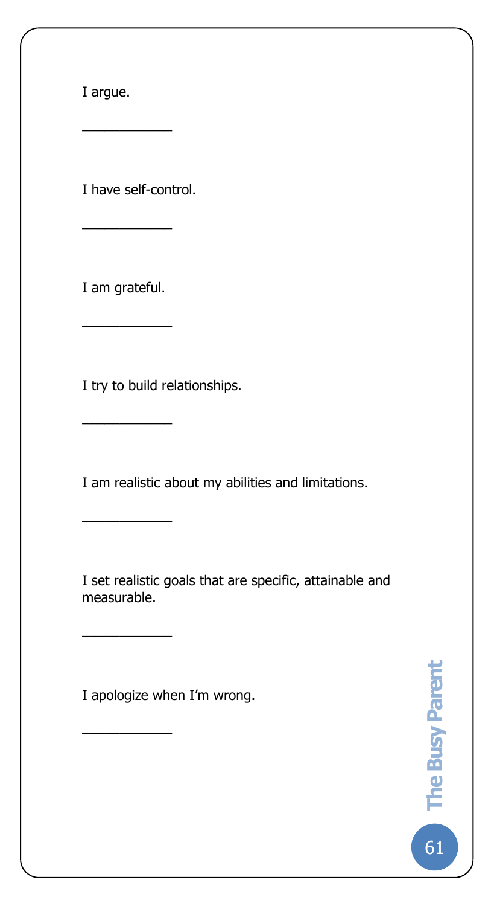I argue.

\_\_\_\_\_\_\_\_\_\_\_\_

I have self-control.

\_\_\_\_\_\_\_\_\_\_\_\_

I am grateful.

\_\_\_\_\_\_\_\_\_\_\_\_

I try to build relationships.

\_\_\_\_\_\_\_\_\_\_\_\_

I am realistic about my abilities and limitations.

\_\_\_\_\_\_\_\_\_\_\_\_

I set realistic goals that are specific, attainable and measurable.

\_\_\_\_\_\_\_\_\_\_\_\_

I apologize when I'm wrong.

\_\_\_\_\_\_\_\_\_\_\_\_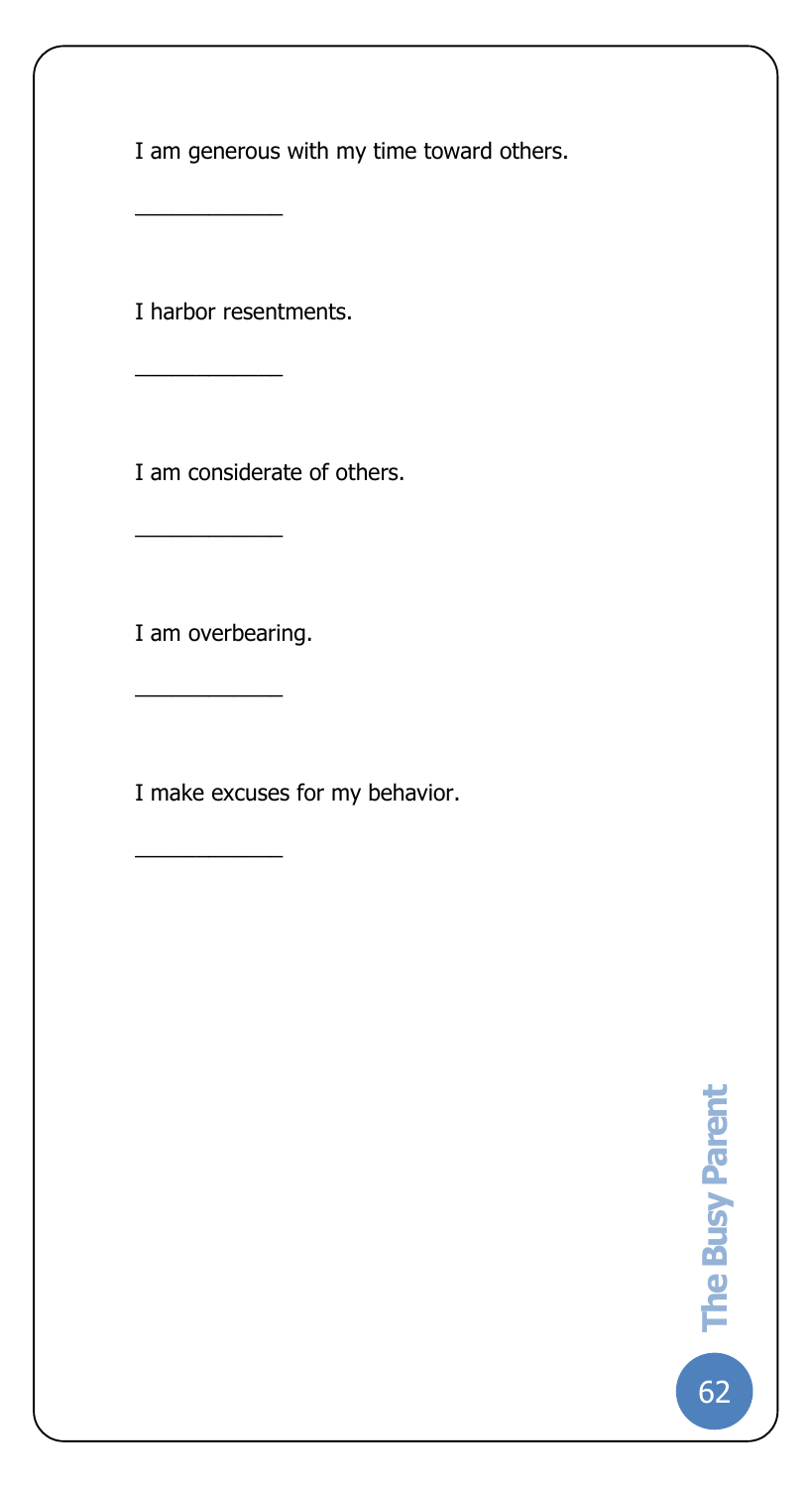I am generous with my time toward others.

____________

I harbor resentments.

____________

I am considerate of others.

____________

I am overbearing.

____________

I make excuses for my behavior.

____________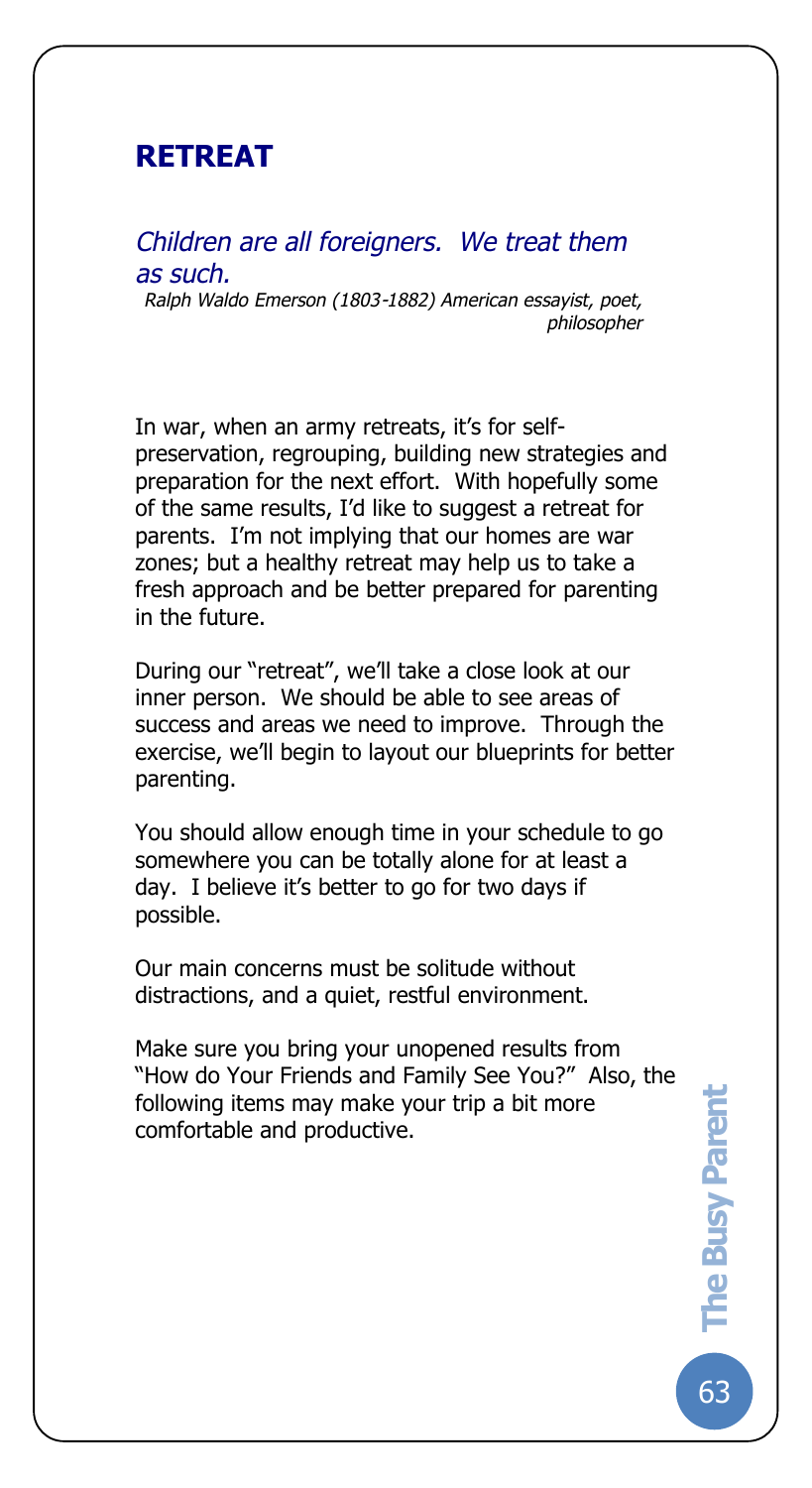## RETREAT

*Children are all foreigners. We treat them as such.*

*Ralph Waldo Emerson (1803-1882) American essayist, poet, philosopher*

In war, when an army retreats, it's for self-preservation, regrouping, building new strategies and preparation for the next effort. With hopefully some of the same results, I'd like to suggest a retreat for parents. I'm not implying that our homes are war zones; but a healthy retreat may help us to take a fresh approach and be better prepared for parenting in the future.

During our "retreat", we'll take a close look at our inner person. We should be able to see areas of success and areas we need to improve. Through the exercise, we'll begin to layout our blueprints for better parenting.

You should allow enough time in your schedule to go somewhere you can be totally alone for at least a day. I believe it's better to go for two days if possible.

Our main concerns must be solitude without distractions, and a quiet, restful environment.

Make sure you bring your unopened results from "How do Your Friends and Family See You?" Also, the following items may make your trip a bit more comfortable and productive.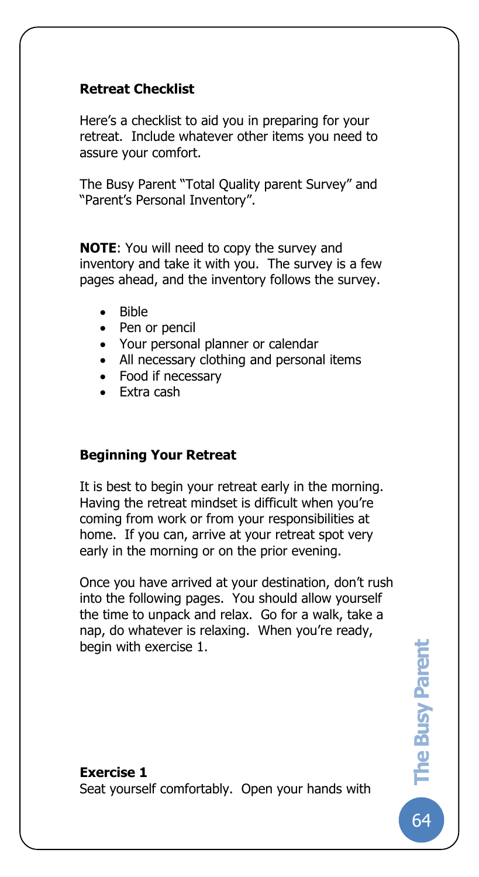**Retreat Checklist**

Here's a checklist to aid you in preparing for your retreat. Include whatever other items you need to assure your comfort.

The Busy Parent "Total Quality parent Survey" and "Parent's Personal Inventory".

**NOTE**: You will need to copy the survey and inventory and take it with you. The survey is a few pages ahead, and the inventory follows the survey.

- Bible
- Pen or pencil
- Your personal planner or calendar
- All necessary clothing and personal items
- Food if necessary
- Extra cash

**Beginning Your Retreat**

It is best to begin your retreat early in the morning. Having the retreat mindset is difficult when you're coming from work or from your responsibilities at home. If you can, arrive at your retreat spot very early in the morning or on the prior evening.

Once you have arrived at your destination, don't rush into the following pages. You should allow yourself the time to unpack and relax. Go for a walk, take a nap, do whatever is relaxing. When you're ready, begin with exercise 1.

**Exercise 1**

Seat yourself comfortably. Open your hands with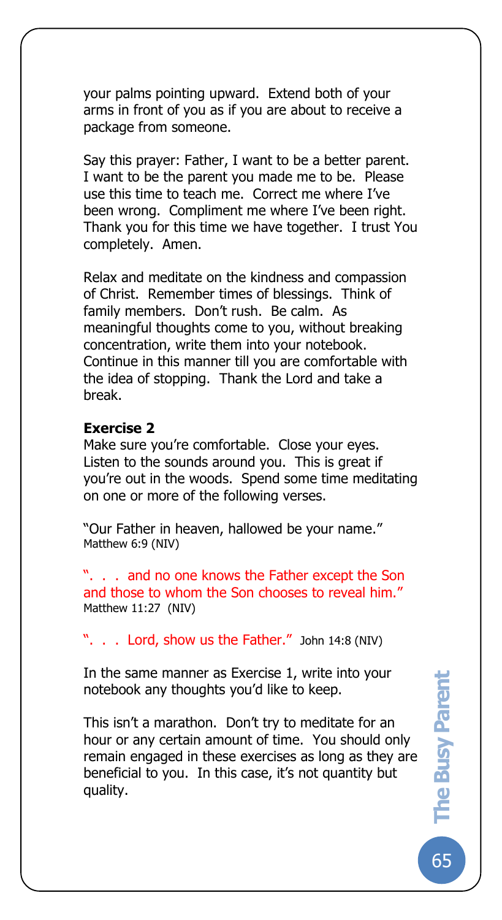your palms pointing upward. Extend both of your arms in front of you as if you are about to receive a package from someone.

Say this prayer: Father, I want to be a better parent. I want to be the parent you made me to be. Please use this time to teach me. Correct me where I've been wrong. Compliment me where I've been right. Thank you for this time we have together. I trust You completely. Amen.

Relax and meditate on the kindness and compassion of Christ. Remember times of blessings. Think of family members. Don't rush. Be calm. As meaningful thoughts come to you, without breaking concentration, write them into your notebook. Continue in this manner till you are comfortable with the idea of stopping. Thank the Lord and take a break.

**Exercise 2**

Make sure you're comfortable. Close your eyes. Listen to the sounds around you. This is great if you're out in the woods. Spend some time meditating on one or more of the following verses.

"Our Father in heaven, hallowed be your name."
Matthew 6:9 (NIV)

". . . and no one knows the Father except the Son and those to whom the Son chooses to reveal him."
Matthew 11:27 (NIV)

". . . Lord, show us the Father." John 14:8 (NIV)

In the same manner as Exercise 1, write into your notebook any thoughts you'd like to keep.

This isn't a marathon. Don't try to meditate for an hour or any certain amount of time. You should only remain engaged in these exercises as long as they are beneficial to you. In this case, it's not quantity but quality.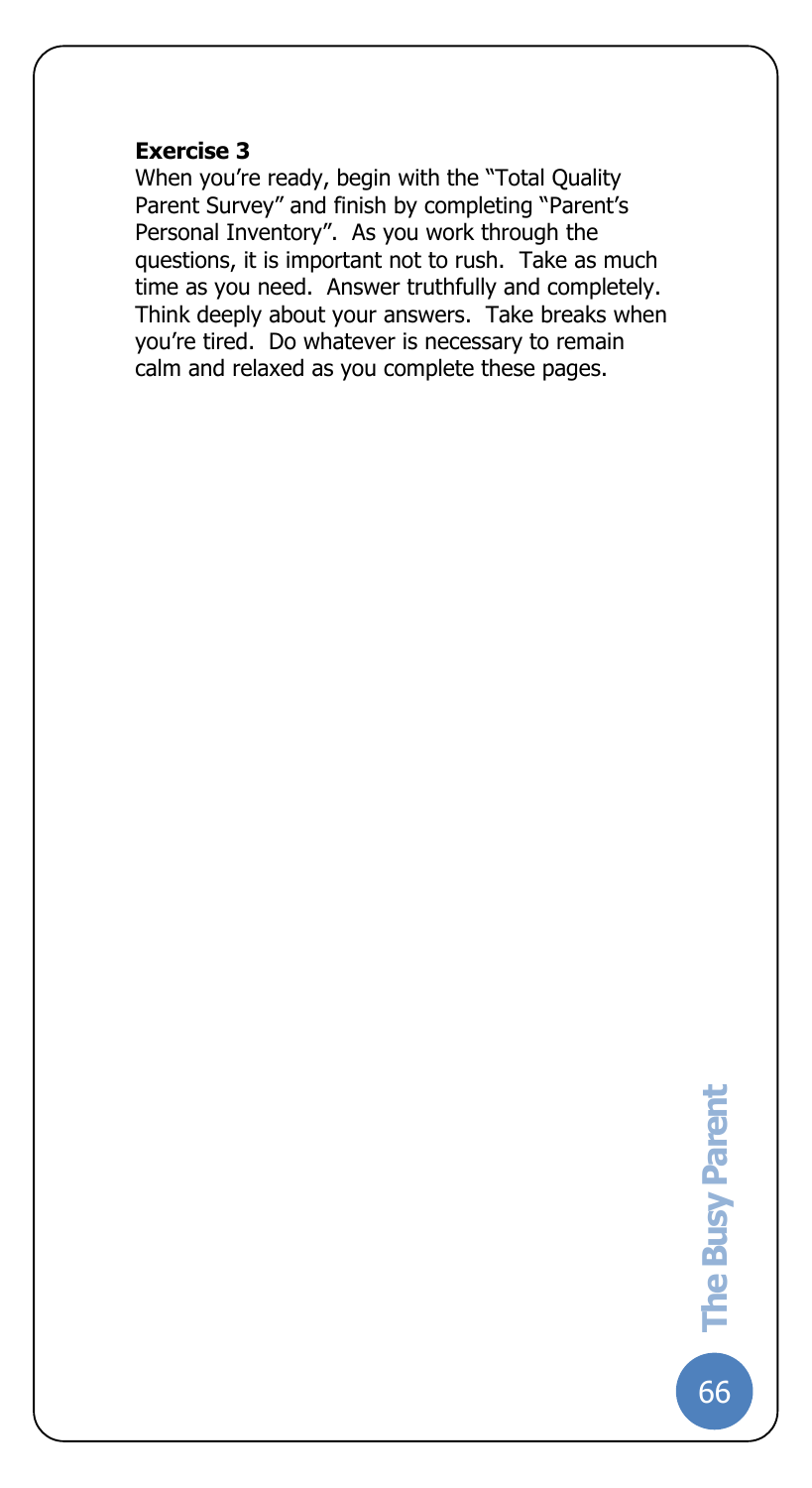**Exercise 3**

When you're ready, begin with the "Total Quality Parent Survey" and finish by completing "Parent's Personal Inventory". As you work through the questions, it is important not to rush. Take as much time as you need. Answer truthfully and completely. Think deeply about your answers. Take breaks when you're tired. Do whatever is necessary to remain calm and relaxed as you complete these pages.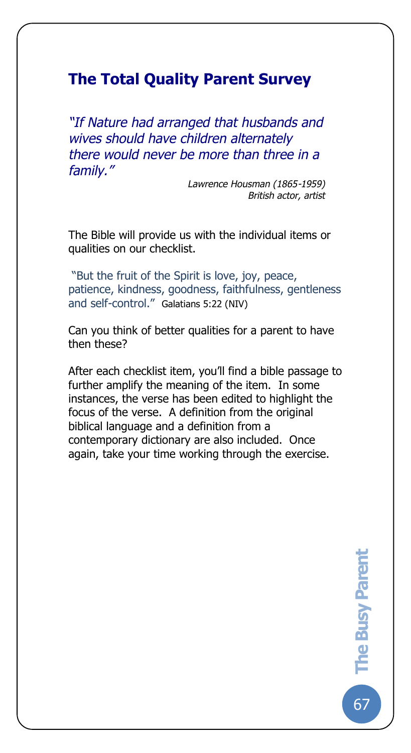## The Total Quality Parent Survey

*"If Nature had arranged that husbands and wives should have children alternately there would never be more than three in a family."*

*Lawrence Housman (1865-1959)*
*British actor, artist*

The Bible will provide us with the individual items or qualities on our checklist.

"But the fruit of the Spirit is love, joy, peace, patience, kindness, goodness, faithfulness, gentleness and self-control." Galatians 5:22 (NIV)

Can you think of better qualities for a parent to have then these?

After each checklist item, you'll find a bible passage to further amplify the meaning of the item. In some instances, the verse has been edited to highlight the focus of the verse. A definition from the original biblical language and a definition from a contemporary dictionary are also included. Once again, take your time working through the exercise.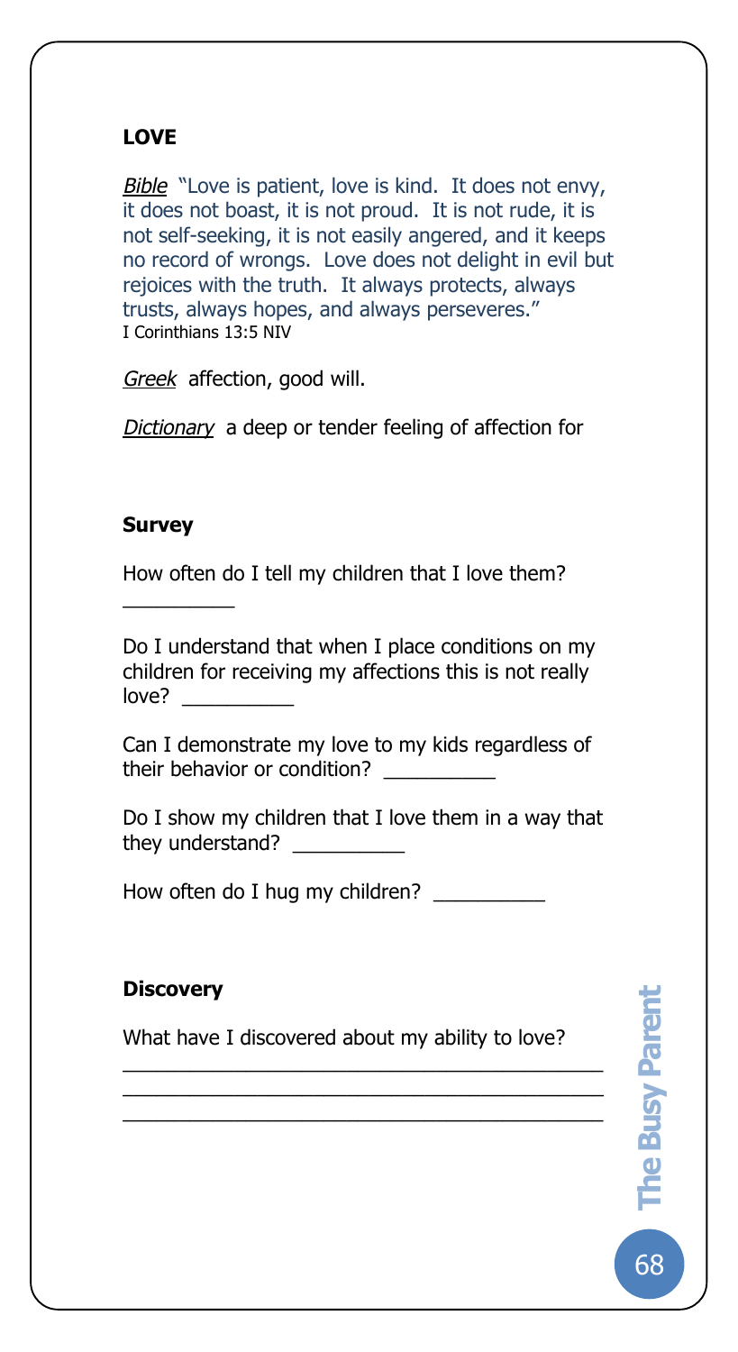**LOVE**

*Bible* "Love is patient, love is kind. It does not envy, it does not boast, it is not proud. It is not rude, it is not self-seeking, it is not easily angered, and it keeps no record of wrongs. Love does not delight in evil but rejoices with the truth. It always protects, always trusts, always hopes, and always perseveres."
I Corinthians 13:5 NIV

*Greek* affection, good will.

*Dictionary* a deep or tender feeling of affection for

**Survey**

How often do I tell my children that I love them?
__________

Do I understand that when I place conditions on my children for receiving my affections this is not really love? __________

Can I demonstrate my love to my kids regardless of their behavior or condition? __________

Do I show my children that I love them in a way that they understand? __________

How often do I hug my children? __________

**Discovery**

What have I discovered about my ability to love?
____________________________________________
____________________________________________
____________________________________________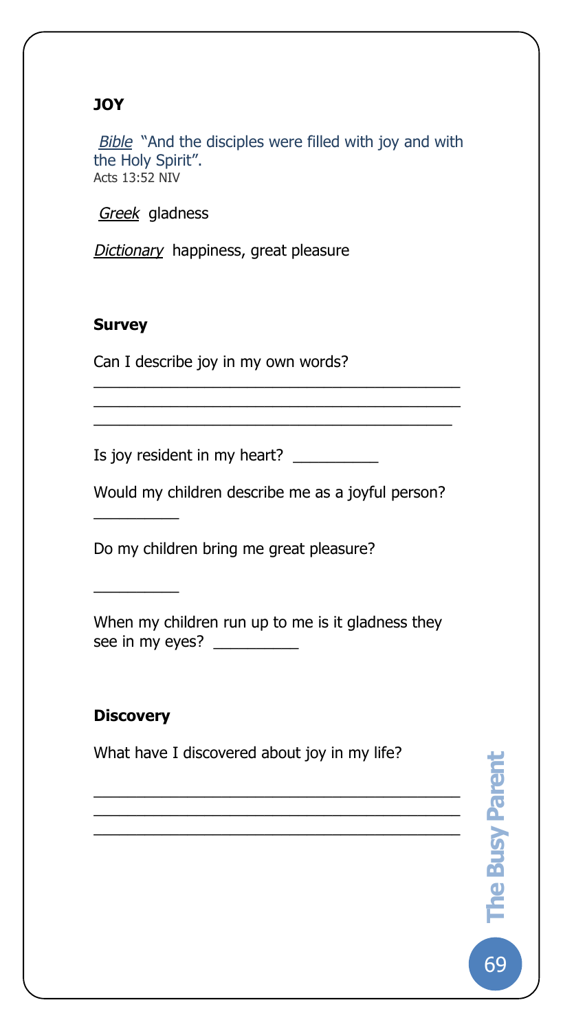**JOY**

*Bible* "And the disciples were filled with joy and with the Holy Spirit".
Acts 13:52 NIV

*Greek* gladness

*Dictionary* happiness, great pleasure

**Survey**

Can I describe joy in my own words?

_________________________________________
_________________________________________
_________________________________________

Is joy resident in my heart? __________

Would my children describe me as a joyful person?

__________

Do my children bring me great pleasure?

__________

When my children run up to me is it gladness they see in my eyes? __________

**Discovery**

What have I discovered about joy in my life?

_________________________________________
_________________________________________
_________________________________________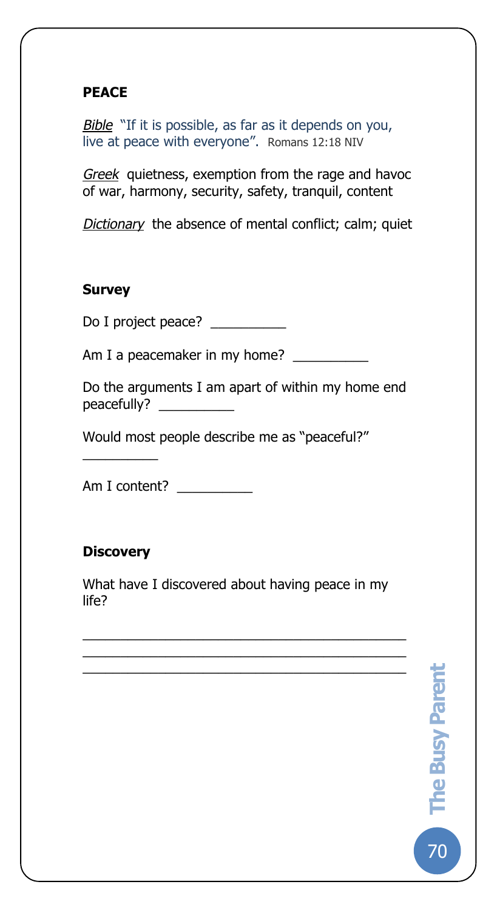**PEACE**

*Bible* "If it is possible, as far as it depends on you, live at peace with everyone". Romans 12:18 NIV

*Greek* quietness, exemption from the rage and havoc of war, harmony, security, safety, tranquil, content

*Dictionary* the absence of mental conflict; calm; quiet

**Survey**

Do I project peace? __________

Am I a peacemaker in my home? __________

Do the arguments I am apart of within my home end peacefully? __________

Would most people describe me as "peaceful?" __________

Am I content? __________

**Discovery**

What have I discovered about having peace in my life?

___________________________________________

___________________________________________

___________________________________________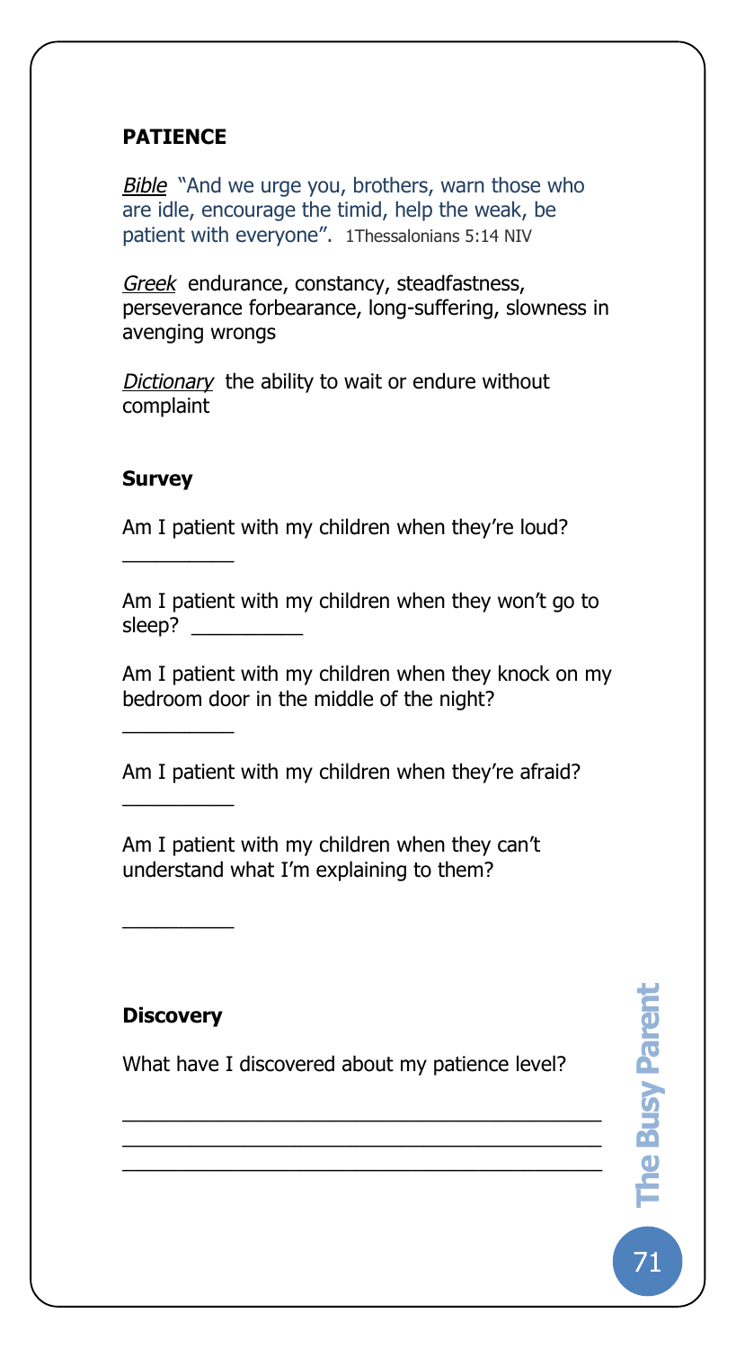**PATIENCE**

*Bible* "And we urge you, brothers, warn those who are idle, encourage the timid, help the weak, be patient with everyone". 1Thessalonians 5:14 NIV

*Greek* endurance, constancy, steadfastness, perseverance forbearance, long-suffering, slowness in avenging wrongs

*Dictionary* the ability to wait or endure without complaint

**Survey**

Am I patient with my children when they're loud?

__________

Am I patient with my children when they won't go to sleep? __________

Am I patient with my children when they knock on my bedroom door in the middle of the night?

__________

Am I patient with my children when they're afraid?

__________

Am I patient with my children when they can't understand what I'm explaining to them?

__________

**Discovery**

What have I discovered about my patience level?

__________________________________________

__________________________________________

__________________________________________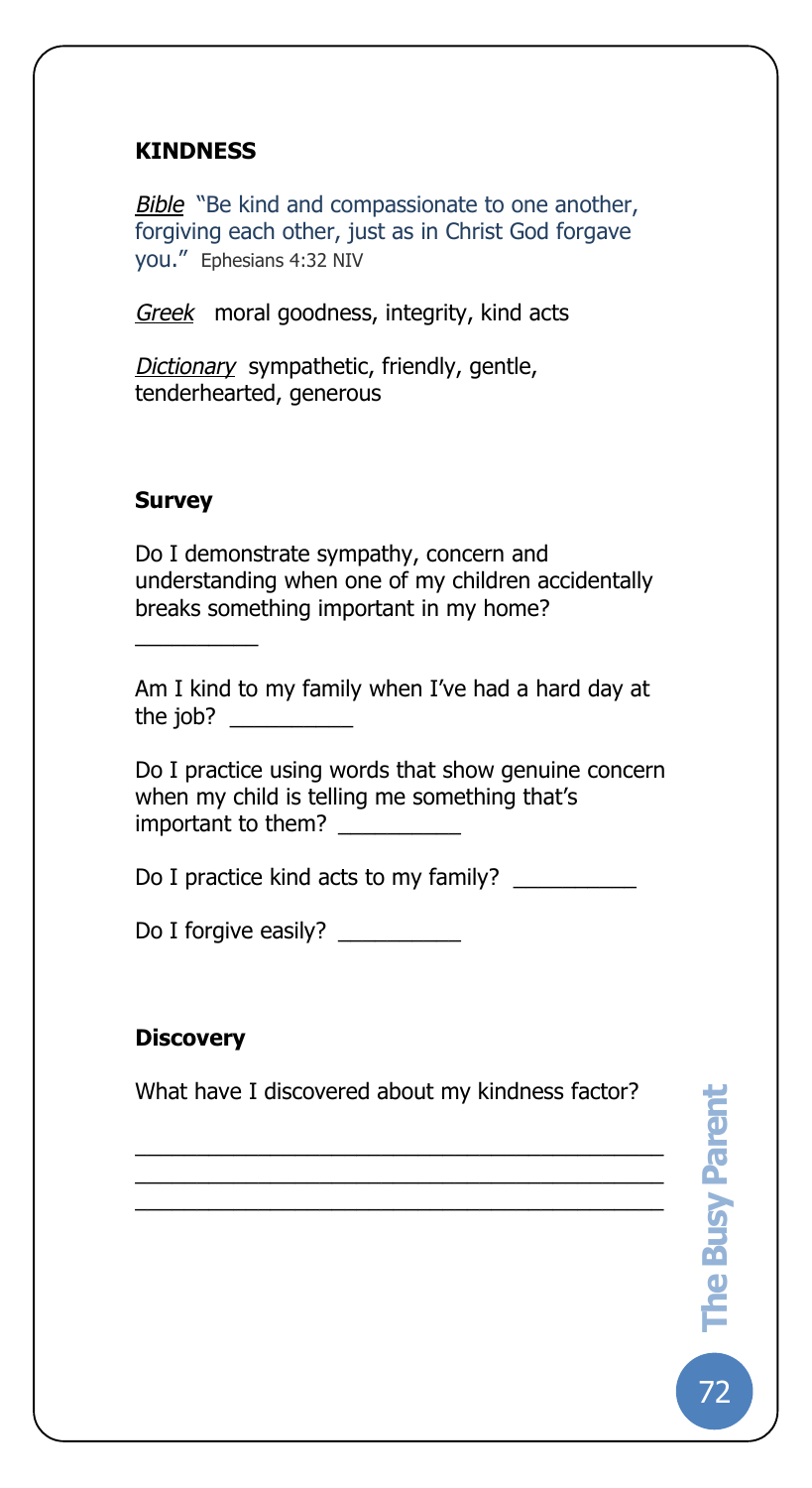## KINDNESS

*Bible* "Be kind and compassionate to one another, forgiving each other, just as in Christ God forgave you." Ephesians 4:32 NIV

*Greek* moral goodness, integrity, kind acts

*Dictionary* sympathetic, friendly, gentle, tenderhearted, generous

### Survey

Do I demonstrate sympathy, concern and understanding when one of my children accidentally breaks something important in my home?

__________

Am I kind to my family when I've had a hard day at the job? __________

Do I practice using words that show genuine concern when my child is telling me something that's important to them? __________

Do I practice kind acts to my family? __________

Do I forgive easily? __________

### Discovery

What have I discovered about my kindness factor?

___________________________________________
___________________________________________
___________________________________________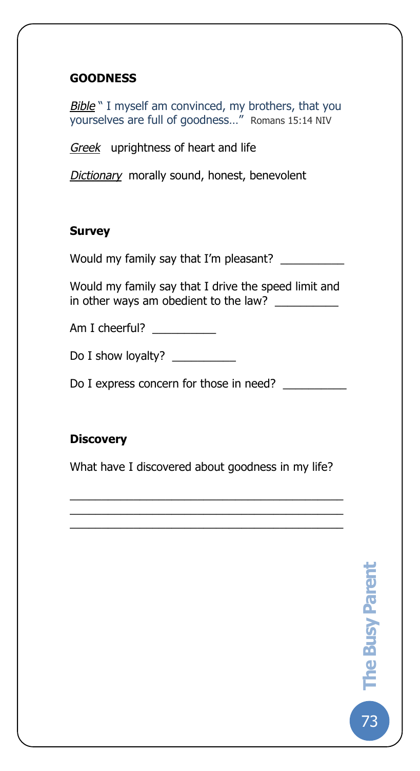## GOODNESS

*Bible* " I myself am convinced, my brothers, that you yourselves are full of goodness…" Romans 15:14 NIV

*Greek* uprightness of heart and life

*Dictionary* morally sound, honest, benevolent

### Survey

Would my family say that I'm pleasant? __________

Would my family say that I drive the speed limit and in other ways am obedient to the law? __________

Am I cheerful? __________

Do I show loyalty? __________

Do I express concern for those in need? __________

### Discovery

What have I discovered about goodness in my life?

___________________________________________

___________________________________________

___________________________________________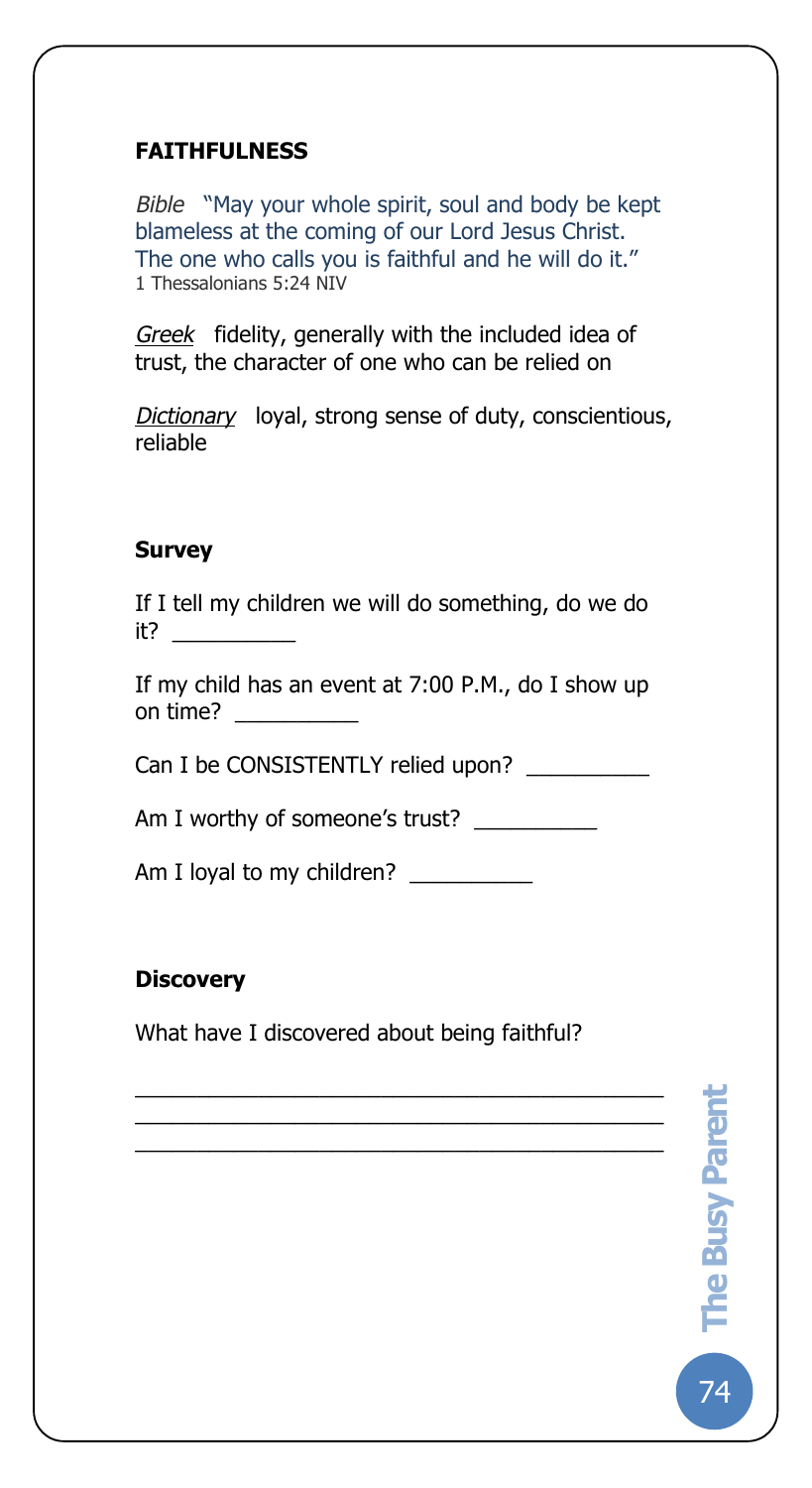### FAITHFULNESS

*Bible* "May your whole spirit, soul and body be kept blameless at the coming of our Lord Jesus Christ. The one who calls you is faithful and he will do it."
1 Thessalonians 5:24 NIV

*Greek* fidelity, generally with the included idea of trust, the character of one who can be relied on

*Dictionary* loyal, strong sense of duty, conscientious, reliable

**Survey**

If I tell my children we will do something, do we do it? __________

If my child has an event at 7:00 P.M., do I show up on time? __________

Can I be CONSISTENTLY relied upon? __________

Am I worthy of someone's trust? __________

Am I loyal to my children? __________

**Discovery**

What have I discovered about being faithful?

____________________________________________
____________________________________________
____________________________________________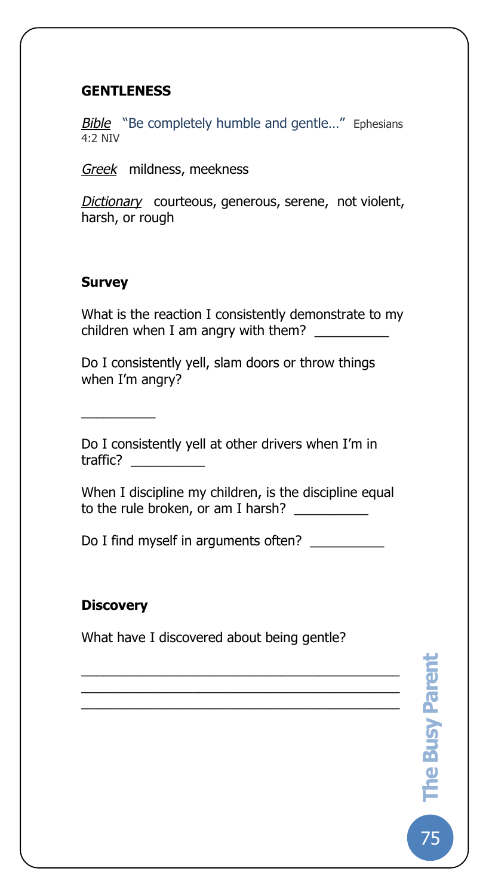## GENTLENESS

*Bible* "Be completely humble and gentle…" Ephesians 4:2 NIV

*Greek* mildness, meekness

*Dictionary* courteous, generous, serene, not violent, harsh, or rough

### Survey

What is the reaction I consistently demonstrate to my children when I am angry with them? __________

Do I consistently yell, slam doors or throw things when I'm angry?

__________

Do I consistently yell at other drivers when I'm in traffic? __________

When I discipline my children, is the discipline equal to the rule broken, or am I harsh? __________

Do I find myself in arguments often? __________

### Discovery

What have I discovered about being gentle?

___________________________________________

___________________________________________

___________________________________________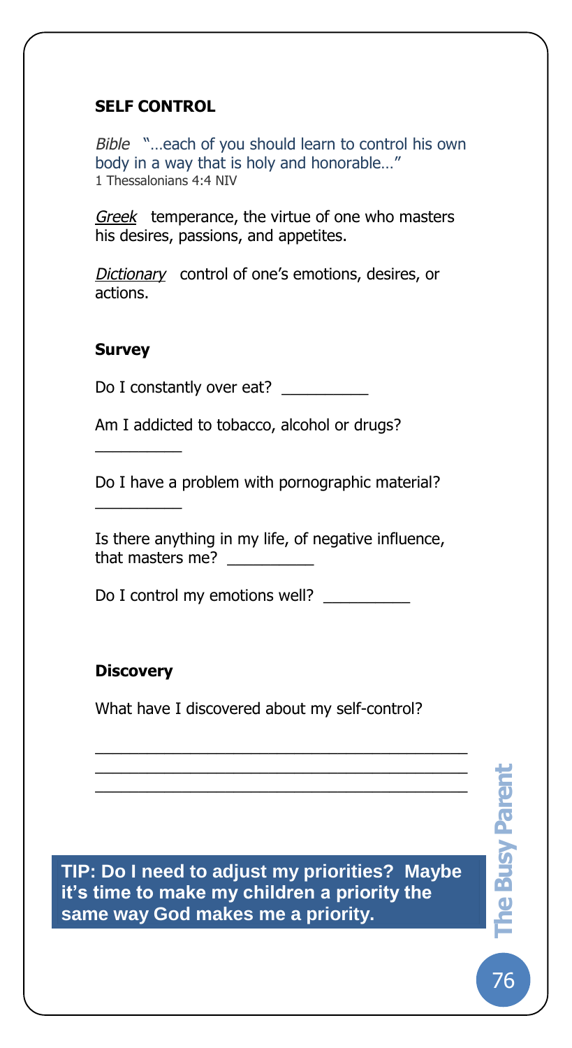## SELF CONTROL

*Bible* "…each of you should learn to control his own body in a way that is holy and honorable…"
1 Thessalonians 4:4 NIV

*Greek* temperance, the virtue of one who masters his desires, passions, and appetites.

*Dictionary* control of one's emotions, desires, or actions.

### Survey

Do I constantly over eat? __________

Am I addicted to tobacco, alcohol or drugs?
__________

Do I have a problem with pornographic material?
__________

Is there anything in my life, of negative influence, that masters me? __________

Do I control my emotions well? __________

### Discovery

What have I discovered about my self-control?

___________________________________________
___________________________________________
___________________________________________

**TIP: Do I need to adjust my priorities? Maybe it's time to make my children a priority the same way God makes me a priority.**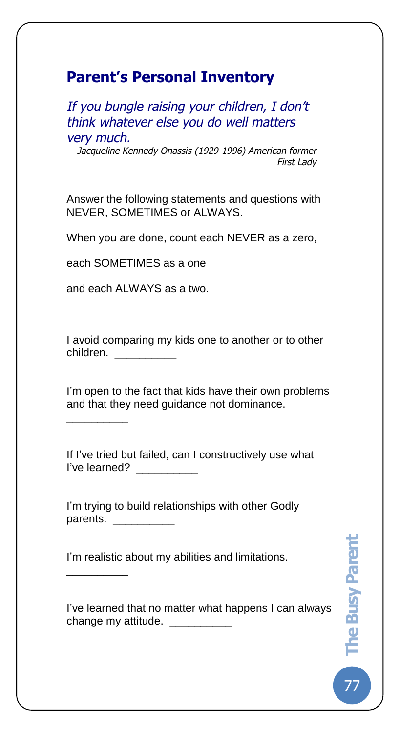## Parent's Personal Inventory

*If you bungle raising your children, I don't think whatever else you do well matters very much.*

*Jacqueline Kennedy Onassis (1929-1996) American former First Lady*

Answer the following statements and questions with NEVER, SOMETIMES or ALWAYS.

When you are done, count each NEVER as a zero,

each SOMETIMES as a one

and each ALWAYS as a two.

I avoid comparing my kids one to another or to other children. __________

I'm open to the fact that kids have their own problems and that they need guidance not dominance.

__________

If I've tried but failed, can I constructively use what I've learned? __________

I'm trying to build relationships with other Godly parents. __________

I'm realistic about my abilities and limitations.

__________

I've learned that no matter what happens I can always change my attitude. __________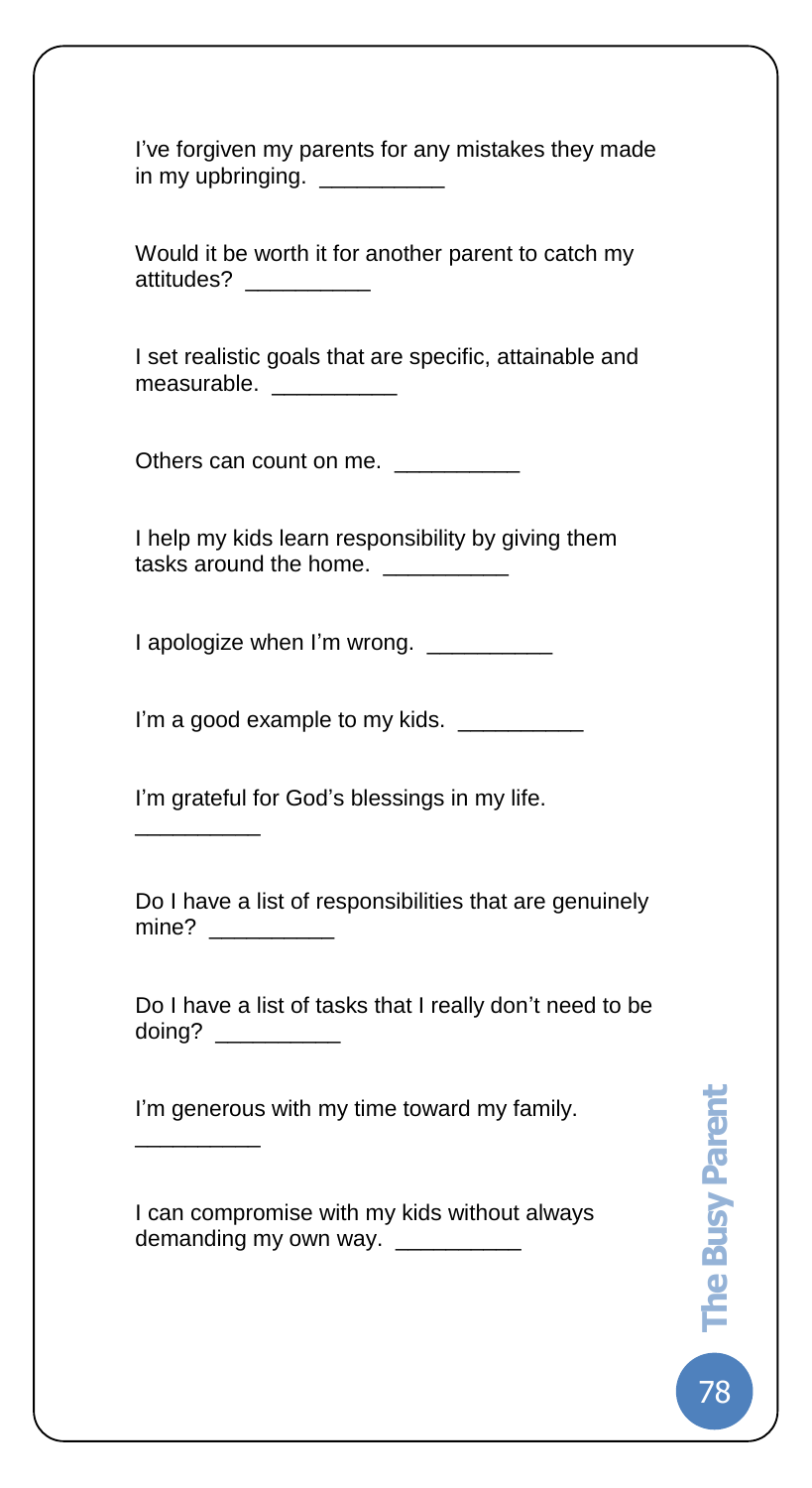I've forgiven my parents for any mistakes they made in my upbringing. __________

Would it be worth it for another parent to catch my attitudes? __________

I set realistic goals that are specific, attainable and measurable. __________

Others can count on me. __________

I help my kids learn responsibility by giving them tasks around the home. __________

I apologize when I'm wrong. __________

I'm a good example to my kids. __________

I'm grateful for God's blessings in my life. __________

Do I have a list of responsibilities that are genuinely mine? __________

Do I have a list of tasks that I really don't need to be doing? __________

I'm generous with my time toward my family. __________

I can compromise with my kids without always demanding my own way. __________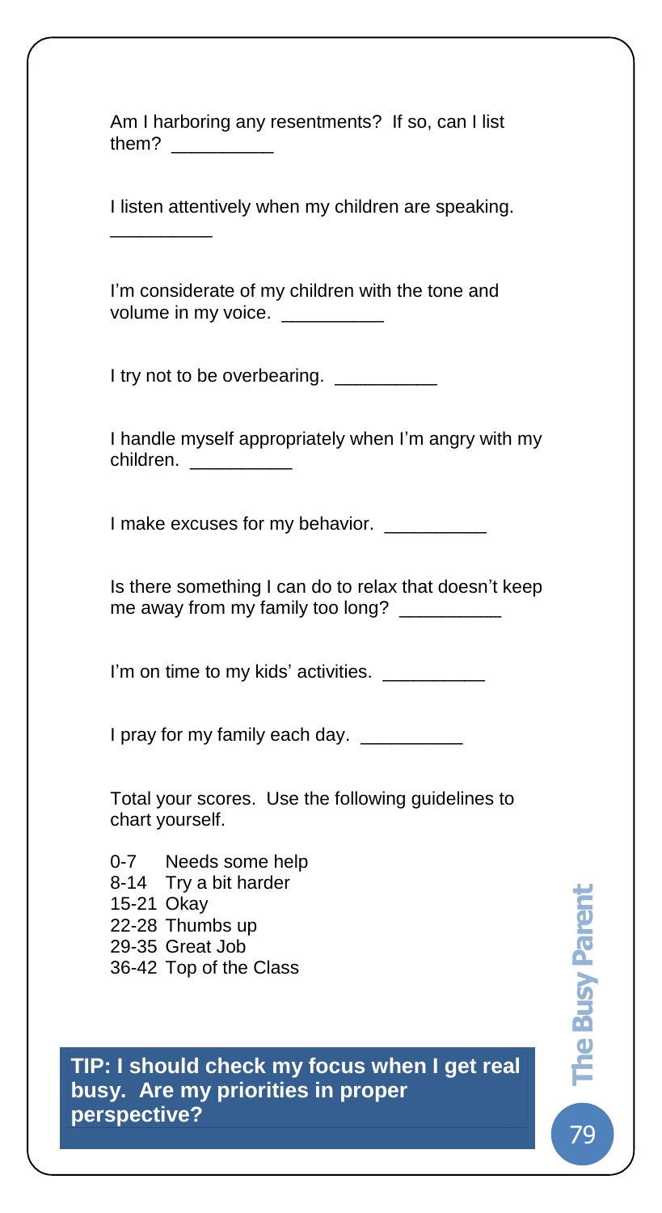Am I harboring any resentments? If so, can I list them? __________

I listen attentively when my children are speaking. __________

I'm considerate of my children with the tone and volume in my voice. __________

I try not to be overbearing. __________

I handle myself appropriately when I'm angry with my children. __________

I make excuses for my behavior. __________

Is there something I can do to relax that doesn't keep me away from my family too long? __________

I'm on time to my kids' activities. __________

I pray for my family each day. __________

Total your scores. Use the following guidelines to chart yourself.

0-7 Needs some help
8-14 Try a bit harder
15-21 Okay
22-28 Thumbs up
29-35 Great Job
36-42 Top of the Class

**TIP: I should check my focus when I get real busy. Are my priorities in proper perspective?**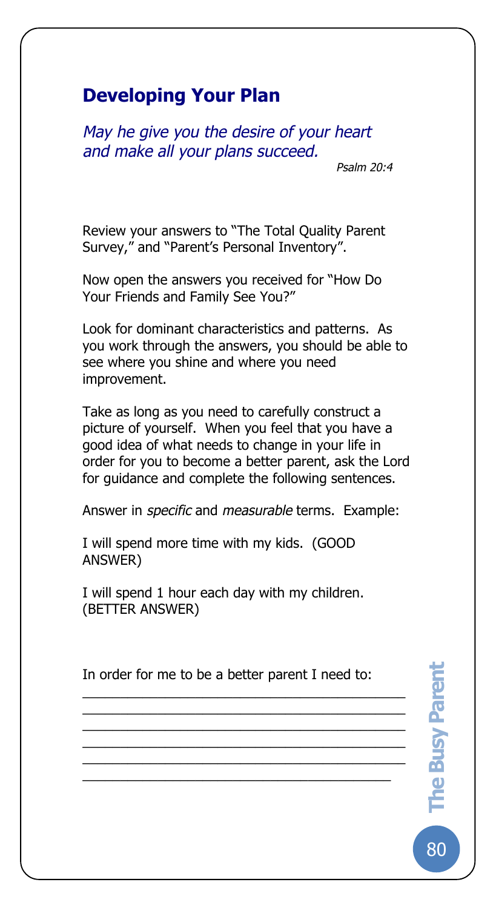## Developing Your Plan

*May he give you the desire of your heart and make all your plans succeed.*

Psalm 20:4

Review your answers to "The Total Quality Parent Survey," and "Parent's Personal Inventory".

Now open the answers you received for "How Do Your Friends and Family See You?"

Look for dominant characteristics and patterns. As you work through the answers, you should be able to see where you shine and where you need improvement.

Take as long as you need to carefully construct a picture of yourself. When you feel that you have a good idea of what needs to change in your life in order for you to become a better parent, ask the Lord for guidance and complete the following sentences.

Answer in *specific* and *measurable* terms. Example:

I will spend more time with my kids. (GOOD ANSWER)

I will spend 1 hour each day with my children. (BETTER ANSWER)

In order for me to be a better parent I need to:

\_\_\_\_\_\_\_\_\_\_\_\_\_\_\_\_\_\_\_\_\_\_\_\_\_\_\_\_\_\_\_\_\_\_\_\_\_\_\_\_
\_\_\_\_\_\_\_\_\_\_\_\_\_\_\_\_\_\_\_\_\_\_\_\_\_\_\_\_\_\_\_\_\_\_\_\_\_\_\_\_
\_\_\_\_\_\_\_\_\_\_\_\_\_\_\_\_\_\_\_\_\_\_\_\_\_\_\_\_\_\_\_\_\_\_\_\_\_\_\_\_
\_\_\_\_\_\_\_\_\_\_\_\_\_\_\_\_\_\_\_\_\_\_\_\_\_\_\_\_\_\_\_\_\_\_\_\_\_\_\_\_
\_\_\_\_\_\_\_\_\_\_\_\_\_\_\_\_\_\_\_\_\_\_\_\_\_\_\_\_\_\_\_\_\_\_\_\_\_\_\_\_
\_\_\_\_\_\_\_\_\_\_\_\_\_\_\_\_\_\_\_\_\_\_\_\_\_\_\_\_\_\_\_\_\_\_\_\_\_\_\_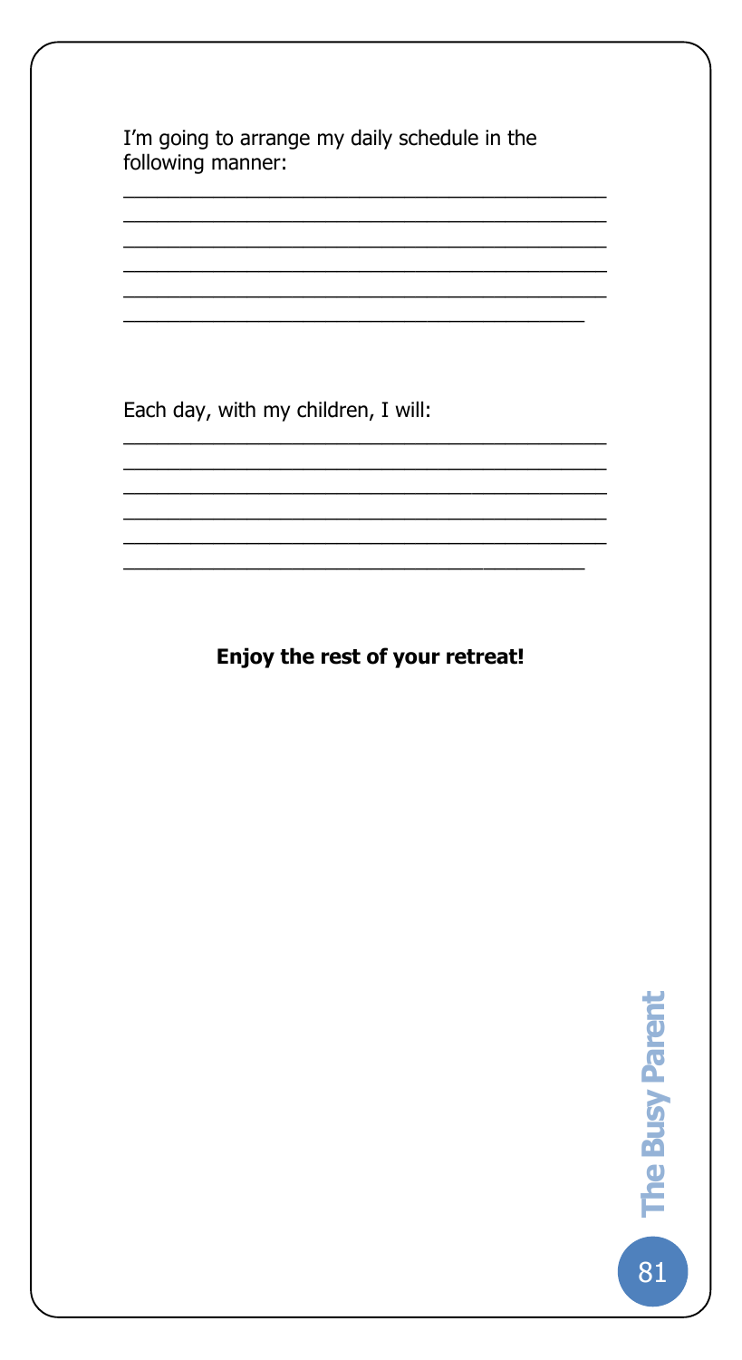I'm going to arrange my daily schedule in the following manner:

___________________________________________
___________________________________________
___________________________________________
___________________________________________
___________________________________________
_________________________________________

Each day, with my children, I will:

___________________________________________
___________________________________________
___________________________________________
___________________________________________
___________________________________________
_________________________________________

**Enjoy the rest of your retreat!**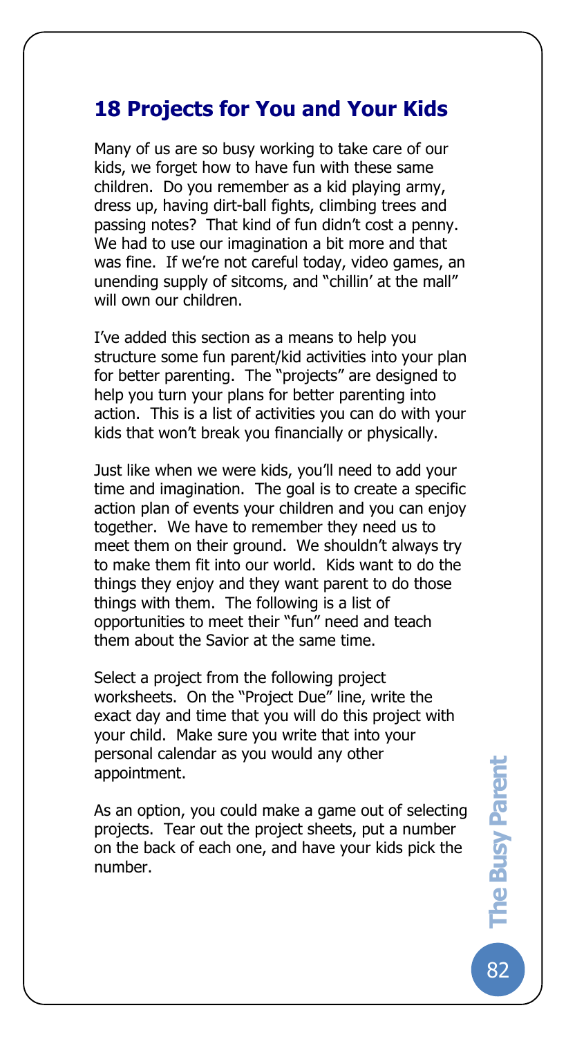## 18 Projects for You and Your Kids

Many of us are so busy working to take care of our kids, we forget how to have fun with these same children. Do you remember as a kid playing army, dress up, having dirt-ball fights, climbing trees and passing notes? That kind of fun didn't cost a penny. We had to use our imagination a bit more and that was fine. If we're not careful today, video games, an unending supply of sitcoms, and "chillin' at the mall" will own our children.

I've added this section as a means to help you structure some fun parent/kid activities into your plan for better parenting. The "projects" are designed to help you turn your plans for better parenting into action. This is a list of activities you can do with your kids that won't break you financially or physically.

Just like when we were kids, you'll need to add your time and imagination. The goal is to create a specific action plan of events your children and you can enjoy together. We have to remember they need us to meet them on their ground. We shouldn't always try to make them fit into our world. Kids want to do the things they enjoy and they want parent to do those things with them. The following is a list of opportunities to meet their "fun" need and teach them about the Savior at the same time.

Select a project from the following project worksheets. On the "Project Due" line, write the exact day and time that you will do this project with your child. Make sure you write that into your personal calendar as you would any other appointment.

As an option, you could make a game out of selecting projects. Tear out the project sheets, put a number on the back of each one, and have your kids pick the number.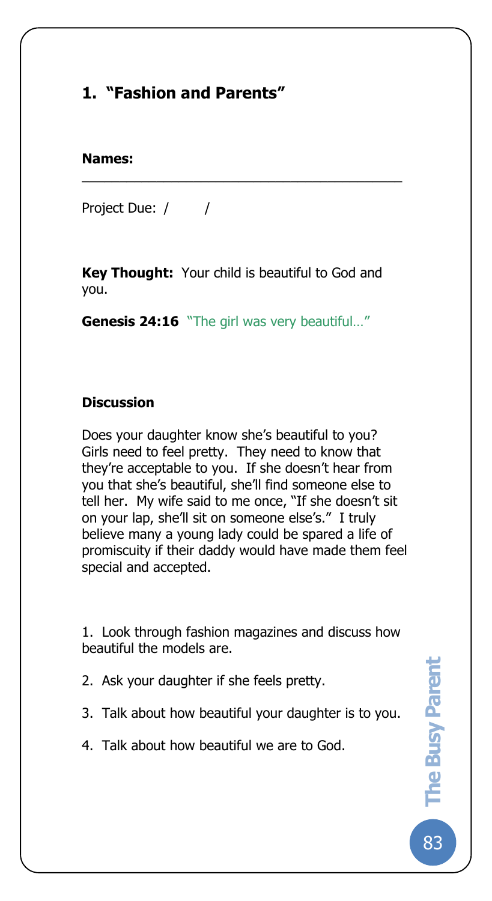## 1. "Fashion and Parents"

**Names:** ________________________________________

Project Due: / /

**Key Thought:** Your child is beautiful to God and you.

**Genesis 24:16** "The girl was very beautiful…"

### Discussion

Does your daughter know she's beautiful to you? Girls need to feel pretty. They need to know that they're acceptable to you. If she doesn't hear from you that she's beautiful, she'll find someone else to tell her. My wife said to me once, "If she doesn't sit on your lap, she'll sit on someone else's." I truly believe many a young lady could be spared a life of promiscuity if their daddy would have made them feel special and accepted.

1. Look through fashion magazines and discuss how beautiful the models are.
2. Ask your daughter if she feels pretty.
3. Talk about how beautiful your daughter is to you.
4. Talk about how beautiful we are to God.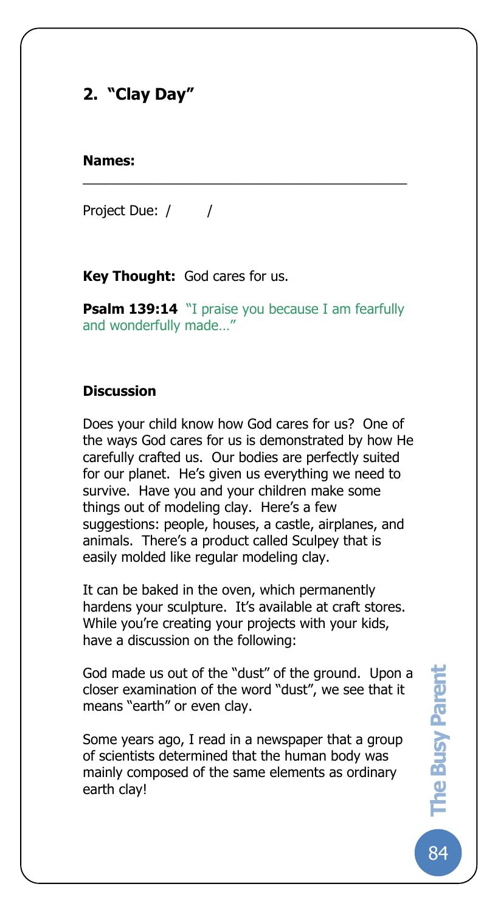## 2. "Clay Day"

**Names:** \_\_\_\_\_\_\_\_\_\_\_\_\_\_\_\_\_\_\_\_\_\_\_\_\_\_\_\_\_\_\_\_\_\_\_\_\_\_\_\_

Project Due: /     /

**Key Thought:** God cares for us.

**Psalm 139:14** "I praise you because I am fearfully and wonderfully made…"

### Discussion

Does your child know how God cares for us? One of the ways God cares for us is demonstrated by how He carefully crafted us. Our bodies are perfectly suited for our planet. He's given us everything we need to survive. Have you and your children make some things out of modeling clay. Here's a few suggestions: people, houses, a castle, airplanes, and animals. There's a product called Sculpey that is easily molded like regular modeling clay.

It can be baked in the oven, which permanently hardens your sculpture. It's available at craft stores. While you're creating your projects with your kids, have a discussion on the following:

God made us out of the "dust" of the ground. Upon a closer examination of the word "dust", we see that it means "earth" or even clay.

Some years ago, I read in a newspaper that a group of scientists determined that the human body was mainly composed of the same elements as ordinary earth clay!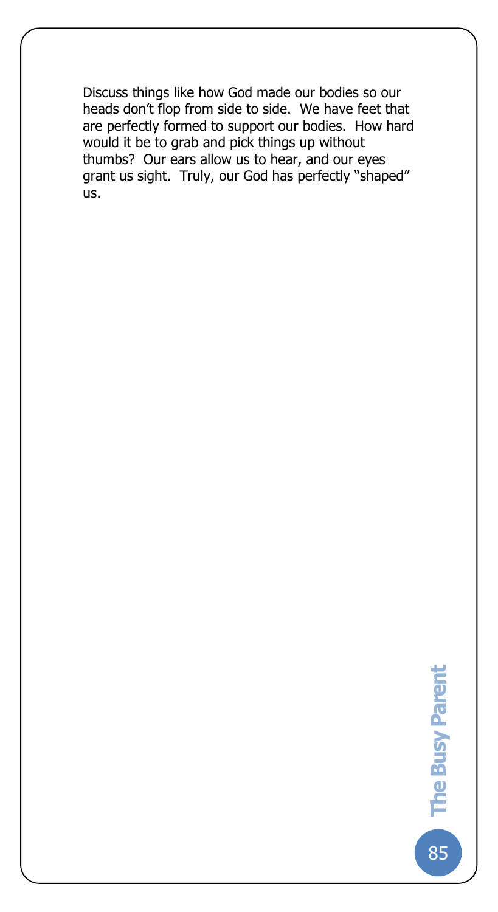Discuss things like how God made our bodies so our heads don't flop from side to side. We have feet that are perfectly formed to support our bodies. How hard would it be to grab and pick things up without thumbs? Our ears allow us to hear, and our eyes grant us sight. Truly, our God has perfectly "shaped" us.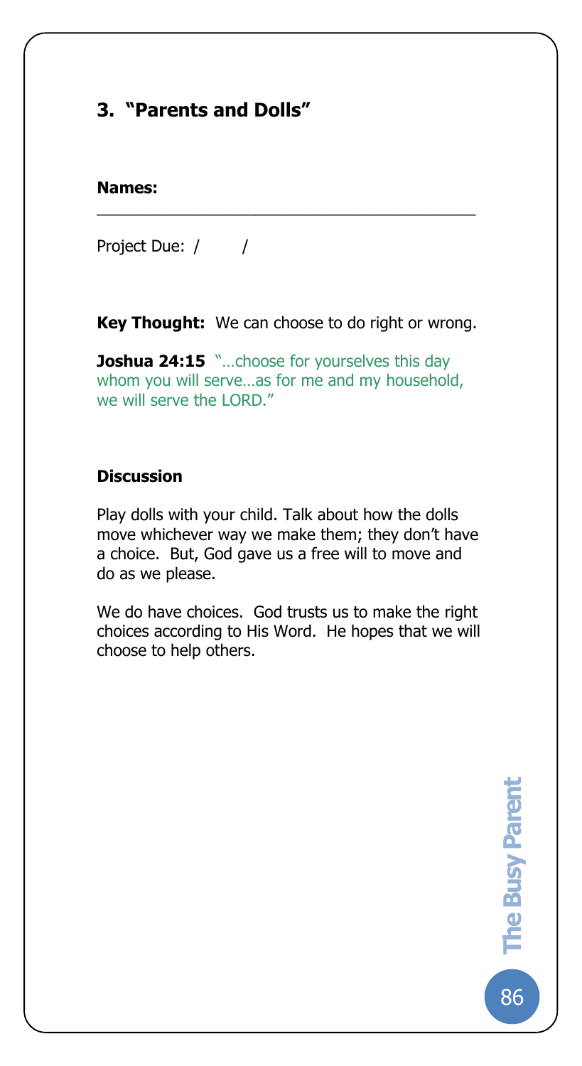## 3. "Parents and Dolls"

**Names:** ___________________________________________

Project Due: /   /

**Key Thought:** We can choose to do right or wrong.

**Joshua 24:15** "…choose for yourselves this day whom you will serve…as for me and my household, we will serve the LORD."

**Discussion**

Play dolls with your child. Talk about how the dolls move whichever way we make them; they don't have a choice. But, God gave us a free will to move and do as we please.

We do have choices. God trusts us to make the right choices according to His Word. He hopes that we will choose to help others.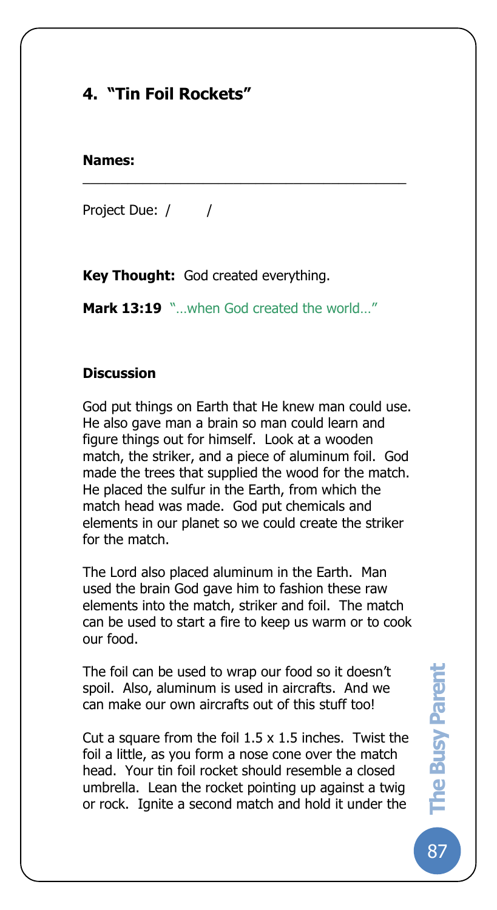## 4. "Tin Foil Rockets"

**Names:** ________________________________________

Project Due: / /

**Key Thought:** God created everything.

**Mark 13:19** "…when God created the world…"

### Discussion

God put things on Earth that He knew man could use. He also gave man a brain so man could learn and figure things out for himself. Look at a wooden match, the striker, and a piece of aluminum foil. God made the trees that supplied the wood for the match. He placed the sulfur in the Earth, from which the match head was made. God put chemicals and elements in our planet so we could create the striker for the match.

The Lord also placed aluminum in the Earth. Man used the brain God gave him to fashion these raw elements into the match, striker and foil. The match can be used to start a fire to keep us warm or to cook our food.

The foil can be used to wrap our food so it doesn't spoil. Also, aluminum is used in aircrafts. And we can make our own aircrafts out of this stuff too!

Cut a square from the foil 1.5 x 1.5 inches. Twist the foil a little, as you form a nose cone over the match head. Your tin foil rocket should resemble a closed umbrella. Lean the rocket pointing up against a twig or rock. Ignite a second match and hold it under the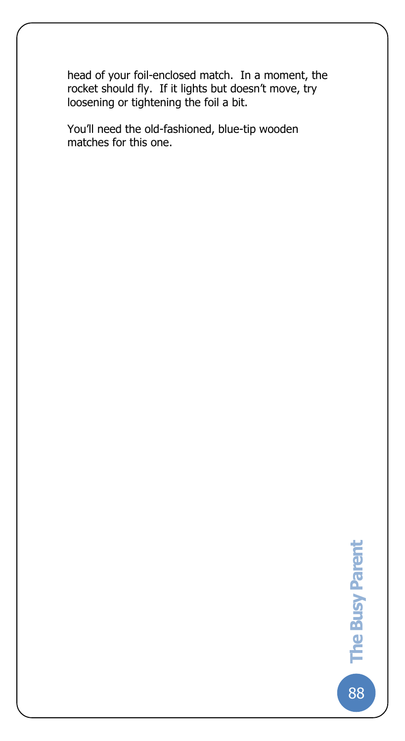head of your foil-enclosed match. In a moment, the rocket should fly. If it lights but doesn't move, try loosening or tightening the foil a bit.

You'll need the old-fashioned, blue-tip wooden matches for this one.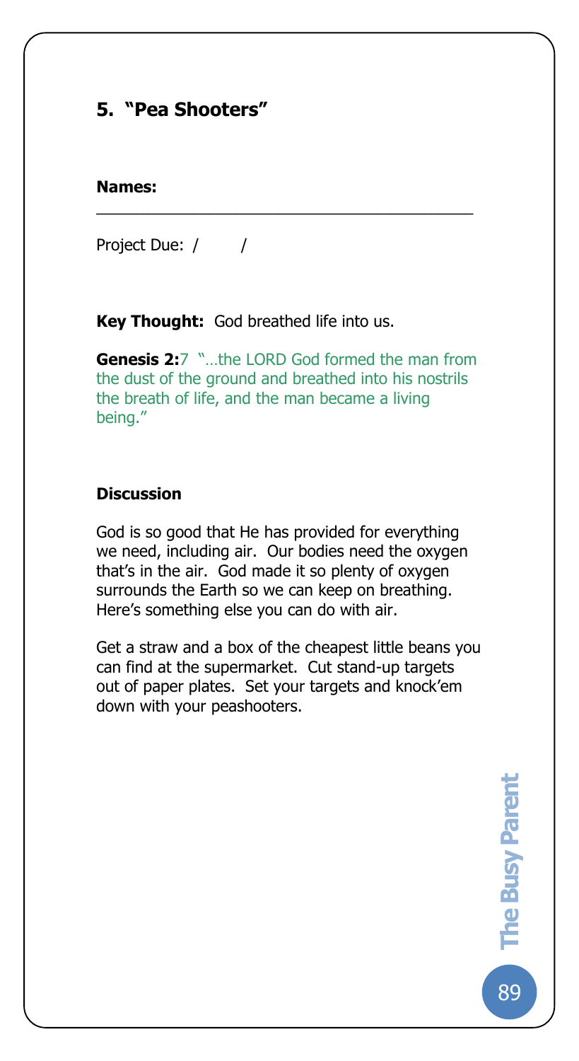## 5. "Pea Shooters"

**Names:** \_\_\_\_\_\_\_\_\_\_\_\_\_\_\_\_\_\_\_\_\_\_\_\_\_\_\_\_\_\_\_\_\_\_\_\_\_\_\_\_

Project Due: /     /

**Key Thought:** God breathed life into us.

**Genesis 2:**7 "…the LORD God formed the man from the dust of the ground and breathed into his nostrils the breath of life, and the man became a living being."

**Discussion**

God is so good that He has provided for everything we need, including air. Our bodies need the oxygen that's in the air. God made it so plenty of oxygen surrounds the Earth so we can keep on breathing. Here's something else you can do with air.

Get a straw and a box of the cheapest little beans you can find at the supermarket. Cut stand-up targets out of paper plates. Set your targets and knock'em down with your peashooters.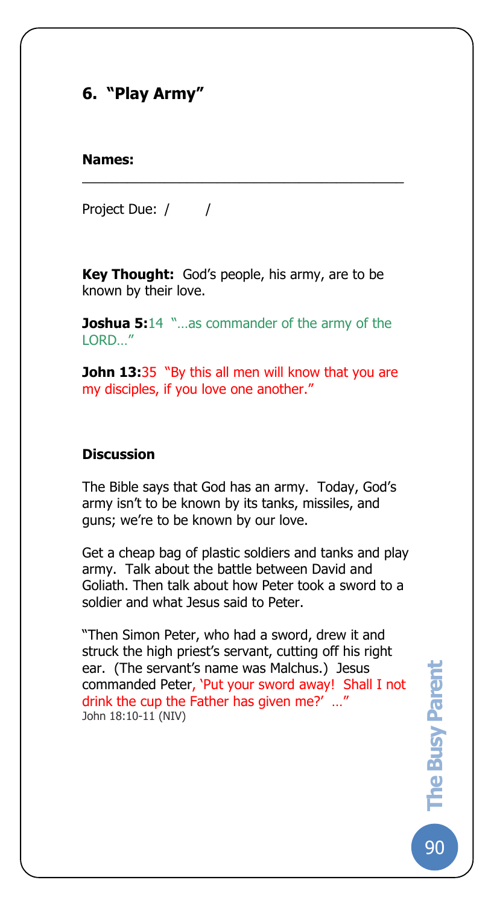## 6. "Play Army"

**Names:** ________________________________________

Project Due: /        /

**Key Thought:** God's people, his army, are to be known by their love.

**Joshua 5:**14 "…as commander of the army of the LORD…"

**John 13:**35 "By this all men will know that you are my disciples, if you love one another."

### Discussion

The Bible says that God has an army. Today, God's army isn't to be known by its tanks, missiles, and guns; we're to be known by our love.

Get a cheap bag of plastic soldiers and tanks and play army. Talk about the battle between David and Goliath. Then talk about how Peter took a sword to a soldier and what Jesus said to Peter.

"Then Simon Peter, who had a sword, drew it and struck the high priest's servant, cutting off his right ear. (The servant's name was Malchus.) Jesus commanded Peter, 'Put your sword away! Shall I not drink the cup the Father has given me?' …"
John 18:10-11 (NIV)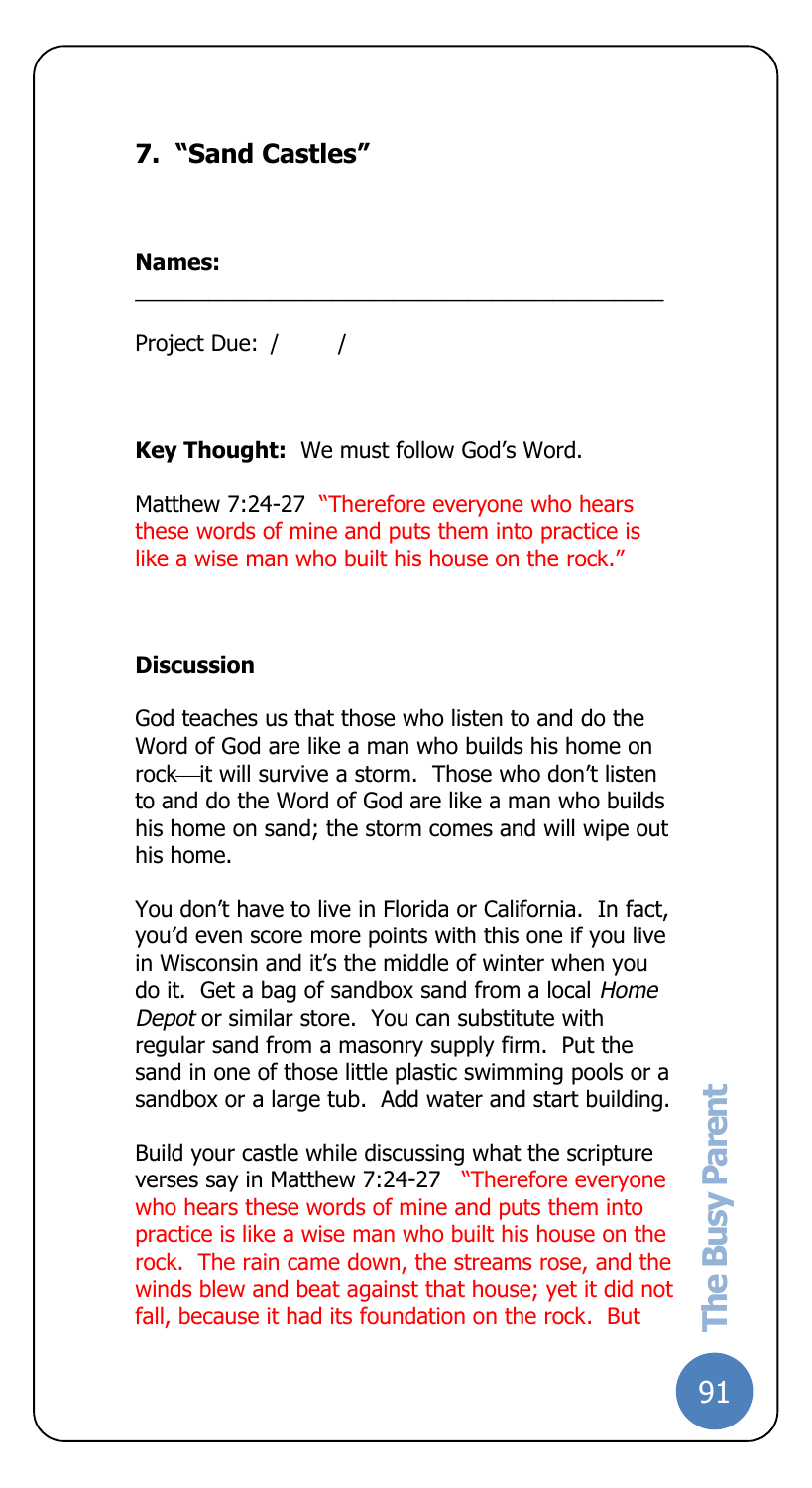## 7. "Sand Castles"

**Names:** \_\_\_\_\_\_\_\_\_\_\_\_\_\_\_\_\_\_\_\_\_\_\_\_\_\_\_\_\_\_\_\_\_\_\_\_\_\_\_\_

Project Due: /      /

**Key Thought:** We must follow God's Word.

Matthew 7:24-27 "Therefore everyone who hears these words of mine and puts them into practice is like a wise man who built his house on the rock."

### Discussion

God teaches us that those who listen to and do the Word of God are like a man who builds his home on rock—it will survive a storm. Those who don't listen to and do the Word of God are like a man who builds his home on sand; the storm comes and will wipe out his home.

You don't have to live in Florida or California. In fact, you'd even score more points with this one if you live in Wisconsin and it's the middle of winter when you do it. Get a bag of sandbox sand from a local *Home Depot* or similar store. You can substitute with regular sand from a masonry supply firm. Put the sand in one of those little plastic swimming pools or a sandbox or a large tub. Add water and start building.

Build your castle while discussing what the scripture verses say in Matthew 7:24-27 "Therefore everyone who hears these words of mine and puts them into practice is like a wise man who built his house on the rock. The rain came down, the streams rose, and the winds blew and beat against that house; yet it did not fall, because it had its foundation on the rock. But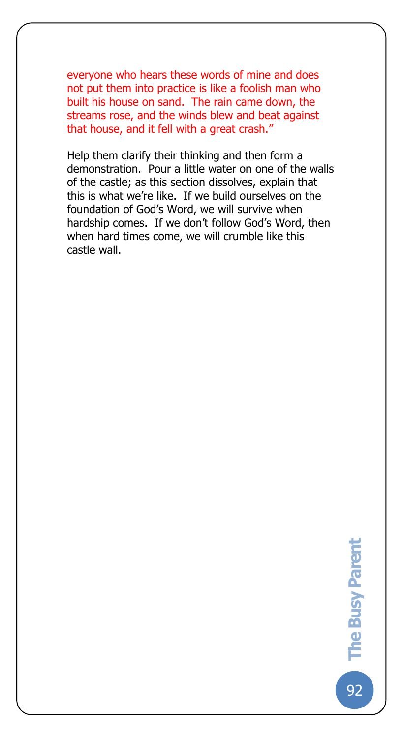everyone who hears these words of mine and does not put them into practice is like a foolish man who built his house on sand. The rain came down, the streams rose, and the winds blew and beat against that house, and it fell with a great crash."

Help them clarify their thinking and then form a demonstration. Pour a little water on one of the walls of the castle; as this section dissolves, explain that this is what we're like. If we build ourselves on the foundation of God's Word, we will survive when hardship comes. If we don't follow God's Word, then when hard times come, we will crumble like this castle wall.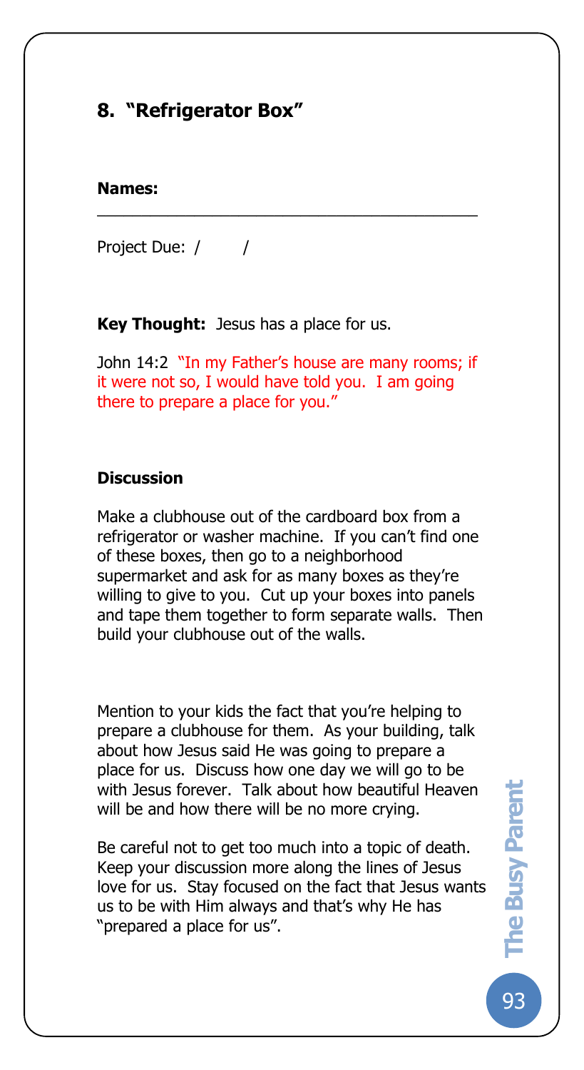## 8. "Refrigerator Box"

**Names:** ________________________________________

Project Due: /   /

**Key Thought:** Jesus has a place for us.

John 14:2 "In my Father's house are many rooms; if it were not so, I would have told you. I am going there to prepare a place for you."

**Discussion**

Make a clubhouse out of the cardboard box from a refrigerator or washer machine. If you can't find one of these boxes, then go to a neighborhood supermarket and ask for as many boxes as they're willing to give to you. Cut up your boxes into panels and tape them together to form separate walls. Then build your clubhouse out of the walls.

Mention to your kids the fact that you're helping to prepare a clubhouse for them. As your building, talk about how Jesus said He was going to prepare a place for us. Discuss how one day we will go to be with Jesus forever. Talk about how beautiful Heaven will be and how there will be no more crying.

Be careful not to get too much into a topic of death. Keep your discussion more along the lines of Jesus love for us. Stay focused on the fact that Jesus wants us to be with Him always and that's why He has "prepared a place for us".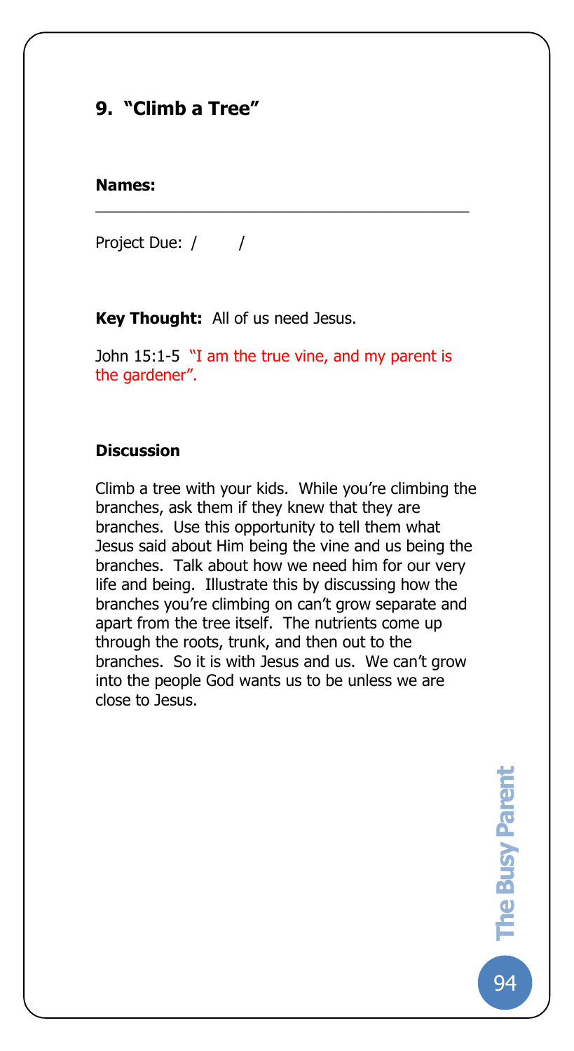## 9. "Climb a Tree"

**Names:** ________________________________________

Project Due: / /

**Key Thought:** All of us need Jesus.

John 15:1-5 "I am the true vine, and my parent is the gardener".

**Discussion**

Climb a tree with your kids. While you're climbing the branches, ask them if they knew that they are branches. Use this opportunity to tell them what Jesus said about Him being the vine and us being the branches. Talk about how we need him for our very life and being. Illustrate this by discussing how the branches you're climbing on can't grow separate and apart from the tree itself. The nutrients come up through the roots, trunk, and then out to the branches. So it is with Jesus and us. We can't grow into the people God wants us to be unless we are close to Jesus.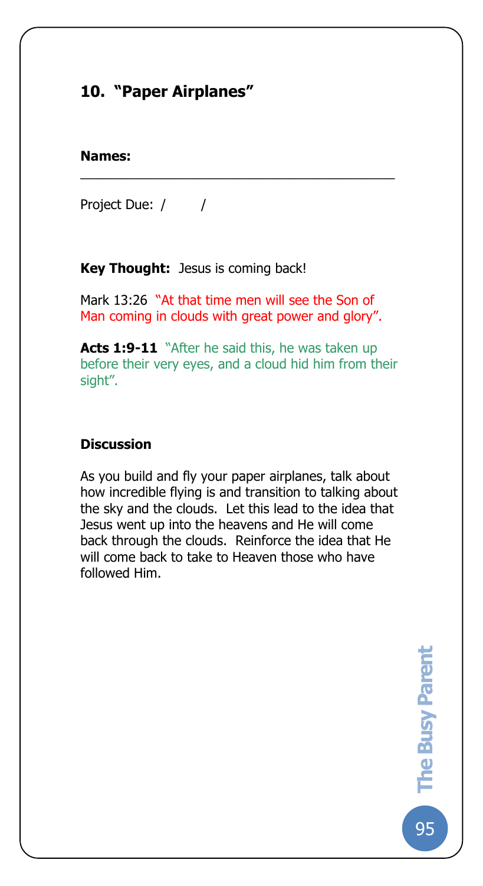## 10. "Paper Airplanes"

**Names:** \_\_\_\_\_\_\_\_\_\_\_\_\_\_\_\_\_\_\_\_\_\_\_\_\_\_\_\_\_\_\_\_\_\_\_\_\_\_\_\_

Project Due: /       /

**Key Thought:** Jesus is coming back!

Mark 13:26 "At that time men will see the Son of Man coming in clouds with great power and glory".

**Acts 1:9-11** "After he said this, he was taken up before their very eyes, and a cloud hid him from their sight".

**Discussion**

As you build and fly your paper airplanes, talk about how incredible flying is and transition to talking about the sky and the clouds. Let this lead to the idea that Jesus went up into the heavens and He will come back through the clouds. Reinforce the idea that He will come back to take to Heaven those who have followed Him.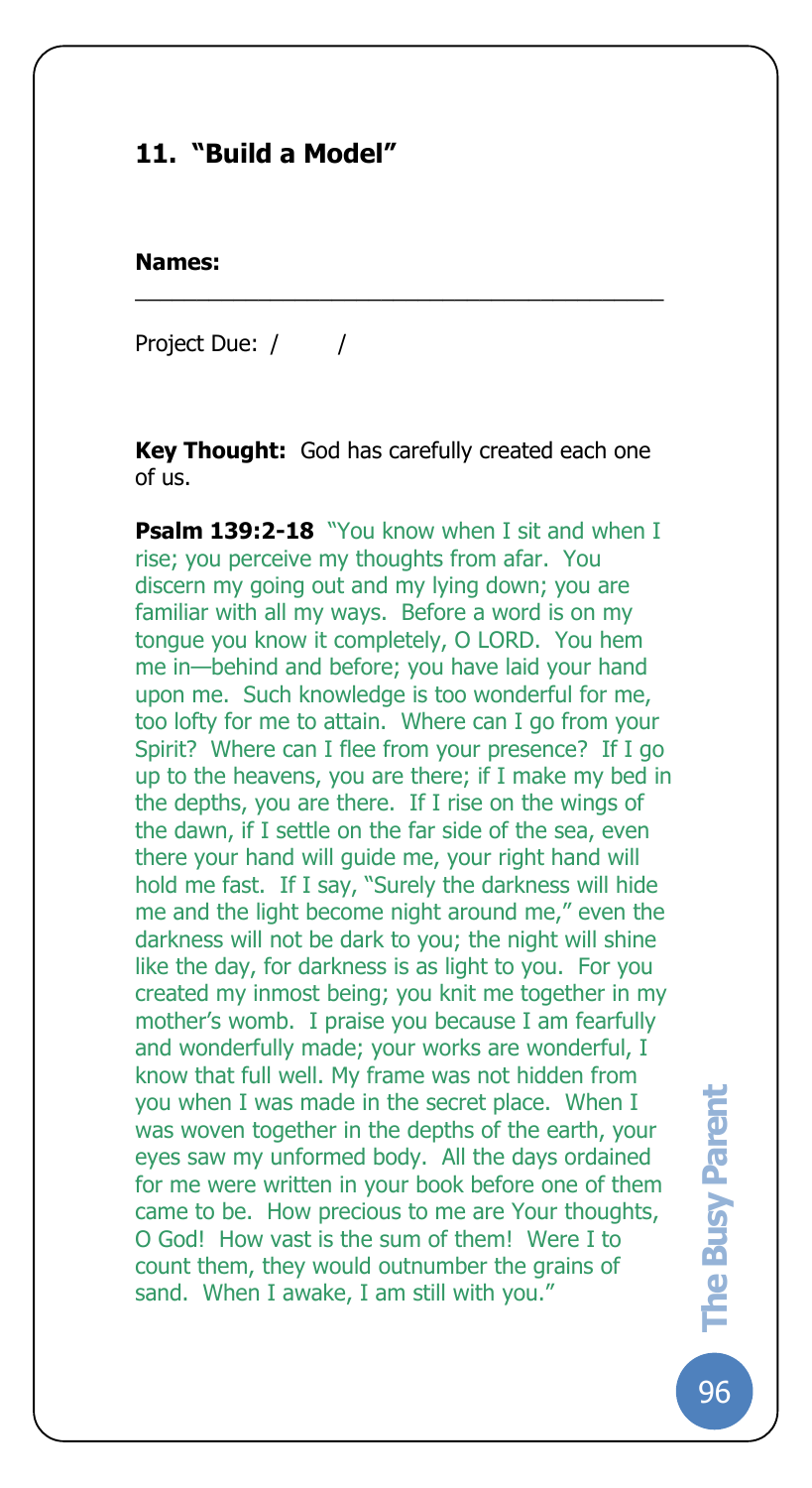## 11. "Build a Model"

**Names:** ________________________________________

Project Due: /     /

**Key Thought:** God has carefully created each one of us.

**Psalm 139:2-18** "You know when I sit and when I rise; you perceive my thoughts from afar. You discern my going out and my lying down; you are familiar with all my ways. Before a word is on my tongue you know it completely, O LORD. You hem me in—behind and before; you have laid your hand upon me. Such knowledge is too wonderful for me, too lofty for me to attain. Where can I go from your Spirit? Where can I flee from your presence? If I go up to the heavens, you are there; if I make my bed in the depths, you are there. If I rise on the wings of the dawn, if I settle on the far side of the sea, even there your hand will guide me, your right hand will hold me fast. If I say, "Surely the darkness will hide me and the light become night around me," even the darkness will not be dark to you; the night will shine like the day, for darkness is as light to you. For you created my inmost being; you knit me together in my mother's womb. I praise you because I am fearfully and wonderfully made; your works are wonderful, I know that full well. My frame was not hidden from you when I was made in the secret place. When I was woven together in the depths of the earth, your eyes saw my unformed body. All the days ordained for me were written in your book before one of them came to be. How precious to me are Your thoughts, O God! How vast is the sum of them! Were I to count them, they would outnumber the grains of sand. When I awake, I am still with you."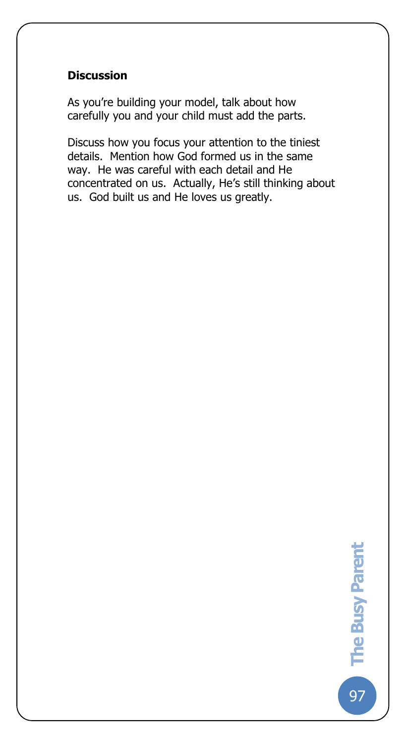**Discussion**

As you're building your model, talk about how carefully you and your child must add the parts.

Discuss how you focus your attention to the tiniest details. Mention how God formed us in the same way. He was careful with each detail and He concentrated on us. Actually, He's still thinking about us. God built us and He loves us greatly.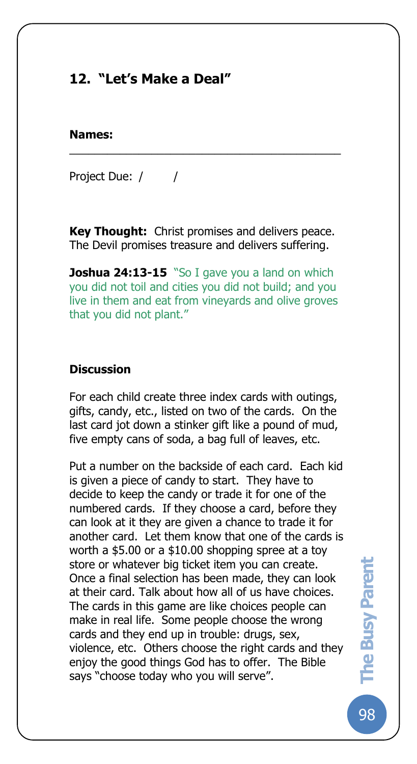## 12. "Let's Make a Deal"

**Names:** \_\_\_\_\_\_\_\_\_\_\_\_\_\_\_\_\_\_\_\_\_\_\_\_\_\_\_\_\_\_\_\_\_\_\_\_\_\_\_\_

Project Due: /    /

**Key Thought:** Christ promises and delivers peace. The Devil promises treasure and delivers suffering.

**Joshua 24:13-15** "So I gave you a land on which you did not toil and cities you did not build; and you live in them and eat from vineyards and olive groves that you did not plant."

**Discussion**

For each child create three index cards with outings, gifts, candy, etc., listed on two of the cards. On the last card jot down a stinker gift like a pound of mud, five empty cans of soda, a bag full of leaves, etc.

Put a number on the backside of each card. Each kid is given a piece of candy to start. They have to decide to keep the candy or trade it for one of the numbered cards. If they choose a card, before they can look at it they are given a chance to trade it for another card. Let them know that one of the cards is worth a $5.00 or a $10.00 shopping spree at a toy store or whatever big ticket item you can create. Once a final selection has been made, they can look at their card. Talk about how all of us have choices. The cards in this game are like choices people can make in real life. Some people choose the wrong cards and they end up in trouble: drugs, sex, violence, etc. Others choose the right cards and they enjoy the good things God has to offer. The Bible says "choose today who you will serve".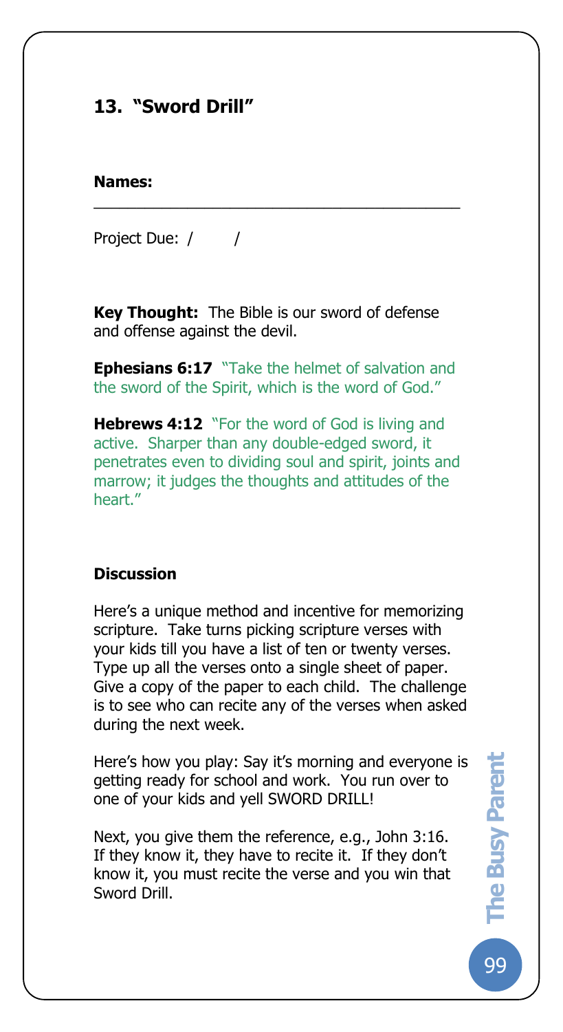## 13. "Sword Drill"

**Names:** ________________________________________

Project Due: /      /

**Key Thought:** The Bible is our sword of defense and offense against the devil.

**Ephesians 6:17** "Take the helmet of salvation and the sword of the Spirit, which is the word of God."

**Hebrews 4:12** "For the word of God is living and active. Sharper than any double-edged sword, it penetrates even to dividing soul and spirit, joints and marrow; it judges the thoughts and attitudes of the heart."

### Discussion

Here's a unique method and incentive for memorizing scripture. Take turns picking scripture verses with your kids till you have a list of ten or twenty verses. Type up all the verses onto a single sheet of paper. Give a copy of the paper to each child. The challenge is to see who can recite any of the verses when asked during the next week.

Here's how you play: Say it's morning and everyone is getting ready for school and work. You run over to one of your kids and yell SWORD DRILL!

Next, you give them the reference, e.g., John 3:16. If they know it, they have to recite it. If they don't know it, you must recite the verse and you win that Sword Drill.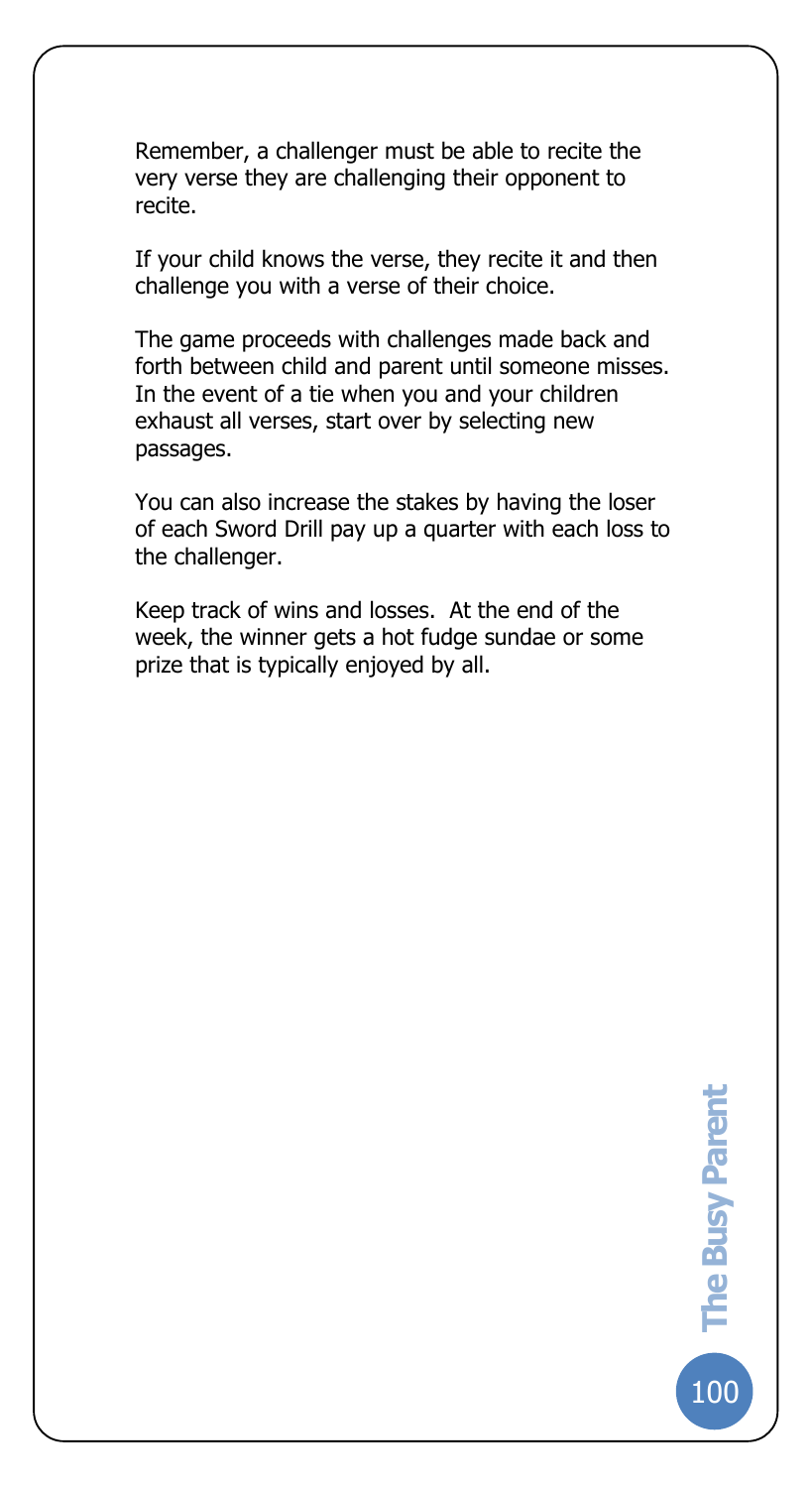Remember, a challenger must be able to recite the very verse they are challenging their opponent to recite.

If your child knows the verse, they recite it and then challenge you with a verse of their choice.

The game proceeds with challenges made back and forth between child and parent until someone misses. In the event of a tie when you and your children exhaust all verses, start over by selecting new passages.

You can also increase the stakes by having the loser of each Sword Drill pay up a quarter with each loss to the challenger.

Keep track of wins and losses. At the end of the week, the winner gets a hot fudge sundae or some prize that is typically enjoyed by all.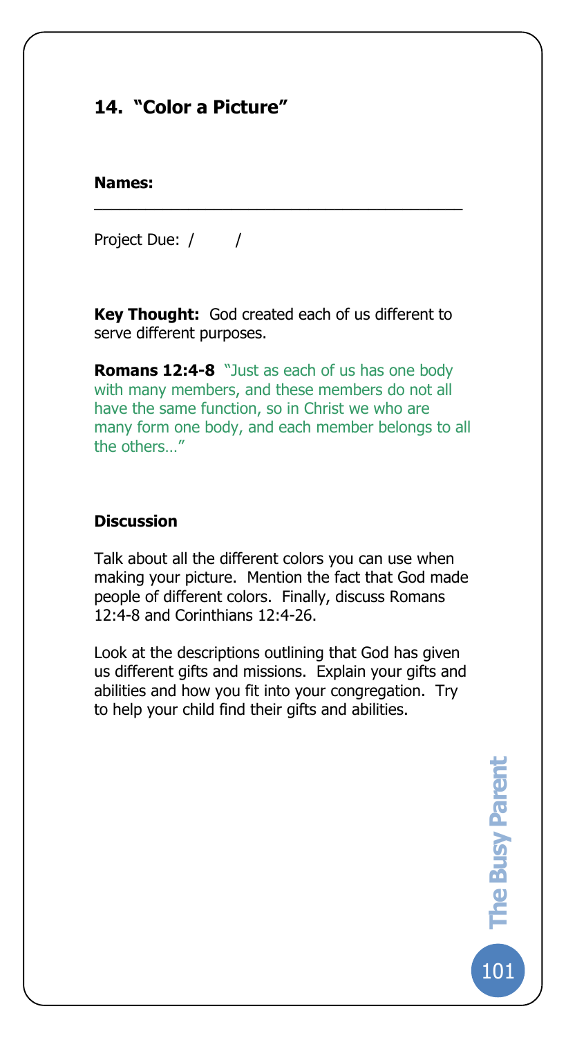## 14. "Color a Picture"

**Names:** \_\_\_\_\_\_\_\_\_\_\_\_\_\_\_\_\_\_\_\_\_\_\_\_\_\_\_\_\_\_\_\_\_\_\_\_\_\_\_\_

Project Due: /　　/

**Key Thought:** God created each of us different to serve different purposes.

**Romans 12:4-8** "Just as each of us has one body with many members, and these members do not all have the same function, so in Christ we who are many form one body, and each member belongs to all the others…"

**Discussion**

Talk about all the different colors you can use when making your picture. Mention the fact that God made people of different colors. Finally, discuss Romans 12:4-8 and Corinthians 12:4-26.

Look at the descriptions outlining that God has given us different gifts and missions. Explain your gifts and abilities and how you fit into your congregation. Try to help your child find their gifts and abilities.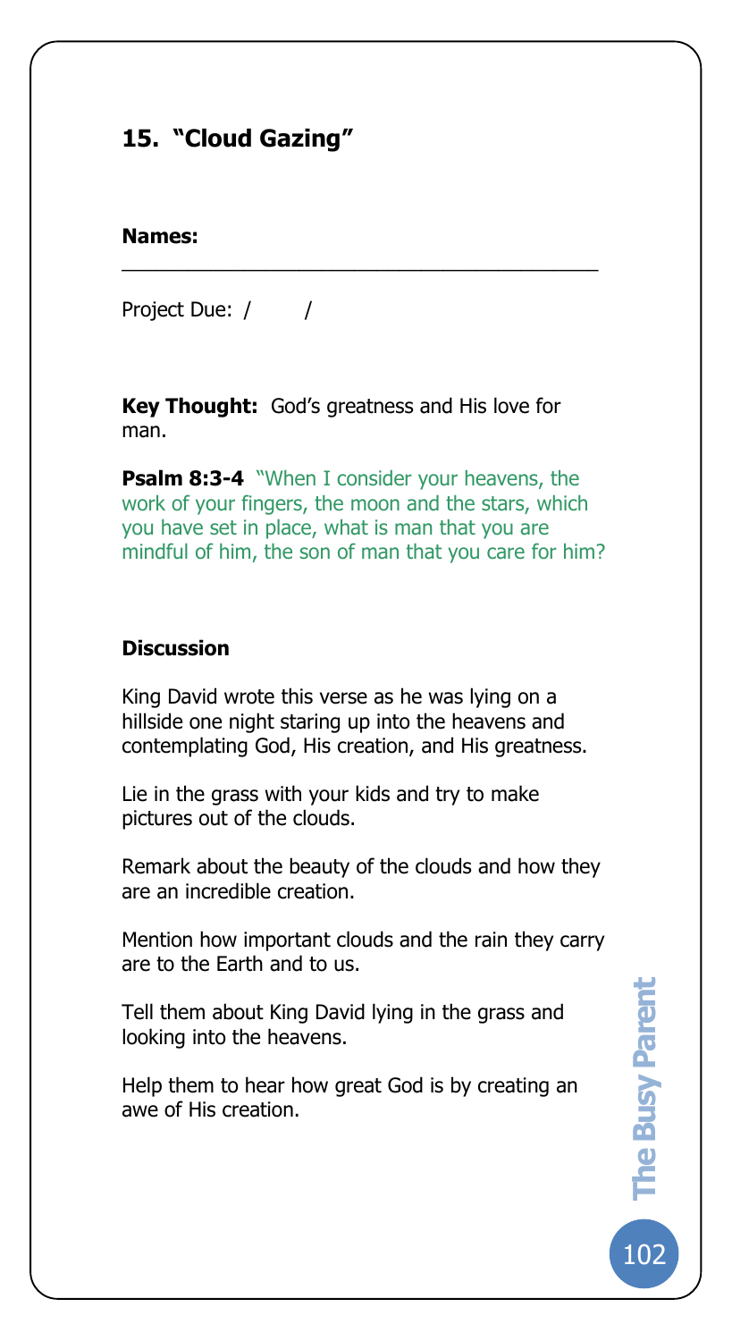## 15. "Cloud Gazing"

**Names:** ________________________________________

Project Due: /       /

**Key Thought:** God's greatness and His love for man.

**Psalm 8:3-4** "When I consider your heavens, the work of your fingers, the moon and the stars, which you have set in place, what is man that you are mindful of him, the son of man that you care for him?

### Discussion

King David wrote this verse as he was lying on a hillside one night staring up into the heavens and contemplating God, His creation, and His greatness.

Lie in the grass with your kids and try to make pictures out of the clouds.

Remark about the beauty of the clouds and how they are an incredible creation.

Mention how important clouds and the rain they carry are to the Earth and to us.

Tell them about King David lying in the grass and looking into the heavens.

Help them to hear how great God is by creating an awe of His creation.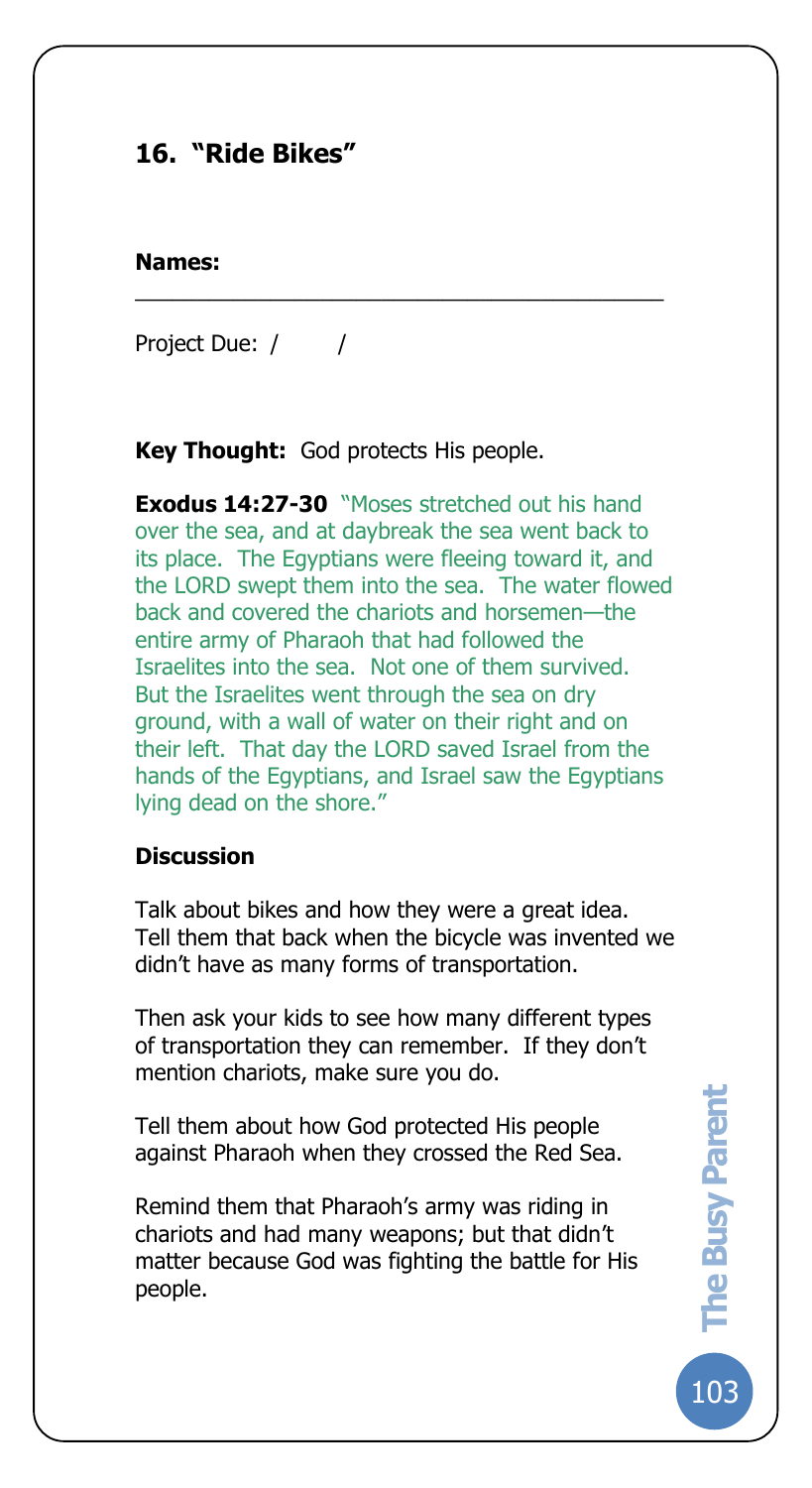## 16. "Ride Bikes"

**Names:** \_\_\_\_\_\_\_\_\_\_\_\_\_\_\_\_\_\_\_\_\_\_\_\_\_\_\_\_\_\_\_\_\_\_\_\_\_\_\_\_

Project Due: / /

**Key Thought:** God protects His people.

**Exodus 14:27-30** "Moses stretched out his hand over the sea, and at daybreak the sea went back to its place. The Egyptians were fleeing toward it, and the LORD swept them into the sea. The water flowed back and covered the chariots and horsemen—the entire army of Pharaoh that had followed the Israelites into the sea. Not one of them survived. But the Israelites went through the sea on dry ground, with a wall of water on their right and on their left. That day the LORD saved Israel from the hands of the Egyptians, and Israel saw the Egyptians lying dead on the shore."

**Discussion**

Talk about bikes and how they were a great idea. Tell them that back when the bicycle was invented we didn't have as many forms of transportation.

Then ask your kids to see how many different types of transportation they can remember. If they don't mention chariots, make sure you do.

Tell them about how God protected His people against Pharaoh when they crossed the Red Sea.

Remind them that Pharaoh's army was riding in chariots and had many weapons; but that didn't matter because God was fighting the battle for His people.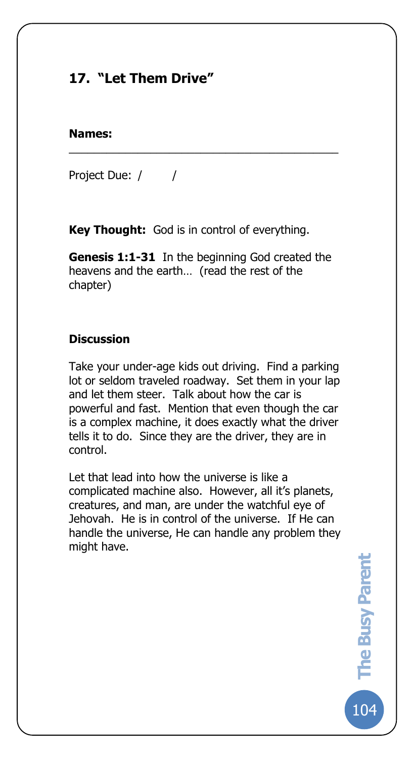## 17. "Let Them Drive"

**Names:** ________________________________________

Project Due: /      /

**Key Thought:** God is in control of everything.

**Genesis 1:1-31** In the beginning God created the heavens and the earth… (read the rest of the chapter)

### Discussion

Take your under-age kids out driving. Find a parking lot or seldom traveled roadway. Set them in your lap and let them steer. Talk about how the car is powerful and fast. Mention that even though the car is a complex machine, it does exactly what the driver tells it to do. Since they are the driver, they are in control.

Let that lead into how the universe is like a complicated machine also. However, all it's planets, creatures, and man, are under the watchful eye of Jehovah. He is in control of the universe. If He can handle the universe, He can handle any problem they might have.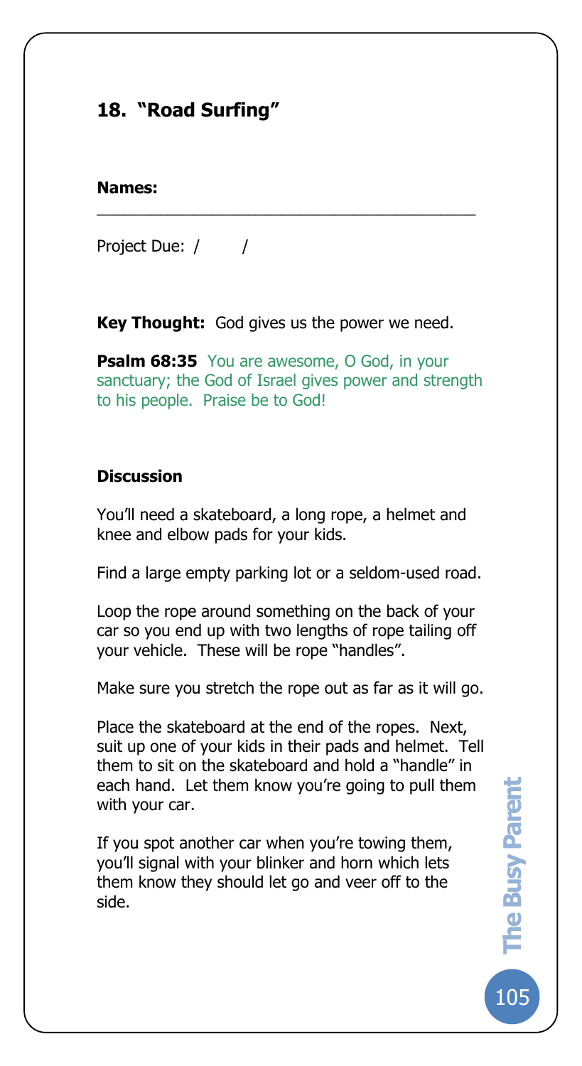## 18. "Road Surfing"

**Names:** ________________________________________

Project Due: /      /

**Key Thought:** God gives us the power we need.

**Psalm 68:35** You are awesome, O God, in your sanctuary; the God of Israel gives power and strength to his people. Praise be to God!

**Discussion**

You'll need a skateboard, a long rope, a helmet and knee and elbow pads for your kids.

Find a large empty parking lot or a seldom-used road.

Loop the rope around something on the back of your car so you end up with two lengths of rope tailing off your vehicle. These will be rope "handles".

Make sure you stretch the rope out as far as it will go.

Place the skateboard at the end of the ropes. Next, suit up one of your kids in their pads and helmet. Tell them to sit on the skateboard and hold a "handle" in each hand. Let them know you're going to pull them with your car.

If you spot another car when you're towing them, you'll signal with your blinker and horn which lets them know they should let go and veer off to the side.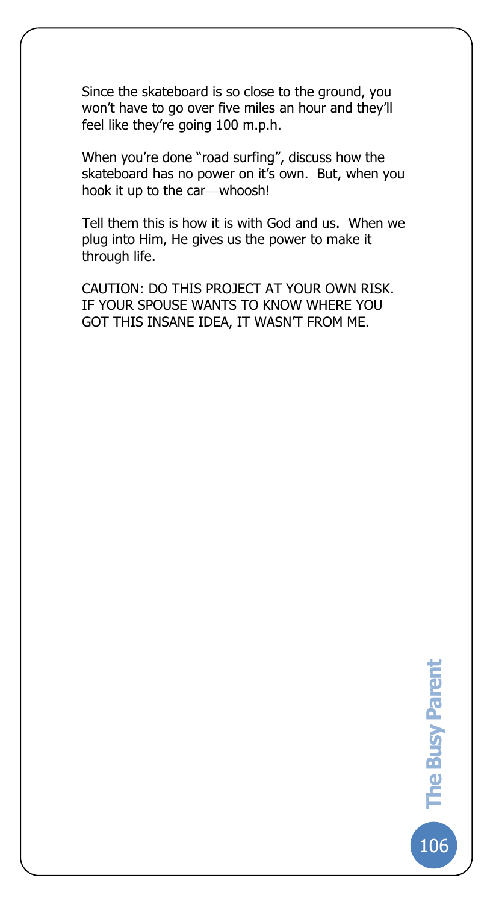Since the skateboard is so close to the ground, you won't have to go over five miles an hour and they'll feel like they're going 100 m.p.h.

When you're done "road surfing", discuss how the skateboard has no power on it's own. But, when you hook it up to the car—whoosh!

Tell them this is how it is with God and us. When we plug into Him, He gives us the power to make it through life.

CAUTION: DO THIS PROJECT AT YOUR OWN RISK. IF YOUR SPOUSE WANTS TO KNOW WHERE YOU GOT THIS INSANE IDEA, IT WASN'T FROM ME.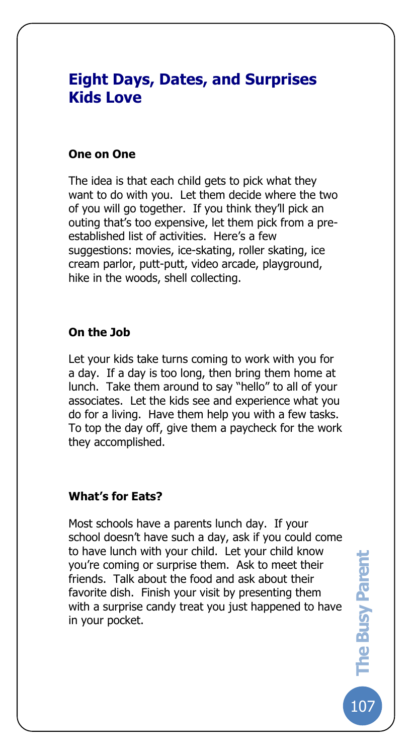## Eight Days, Dates, and Surprises Kids Love

### One on One

The idea is that each child gets to pick what they want to do with you. Let them decide where the two of you will go together. If you think they'll pick an outing that's too expensive, let them pick from a pre-established list of activities. Here's a few suggestions: movies, ice-skating, roller skating, ice cream parlor, putt-putt, video arcade, playground, hike in the woods, shell collecting.

### On the Job

Let your kids take turns coming to work with you for a day. If a day is too long, then bring them home at lunch. Take them around to say "hello" to all of your associates. Let the kids see and experience what you do for a living. Have them help you with a few tasks. To top the day off, give them a paycheck for the work they accomplished.

### What's for Eats?

Most schools have a parents lunch day. If your school doesn't have such a day, ask if you could come to have lunch with your child. Let your child know you're coming or surprise them. Ask to meet their friends. Talk about the food and ask about their favorite dish. Finish your visit by presenting them with a surprise candy treat you just happened to have in your pocket.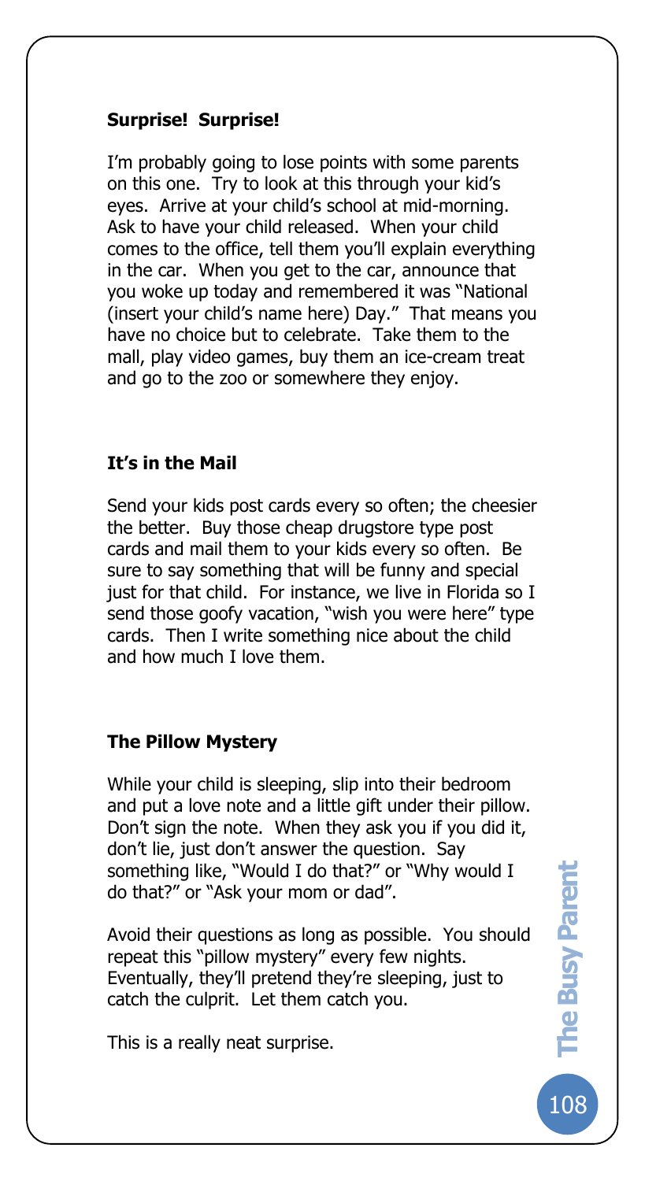### Surprise! Surprise!

I'm probably going to lose points with some parents on this one. Try to look at this through your kid's eyes. Arrive at your child's school at mid-morning. Ask to have your child released. When your child comes to the office, tell them you'll explain everything in the car. When you get to the car, announce that you woke up today and remembered it was "National (insert your child's name here) Day." That means you have no choice but to celebrate. Take them to the mall, play video games, buy them an ice-cream treat and go to the zoo or somewhere they enjoy.

### It's in the Mail

Send your kids post cards every so often; the cheesier the better. Buy those cheap drugstore type post cards and mail them to your kids every so often. Be sure to say something that will be funny and special just for that child. For instance, we live in Florida so I send those goofy vacation, "wish you were here" type cards. Then I write something nice about the child and how much I love them.

### The Pillow Mystery

While your child is sleeping, slip into their bedroom and put a love note and a little gift under their pillow. Don't sign the note. When they ask you if you did it, don't lie, just don't answer the question. Say something like, "Would I do that?" or "Why would I do that?" or "Ask your mom or dad".

Avoid their questions as long as possible. You should repeat this "pillow mystery" every few nights. Eventually, they'll pretend they're sleeping, just to catch the culprit. Let them catch you.

This is a really neat surprise.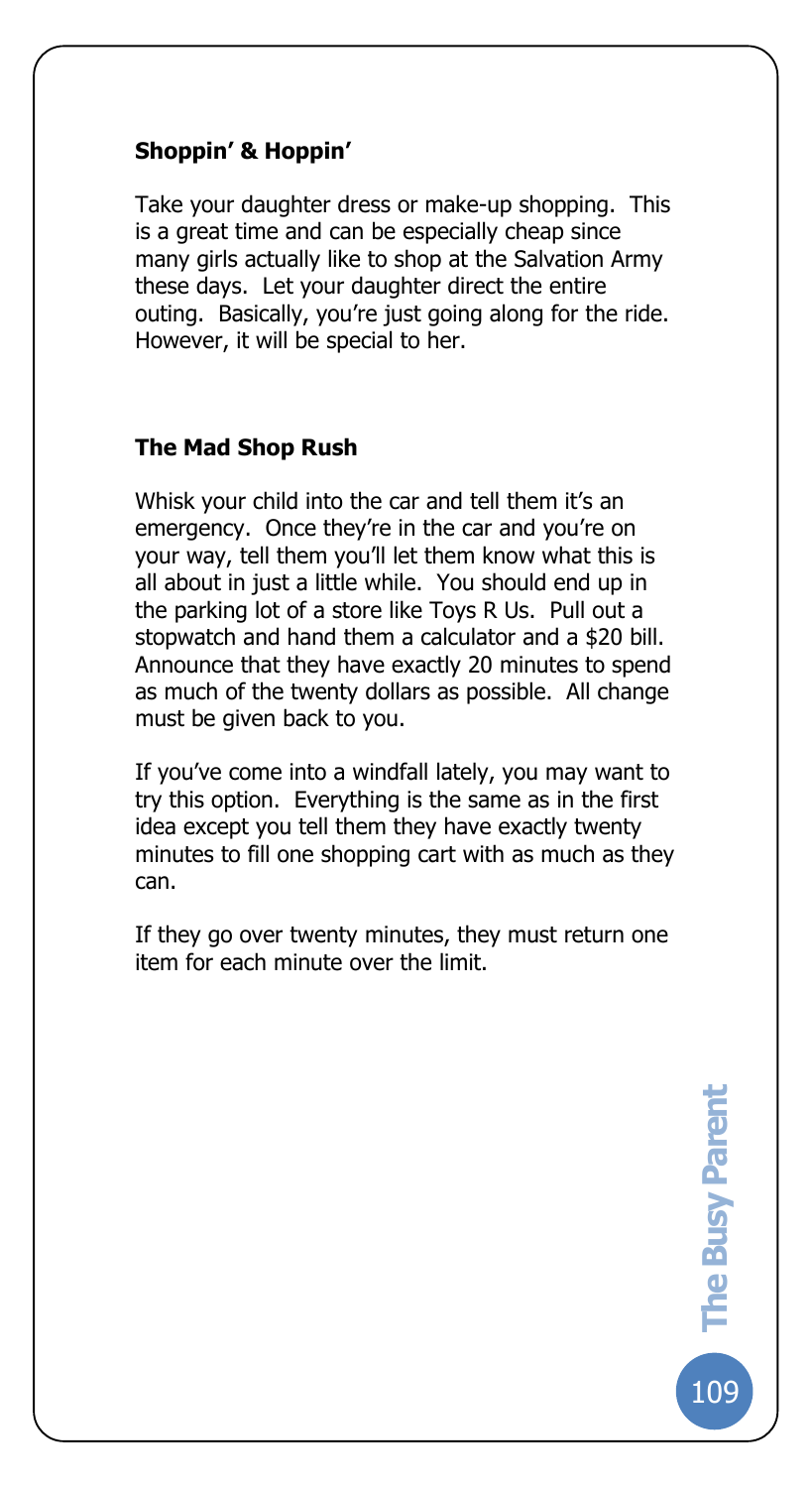### Shoppin' & Hoppin'

Take your daughter dress or make-up shopping. This is a great time and can be especially cheap since many girls actually like to shop at the Salvation Army these days. Let your daughter direct the entire outing. Basically, you're just going along for the ride. However, it will be special to her.

### The Mad Shop Rush

Whisk your child into the car and tell them it's an emergency. Once they're in the car and you're on your way, tell them you'll let them know what this is all about in just a little while. You should end up in the parking lot of a store like Toys R Us. Pull out a stopwatch and hand them a calculator and a $20 bill. Announce that they have exactly 20 minutes to spend as much of the twenty dollars as possible. All change must be given back to you.

If you've come into a windfall lately, you may want to try this option. Everything is the same as in the first idea except you tell them they have exactly twenty minutes to fill one shopping cart with as much as they can.

If they go over twenty minutes, they must return one item for each minute over the limit.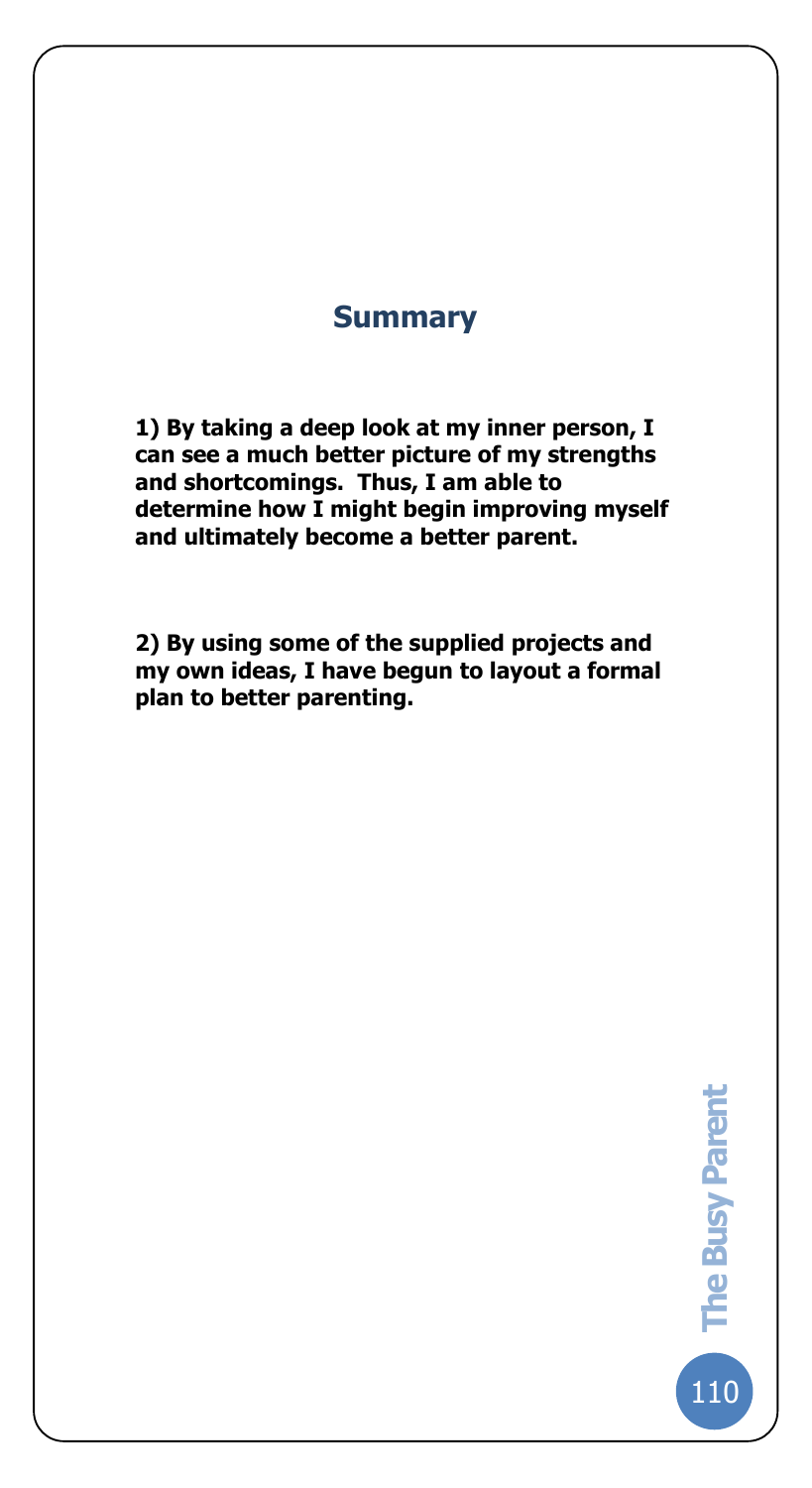## Summary

**1) By taking a deep look at my inner person, I can see a much better picture of my strengths and shortcomings. Thus, I am able to determine how I might begin improving myself and ultimately become a better parent.**

**2) By using some of the supplied projects and my own ideas, I have begun to layout a formal plan to better parenting.**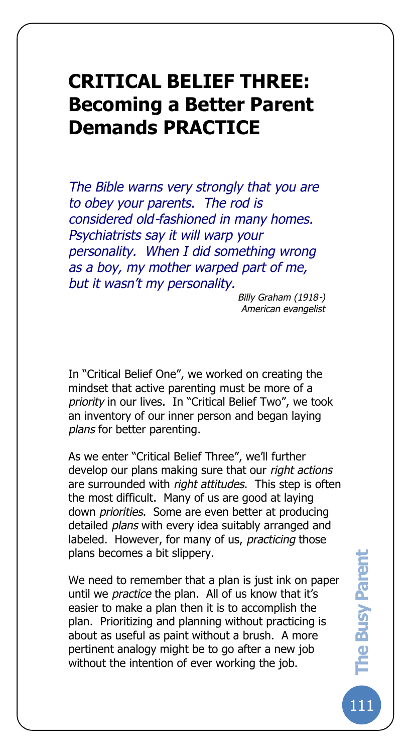# CRITICAL BELIEF THREE: Becoming a Better Parent Demands PRACTICE

*The Bible warns very strongly that you are to obey your parents. The rod is considered old-fashioned in many homes. Psychiatrists say it will warp your personality. When I did something wrong as a boy, my mother warped part of me, but it wasn't my personality.*

*Billy Graham (1918-)*
*American evangelist*

In "Critical Belief One", we worked on creating the mindset that active parenting must be more of a *priority* in our lives. In "Critical Belief Two", we took an inventory of our inner person and began laying *plans* for better parenting.

As we enter "Critical Belief Three", we'll further develop our plans making sure that our *right actions* are surrounded with *right attitudes*. This step is often the most difficult. Many of us are good at laying down *priorities*. Some are even better at producing detailed *plans* with every idea suitably arranged and labeled. However, for many of us, *practicing* those plans becomes a bit slippery.

We need to remember that a plan is just ink on paper until we *practice* the plan. All of us know that it's easier to make a plan then it is to accomplish the plan. Prioritizing and planning without practicing is about as useful as paint without a brush. A more pertinent analogy might be to go after a new job without the intention of ever working the job.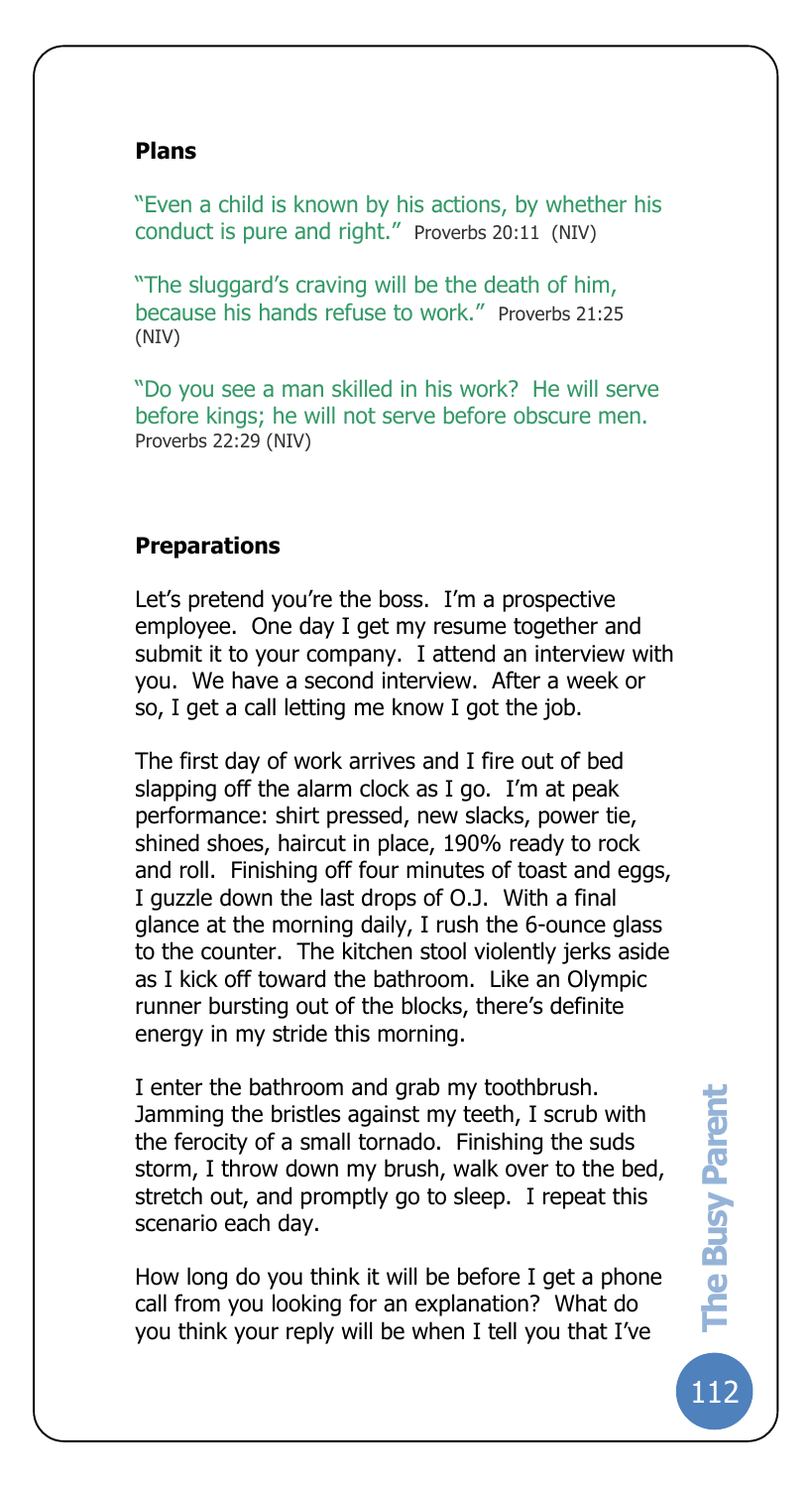**Plans**

"Even a child is known by his actions, by whether his conduct is pure and right." Proverbs 20:11 (NIV)

"The sluggard's craving will be the death of him, because his hands refuse to work." Proverbs 21:25 (NIV)

"Do you see a man skilled in his work? He will serve before kings; he will not serve before obscure men. Proverbs 22:29 (NIV)

**Preparations**

Let's pretend you're the boss. I'm a prospective employee. One day I get my resume together and submit it to your company. I attend an interview with you. We have a second interview. After a week or so, I get a call letting me know I got the job.

The first day of work arrives and I fire out of bed slapping off the alarm clock as I go. I'm at peak performance: shirt pressed, new slacks, power tie, shined shoes, haircut in place, 190% ready to rock and roll. Finishing off four minutes of toast and eggs, I guzzle down the last drops of O.J. With a final glance at the morning daily, I rush the 6-ounce glass to the counter. The kitchen stool violently jerks aside as I kick off toward the bathroom. Like an Olympic runner bursting out of the blocks, there's definite energy in my stride this morning.

I enter the bathroom and grab my toothbrush. Jamming the bristles against my teeth, I scrub with the ferocity of a small tornado. Finishing the suds storm, I throw down my brush, walk over to the bed, stretch out, and promptly go to sleep. I repeat this scenario each day.

How long do you think it will be before I get a phone call from you looking for an explanation? What do you think your reply will be when I tell you that I've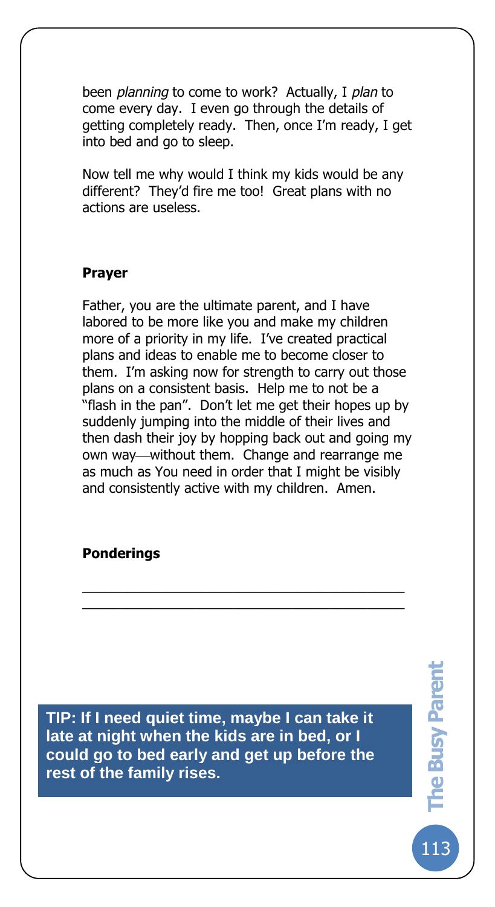been *planning* to come to work? Actually, I *plan* to come every day. I even go through the details of getting completely ready. Then, once I'm ready, I get into bed and go to sleep.

Now tell me why would I think my kids would be any different? They'd fire me too! Great plans with no actions are useless.

**Prayer**

Father, you are the ultimate parent, and I have labored to be more like you and make my children more of a priority in my life. I've created practical plans and ideas to enable me to become closer to them. I'm asking now for strength to carry out those plans on a consistent basis. Help me to not be a "flash in the pan". Don't let me get their hopes up by suddenly jumping into the middle of their lives and then dash their joy by hopping back out and going my own way—without them. Change and rearrange me as much as You need in order that I might be visibly and consistently active with my children. Amen.

**Ponderings**

\_\_\_\_\_\_\_\_\_\_\_\_\_\_\_\_\_\_\_\_\_\_\_\_\_\_\_\_\_\_\_\_\_\_\_\_\_\_\_\_\_\_\_\_

\_\_\_\_\_\_\_\_\_\_\_\_\_\_\_\_\_\_\_\_\_\_\_\_\_\_\_\_\_\_\_\_\_\_\_\_\_\_\_\_\_\_\_\_

**TIP: If I need quiet time, maybe I can take it late at night when the kids are in bed, or I could go to bed early and get up before the rest of the family rises.**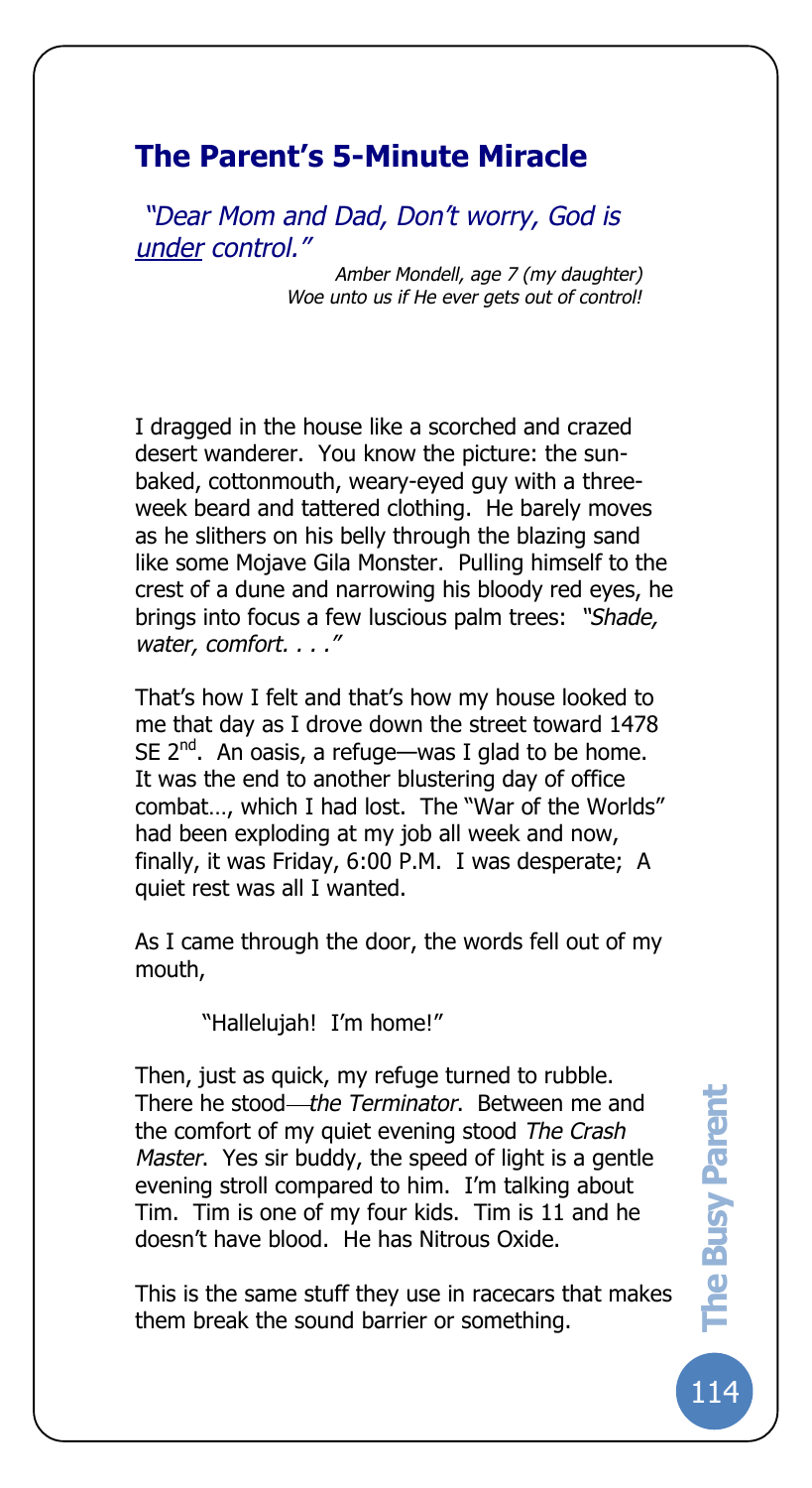## The Parent's 5-Minute Miracle

*"Dear Mom and Dad, Don't worry, God is under control."*

*Amber Mondell, age 7 (my daughter)*
*Woe unto us if He ever gets out of control!*

I dragged in the house like a scorched and crazed desert wanderer. You know the picture: the sun-baked, cottonmouth, weary-eyed guy with a three-week beard and tattered clothing. He barely moves as he slithers on his belly through the blazing sand like some Mojave Gila Monster. Pulling himself to the crest of a dune and narrowing his bloody red eyes, he brings into focus a few luscious palm trees: *"Shade, water, comfort. . . ."*

That's how I felt and that's how my house looked to me that day as I drove down the street toward 1478 SE 2nd. An oasis, a refuge—was I glad to be home. It was the end to another blustering day of office combat…, which I had lost. The "War of the Worlds" had been exploding at my job all week and now, finally, it was Friday, 6:00 P.M. I was desperate; A quiet rest was all I wanted.

As I came through the door, the words fell out of my mouth,

"Hallelujah! I'm home!"

Then, just as quick, my refuge turned to rubble. There he stood—*the Terminator*. Between me and the comfort of my quiet evening stood *The Crash Master*. Yes sir buddy, the speed of light is a gentle evening stroll compared to him. I'm talking about Tim. Tim is one of my four kids. Tim is 11 and he doesn't have blood. He has Nitrous Oxide.

This is the same stuff they use in racecars that makes them break the sound barrier or something.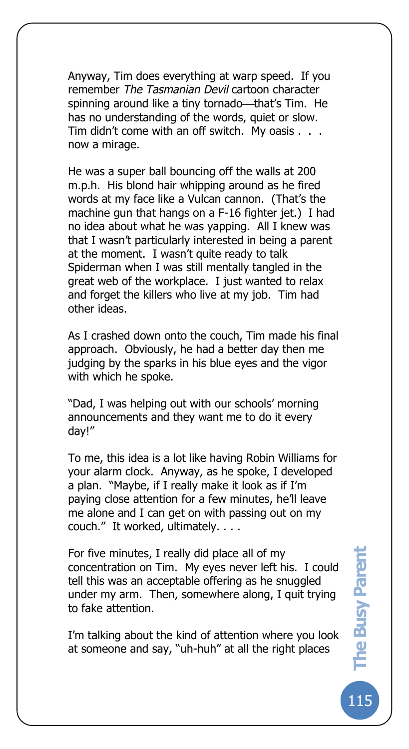Anyway, Tim does everything at warp speed. If you remember *The Tasmanian Devil* cartoon character spinning around like a tiny tornado—that's Tim. He has no understanding of the words, quiet or slow. Tim didn't come with an off switch. My oasis . . . now a mirage.

He was a super ball bouncing off the walls at 200 m.p.h. His blond hair whipping around as he fired words at my face like a Vulcan cannon. (That's the machine gun that hangs on a F-16 fighter jet.) I had no idea about what he was yapping. All I knew was that I wasn't particularly interested in being a parent at the moment. I wasn't quite ready to talk Spiderman when I was still mentally tangled in the great web of the workplace. I just wanted to relax and forget the killers who live at my job. Tim had other ideas.

As I crashed down onto the couch, Tim made his final approach. Obviously, he had a better day then me judging by the sparks in his blue eyes and the vigor with which he spoke.

"Dad, I was helping out with our schools' morning announcements and they want me to do it every day!"

To me, this idea is a lot like having Robin Williams for your alarm clock. Anyway, as he spoke, I developed a plan. "Maybe, if I really make it look as if I'm paying close attention for a few minutes, he'll leave me alone and I can get on with passing out on my couch." It worked, ultimately. . . .

For five minutes, I really did place all of my concentration on Tim. My eyes never left his. I could tell this was an acceptable offering as he snuggled under my arm. Then, somewhere along, I quit trying to fake attention.

I'm talking about the kind of attention where you look at someone and say, "uh-huh" at all the right places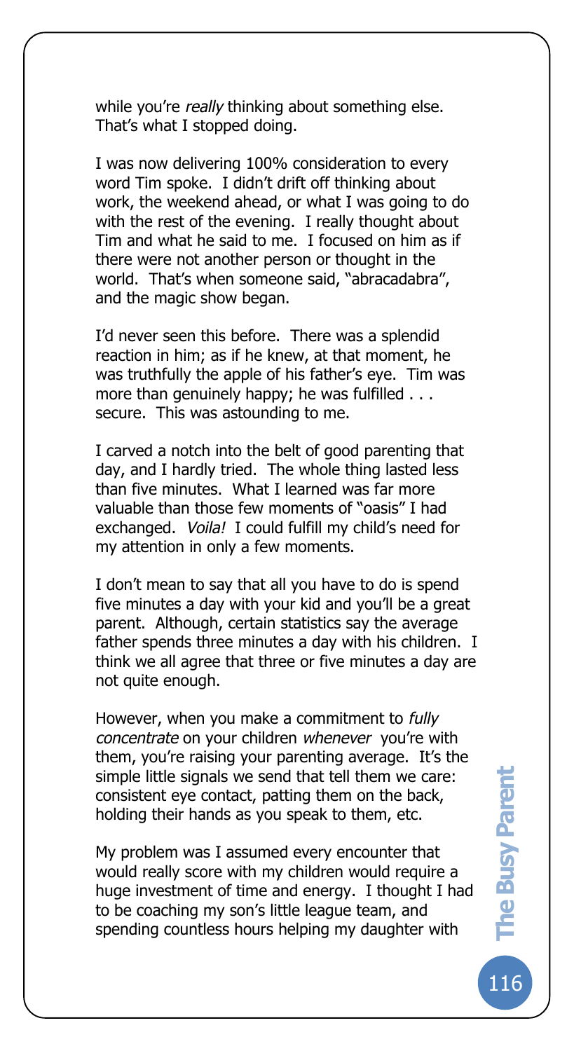while you're *really* thinking about something else. That's what I stopped doing.

I was now delivering 100% consideration to every word Tim spoke. I didn't drift off thinking about work, the weekend ahead, or what I was going to do with the rest of the evening. I really thought about Tim and what he said to me. I focused on him as if there were not another person or thought in the world. That's when someone said, "abracadabra", and the magic show began.

I'd never seen this before. There was a splendid reaction in him; as if he knew, at that moment, he was truthfully the apple of his father's eye. Tim was more than genuinely happy; he was fulfilled . . . secure. This was astounding to me.

I carved a notch into the belt of good parenting that day, and I hardly tried. The whole thing lasted less than five minutes. What I learned was far more valuable than those few moments of "oasis" I had exchanged. *Voila!* I could fulfill my child's need for my attention in only a few moments.

I don't mean to say that all you have to do is spend five minutes a day with your kid and you'll be a great parent. Although, certain statistics say the average father spends three minutes a day with his children. I think we all agree that three or five minutes a day are not quite enough.

However, when you make a commitment to *fully concentrate* on your children *whenever* you're with them, you're raising your parenting average. It's the simple little signals we send that tell them we care: consistent eye contact, patting them on the back, holding their hands as you speak to them, etc.

My problem was I assumed every encounter that would really score with my children would require a huge investment of time and energy. I thought I had to be coaching my son's little league team, and spending countless hours helping my daughter with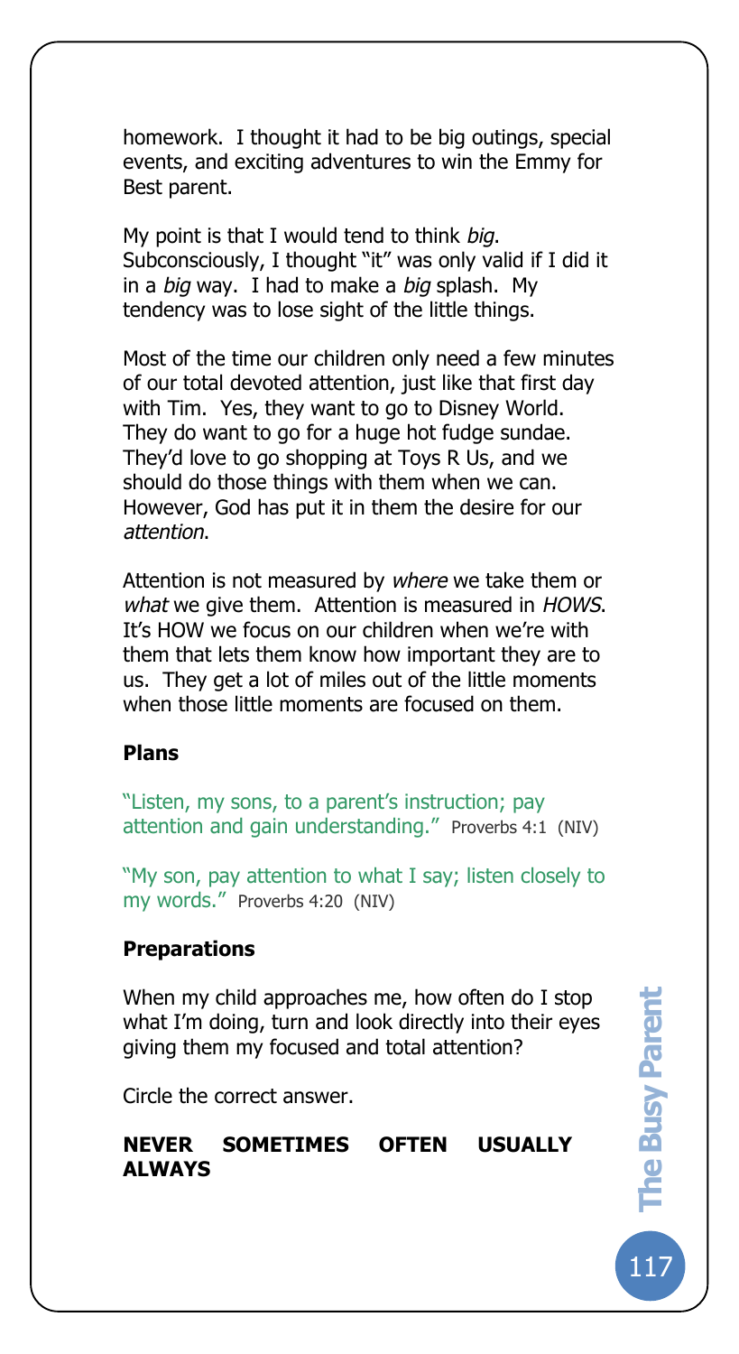homework. I thought it had to be big outings, special events, and exciting adventures to win the Emmy for Best parent.

My point is that I would tend to think *big*. Subconsciously, I thought "it" was only valid if I did it in a *big* way. I had to make a *big* splash. My tendency was to lose sight of the little things.

Most of the time our children only need a few minutes of our total devoted attention, just like that first day with Tim. Yes, they want to go to Disney World. They do want to go for a huge hot fudge sundae. They'd love to go shopping at Toys R Us, and we should do those things with them when we can. However, God has put it in them the desire for our *attention*.

Attention is not measured by *where* we take them or *what* we give them. Attention is measured in *HOWS*. It's HOW we focus on our children when we're with them that lets them know how important they are to us. They get a lot of miles out of the little moments when those little moments are focused on them.

### Plans

"Listen, my sons, to a parent's instruction; pay attention and gain understanding." Proverbs 4:1 (NIV)

"My son, pay attention to what I say; listen closely to my words." Proverbs 4:20 (NIV)

### Preparations

When my child approaches me, how often do I stop what I'm doing, turn and look directly into their eyes giving them my focused and total attention?

Circle the correct answer.

**NEVER SOMETIMES OFTEN USUALLY ALWAYS**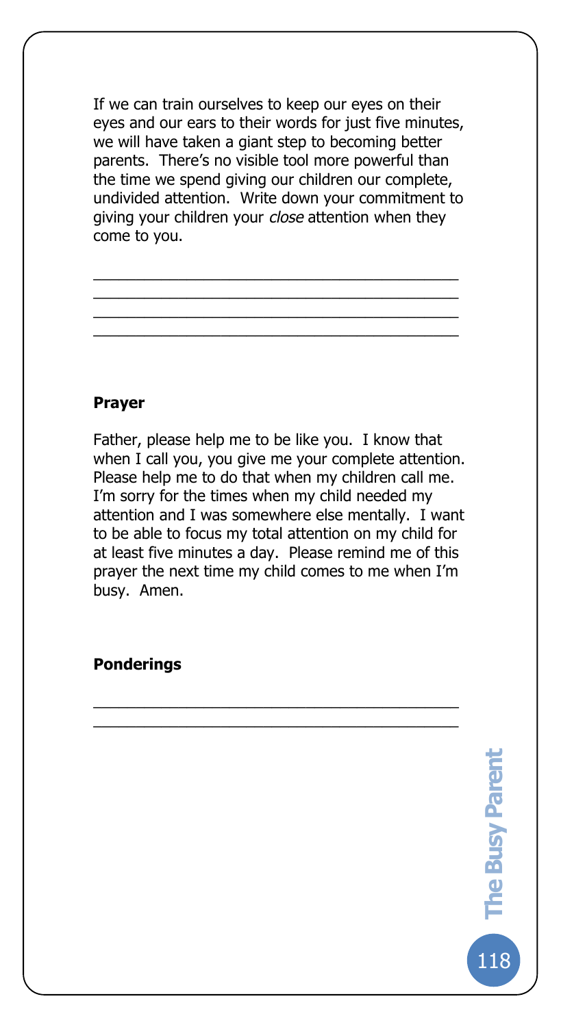If we can train ourselves to keep our eyes on their eyes and our ears to their words for just five minutes, we will have taken a giant step to becoming better parents. There's no visible tool more powerful than the time we spend giving our children our complete, undivided attention. Write down your commitment to giving your children your *close* attention when they come to you.

\_\_\_\_\_\_\_\_\_\_\_\_\_\_\_\_\_\_\_\_\_\_\_\_\_\_\_\_\_\_\_\_\_\_\_\_\_\_\_\_\_\_

\_\_\_\_\_\_\_\_\_\_\_\_\_\_\_\_\_\_\_\_\_\_\_\_\_\_\_\_\_\_\_\_\_\_\_\_\_\_\_\_\_\_

\_\_\_\_\_\_\_\_\_\_\_\_\_\_\_\_\_\_\_\_\_\_\_\_\_\_\_\_\_\_\_\_\_\_\_\_\_\_\_\_\_\_

\_\_\_\_\_\_\_\_\_\_\_\_\_\_\_\_\_\_\_\_\_\_\_\_\_\_\_\_\_\_\_\_\_\_\_\_\_\_\_\_\_\_

**Prayer**

Father, please help me to be like you. I know that when I call you, you give me your complete attention. Please help me to do that when my children call me. I'm sorry for the times when my child needed my attention and I was somewhere else mentally. I want to be able to focus my total attention on my child for at least five minutes a day. Please remind me of this prayer the next time my child comes to me when I'm busy. Amen.

**Ponderings**

\_\_\_\_\_\_\_\_\_\_\_\_\_\_\_\_\_\_\_\_\_\_\_\_\_\_\_\_\_\_\_\_\_\_\_\_\_\_\_\_\_\_

\_\_\_\_\_\_\_\_\_\_\_\_\_\_\_\_\_\_\_\_\_\_\_\_\_\_\_\_\_\_\_\_\_\_\_\_\_\_\_\_\_\_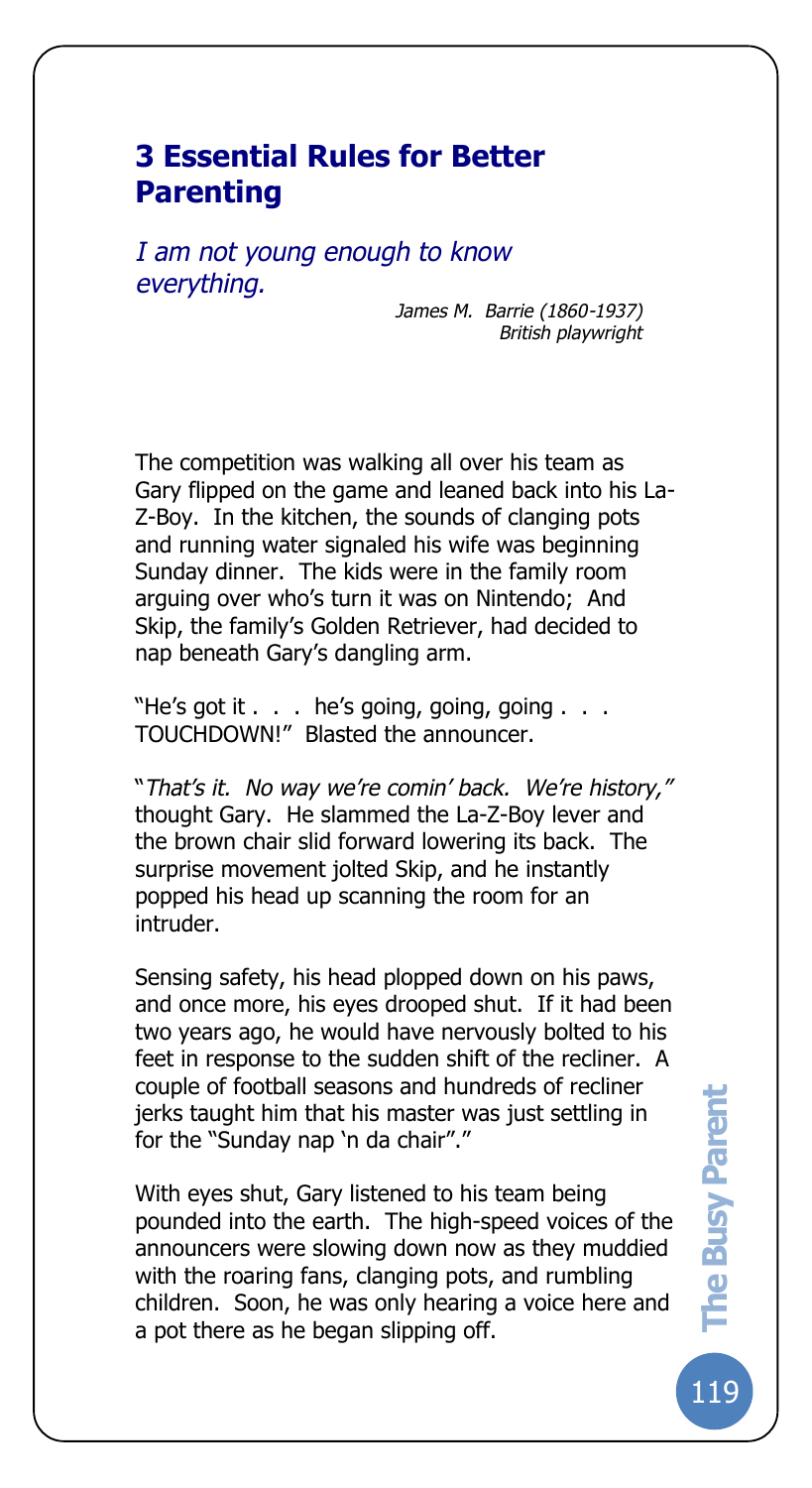## 3 Essential Rules for Better Parenting

*I am not young enough to know everything.*

*James M. Barrie (1860-1937)*
*British playwright*

The competition was walking all over his team as Gary flipped on the game and leaned back into his La-Z-Boy. In the kitchen, the sounds of clanging pots and running water signaled his wife was beginning Sunday dinner. The kids were in the family room arguing over who's turn it was on Nintendo; And Skip, the family's Golden Retriever, had decided to nap beneath Gary's dangling arm.

"He's got it . . . he's going, going, going . . . TOUCHDOWN!" Blasted the announcer.

"*That's it. No way we're comin' back. We're history,"* thought Gary. He slammed the La-Z-Boy lever and the brown chair slid forward lowering its back. The surprise movement jolted Skip, and he instantly popped his head up scanning the room for an intruder.

Sensing safety, his head plopped down on his paws, and once more, his eyes drooped shut. If it had been two years ago, he would have nervously bolted to his feet in response to the sudden shift of the recliner. A couple of football seasons and hundreds of recliner jerks taught him that his master was just settling in for the "Sunday nap 'n da chair"."

With eyes shut, Gary listened to his team being pounded into the earth. The high-speed voices of the announcers were slowing down now as they muddied with the roaring fans, clanging pots, and rumbling children. Soon, he was only hearing a voice here and a pot there as he began slipping off.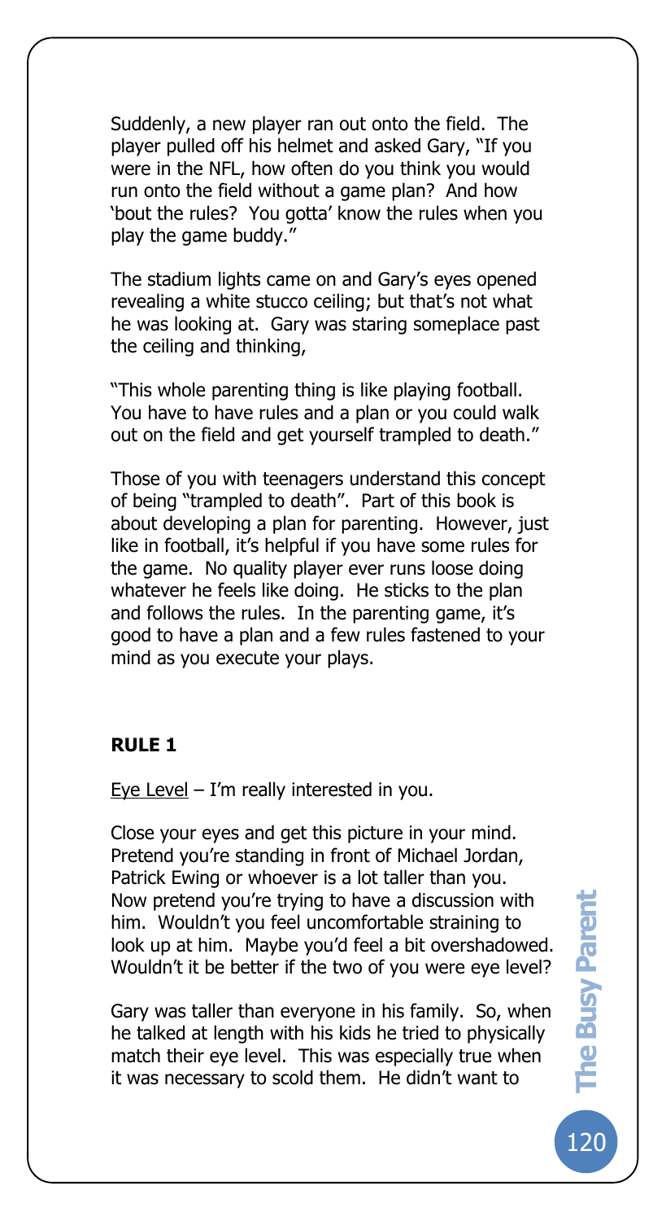Suddenly, a new player ran out onto the field. The player pulled off his helmet and asked Gary, "If you were in the NFL, how often do you think you would run onto the field without a game plan? And how 'bout the rules? You gotta' know the rules when you play the game buddy."

The stadium lights came on and Gary's eyes opened revealing a white stucco ceiling; but that's not what he was looking at. Gary was staring someplace past the ceiling and thinking,

"This whole parenting thing is like playing football. You have to have rules and a plan or you could walk out on the field and get yourself trampled to death."

Those of you with teenagers understand this concept of being "trampled to death". Part of this book is about developing a plan for parenting. However, just like in football, it's helpful if you have some rules for the game. No quality player ever runs loose doing whatever he feels like doing. He sticks to the plan and follows the rules. In the parenting game, it's good to have a plan and a few rules fastened to your mind as you execute your plays.

**RULE 1**

<u>Eye Level</u> – I'm really interested in you.

Close your eyes and get this picture in your mind. Pretend you're standing in front of Michael Jordan, Patrick Ewing or whoever is a lot taller than you. Now pretend you're trying to have a discussion with him. Wouldn't you feel uncomfortable straining to look up at him. Maybe you'd feel a bit overshadowed. Wouldn't it be better if the two of you were eye level?

Gary was taller than everyone in his family. So, when he talked at length with his kids he tried to physically match their eye level. This was especially true when it was necessary to scold them. He didn't want to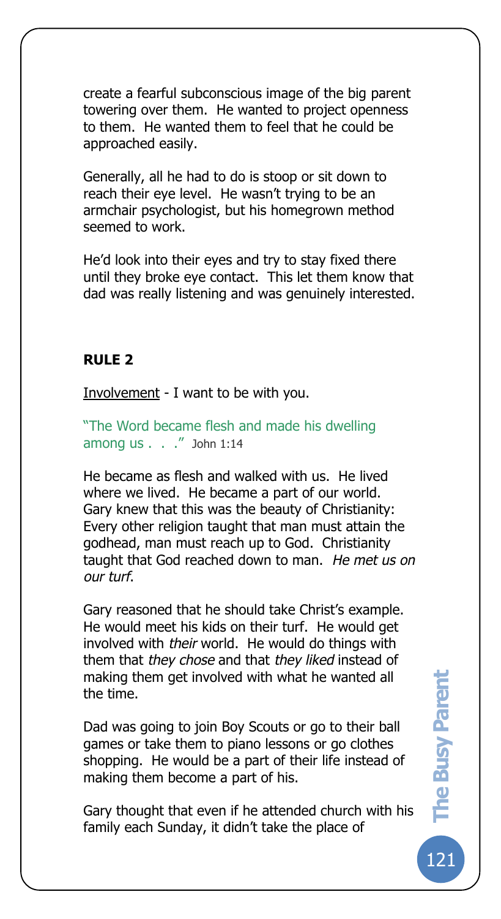create a fearful subconscious image of the big parent towering over them. He wanted to project openness to them. He wanted them to feel that he could be approached easily.

Generally, all he had to do is stoop or sit down to reach their eye level. He wasn't trying to be an armchair psychologist, but his homegrown method seemed to work.

He'd look into their eyes and try to stay fixed there until they broke eye contact. This let them know that dad was really listening and was genuinely interested.

**RULE 2**

<u>Involvement</u> - I want to be with you.

"The Word became flesh and made his dwelling among us . . ." John 1:14

He became as flesh and walked with us. He lived where we lived. He became a part of our world. Gary knew that this was the beauty of Christianity: Every other religion taught that man must attain the godhead, man must reach up to God. Christianity taught that God reached down to man. *He met us on our turf*.

Gary reasoned that he should take Christ's example. He would meet his kids on their turf. He would get involved with *their* world. He would do things with them that *they chose* and that *they liked* instead of making them get involved with what he wanted all the time.

Dad was going to join Boy Scouts or go to their ball games or take them to piano lessons or go clothes shopping. He would be a part of their life instead of making them become a part of his.

Gary thought that even if he attended church with his family each Sunday, it didn't take the place of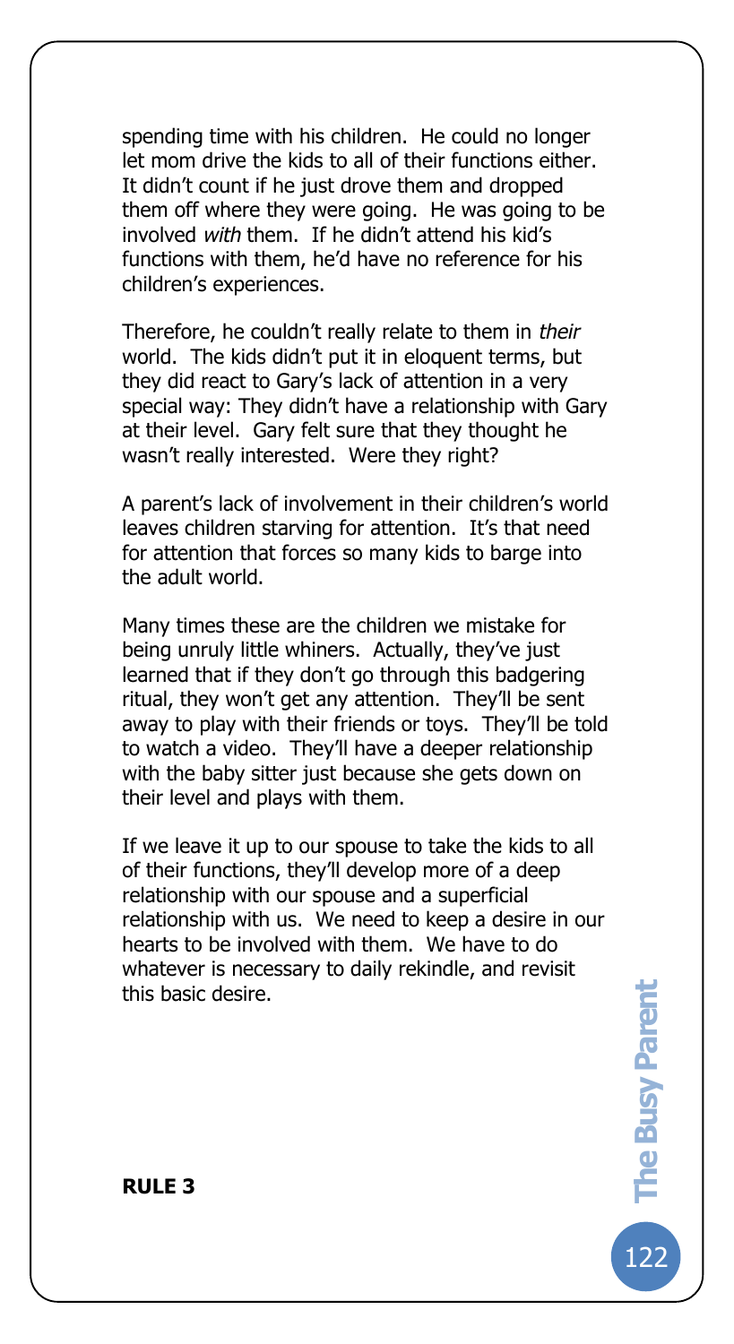spending time with his children. He could no longer let mom drive the kids to all of their functions either. It didn't count if he just drove them and dropped them off where they were going. He was going to be involved *with* them. If he didn't attend his kid's functions with them, he'd have no reference for his children's experiences.

Therefore, he couldn't really relate to them in *their* world. The kids didn't put it in eloquent terms, but they did react to Gary's lack of attention in a very special way: They didn't have a relationship with Gary at their level. Gary felt sure that they thought he wasn't really interested. Were they right?

A parent's lack of involvement in their children's world leaves children starving for attention. It's that need for attention that forces so many kids to barge into the adult world.

Many times these are the children we mistake for being unruly little whiners. Actually, they've just learned that if they don't go through this badgering ritual, they won't get any attention. They'll be sent away to play with their friends or toys. They'll be told to watch a video. They'll have a deeper relationship with the baby sitter just because she gets down on their level and plays with them.

If we leave it up to our spouse to take the kids to all of their functions, they'll develop more of a deep relationship with our spouse and a superficial relationship with us. We need to keep a desire in our hearts to be involved with them. We have to do whatever is necessary to daily rekindle, and revisit this basic desire.

**RULE 3**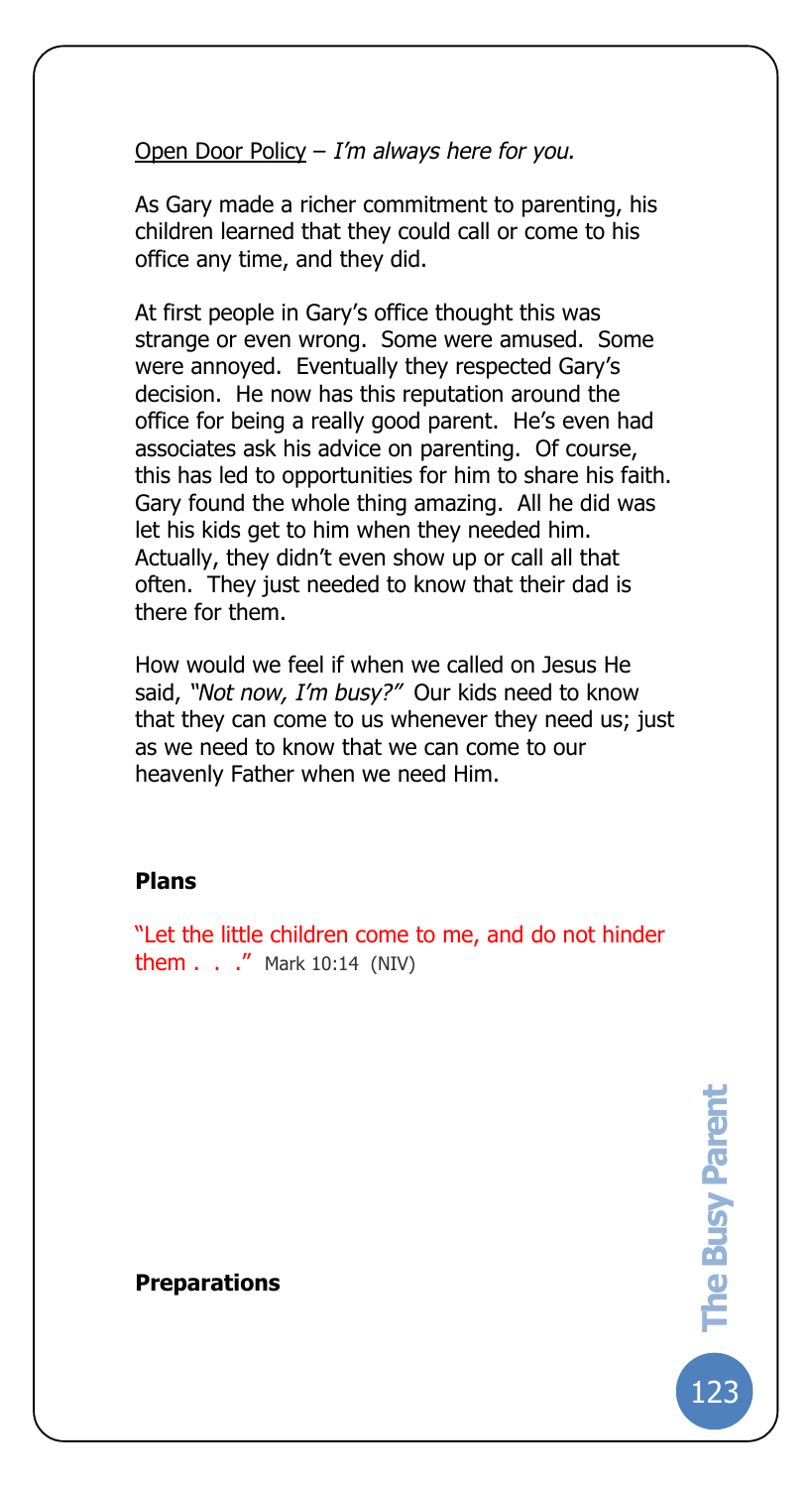Open Door Policy – *I'm always here for you.*

As Gary made a richer commitment to parenting, his children learned that they could call or come to his office any time, and they did.

At first people in Gary's office thought this was strange or even wrong. Some were amused. Some were annoyed. Eventually they respected Gary's decision. He now has this reputation around the office for being a really good parent. He's even had associates ask his advice on parenting. Of course, this has led to opportunities for him to share his faith. Gary found the whole thing amazing. All he did was let his kids get to him when they needed him. Actually, they didn't even show up or call all that often. They just needed to know that their dad is there for them.

How would we feel if when we called on Jesus He said, *"Not now, I'm busy?"* Our kids need to know that they can come to us whenever they need us; just as we need to know that we can come to our heavenly Father when we need Him.

**Plans**

"Let the little children come to me, and do not hinder them . . ." Mark 10:14 (NIV)

**Preparations**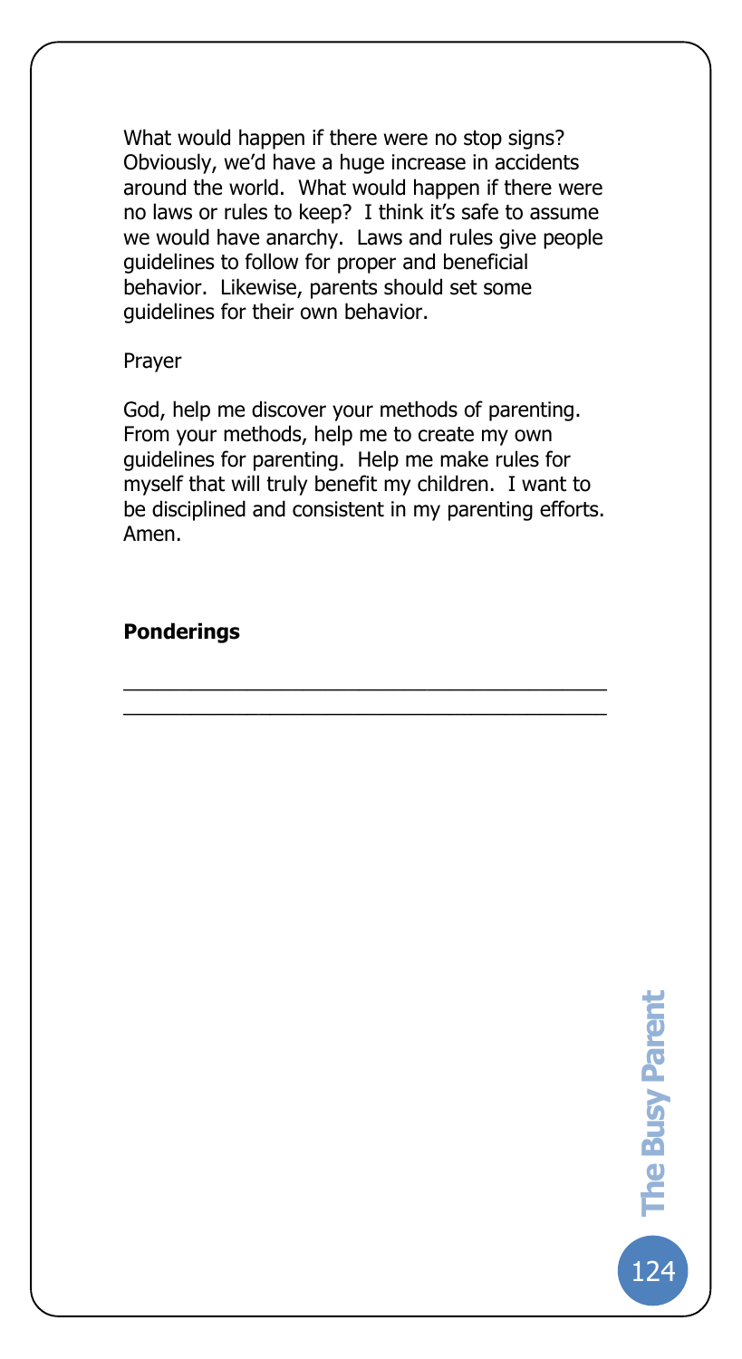What would happen if there were no stop signs? Obviously, we'd have a huge increase in accidents around the world. What would happen if there were no laws or rules to keep? I think it's safe to assume we would have anarchy. Laws and rules give people guidelines to follow for proper and beneficial behavior. Likewise, parents should set some guidelines for their own behavior.

Prayer

God, help me discover your methods of parenting. From your methods, help me to create my own guidelines for parenting. Help me make rules for myself that will truly benefit my children. I want to be disciplined and consistent in my parenting efforts. Amen.

**Ponderings**

\_\_\_\_\_\_\_\_\_\_\_\_\_\_\_\_\_\_\_\_\_\_\_\_\_\_\_\_\_\_\_\_\_\_\_\_\_\_\_\_\_\_

\_\_\_\_\_\_\_\_\_\_\_\_\_\_\_\_\_\_\_\_\_\_\_\_\_\_\_\_\_\_\_\_\_\_\_\_\_\_\_\_\_\_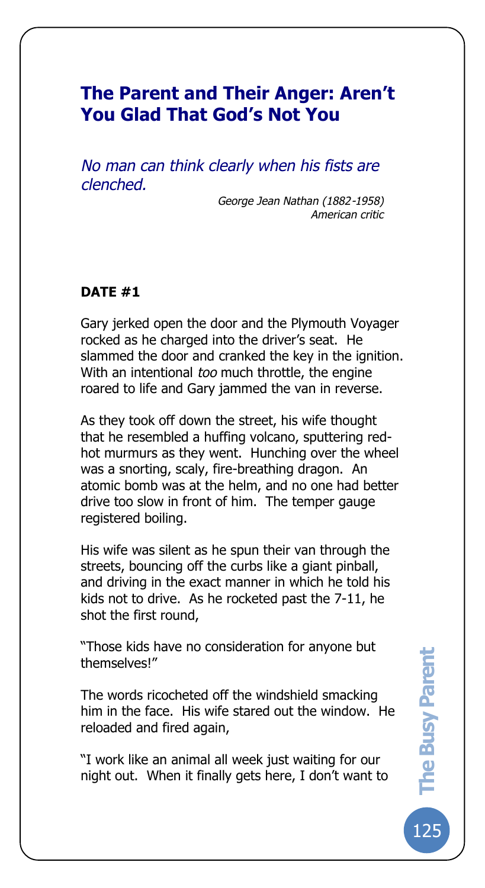# The Parent and Their Anger: Aren't You Glad That God's Not You

*No man can think clearly when his fists are clenched.*

*George Jean Nathan (1882-1958)*
*American critic*

**DATE #1**

Gary jerked open the door and the Plymouth Voyager rocked as he charged into the driver's seat. He slammed the door and cranked the key in the ignition. With an intentional *too* much throttle, the engine roared to life and Gary jammed the van in reverse.

As they took off down the street, his wife thought that he resembled a huffing volcano, sputtering red-hot murmurs as they went. Hunching over the wheel was a snorting, scaly, fire-breathing dragon. An atomic bomb was at the helm, and no one had better drive too slow in front of him. The temper gauge registered boiling.

His wife was silent as he spun their van through the streets, bouncing off the curbs like a giant pinball, and driving in the exact manner in which he told his kids not to drive. As he rocketed past the 7-11, he shot the first round,

"Those kids have no consideration for anyone but themselves!"

The words ricocheted off the windshield smacking him in the face. His wife stared out the window. He reloaded and fired again,

"I work like an animal all week just waiting for our night out. When it finally gets here, I don't want to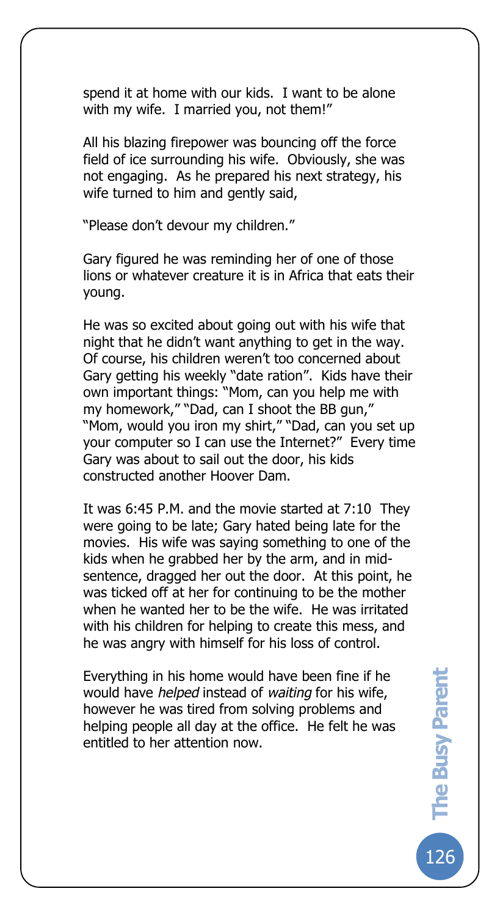spend it at home with our kids. I want to be alone with my wife. I married you, not them!"

All his blazing firepower was bouncing off the force field of ice surrounding his wife. Obviously, she was not engaging. As he prepared his next strategy, his wife turned to him and gently said,

"Please don't devour my children."

Gary figured he was reminding her of one of those lions or whatever creature it is in Africa that eats their young.

He was so excited about going out with his wife that night that he didn't want anything to get in the way. Of course, his children weren't too concerned about Gary getting his weekly "date ration". Kids have their own important things: "Mom, can you help me with my homework," "Dad, can I shoot the BB gun," "Mom, would you iron my shirt," "Dad, can you set up your computer so I can use the Internet?" Every time Gary was about to sail out the door, his kids constructed another Hoover Dam.

It was 6:45 P.M. and the movie started at 7:10 They were going to be late; Gary hated being late for the movies. His wife was saying something to one of the kids when he grabbed her by the arm, and in mid-sentence, dragged her out the door. At this point, he was ticked off at her for continuing to be the mother when he wanted her to be the wife. He was irritated with his children for helping to create this mess, and he was angry with himself for his loss of control.

Everything in his home would have been fine if he would have *helped* instead of *waiting* for his wife, however he was tired from solving problems and helping people all day at the office. He felt he was entitled to her attention now.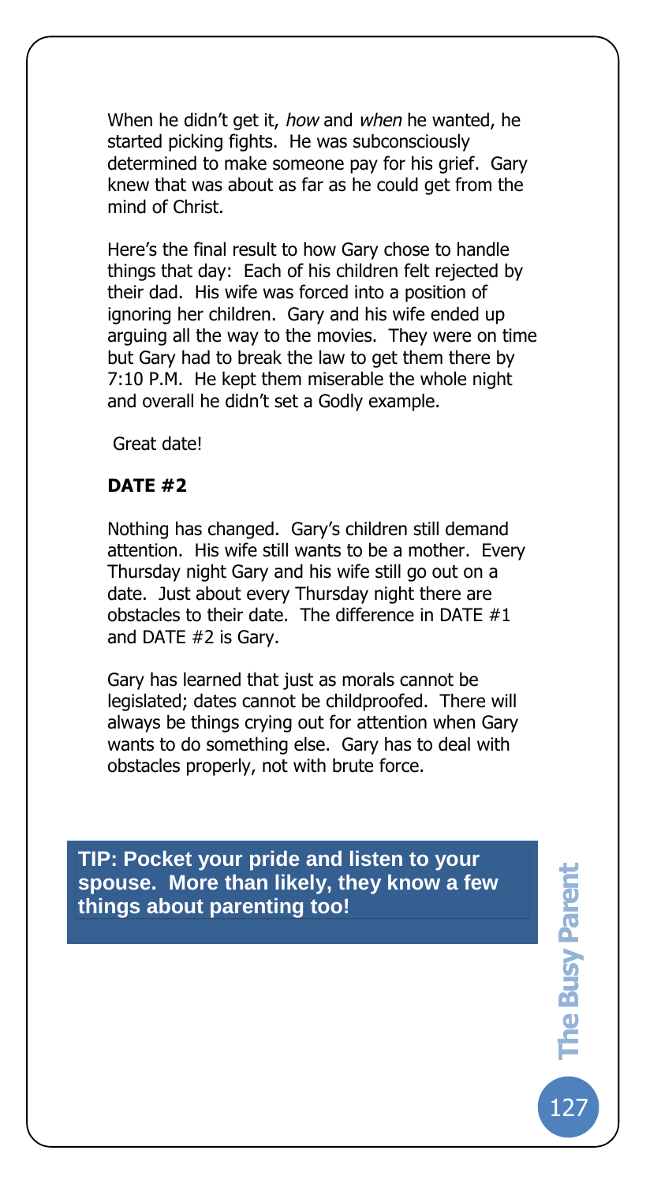When he didn't get it, *how* and *when* he wanted, he started picking fights. He was subconsciously determined to make someone pay for his grief. Gary knew that was about as far as he could get from the mind of Christ.

Here's the final result to how Gary chose to handle things that day: Each of his children felt rejected by their dad. His wife was forced into a position of ignoring her children. Gary and his wife ended up arguing all the way to the movies. They were on time but Gary had to break the law to get them there by 7:10 P.M. He kept them miserable the whole night and overall he didn't set a Godly example.

Great date!

**DATE #2**

Nothing has changed. Gary's children still demand attention. His wife still wants to be a mother. Every Thursday night Gary and his wife still go out on a date. Just about every Thursday night there are obstacles to their date. The difference in DATE #1 and DATE #2 is Gary.

Gary has learned that just as morals cannot be legislated; dates cannot be childproofed. There will always be things crying out for attention when Gary wants to do something else. Gary has to deal with obstacles properly, not with brute force.

**TIP: Pocket your pride and listen to your spouse. More than likely, they know a few things about parenting too!**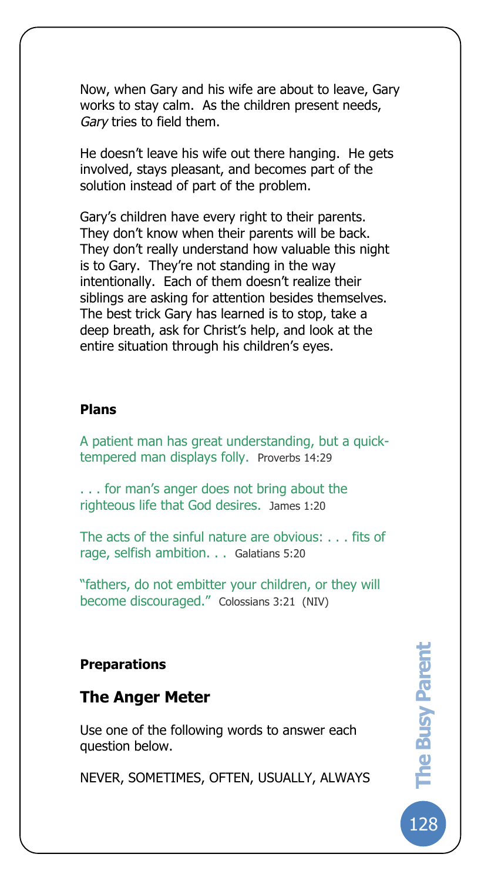Now, when Gary and his wife are about to leave, Gary works to stay calm. As the children present needs, *Gary* tries to field them.

He doesn't leave his wife out there hanging. He gets involved, stays pleasant, and becomes part of the solution instead of part of the problem.

Gary's children have every right to their parents. They don't know when their parents will be back. They don't really understand how valuable this night is to Gary. They're not standing in the way intentionally. Each of them doesn't realize their siblings are asking for attention besides themselves. The best trick Gary has learned is to stop, take a deep breath, ask for Christ's help, and look at the entire situation through his children's eyes.

**Plans**

A patient man has great understanding, but a quick-tempered man displays folly. Proverbs 14:29

. . . for man's anger does not bring about the righteous life that God desires. James 1:20

The acts of the sinful nature are obvious: . . . fits of rage, selfish ambition. . . Galatians 5:20

"fathers, do not embitter your children, or they will become discouraged." Colossians 3:21 (NIV)

**Preparations**

## The Anger Meter

Use one of the following words to answer each question below.

NEVER, SOMETIMES, OFTEN, USUALLY, ALWAYS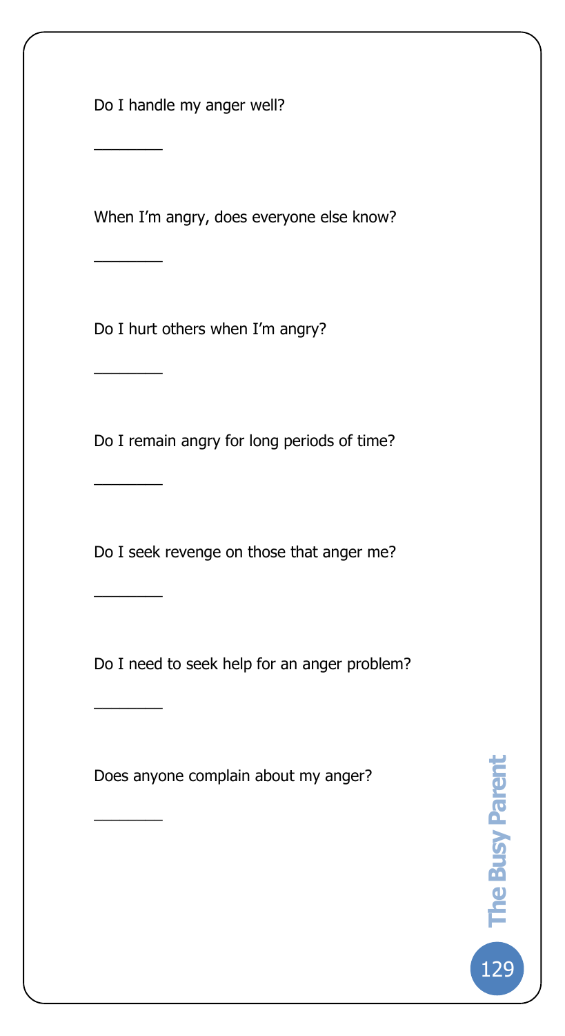Do I handle my anger well?

________

When I'm angry, does everyone else know?

________

Do I hurt others when I'm angry?

________

Do I remain angry for long periods of time?

________

Do I seek revenge on those that anger me?

________

Do I need to seek help for an anger problem?

________

Does anyone complain about my anger?

________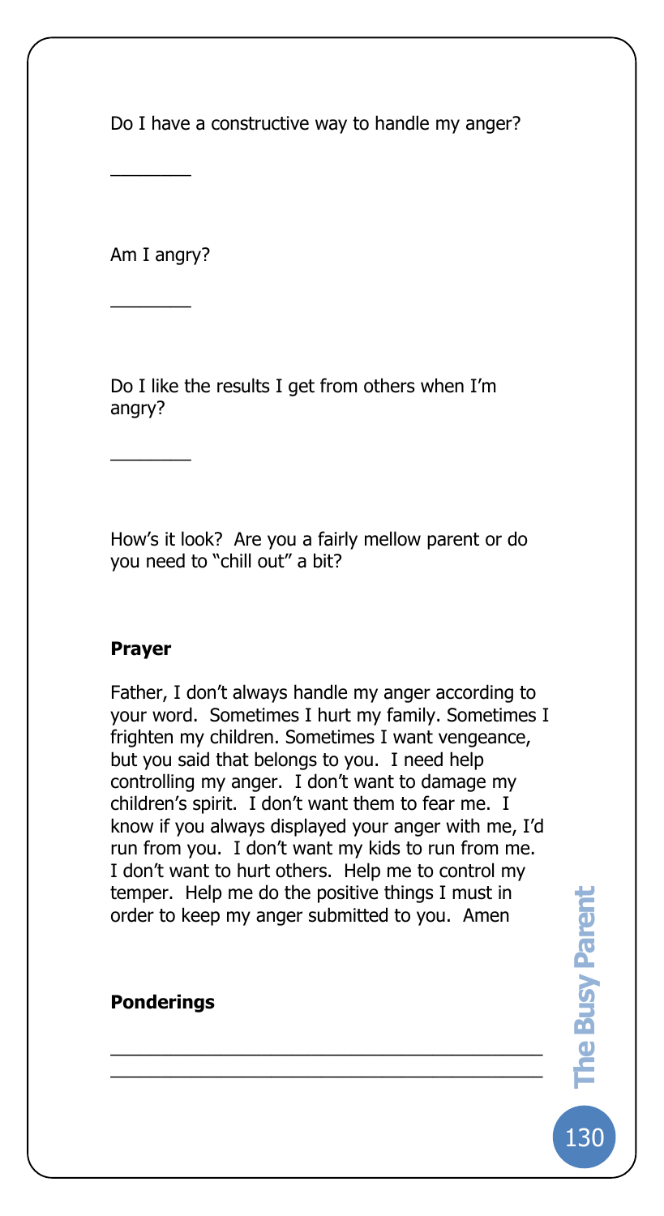Do I have a constructive way to handle my anger?

________

Am I angry?

________

Do I like the results I get from others when I'm angry?

________

How's it look? Are you a fairly mellow parent or do you need to "chill out" a bit?

**Prayer**

Father, I don't always handle my anger according to your word. Sometimes I hurt my family. Sometimes I frighten my children. Sometimes I want vengeance, but you said that belongs to you. I need help controlling my anger. I don't want to damage my children's spirit. I don't want them to fear me. I know if you always displayed your anger with me, I'd run from you. I don't want my kids to run from me. I don't want to hurt others. Help me to control my temper. Help me do the positive things I must in order to keep my anger submitted to you. Amen

**Ponderings**

__________________________________________

__________________________________________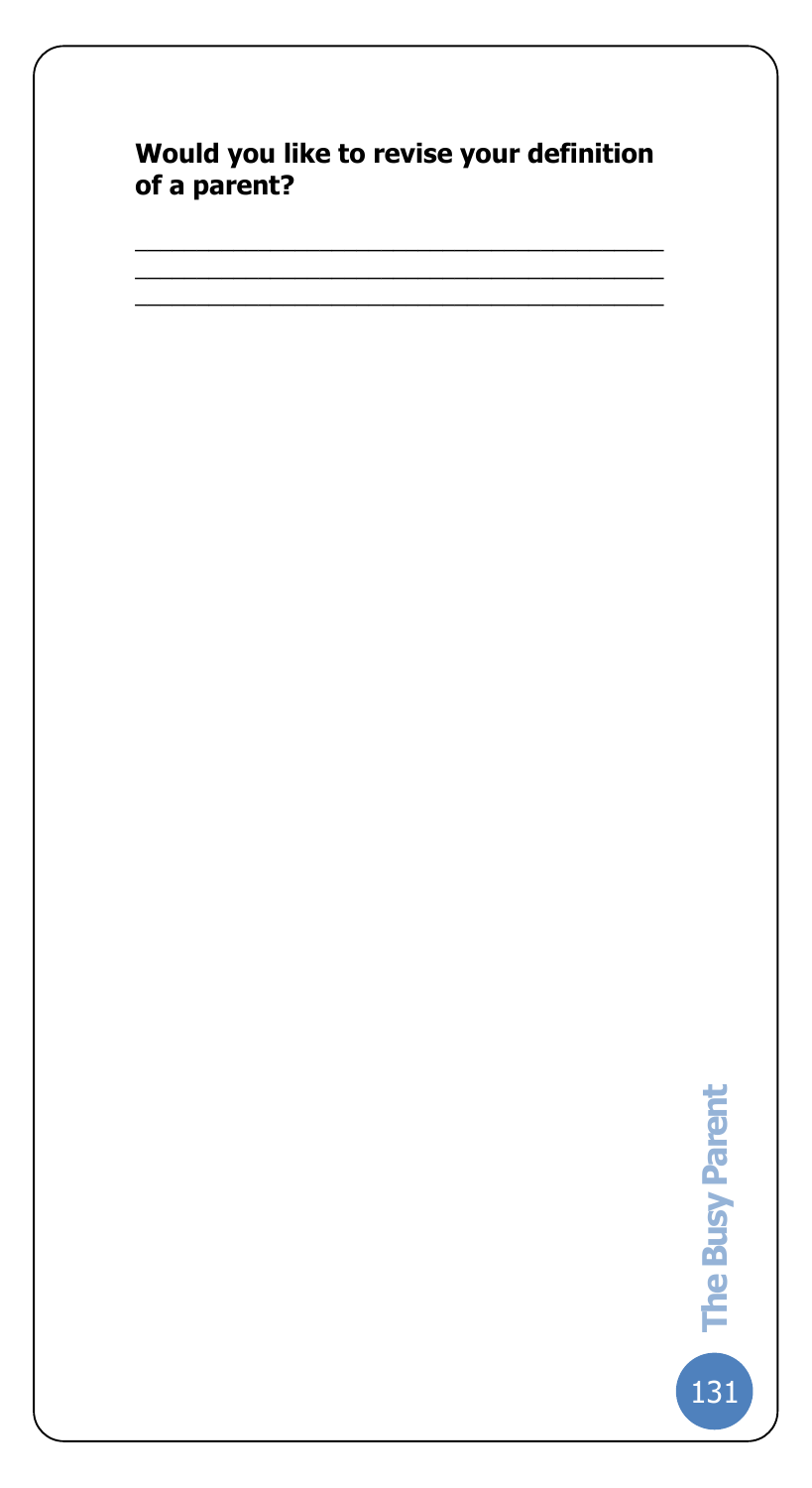**Would you like to revise your definition of a parent?**

\_\_\_\_\_\_\_\_\_\_\_\_\_\_\_\_\_\_\_\_\_\_\_\_\_\_\_\_\_\_\_\_\_\_\_\_\_\_\_\_
\_\_\_\_\_\_\_\_\_\_\_\_\_\_\_\_\_\_\_\_\_\_\_\_\_\_\_\_\_\_\_\_\_\_\_\_\_\_\_\_
\_\_\_\_\_\_\_\_\_\_\_\_\_\_\_\_\_\_\_\_\_\_\_\_\_\_\_\_\_\_\_\_\_\_\_\_\_\_\_\_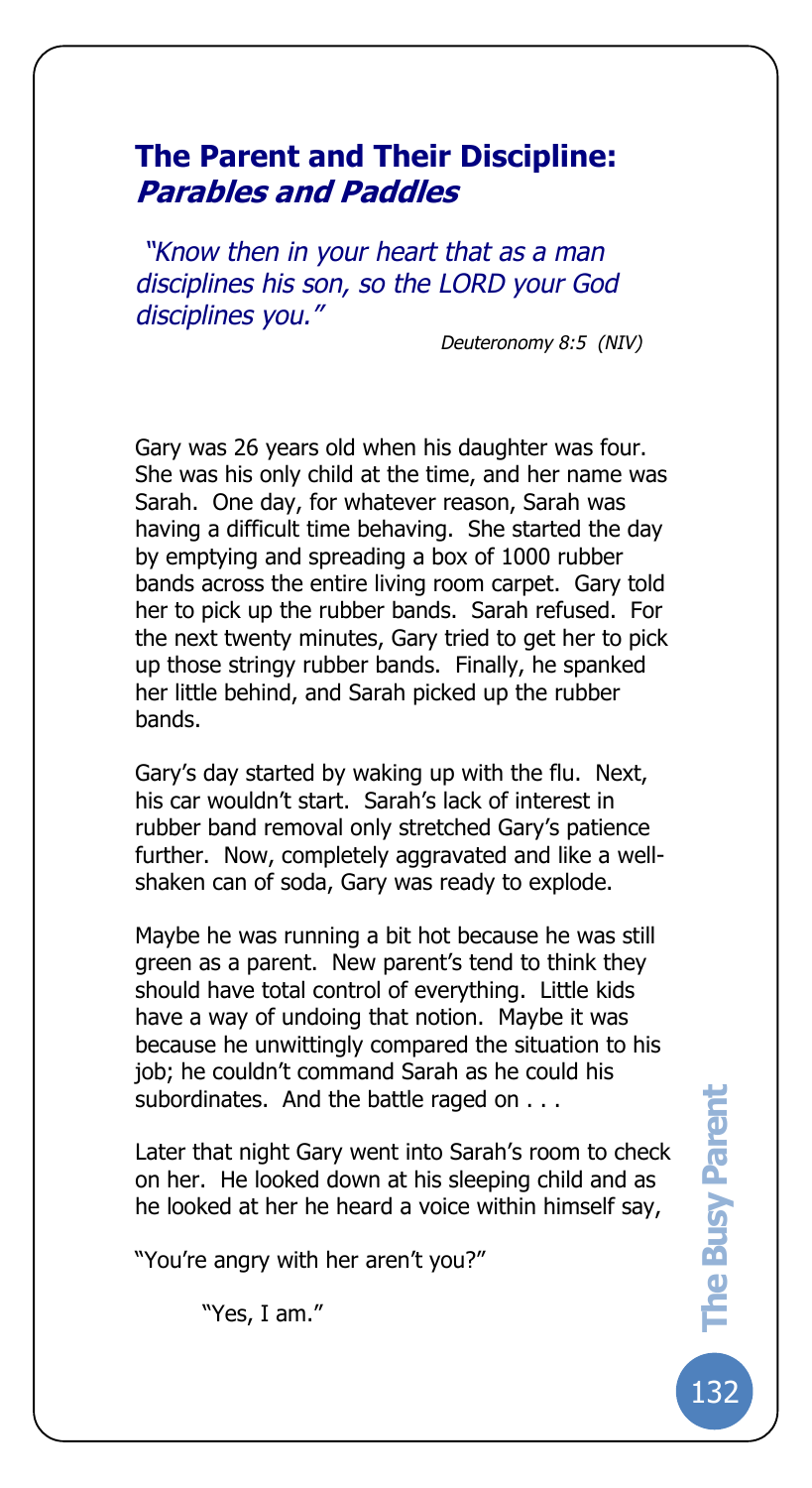## The Parent and Their Discipline: *Parables and Paddles*

*"Know then in your heart that as a man disciplines his son, so the LORD your God disciplines you."*

*Deuteronomy 8:5 (NIV)*

Gary was 26 years old when his daughter was four. She was his only child at the time, and her name was Sarah. One day, for whatever reason, Sarah was having a difficult time behaving. She started the day by emptying and spreading a box of 1000 rubber bands across the entire living room carpet. Gary told her to pick up the rubber bands. Sarah refused. For the next twenty minutes, Gary tried to get her to pick up those stringy rubber bands. Finally, he spanked her little behind, and Sarah picked up the rubber bands.

Gary's day started by waking up with the flu. Next, his car wouldn't start. Sarah's lack of interest in rubber band removal only stretched Gary's patience further. Now, completely aggravated and like a well-shaken can of soda, Gary was ready to explode.

Maybe he was running a bit hot because he was still green as a parent. New parent's tend to think they should have total control of everything. Little kids have a way of undoing that notion. Maybe it was because he unwittingly compared the situation to his job; he couldn't command Sarah as he could his subordinates. And the battle raged on . . .

Later that night Gary went into Sarah's room to check on her. He looked down at his sleeping child and as he looked at her he heard a voice within himself say,

"You're angry with her aren't you?"

"Yes, I am."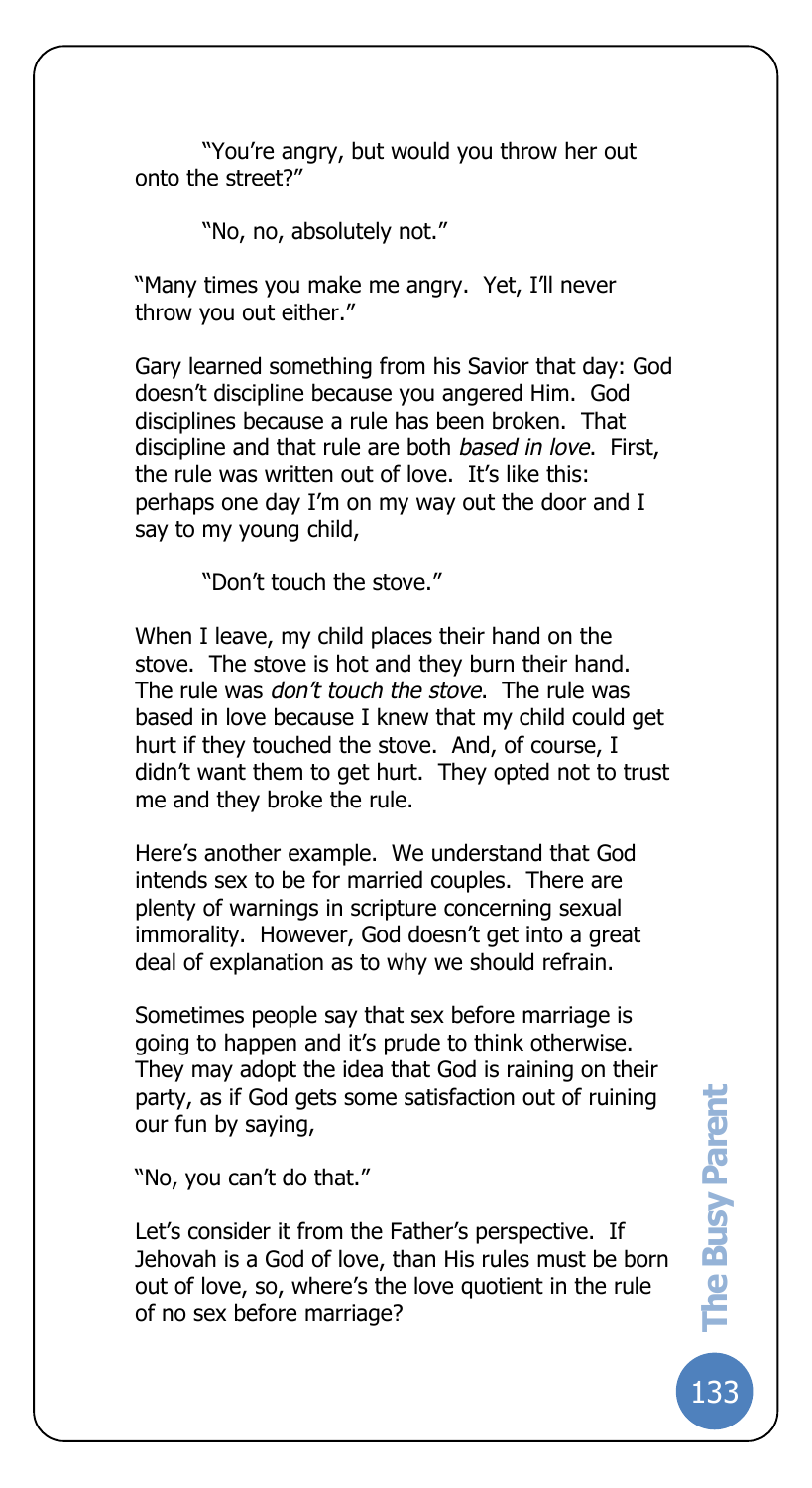"You're angry, but would you throw her out onto the street?"

"No, no, absolutely not."

"Many times you make me angry. Yet, I'll never throw you out either."

Gary learned something from his Savior that day: God doesn't discipline because you angered Him. God disciplines because a rule has been broken. That discipline and that rule are both *based in love*. First, the rule was written out of love. It's like this: perhaps one day I'm on my way out the door and I say to my young child,

"Don't touch the stove."

When I leave, my child places their hand on the stove. The stove is hot and they burn their hand. The rule was *don't touch the stove*. The rule was based in love because I knew that my child could get hurt if they touched the stove. And, of course, I didn't want them to get hurt. They opted not to trust me and they broke the rule.

Here's another example. We understand that God intends sex to be for married couples. There are plenty of warnings in scripture concerning sexual immorality. However, God doesn't get into a great deal of explanation as to why we should refrain.

Sometimes people say that sex before marriage is going to happen and it's prude to think otherwise. They may adopt the idea that God is raining on their party, as if God gets some satisfaction out of ruining our fun by saying,

"No, you can't do that."

Let's consider it from the Father's perspective. If Jehovah is a God of love, than His rules must be born out of love, so, where's the love quotient in the rule of no sex before marriage?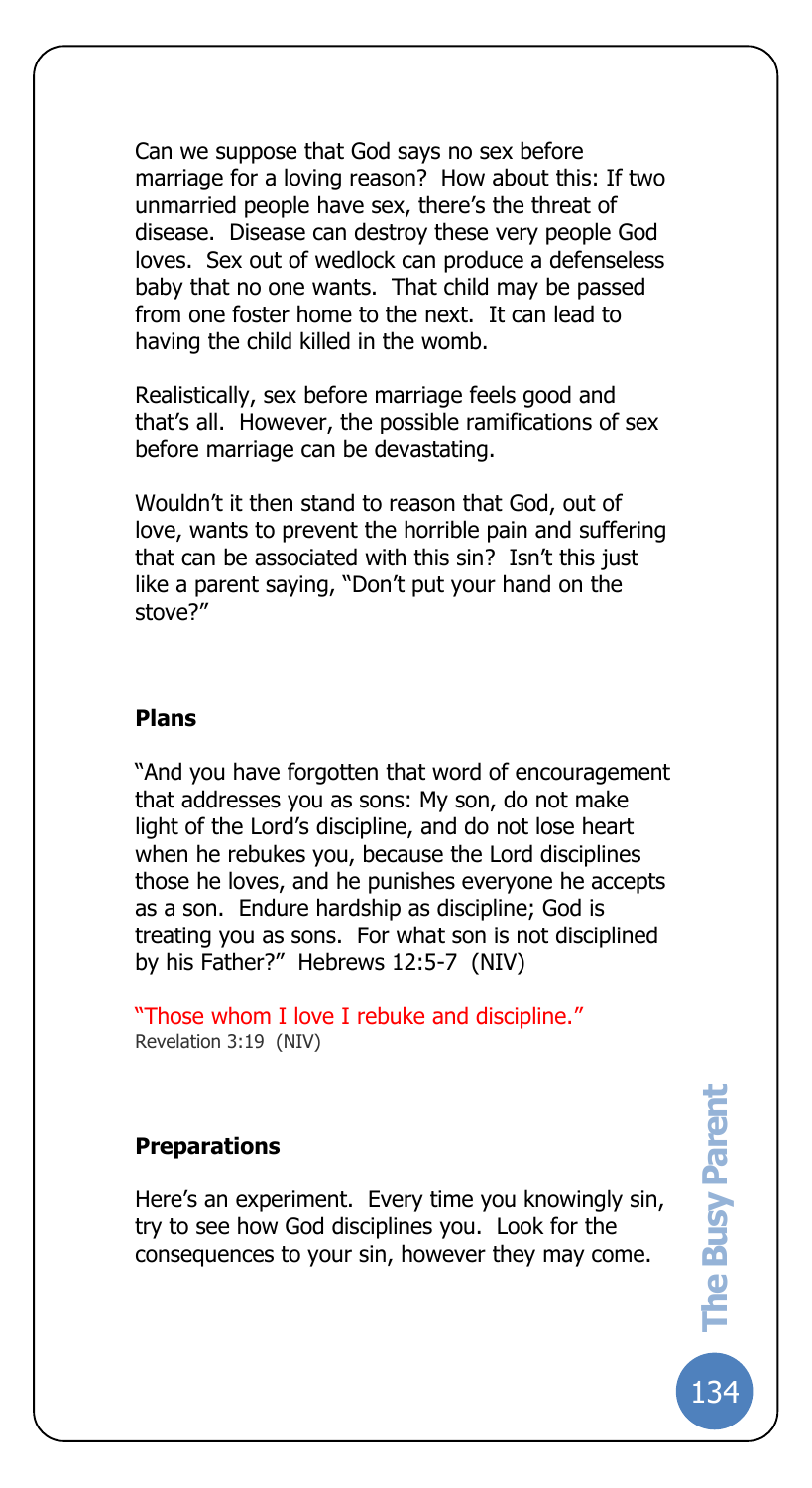Can we suppose that God says no sex before marriage for a loving reason? How about this: If two unmarried people have sex, there's the threat of disease. Disease can destroy these very people God loves. Sex out of wedlock can produce a defenseless baby that no one wants. That child may be passed from one foster home to the next. It can lead to having the child killed in the womb.

Realistically, sex before marriage feels good and that's all. However, the possible ramifications of sex before marriage can be devastating.

Wouldn't it then stand to reason that God, out of love, wants to prevent the horrible pain and suffering that can be associated with this sin? Isn't this just like a parent saying, "Don't put your hand on the stove?"

**Plans**

"And you have forgotten that word of encouragement that addresses you as sons: My son, do not make light of the Lord's discipline, and do not lose heart when he rebukes you, because the Lord disciplines those he loves, and he punishes everyone he accepts as a son. Endure hardship as discipline; God is treating you as sons. For what son is not disciplined by his Father?" Hebrews 12:5-7 (NIV)

"Those whom I love I rebuke and discipline."
Revelation 3:19 (NIV)

**Preparations**

Here's an experiment. Every time you knowingly sin, try to see how God disciplines you. Look for the consequences to your sin, however they may come.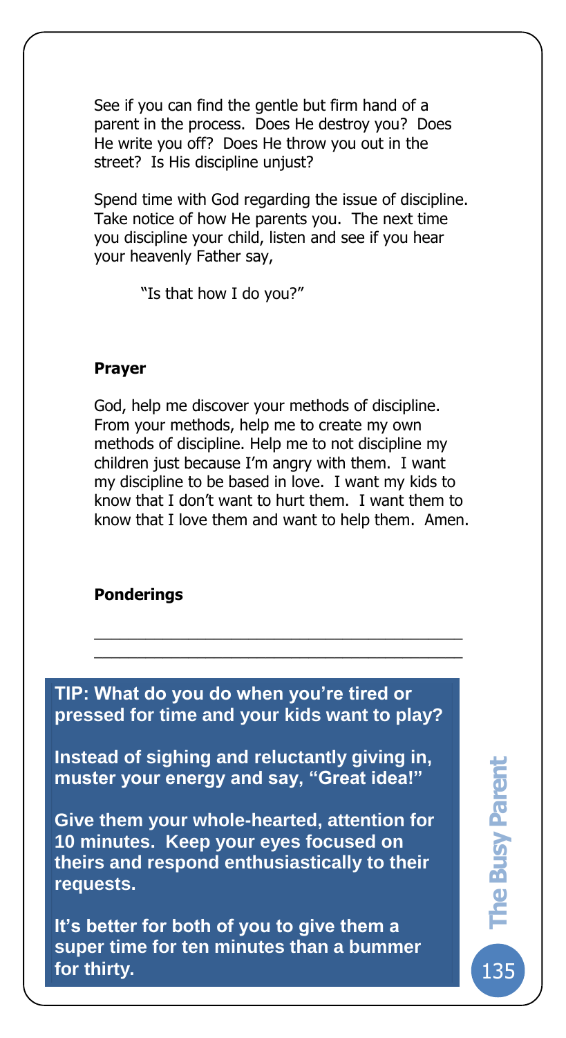See if you can find the gentle but firm hand of a parent in the process. Does He destroy you? Does He write you off? Does He throw you out in the street? Is His discipline unjust?

Spend time with God regarding the issue of discipline. Take notice of how He parents you. The next time you discipline your child, listen and see if you hear your heavenly Father say,

> "Is that how I do you?"

**Prayer**

God, help me discover your methods of discipline. From your methods, help me to create my own methods of discipline. Help me to not discipline my children just because I'm angry with them. I want my discipline to be based in love. I want my kids to know that I don't want to hurt them. I want them to know that I love them and want to help them. Amen.

**Ponderings**

\_\_\_\_\_\_\_\_\_\_\_\_\_\_\_\_\_\_\_\_\_\_\_\_\_\_\_\_\_\_\_\_\_\_\_\_\_\_\_\_\_\_\_\_

\_\_\_\_\_\_\_\_\_\_\_\_\_\_\_\_\_\_\_\_\_\_\_\_\_\_\_\_\_\_\_\_\_\_\_\_\_\_\_\_\_\_\_\_

**TIP: What do you do when you're tired or pressed for time and your kids want to play?**

**Instead of sighing and reluctantly giving in, muster your energy and say, "Great idea!"**

**Give them your whole-hearted, attention for 10 minutes. Keep your eyes focused on theirs and respond enthusiastically to their requests.**

**It's better for both of you to give them a super time for ten minutes than a bummer for thirty.**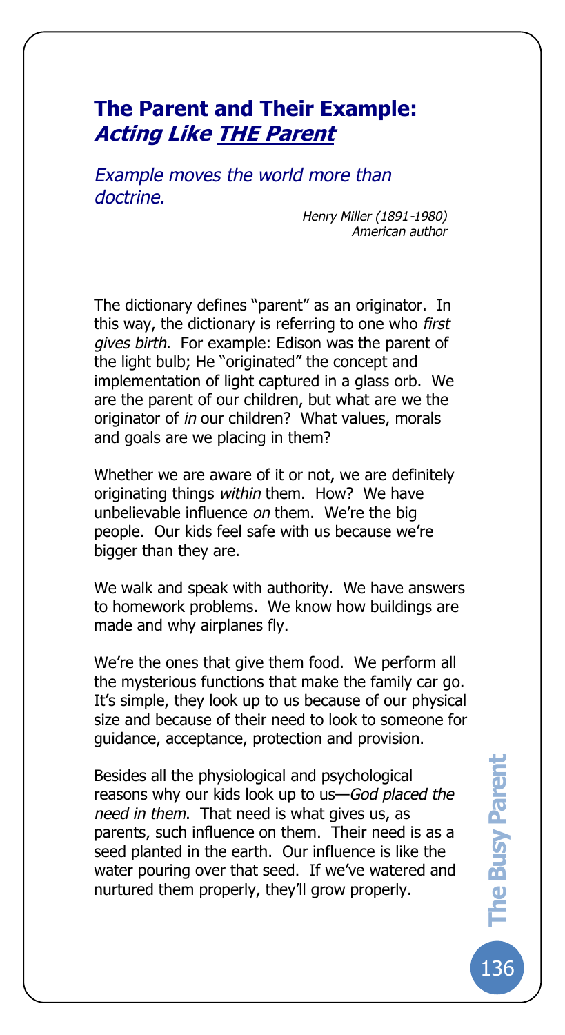## The Parent and Their Example: ***Acting Like THE Parent***

*Example moves the world more than doctrine.*

*Henry Miller (1891-1980)*
*American author*

The dictionary defines "parent" as an originator. In this way, the dictionary is referring to one who *first gives birth*. For example: Edison was the parent of the light bulb; He "originated" the concept and implementation of light captured in a glass orb. We are the parent of our children, but what are we the originator of *in* our children? What values, morals and goals are we placing in them?

Whether we are aware of it or not, we are definitely originating things *within* them. How? We have unbelievable influence *on* them. We're the big people. Our kids feel safe with us because we're bigger than they are.

We walk and speak with authority. We have answers to homework problems. We know how buildings are made and why airplanes fly.

We're the ones that give them food. We perform all the mysterious functions that make the family car go. It's simple, they look up to us because of our physical size and because of their need to look to someone for guidance, acceptance, protection and provision.

Besides all the physiological and psychological reasons why our kids look up to us—*God placed the need in them*. That need is what gives us, as parents, such influence on them. Their need is as a seed planted in the earth. Our influence is like the water pouring over that seed. If we've watered and nurtured them properly, they'll grow properly.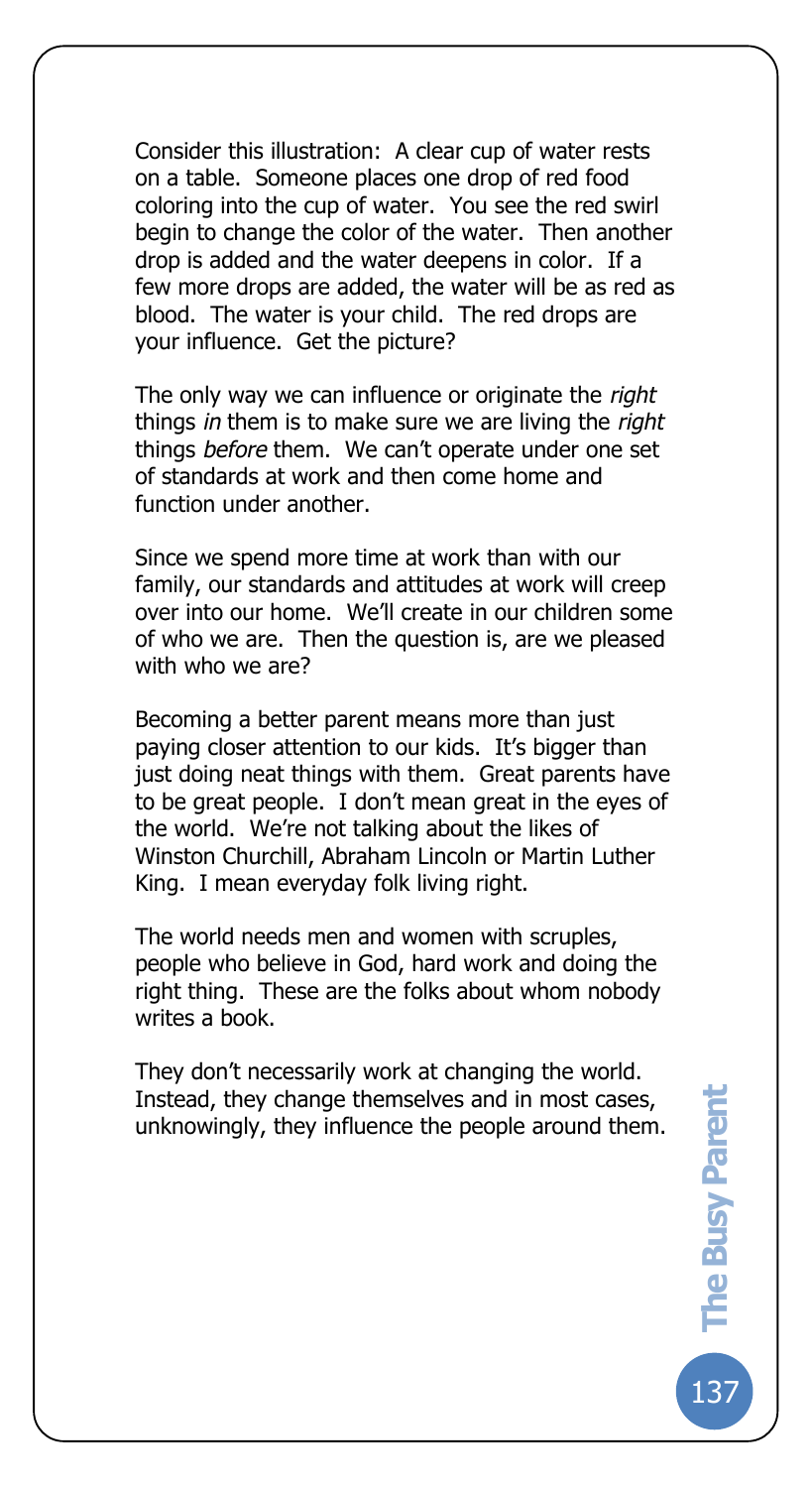Consider this illustration: A clear cup of water rests on a table. Someone places one drop of red food coloring into the cup of water. You see the red swirl begin to change the color of the water. Then another drop is added and the water deepens in color. If a few more drops are added, the water will be as red as blood. The water is your child. The red drops are your influence. Get the picture?

The only way we can influence or originate the *right* things *in* them is to make sure we are living the *right* things *before* them. We can't operate under one set of standards at work and then come home and function under another.

Since we spend more time at work than with our family, our standards and attitudes at work will creep over into our home. We'll create in our children some of who we are. Then the question is, are we pleased with who we are?

Becoming a better parent means more than just paying closer attention to our kids. It's bigger than just doing neat things with them. Great parents have to be great people. I don't mean great in the eyes of the world. We're not talking about the likes of Winston Churchill, Abraham Lincoln or Martin Luther King. I mean everyday folk living right.

The world needs men and women with scruples, people who believe in God, hard work and doing the right thing. These are the folks about whom nobody writes a book.

They don't necessarily work at changing the world. Instead, they change themselves and in most cases, unknowingly, they influence the people around them.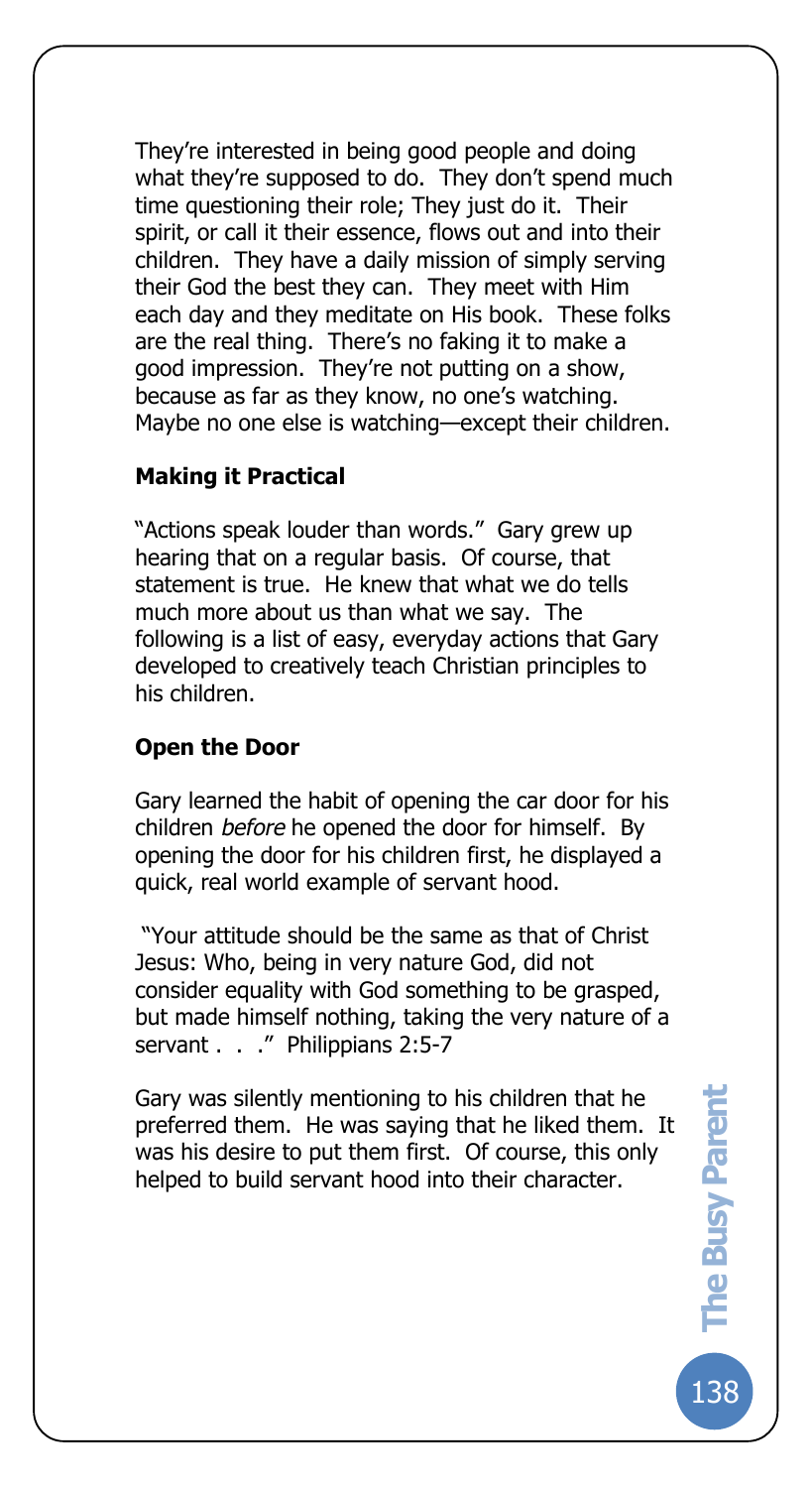They're interested in being good people and doing what they're supposed to do. They don't spend much time questioning their role; They just do it. Their spirit, or call it their essence, flows out and into their children. They have a daily mission of simply serving their God the best they can. They meet with Him each day and they meditate on His book. These folks are the real thing. There's no faking it to make a good impression. They're not putting on a show, because as far as they know, no one's watching. Maybe no one else is watching—except their children.

**Making it Practical**

"Actions speak louder than words." Gary grew up hearing that on a regular basis. Of course, that statement is true. He knew that what we do tells much more about us than what we say. The following is a list of easy, everyday actions that Gary developed to creatively teach Christian principles to his children.

**Open the Door**

Gary learned the habit of opening the car door for his children *before* he opened the door for himself. By opening the door for his children first, he displayed a quick, real world example of servant hood.

"Your attitude should be the same as that of Christ Jesus: Who, being in very nature God, did not consider equality with God something to be grasped, but made himself nothing, taking the very nature of a servant . . ." Philippians 2:5-7

Gary was silently mentioning to his children that he preferred them. He was saying that he liked them. It was his desire to put them first. Of course, this only helped to build servant hood into their character.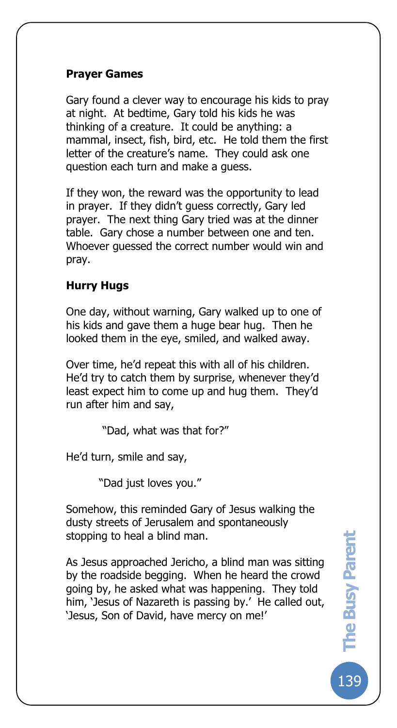**Prayer Games**

Gary found a clever way to encourage his kids to pray at night. At bedtime, Gary told his kids he was thinking of a creature. It could be anything: a mammal, insect, fish, bird, etc. He told them the first letter of the creature's name. They could ask one question each turn and make a guess.

If they won, the reward was the opportunity to lead in prayer. If they didn't guess correctly, Gary led prayer. The next thing Gary tried was at the dinner table. Gary chose a number between one and ten. Whoever guessed the correct number would win and pray.

**Hurry Hugs**

One day, without warning, Gary walked up to one of his kids and gave them a huge bear hug. Then he looked them in the eye, smiled, and walked away.

Over time, he'd repeat this with all of his children. He'd try to catch them by surprise, whenever they'd least expect him to come up and hug them. They'd run after him and say,

"Dad, what was that for?"

He'd turn, smile and say,

"Dad just loves you."

Somehow, this reminded Gary of Jesus walking the dusty streets of Jerusalem and spontaneously stopping to heal a blind man.

As Jesus approached Jericho, a blind man was sitting by the roadside begging. When he heard the crowd going by, he asked what was happening. They told him, 'Jesus of Nazareth is passing by.' He called out, 'Jesus, Son of David, have mercy on me!'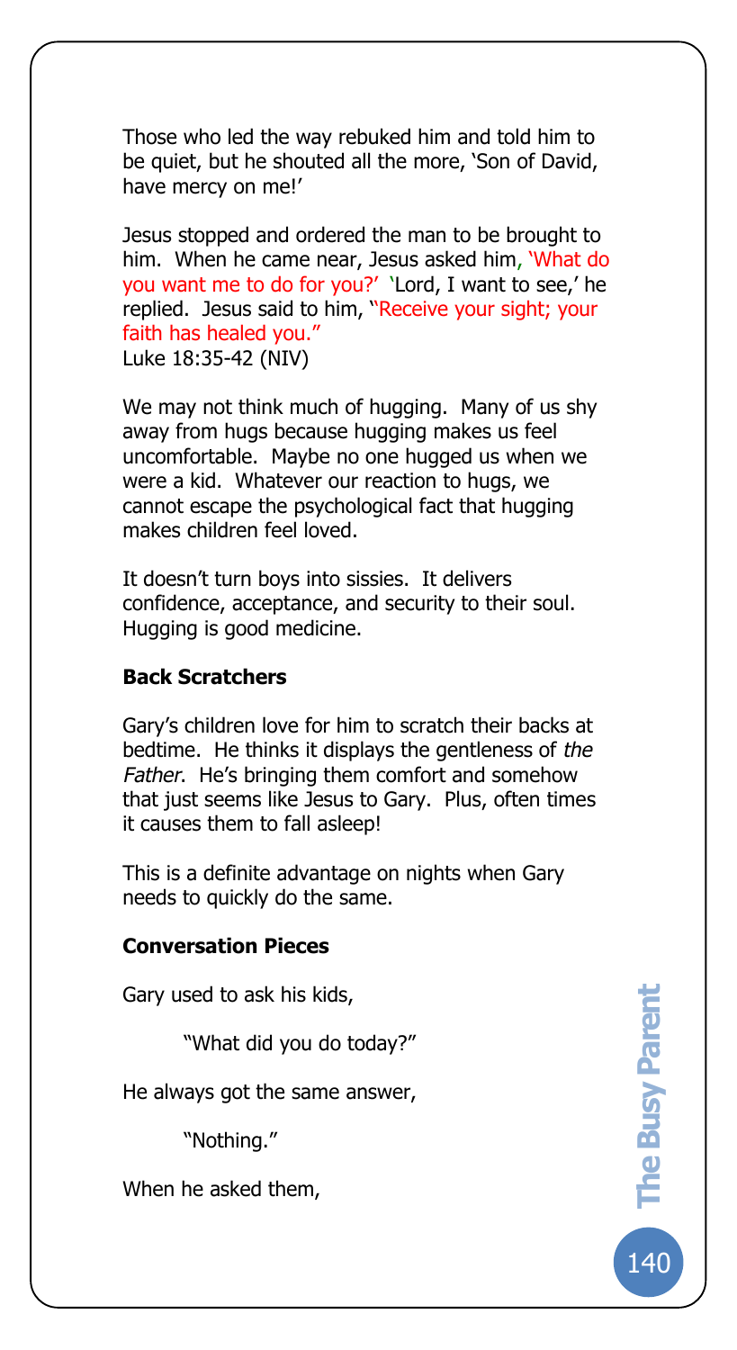Those who led the way rebuked him and told him to be quiet, but he shouted all the more, 'Son of David, have mercy on me!'

Jesus stopped and ordered the man to be brought to him. When he came near, Jesus asked him, 'What do you want me to do for you?' 'Lord, I want to see,' he replied. Jesus said to him, "Receive your sight; your faith has healed you."
Luke 18:35-42 (NIV)

We may not think much of hugging. Many of us shy away from hugs because hugging makes us feel uncomfortable. Maybe no one hugged us when we were a kid. Whatever our reaction to hugs, we cannot escape the psychological fact that hugging makes children feel loved.

It doesn't turn boys into sissies. It delivers confidence, acceptance, and security to their soul. Hugging is good medicine.

**Back Scratchers**

Gary's children love for him to scratch their backs at bedtime. He thinks it displays the gentleness of *the Father*. He's bringing them comfort and somehow that just seems like Jesus to Gary. Plus, often times it causes them to fall asleep!

This is a definite advantage on nights when Gary needs to quickly do the same.

**Conversation Pieces**

Gary used to ask his kids,

> "What did you do today?"

He always got the same answer,

> "Nothing."

When he asked them,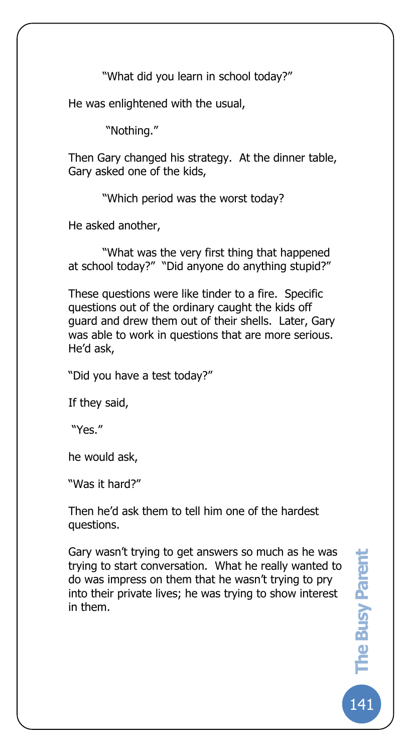"What did you learn in school today?"

He was enlightened with the usual,

"Nothing."

Then Gary changed his strategy. At the dinner table, Gary asked one of the kids,

"Which period was the worst today?

He asked another,

"What was the very first thing that happened at school today?" "Did anyone do anything stupid?"

These questions were like tinder to a fire. Specific questions out of the ordinary caught the kids off guard and drew them out of their shells. Later, Gary was able to work in questions that are more serious. He'd ask,

"Did you have a test today?"

If they said,

"Yes."

he would ask,

"Was it hard?"

Then he'd ask them to tell him one of the hardest questions.

Gary wasn't trying to get answers so much as he was trying to start conversation. What he really wanted to do was impress on them that he wasn't trying to pry into their private lives; he was trying to show interest in them.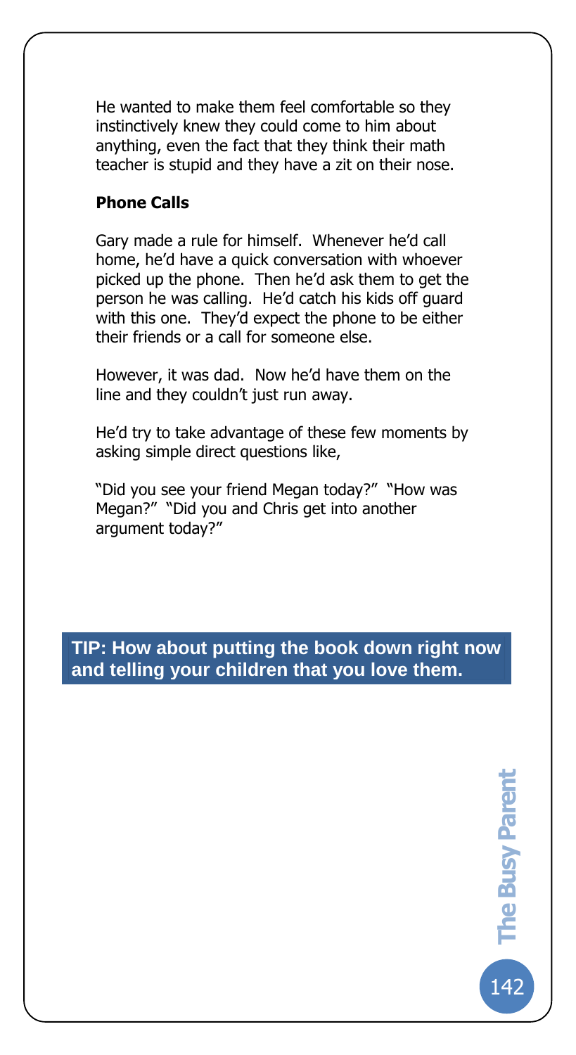He wanted to make them feel comfortable so they instinctively knew they could come to him about anything, even the fact that they think their math teacher is stupid and they have a zit on their nose.

**Phone Calls**

Gary made a rule for himself. Whenever he'd call home, he'd have a quick conversation with whoever picked up the phone. Then he'd ask them to get the person he was calling. He'd catch his kids off guard with this one. They'd expect the phone to be either their friends or a call for someone else.

However, it was dad. Now he'd have them on the line and they couldn't just run away.

He'd try to take advantage of these few moments by asking simple direct questions like,

"Did you see your friend Megan today?" "How was Megan?" "Did you and Chris get into another argument today?"

**TIP: How about putting the book down right now and telling your children that you love them.**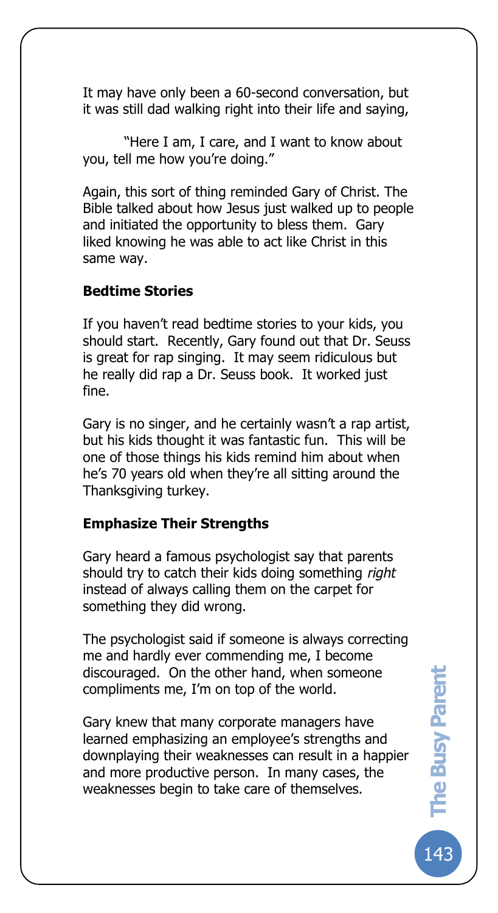It may have only been a 60-second conversation, but it was still dad walking right into their life and saying,

> "Here I am, I care, and I want to know about you, tell me how you're doing."

Again, this sort of thing reminded Gary of Christ. The Bible talked about how Jesus just walked up to people and initiated the opportunity to bless them. Gary liked knowing he was able to act like Christ in this same way.

### Bedtime Stories

If you haven't read bedtime stories to your kids, you should start. Recently, Gary found out that Dr. Seuss is great for rap singing. It may seem ridiculous but he really did rap a Dr. Seuss book. It worked just fine.

Gary is no singer, and he certainly wasn't a rap artist, but his kids thought it was fantastic fun. This will be one of those things his kids remind him about when he's 70 years old when they're all sitting around the Thanksgiving turkey.

### Emphasize Their Strengths

Gary heard a famous psychologist say that parents should try to catch their kids doing something *right* instead of always calling them on the carpet for something they did wrong.

The psychologist said if someone is always correcting me and hardly ever commending me, I become discouraged. On the other hand, when someone compliments me, I'm on top of the world.

Gary knew that many corporate managers have learned emphasizing an employee's strengths and downplaying their weaknesses can result in a happier and more productive person. In many cases, the weaknesses begin to take care of themselves.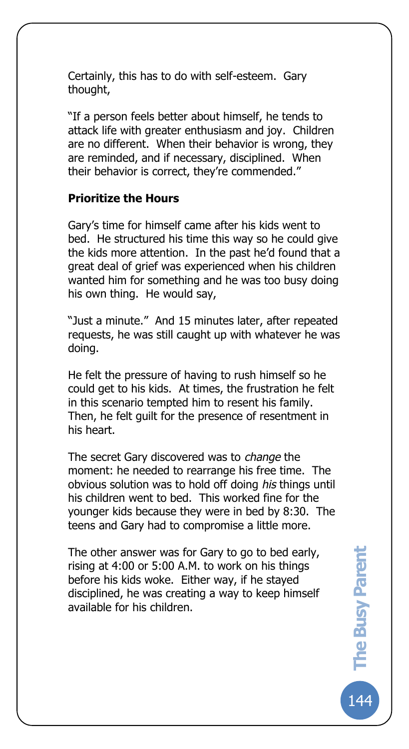Certainly, this has to do with self-esteem. Gary thought,

"If a person feels better about himself, he tends to attack life with greater enthusiasm and joy. Children are no different. When their behavior is wrong, they are reminded, and if necessary, disciplined. When their behavior is correct, they're commended."

**Prioritize the Hours**

Gary's time for himself came after his kids went to bed. He structured his time this way so he could give the kids more attention. In the past he'd found that a great deal of grief was experienced when his children wanted him for something and he was too busy doing his own thing. He would say,

"Just a minute." And 15 minutes later, after repeated requests, he was still caught up with whatever he was doing.

He felt the pressure of having to rush himself so he could get to his kids. At times, the frustration he felt in this scenario tempted him to resent his family. Then, he felt guilt for the presence of resentment in his heart.

The secret Gary discovered was to *change* the moment: he needed to rearrange his free time. The obvious solution was to hold off doing *his* things until his children went to bed. This worked fine for the younger kids because they were in bed by 8:30. The teens and Gary had to compromise a little more.

The other answer was for Gary to go to bed early, rising at 4:00 or 5:00 A.M. to work on his things before his kids woke. Either way, if he stayed disciplined, he was creating a way to keep himself available for his children.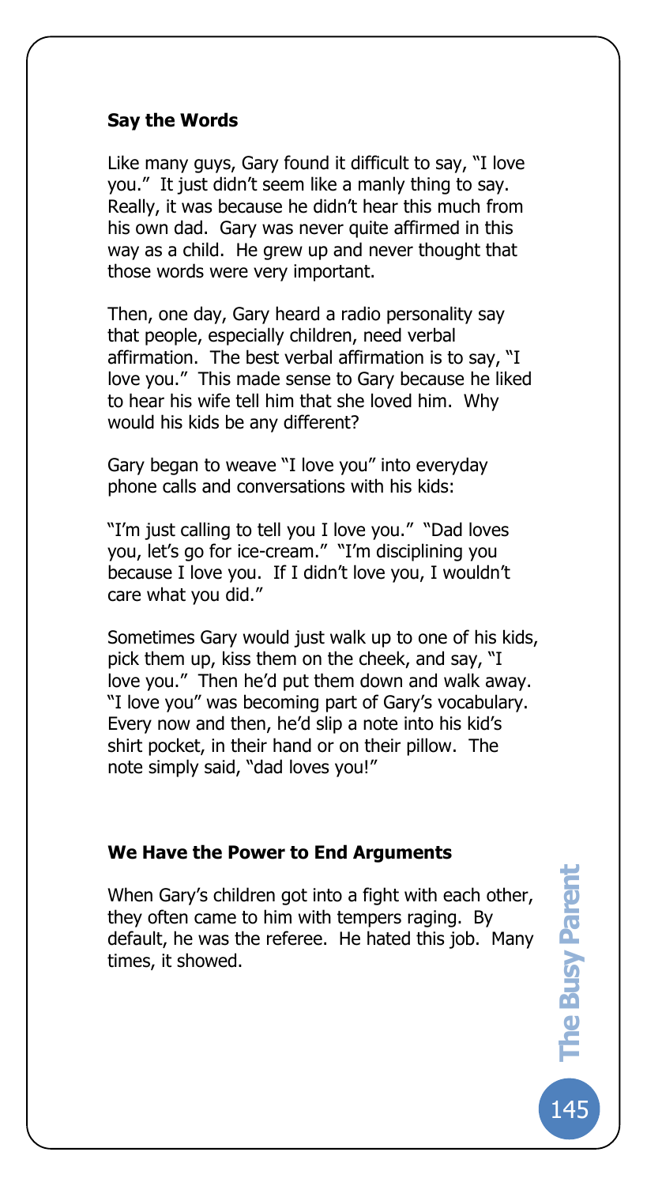### Say the Words

Like many guys, Gary found it difficult to say, "I love you." It just didn't seem like a manly thing to say. Really, it was because he didn't hear this much from his own dad. Gary was never quite affirmed in this way as a child. He grew up and never thought that those words were very important.

Then, one day, Gary heard a radio personality say that people, especially children, need verbal affirmation. The best verbal affirmation is to say, "I love you." This made sense to Gary because he liked to hear his wife tell him that she loved him. Why would his kids be any different?

Gary began to weave "I love you" into everyday phone calls and conversations with his kids:

"I'm just calling to tell you I love you." "Dad loves you, let's go for ice-cream." "I'm disciplining you because I love you. If I didn't love you, I wouldn't care what you did."

Sometimes Gary would just walk up to one of his kids, pick them up, kiss them on the cheek, and say, "I love you." Then he'd put them down and walk away. "I love you" was becoming part of Gary's vocabulary. Every now and then, he'd slip a note into his kid's shirt pocket, in their hand or on their pillow. The note simply said, "dad loves you!"

### We Have the Power to End Arguments

When Gary's children got into a fight with each other, they often came to him with tempers raging. By default, he was the referee. He hated this job. Many times, it showed.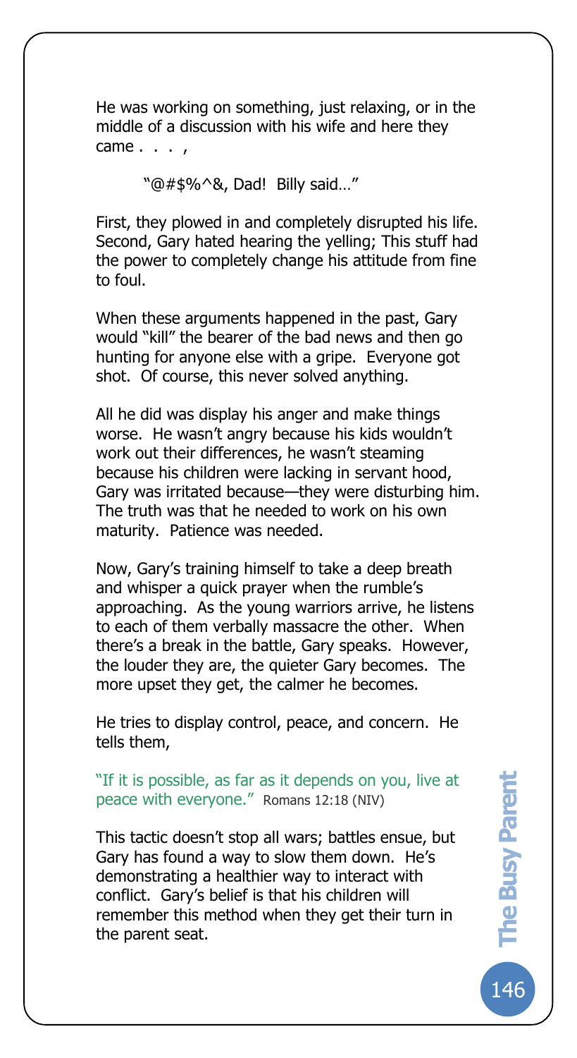He was working on something, just relaxing, or in the middle of a discussion with his wife and here they came . . . ,

> "@#$%^&, Dad! Billy said…"

First, they plowed in and completely disrupted his life. Second, Gary hated hearing the yelling; This stuff had the power to completely change his attitude from fine to foul.

When these arguments happened in the past, Gary would "kill" the bearer of the bad news and then go hunting for anyone else with a gripe. Everyone got shot. Of course, this never solved anything.

All he did was display his anger and make things worse. He wasn't angry because his kids wouldn't work out their differences, he wasn't steaming because his children were lacking in servant hood, Gary was irritated because—they were disturbing him. The truth was that he needed to work on his own maturity. Patience was needed.

Now, Gary's training himself to take a deep breath and whisper a quick prayer when the rumble's approaching. As the young warriors arrive, he listens to each of them verbally massacre the other. When there's a break in the battle, Gary speaks. However, the louder they are, the quieter Gary becomes. The more upset they get, the calmer he becomes.

He tries to display control, peace, and concern. He tells them,

"If it is possible, as far as it depends on you, live at peace with everyone." Romans 12:18 (NIV)

This tactic doesn't stop all wars; battles ensue, but Gary has found a way to slow them down. He's demonstrating a healthier way to interact with conflict. Gary's belief is that his children will remember this method when they get their turn in the parent seat.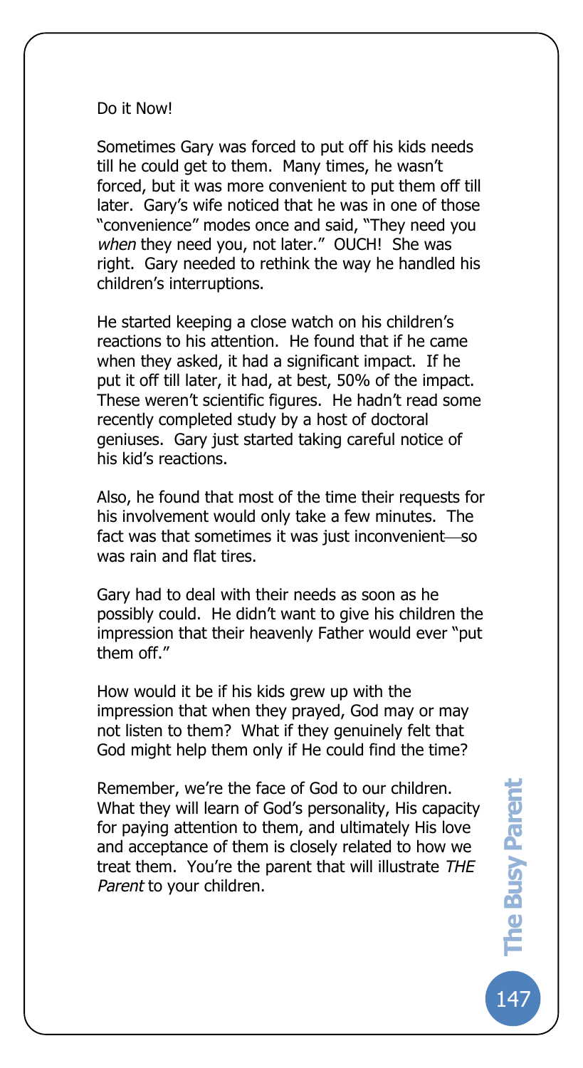Do it Now!

Sometimes Gary was forced to put off his kids needs till he could get to them. Many times, he wasn't forced, but it was more convenient to put them off till later. Gary's wife noticed that he was in one of those "convenience" modes once and said, "They need you *when* they need you, not later." OUCH! She was right. Gary needed to rethink the way he handled his children's interruptions.

He started keeping a close watch on his children's reactions to his attention. He found that if he came when they asked, it had a significant impact. If he put it off till later, it had, at best, 50% of the impact. These weren't scientific figures. He hadn't read some recently completed study by a host of doctoral geniuses. Gary just started taking careful notice of his kid's reactions.

Also, he found that most of the time their requests for his involvement would only take a few minutes. The fact was that sometimes it was just inconvenient—so was rain and flat tires.

Gary had to deal with their needs as soon as he possibly could. He didn't want to give his children the impression that their heavenly Father would ever "put them off."

How would it be if his kids grew up with the impression that when they prayed, God may or may not listen to them? What if they genuinely felt that God might help them only if He could find the time?

Remember, we're the face of God to our children. What they will learn of God's personality, His capacity for paying attention to them, and ultimately His love and acceptance of them is closely related to how we treat them. You're the parent that will illustrate *THE Parent* to your children.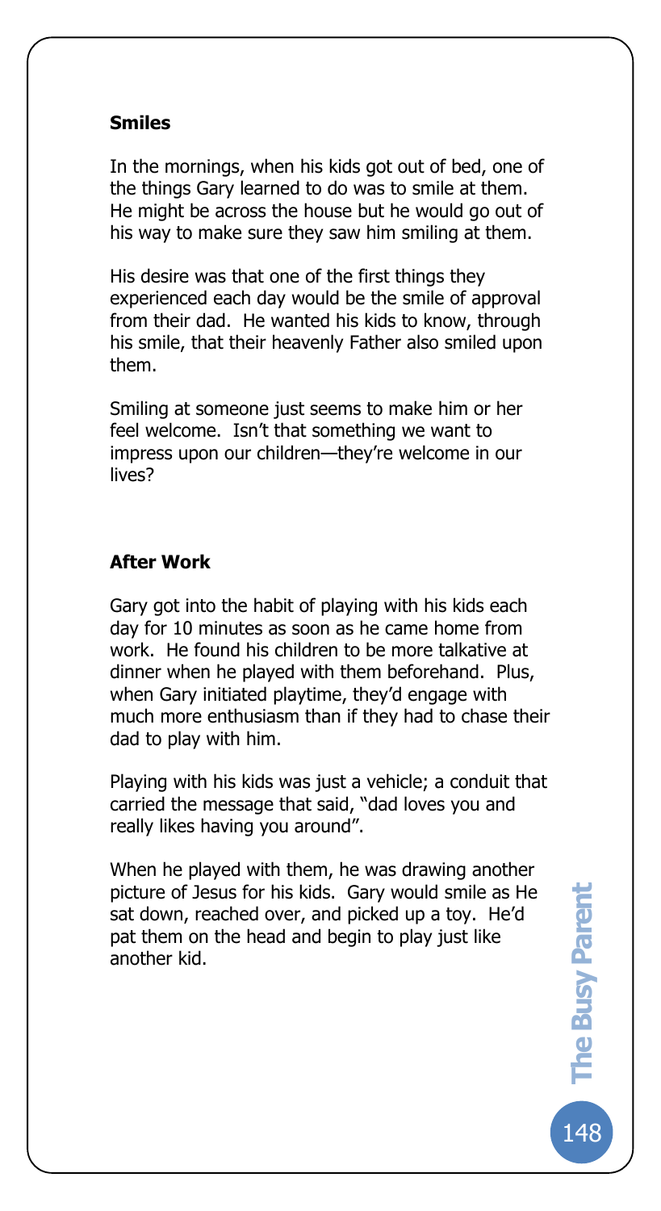**Smiles**

In the mornings, when his kids got out of bed, one of the things Gary learned to do was to smile at them. He might be across the house but he would go out of his way to make sure they saw him smiling at them.

His desire was that one of the first things they experienced each day would be the smile of approval from their dad. He wanted his kids to know, through his smile, that their heavenly Father also smiled upon them.

Smiling at someone just seems to make him or her feel welcome. Isn't that something we want to impress upon our children—they're welcome in our lives?

**After Work**

Gary got into the habit of playing with his kids each day for 10 minutes as soon as he came home from work. He found his children to be more talkative at dinner when he played with them beforehand. Plus, when Gary initiated playtime, they'd engage with much more enthusiasm than if they had to chase their dad to play with him.

Playing with his kids was just a vehicle; a conduit that carried the message that said, "dad loves you and really likes having you around".

When he played with them, he was drawing another picture of Jesus for his kids. Gary would smile as He sat down, reached over, and picked up a toy. He'd pat them on the head and begin to play just like another kid.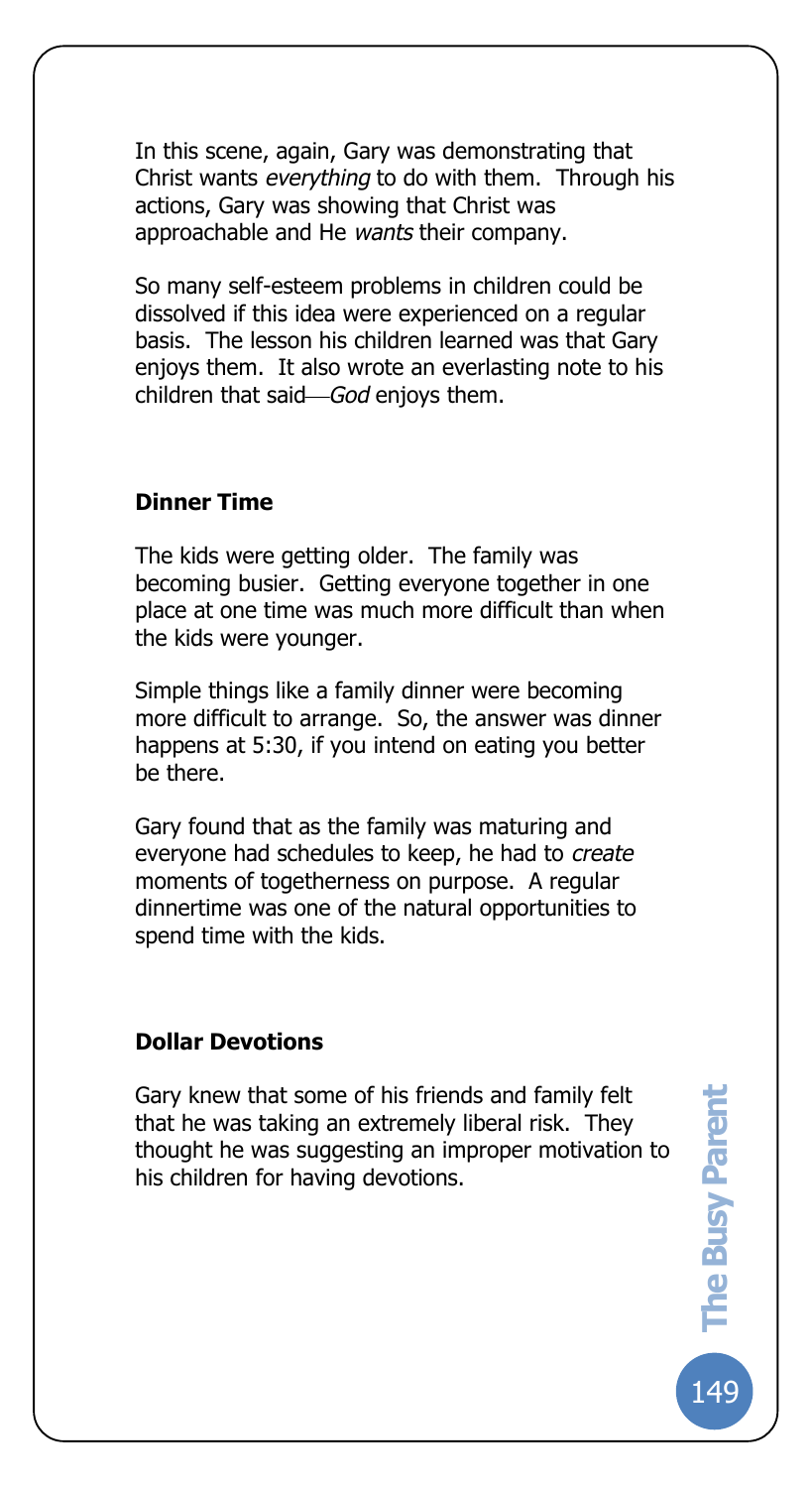In this scene, again, Gary was demonstrating that Christ wants *everything* to do with them. Through his actions, Gary was showing that Christ was approachable and He *wants* their company.

So many self-esteem problems in children could be dissolved if this idea were experienced on a regular basis. The lesson his children learned was that Gary enjoys them. It also wrote an everlasting note to his children that said—*God* enjoys them.

**Dinner Time**

The kids were getting older. The family was becoming busier. Getting everyone together in one place at one time was much more difficult than when the kids were younger.

Simple things like a family dinner were becoming more difficult to arrange. So, the answer was dinner happens at 5:30, if you intend on eating you better be there.

Gary found that as the family was maturing and everyone had schedules to keep, he had to *create* moments of togetherness on purpose. A regular dinnertime was one of the natural opportunities to spend time with the kids.

**Dollar Devotions**

Gary knew that some of his friends and family felt that he was taking an extremely liberal risk. They thought he was suggesting an improper motivation to his children for having devotions.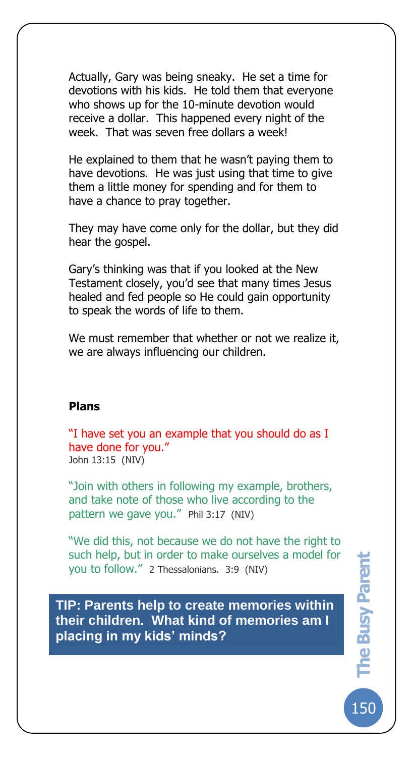Actually, Gary was being sneaky. He set a time for devotions with his kids. He told them that everyone who shows up for the 10-minute devotion would receive a dollar. This happened every night of the week. That was seven free dollars a week!

He explained to them that he wasn't paying them to have devotions. He was just using that time to give them a little money for spending and for them to have a chance to pray together.

They may have come only for the dollar, but they did hear the gospel.

Gary's thinking was that if you looked at the New Testament closely, you'd see that many times Jesus healed and fed people so He could gain opportunity to speak the words of life to them.

We must remember that whether or not we realize it, we are always influencing our children.

**Plans**

"I have set you an example that you should do as I have done for you."
John 13:15 (NIV)

"Join with others in following my example, brothers, and take note of those who live according to the pattern we gave you." Phil 3:17 (NIV)

"We did this, not because we do not have the right to such help, but in order to make ourselves a model for you to follow." 2 Thessalonians. 3:9 (NIV)

**TIP: Parents help to create memories within their children. What kind of memories am I placing in my kids' minds?**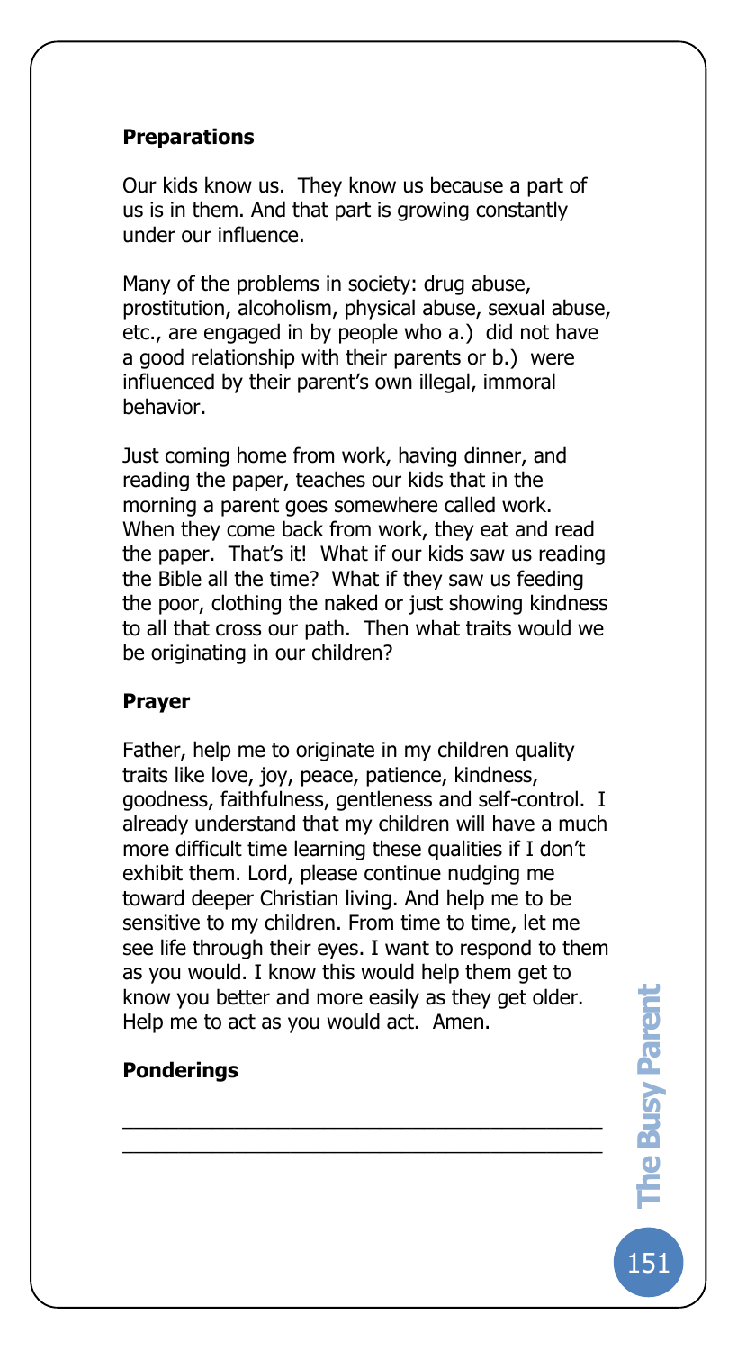**Preparations**

Our kids know us. They know us because a part of us is in them. And that part is growing constantly under our influence.

Many of the problems in society: drug abuse, prostitution, alcoholism, physical abuse, sexual abuse, etc., are engaged in by people who a.) did not have a good relationship with their parents or b.) were influenced by their parent's own illegal, immoral behavior.

Just coming home from work, having dinner, and reading the paper, teaches our kids that in the morning a parent goes somewhere called work. When they come back from work, they eat and read the paper. That's it! What if our kids saw us reading the Bible all the time? What if they saw us feeding the poor, clothing the naked or just showing kindness to all that cross our path. Then what traits would we be originating in our children?

**Prayer**

Father, help me to originate in my children quality traits like love, joy, peace, patience, kindness, goodness, faithfulness, gentleness and self-control. I already understand that my children will have a much more difficult time learning these qualities if I don't exhibit them. Lord, please continue nudging me toward deeper Christian living. And help me to be sensitive to my children. From time to time, let me see life through their eyes. I want to respond to them as you would. I know this would help them get to know you better and more easily as they get older. Help me to act as you would act. Amen.

**Ponderings**

\_\_\_\_\_\_\_\_\_\_\_\_\_\_\_\_\_\_\_\_\_\_\_\_\_\_\_\_\_\_\_\_\_\_\_\_\_\_\_\_\_\_

\_\_\_\_\_\_\_\_\_\_\_\_\_\_\_\_\_\_\_\_\_\_\_\_\_\_\_\_\_\_\_\_\_\_\_\_\_\_\_\_\_\_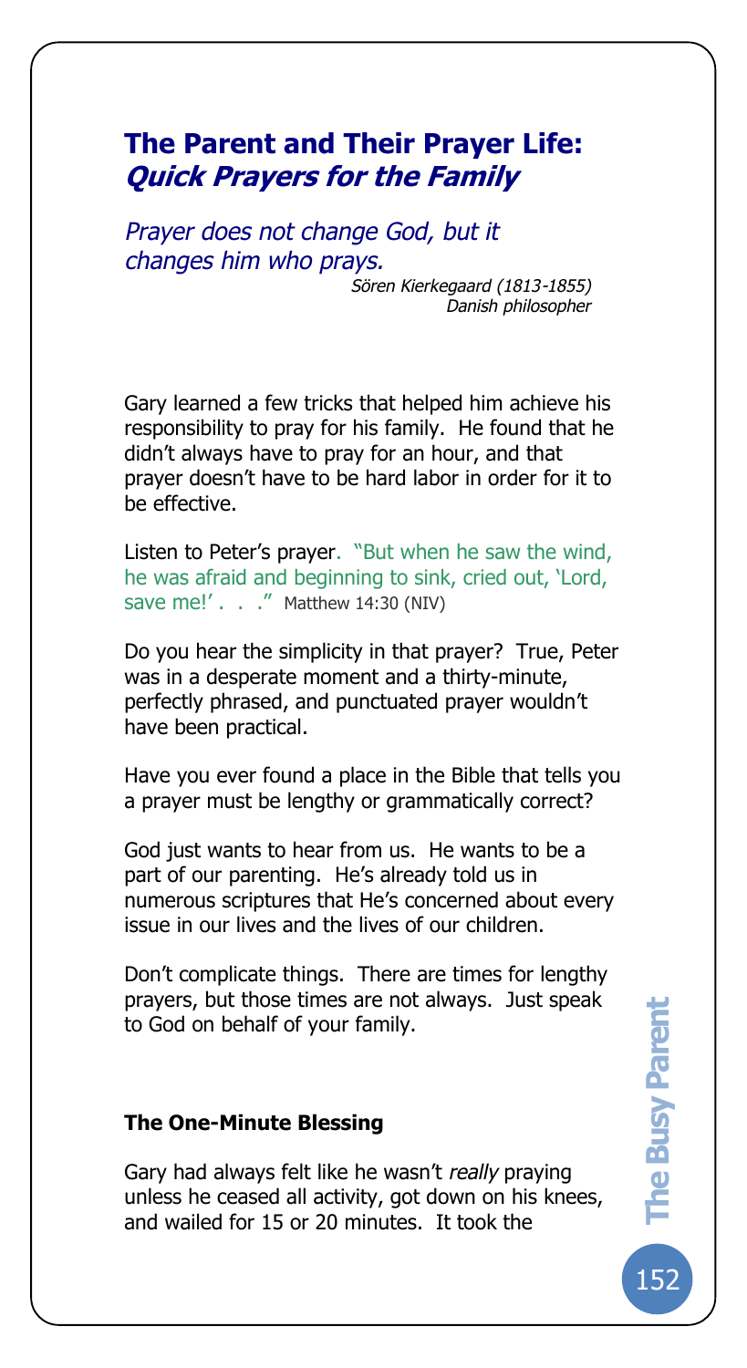## The Parent and Their Prayer Life: *Quick Prayers for the Family*

*Prayer does not change God, but it changes him who prays.*

*Sören Kierkegaard (1813-1855)*
*Danish philosopher*

Gary learned a few tricks that helped him achieve his responsibility to pray for his family. He found that he didn't always have to pray for an hour, and that prayer doesn't have to be hard labor in order for it to be effective.

Listen to Peter's prayer. "But when he saw the wind, he was afraid and beginning to sink, cried out, 'Lord, save me!' . . ." Matthew 14:30 (NIV)

Do you hear the simplicity in that prayer? True, Peter was in a desperate moment and a thirty-minute, perfectly phrased, and punctuated prayer wouldn't have been practical.

Have you ever found a place in the Bible that tells you a prayer must be lengthy or grammatically correct?

God just wants to hear from us. He wants to be a part of our parenting. He's already told us in numerous scriptures that He's concerned about every issue in our lives and the lives of our children.

Don't complicate things. There are times for lengthy prayers, but those times are not always. Just speak to God on behalf of your family.

**The One-Minute Blessing**

Gary had always felt like he wasn't *really* praying unless he ceased all activity, got down on his knees, and wailed for 15 or 20 minutes. It took the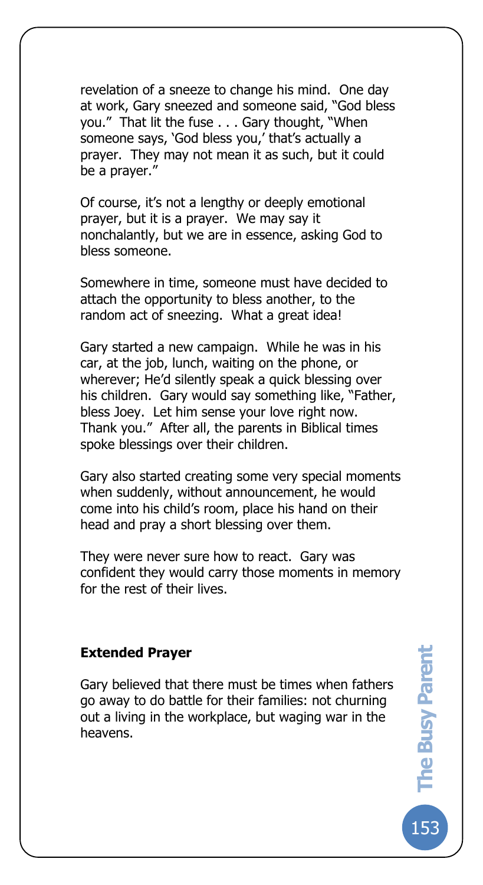revelation of a sneeze to change his mind. One day at work, Gary sneezed and someone said, "God bless you." That lit the fuse . . . Gary thought, "When someone says, 'God bless you,' that's actually a prayer. They may not mean it as such, but it could be a prayer."

Of course, it's not a lengthy or deeply emotional prayer, but it is a prayer. We may say it nonchalantly, but we are in essence, asking God to bless someone.

Somewhere in time, someone must have decided to attach the opportunity to bless another, to the random act of sneezing. What a great idea!

Gary started a new campaign. While he was in his car, at the job, lunch, waiting on the phone, or wherever; He'd silently speak a quick blessing over his children. Gary would say something like, "Father, bless Joey. Let him sense your love right now. Thank you." After all, the parents in Biblical times spoke blessings over their children.

Gary also started creating some very special moments when suddenly, without announcement, he would come into his child's room, place his hand on their head and pray a short blessing over them.

They were never sure how to react. Gary was confident they would carry those moments in memory for the rest of their lives.

**Extended Prayer**

Gary believed that there must be times when fathers go away to do battle for their families: not churning out a living in the workplace, but waging war in the heavens.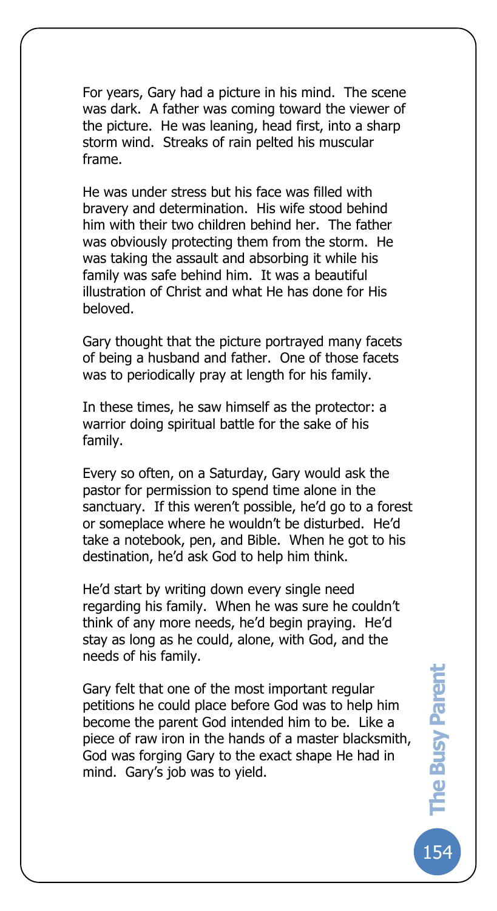For years, Gary had a picture in his mind. The scene was dark. A father was coming toward the viewer of the picture. He was leaning, head first, into a sharp storm wind. Streaks of rain pelted his muscular frame.

He was under stress but his face was filled with bravery and determination. His wife stood behind him with their two children behind her. The father was obviously protecting them from the storm. He was taking the assault and absorbing it while his family was safe behind him. It was a beautiful illustration of Christ and what He has done for His beloved.

Gary thought that the picture portrayed many facets of being a husband and father. One of those facets was to periodically pray at length for his family.

In these times, he saw himself as the protector: a warrior doing spiritual battle for the sake of his family.

Every so often, on a Saturday, Gary would ask the pastor for permission to spend time alone in the sanctuary. If this weren't possible, he'd go to a forest or someplace where he wouldn't be disturbed. He'd take a notebook, pen, and Bible. When he got to his destination, he'd ask God to help him think.

He'd start by writing down every single need regarding his family. When he was sure he couldn't think of any more needs, he'd begin praying. He'd stay as long as he could, alone, with God, and the needs of his family.

Gary felt that one of the most important regular petitions he could place before God was to help him become the parent God intended him to be. Like a piece of raw iron in the hands of a master blacksmith, God was forging Gary to the exact shape He had in mind. Gary's job was to yield.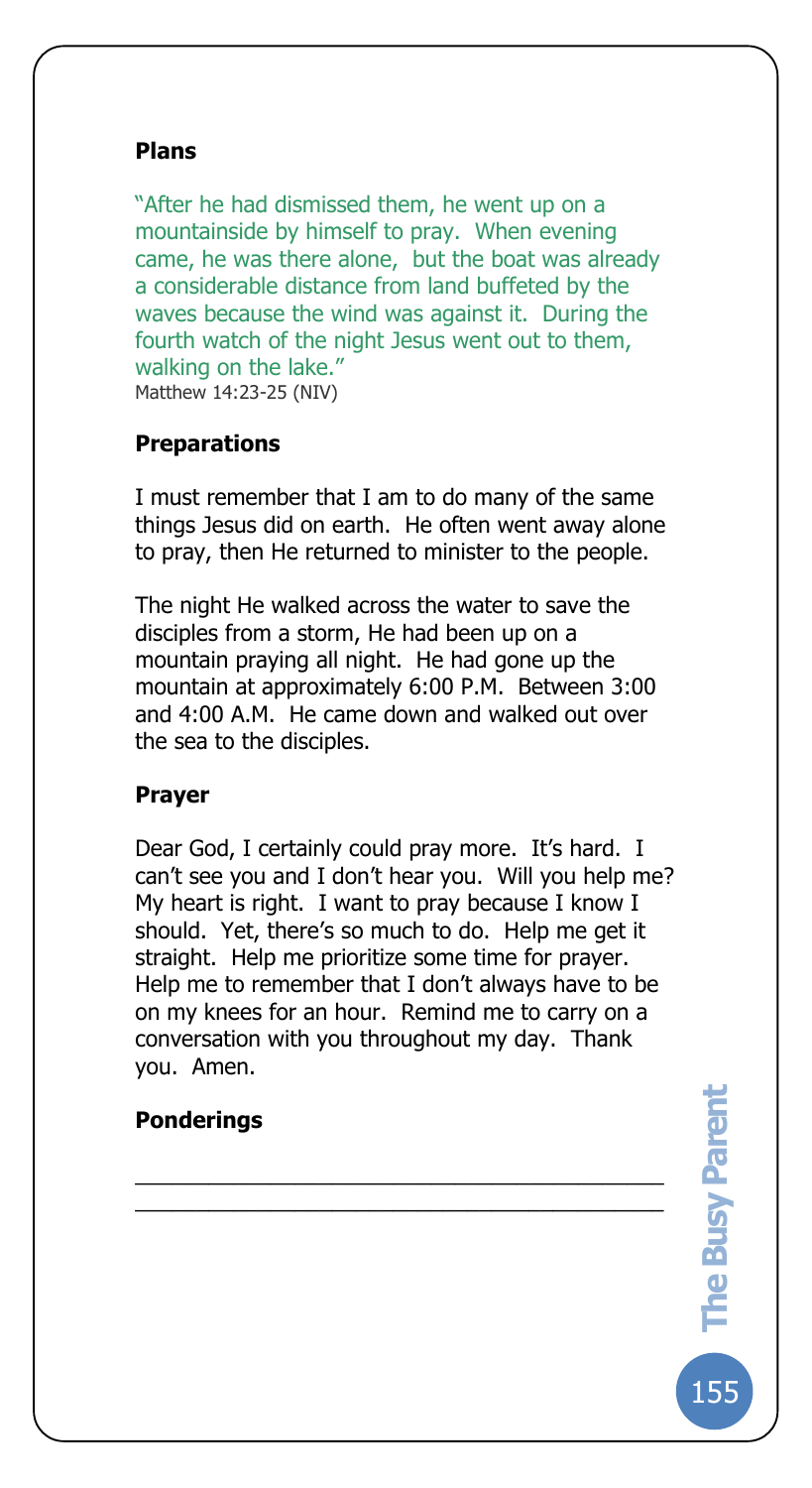**Plans**

"After he had dismissed them, he went up on a mountainside by himself to pray. When evening came, he was there alone, but the boat was already a considerable distance from land buffeted by the waves because the wind was against it. During the fourth watch of the night Jesus went out to them, walking on the lake."
Matthew 14:23-25 (NIV)

**Preparations**

I must remember that I am to do many of the same things Jesus did on earth. He often went away alone to pray, then He returned to minister to the people.

The night He walked across the water to save the disciples from a storm, He had been up on a mountain praying all night. He had gone up the mountain at approximately 6:00 P.M. Between 3:00 and 4:00 A.M. He came down and walked out over the sea to the disciples.

**Prayer**

Dear God, I certainly could pray more. It's hard. I can't see you and I don't hear you. Will you help me? My heart is right. I want to pray because I know I should. Yet, there's so much to do. Help me get it straight. Help me prioritize some time for prayer. Help me to remember that I don't always have to be on my knees for an hour. Remind me to carry on a conversation with you throughout my day. Thank you. Amen.

**Ponderings**

\_\_\_\_\_\_\_\_\_\_\_\_\_\_\_\_\_\_\_\_\_\_\_\_\_\_\_\_\_\_\_\_\_\_\_\_\_\_\_\_

\_\_\_\_\_\_\_\_\_\_\_\_\_\_\_\_\_\_\_\_\_\_\_\_\_\_\_\_\_\_\_\_\_\_\_\_\_\_\_\_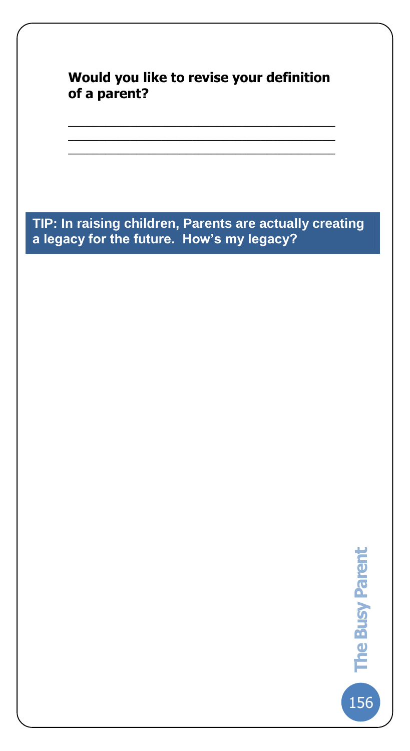**Would you like to revise your definition of a parent?**

_______________________________________
_______________________________________
_______________________________________

**TIP: In raising children, Parents are actually creating a legacy for the future. How's my legacy?**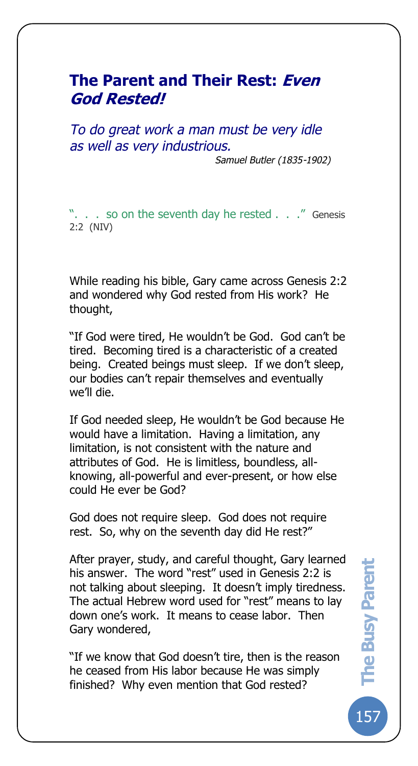## The Parent and Their Rest: *Even God Rested!*

*To do great work a man must be very idle as well as very industrious.*

*Samuel Butler (1835-1902)*

". . . so on the seventh day he rested . . ." Genesis 2:2 (NIV)

While reading his bible, Gary came across Genesis 2:2 and wondered why God rested from His work? He thought,

"If God were tired, He wouldn't be God. God can't be tired. Becoming tired is a characteristic of a created being. Created beings must sleep. If we don't sleep, our bodies can't repair themselves and eventually we'll die.

If God needed sleep, He wouldn't be God because He would have a limitation. Having a limitation, any limitation, is not consistent with the nature and attributes of God. He is limitless, boundless, all-knowing, all-powerful and ever-present, or how else could He ever be God?

God does not require sleep. God does not require rest. So, why on the seventh day did He rest?"

After prayer, study, and careful thought, Gary learned his answer. The word "rest" used in Genesis 2:2 is not talking about sleeping. It doesn't imply tiredness. The actual Hebrew word used for "rest" means to lay down one's work. It means to cease labor. Then Gary wondered,

"If we know that God doesn't tire, then is the reason he ceased from His labor because He was simply finished? Why even mention that God rested?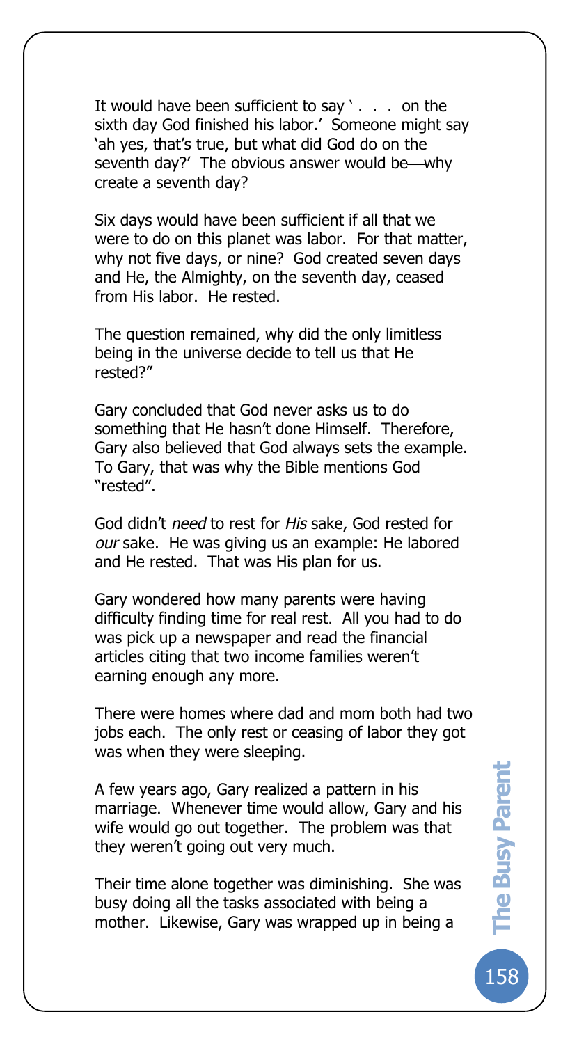It would have been sufficient to say ' . . . on the sixth day God finished his labor.' Someone might say 'ah yes, that's true, but what did God do on the seventh day?' The obvious answer would be—why create a seventh day?

Six days would have been sufficient if all that we were to do on this planet was labor. For that matter, why not five days, or nine? God created seven days and He, the Almighty, on the seventh day, ceased from His labor. He rested.

The question remained, why did the only limitless being in the universe decide to tell us that He rested?"

Gary concluded that God never asks us to do something that He hasn't done Himself. Therefore, Gary also believed that God always sets the example. To Gary, that was why the Bible mentions God "rested".

God didn't *need* to rest for *His* sake, God rested for *our* sake. He was giving us an example: He labored and He rested. That was His plan for us.

Gary wondered how many parents were having difficulty finding time for real rest. All you had to do was pick up a newspaper and read the financial articles citing that two income families weren't earning enough any more.

There were homes where dad and mom both had two jobs each. The only rest or ceasing of labor they got was when they were sleeping.

A few years ago, Gary realized a pattern in his marriage. Whenever time would allow, Gary and his wife would go out together. The problem was that they weren't going out very much.

Their time alone together was diminishing. She was busy doing all the tasks associated with being a mother. Likewise, Gary was wrapped up in being a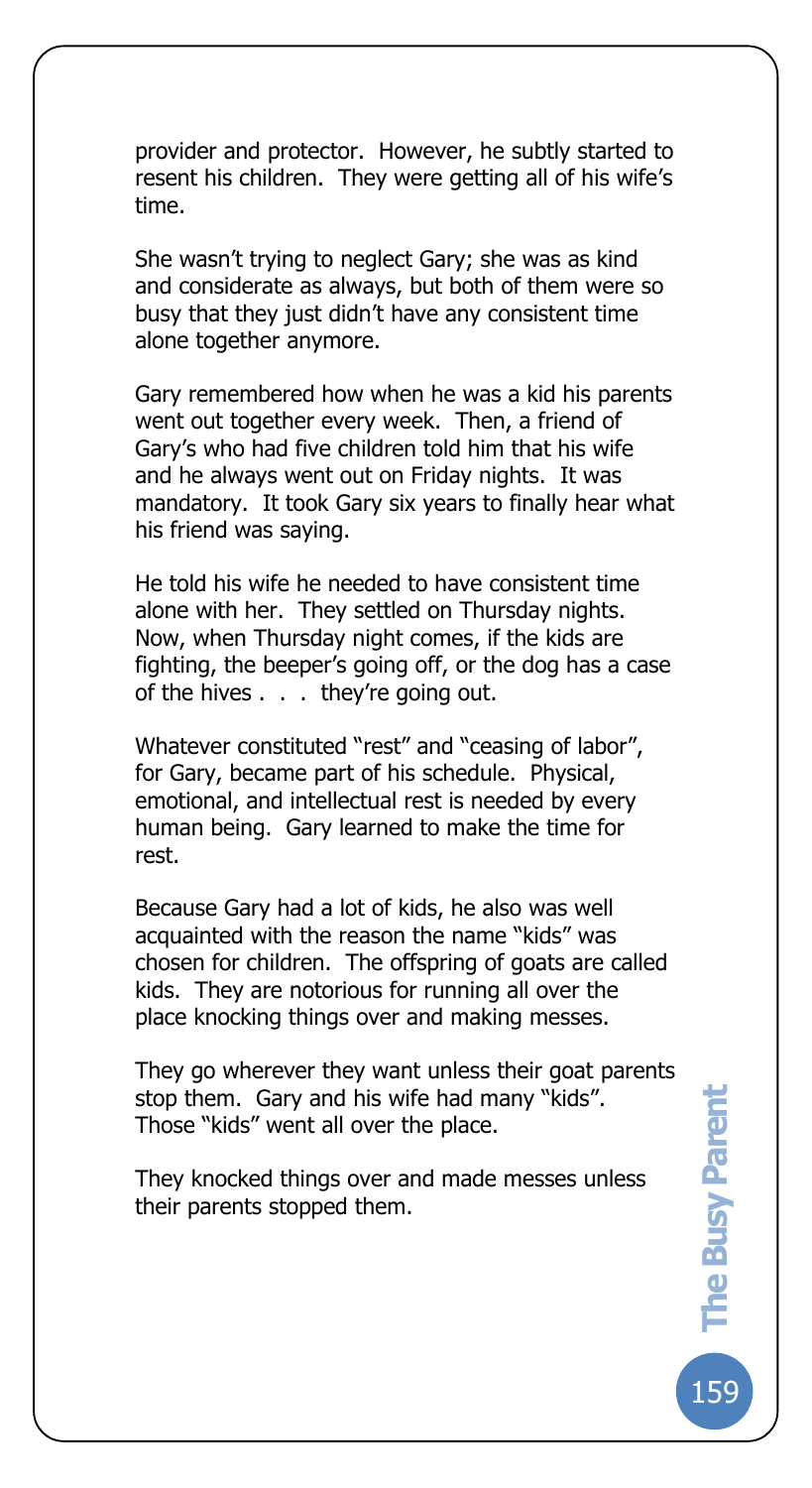provider and protector. However, he subtly started to resent his children. They were getting all of his wife's time.

She wasn't trying to neglect Gary; she was as kind and considerate as always, but both of them were so busy that they just didn't have any consistent time alone together anymore.

Gary remembered how when he was a kid his parents went out together every week. Then, a friend of Gary's who had five children told him that his wife and he always went out on Friday nights. It was mandatory. It took Gary six years to finally hear what his friend was saying.

He told his wife he needed to have consistent time alone with her. They settled on Thursday nights. Now, when Thursday night comes, if the kids are fighting, the beeper's going off, or the dog has a case of the hives . . . they're going out.

Whatever constituted "rest" and "ceasing of labor", for Gary, became part of his schedule. Physical, emotional, and intellectual rest is needed by every human being. Gary learned to make the time for rest.

Because Gary had a lot of kids, he also was well acquainted with the reason the name "kids" was chosen for children. The offspring of goats are called kids. They are notorious for running all over the place knocking things over and making messes.

They go wherever they want unless their goat parents stop them. Gary and his wife had many "kids". Those "kids" went all over the place.

They knocked things over and made messes unless their parents stopped them.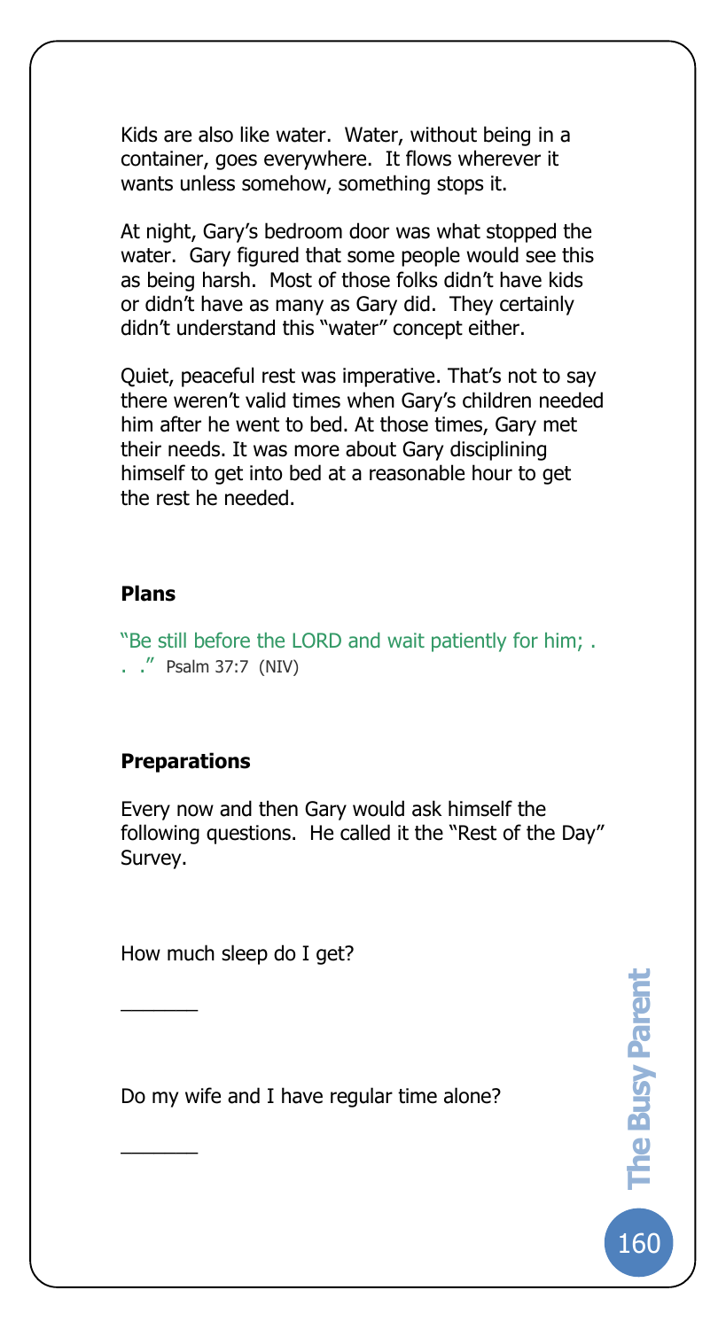Kids are also like water. Water, without being in a container, goes everywhere. It flows wherever it wants unless somehow, something stops it.

At night, Gary's bedroom door was what stopped the water. Gary figured that some people would see this as being harsh. Most of those folks didn't have kids or didn't have as many as Gary did. They certainly didn't understand this "water" concept either.

Quiet, peaceful rest was imperative. That's not to say there weren't valid times when Gary's children needed him after he went to bed. At those times, Gary met their needs. It was more about Gary disciplining himself to get into bed at a reasonable hour to get the rest he needed.

### Plans

"Be still before the LORD and wait patiently for him; . . ." Psalm 37:7 (NIV)

### Preparations

Every now and then Gary would ask himself the following questions. He called it the "Rest of the Day" Survey.

How much sleep do I get?

\_\_\_\_\_\_\_

Do my wife and I have regular time alone?

\_\_\_\_\_\_\_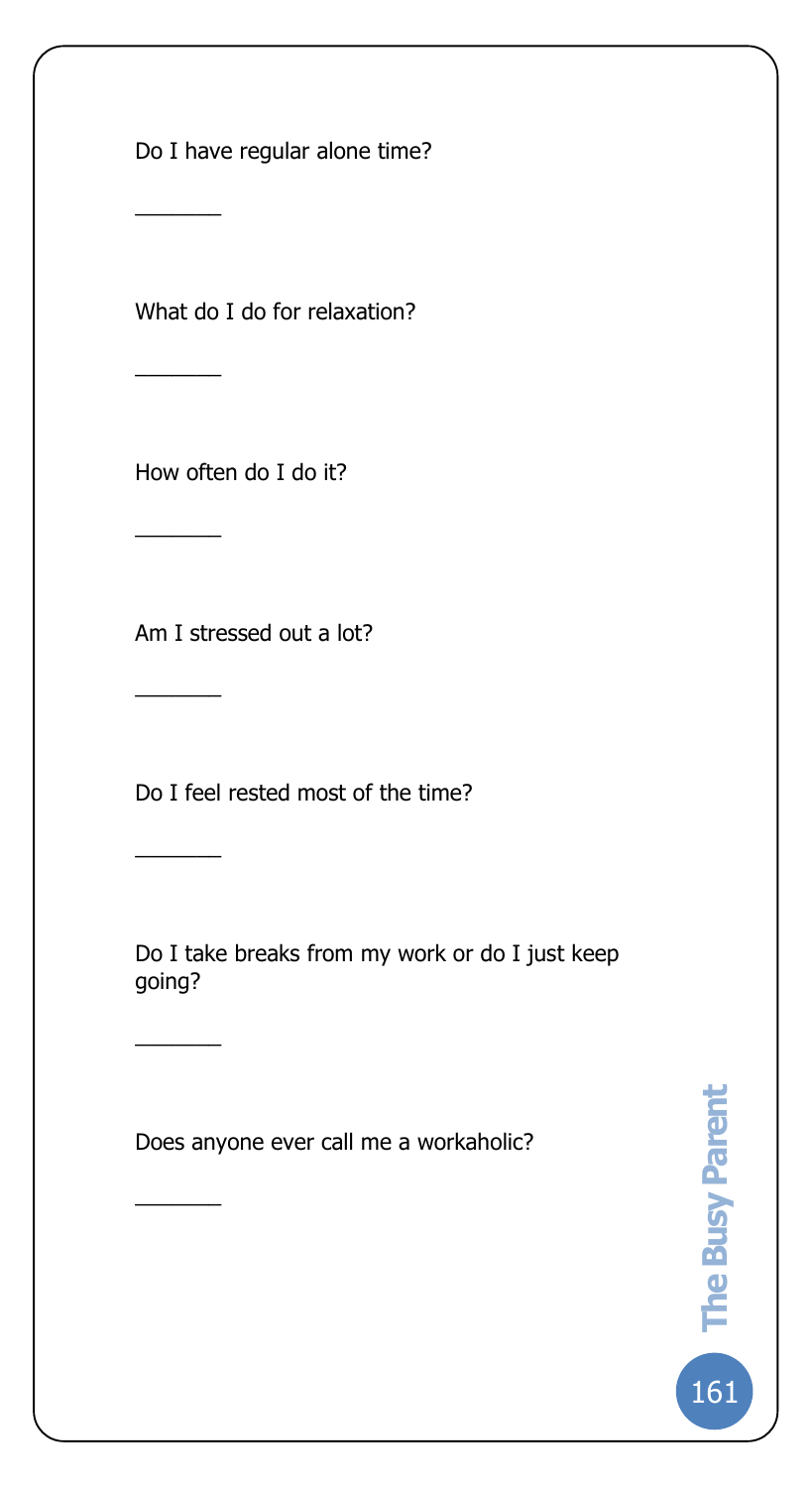Do I have regular alone time?

_______

What do I do for relaxation?

_______

How often do I do it?

_______

Am I stressed out a lot?

_______

Do I feel rested most of the time?

_______

Do I take breaks from my work or do I just keep going?

_______

Does anyone ever call me a workaholic?

_______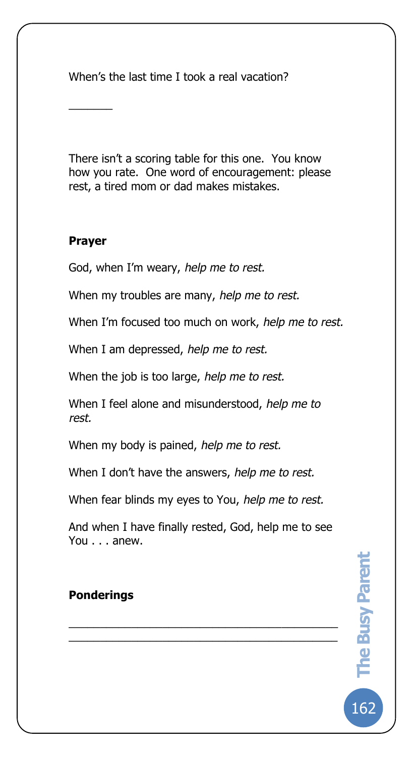When's the last time I took a real vacation?

_______

There isn't a scoring table for this one. You know how you rate. One word of encouragement: please rest, a tired mom or dad makes mistakes.

**Prayer**

God, when I'm weary, *help me to rest.*

When my troubles are many, *help me to rest.*

When I'm focused too much on work, *help me to rest.*

When I am depressed, *help me to rest.*

When the job is too large, *help me to rest.*

When I feel alone and misunderstood, *help me to rest.*

When my body is pained, *help me to rest.*

When I don't have the answers, *help me to rest.*

When fear blinds my eyes to You, *help me to rest.*

And when I have finally rested, God, help me to see You . . . anew.

**Ponderings**

___________________________________________
___________________________________________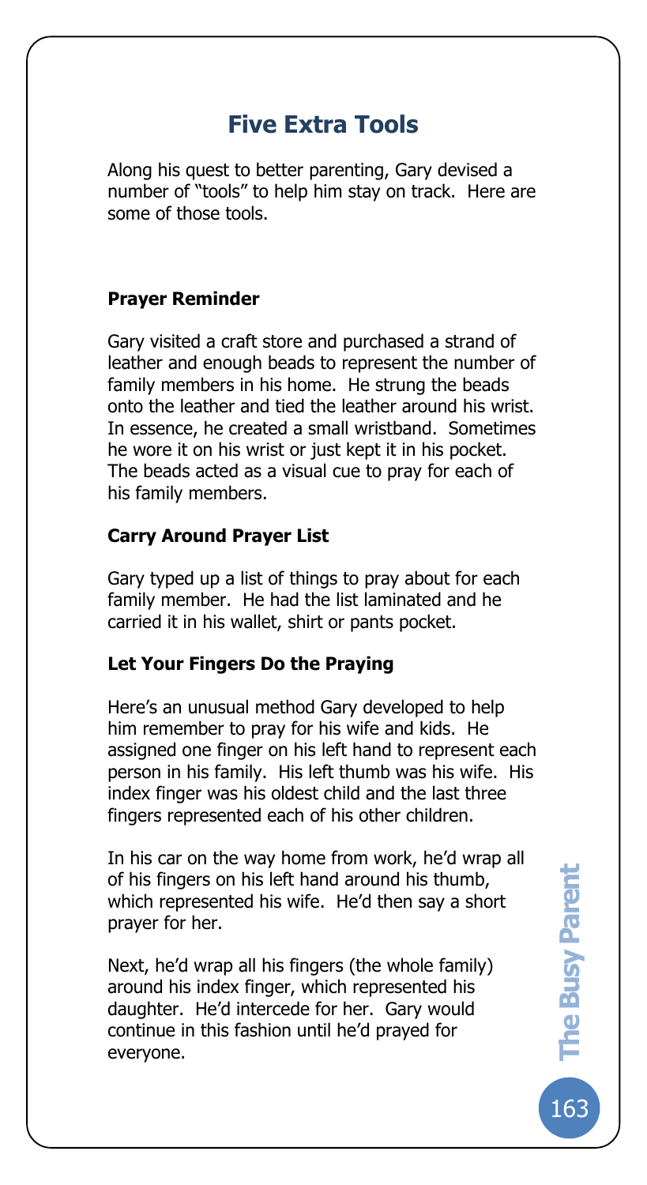# Five Extra Tools

Along his quest to better parenting, Gary devised a number of "tools" to help him stay on track. Here are some of those tools.

### Prayer Reminder

Gary visited a craft store and purchased a strand of leather and enough beads to represent the number of family members in his home. He strung the beads onto the leather and tied the leather around his wrist. In essence, he created a small wristband. Sometimes he wore it on his wrist or just kept it in his pocket. The beads acted as a visual cue to pray for each of his family members.

### Carry Around Prayer List

Gary typed up a list of things to pray about for each family member. He had the list laminated and he carried it in his wallet, shirt or pants pocket.

### Let Your Fingers Do the Praying

Here's an unusual method Gary developed to help him remember to pray for his wife and kids. He assigned one finger on his left hand to represent each person in his family. His left thumb was his wife. His index finger was his oldest child and the last three fingers represented each of his other children.

In his car on the way home from work, he'd wrap all of his fingers on his left hand around his thumb, which represented his wife. He'd then say a short prayer for her.

Next, he'd wrap all his fingers (the whole family) around his index finger, which represented his daughter. He'd intercede for her. Gary would continue in this fashion until he'd prayed for everyone.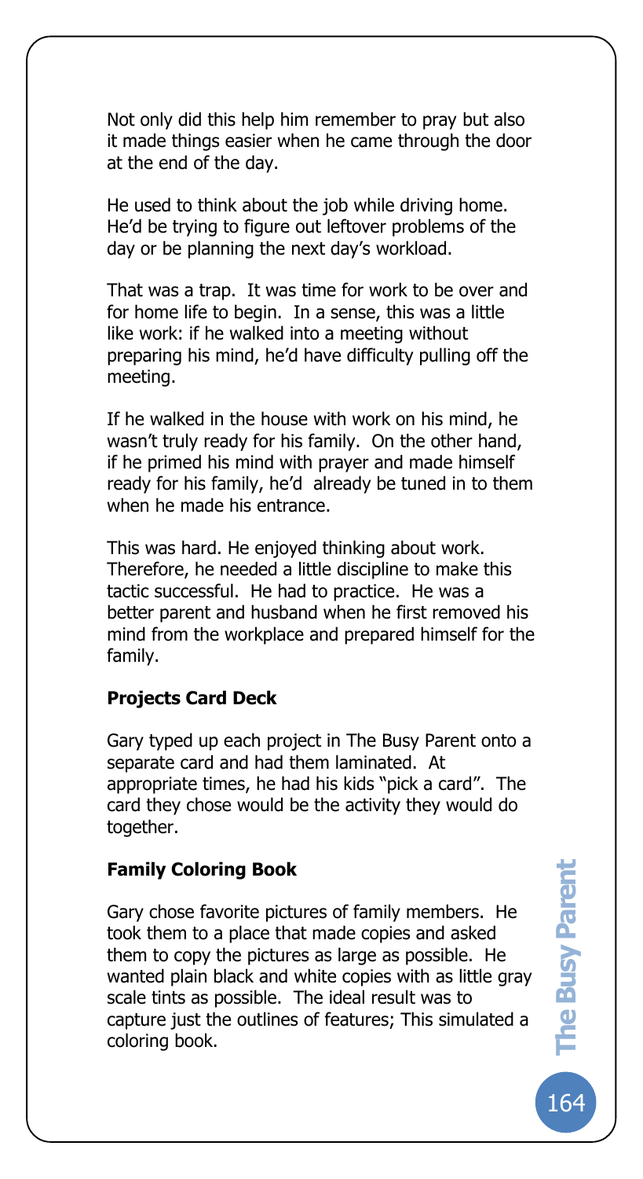Not only did this help him remember to pray but also it made things easier when he came through the door at the end of the day.

He used to think about the job while driving home. He'd be trying to figure out leftover problems of the day or be planning the next day's workload.

That was a trap. It was time for work to be over and for home life to begin. In a sense, this was a little like work: if he walked into a meeting without preparing his mind, he'd have difficulty pulling off the meeting.

If he walked in the house with work on his mind, he wasn't truly ready for his family. On the other hand, if he primed his mind with prayer and made himself ready for his family, he'd already be tuned in to them when he made his entrance.

This was hard. He enjoyed thinking about work. Therefore, he needed a little discipline to make this tactic successful. He had to practice. He was a better parent and husband when he first removed his mind from the workplace and prepared himself for the family.

**Projects Card Deck**

Gary typed up each project in The Busy Parent onto a separate card and had them laminated. At appropriate times, he had his kids "pick a card". The card they chose would be the activity they would do together.

**Family Coloring Book**

Gary chose favorite pictures of family members. He took them to a place that made copies and asked them to copy the pictures as large as possible. He wanted plain black and white copies with as little gray scale tints as possible. The ideal result was to capture just the outlines of features; This simulated a coloring book.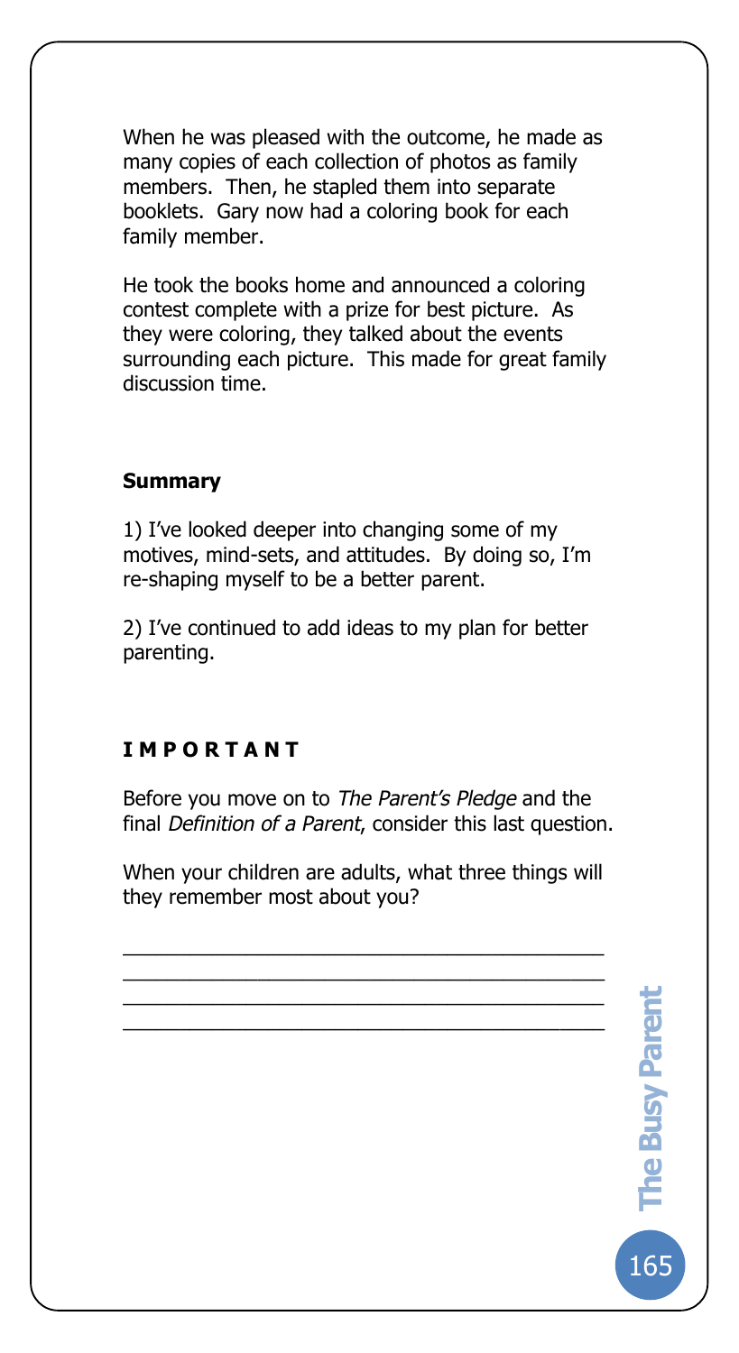When he was pleased with the outcome, he made as many copies of each collection of photos as family members. Then, he stapled them into separate booklets. Gary now had a coloring book for each family member.

He took the books home and announced a coloring contest complete with a prize for best picture. As they were coloring, they talked about the events surrounding each picture. This made for great family discussion time.

**Summary**

1) I've looked deeper into changing some of my motives, mind-sets, and attitudes. By doing so, I'm re-shaping myself to be a better parent.

2) I've continued to add ideas to my plan for better parenting.

**I M P O R T A N T**

Before you move on to *The Parent's Pledge* and the final *Definition of a Parent*, consider this last question.

When your children are adults, what three things will they remember most about you?

\_\_\_\_\_\_\_\_\_\_\_\_\_\_\_\_\_\_\_\_\_\_\_\_\_\_\_\_\_\_\_\_\_\_\_\_\_\_\_\_\_\_
\_\_\_\_\_\_\_\_\_\_\_\_\_\_\_\_\_\_\_\_\_\_\_\_\_\_\_\_\_\_\_\_\_\_\_\_\_\_\_\_\_\_
\_\_\_\_\_\_\_\_\_\_\_\_\_\_\_\_\_\_\_\_\_\_\_\_\_\_\_\_\_\_\_\_\_\_\_\_\_\_\_\_\_\_
\_\_\_\_\_\_\_\_\_\_\_\_\_\_\_\_\_\_\_\_\_\_\_\_\_\_\_\_\_\_\_\_\_\_\_\_\_\_\_\_\_\_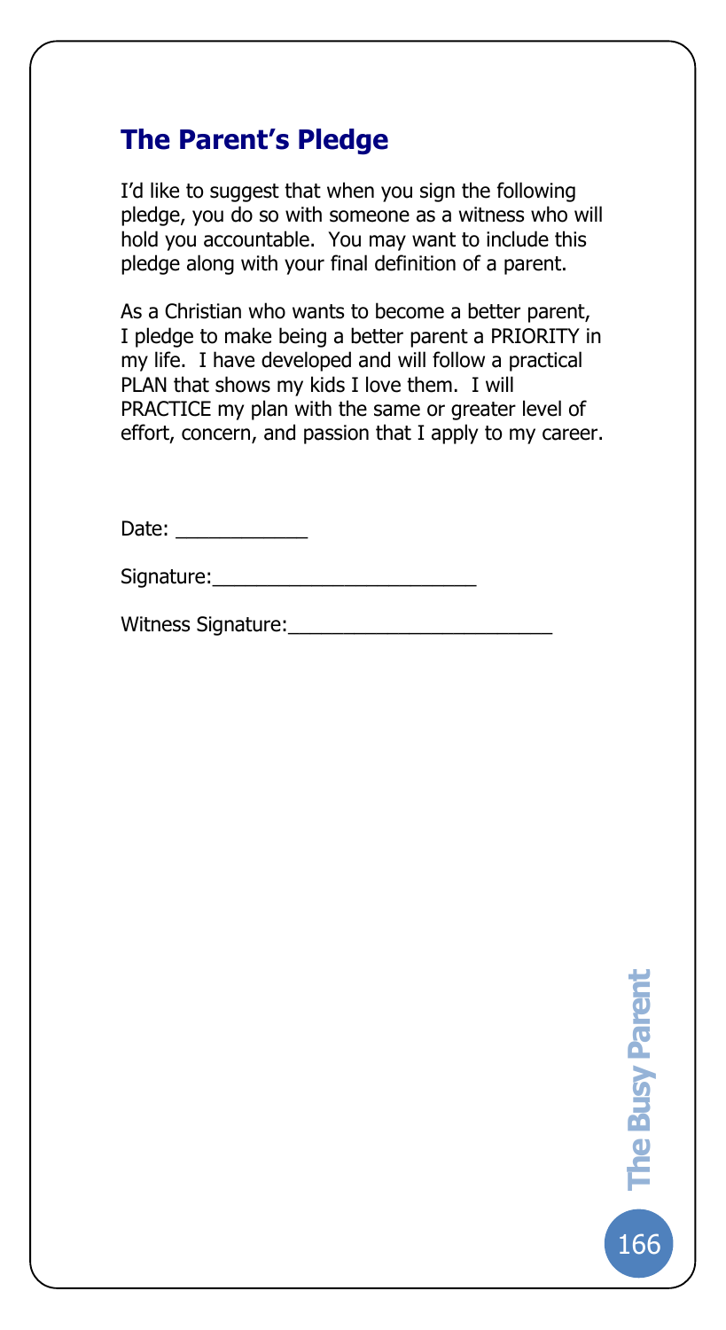## The Parent's Pledge

I'd like to suggest that when you sign the following pledge, you do so with someone as a witness who will hold you accountable. You may want to include this pledge along with your final definition of a parent.

As a Christian who wants to become a better parent, I pledge to make being a better parent a PRIORITY in my life. I have developed and will follow a practical PLAN that shows my kids I love them. I will PRACTICE my plan with the same or greater level of effort, concern, and passion that I apply to my career.

Date: ____________

Signature:________________________

Witness Signature:________________________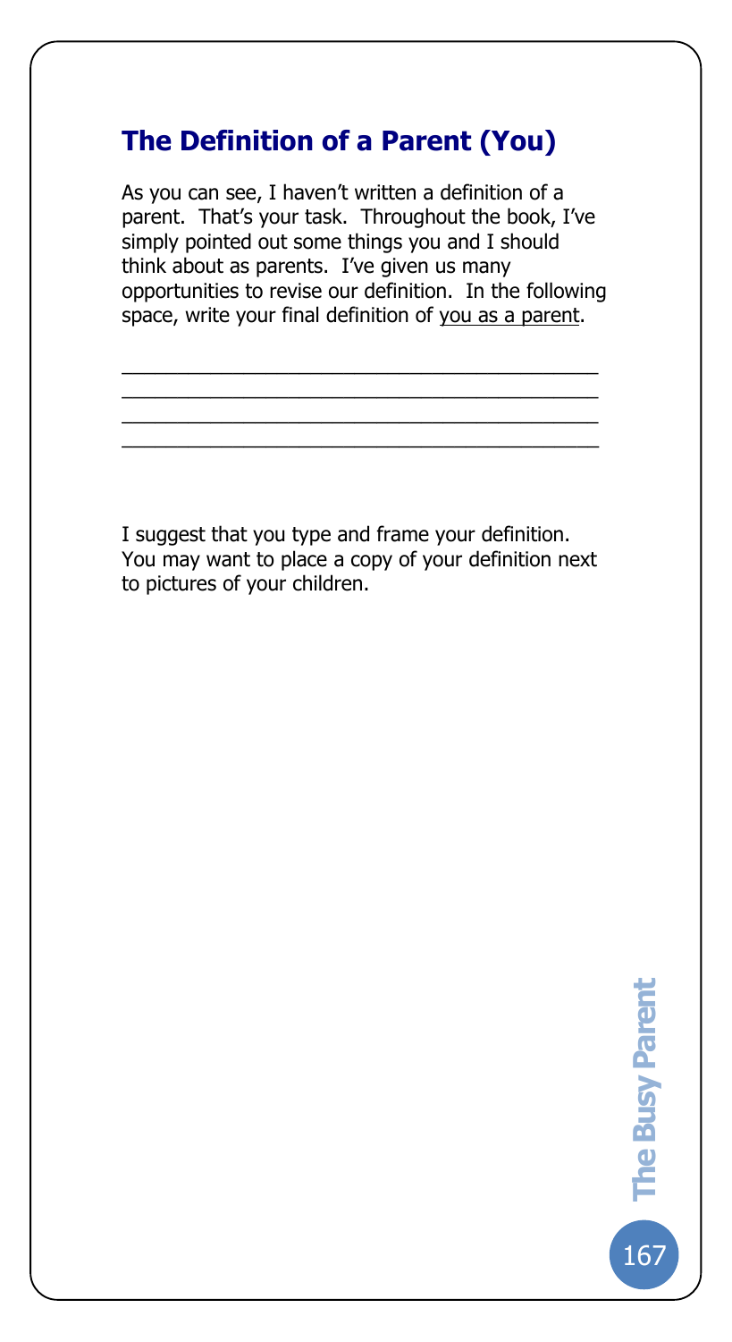## The Definition of a Parent (You)

As you can see, I haven't written a definition of a parent. That's your task. Throughout the book, I've simply pointed out some things you and I should think about as parents. I've given us many opportunities to revise our definition. In the following space, write your final definition of <u>you as a parent</u>.

\_\_\_\_\_\_\_\_\_\_\_\_\_\_\_\_\_\_\_\_\_\_\_\_\_\_\_\_\_\_\_\_\_\_\_\_\_\_\_\_\_\_\_\_\_\_\_\_\_\_\_\_\_\_\_
\_\_\_\_\_\_\_\_\_\_\_\_\_\_\_\_\_\_\_\_\_\_\_\_\_\_\_\_\_\_\_\_\_\_\_\_\_\_\_\_\_\_\_\_\_\_\_\_\_\_\_\_\_\_\_
\_\_\_\_\_\_\_\_\_\_\_\_\_\_\_\_\_\_\_\_\_\_\_\_\_\_\_\_\_\_\_\_\_\_\_\_\_\_\_\_\_\_\_\_\_\_\_\_\_\_\_\_\_\_\_
\_\_\_\_\_\_\_\_\_\_\_\_\_\_\_\_\_\_\_\_\_\_\_\_\_\_\_\_\_\_\_\_\_\_\_\_\_\_\_\_\_\_\_\_\_\_\_\_\_\_\_\_\_\_\_

I suggest that you type and frame your definition. You may want to place a copy of your definition next to pictures of your children.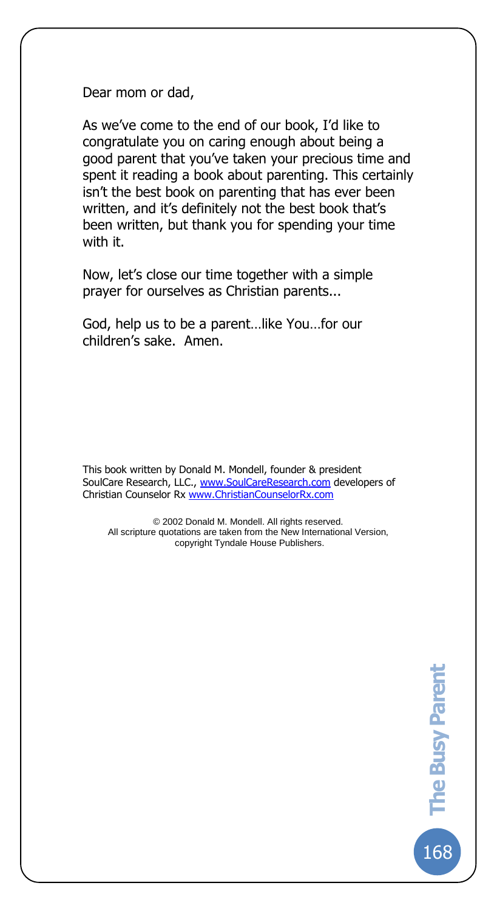Dear mom or dad,

As we've come to the end of our book, I'd like to congratulate you on caring enough about being a good parent that you've taken your precious time and spent it reading a book about parenting. This certainly isn't the best book on parenting that has ever been written, and it's definitely not the best book that's been written, but thank you for spending your time with it.

Now, let's close our time together with a simple prayer for ourselves as Christian parents...

God, help us to be a parent…like You…for our children's sake. Amen.

This book written by Donald M. Mondell, founder & president SoulCare Research, LLC., [www.SoulCareResearch.com](http://www.SoulCareResearch.com) developers of Christian Counselor Rx [www.ChristianCounselorRx.com](http://www.ChristianCounselorRx.com)

© 2002 Donald M. Mondell. All rights reserved.
All scripture quotations are taken from the New International Version, copyright Tyndale House Publishers.